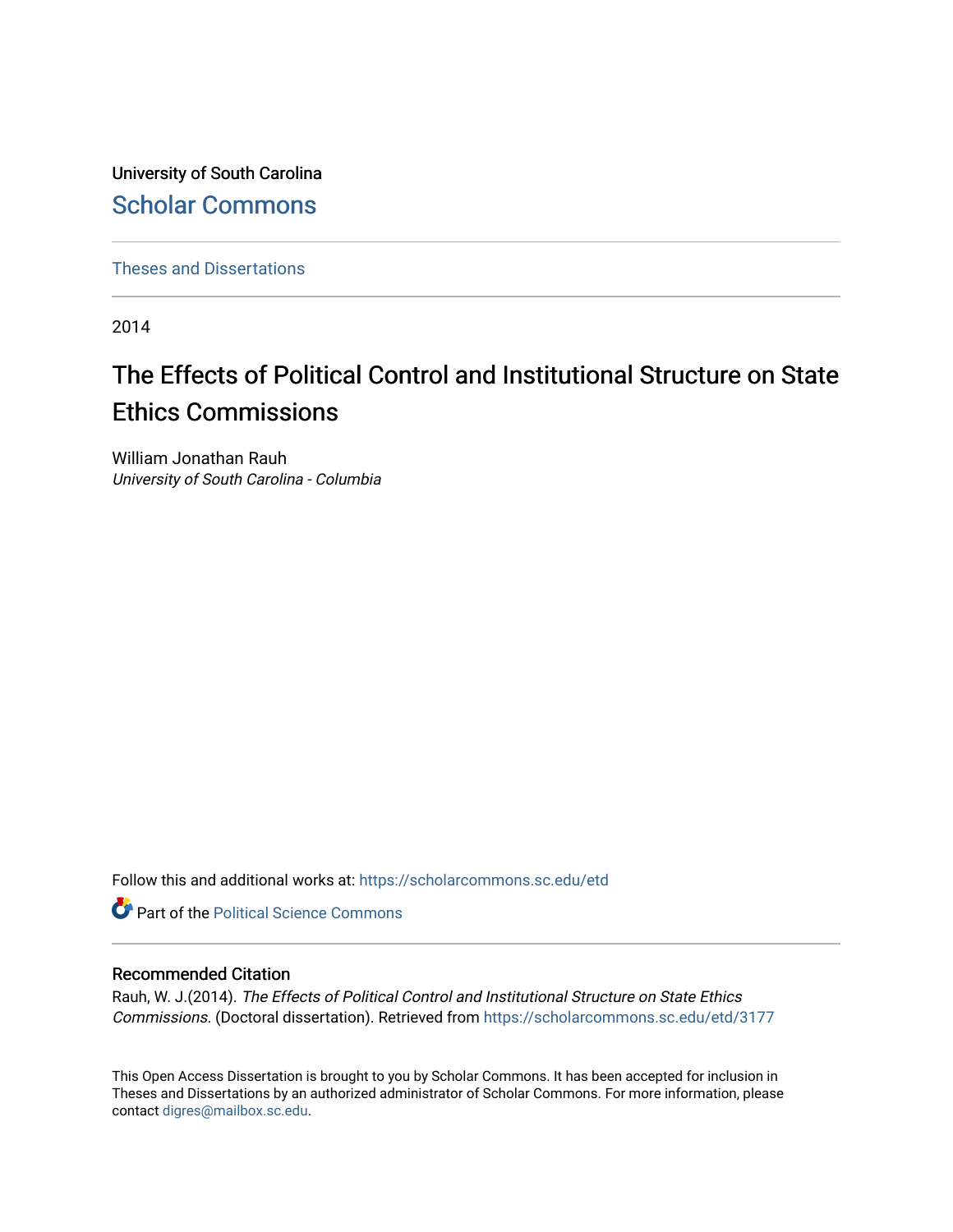University of South Carolina

Scholar Commons

Theses and Dissertations

2014

# The Effects of Political Control and Institutional Structure on State Ethics Commissions

William Jonathan Rauh
*University of South Carolina - Columbia*

Follow this and additional works at: https://scholarcommons.sc.edu/etd

Part of the Political Science Commons

## Recommended Citation

Rauh, W. J.(2014). *The Effects of Political Control and Institutional Structure on State Ethics Commissions.* (Doctoral dissertation). Retrieved from https://scholarcommons.sc.edu/etd/3177

This Open Access Dissertation is brought to you by Scholar Commons. It has been accepted for inclusion in Theses and Dissertations by an authorized administrator of Scholar Commons. For more information, please contact digres@mailbox.sc.edu.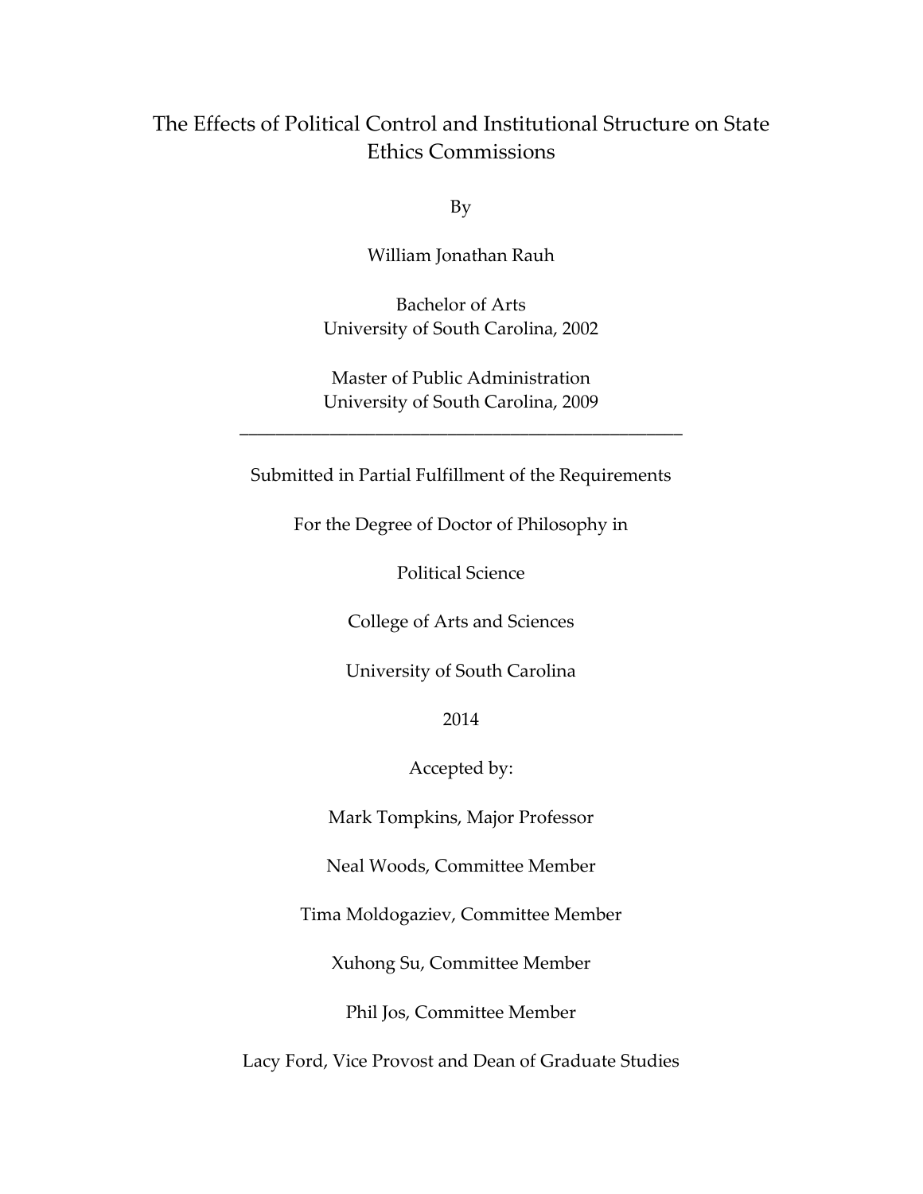# The Effects of Political Control and Institutional Structure on State Ethics Commissions

By

William Jonathan Rauh

Bachelor of Arts
University of South Carolina, 2002

Master of Public Administration
University of South Carolina, 2009

---

Submitted in Partial Fulfillment of the Requirements

For the Degree of Doctor of Philosophy in

Political Science

College of Arts and Sciences

University of South Carolina

2014

Accepted by:

Mark Tompkins, Major Professor

Neal Woods, Committee Member

Tima Moldogaziev, Committee Member

Xuhong Su, Committee Member

Phil Jos, Committee Member

Lacy Ford, Vice Provost and Dean of Graduate Studies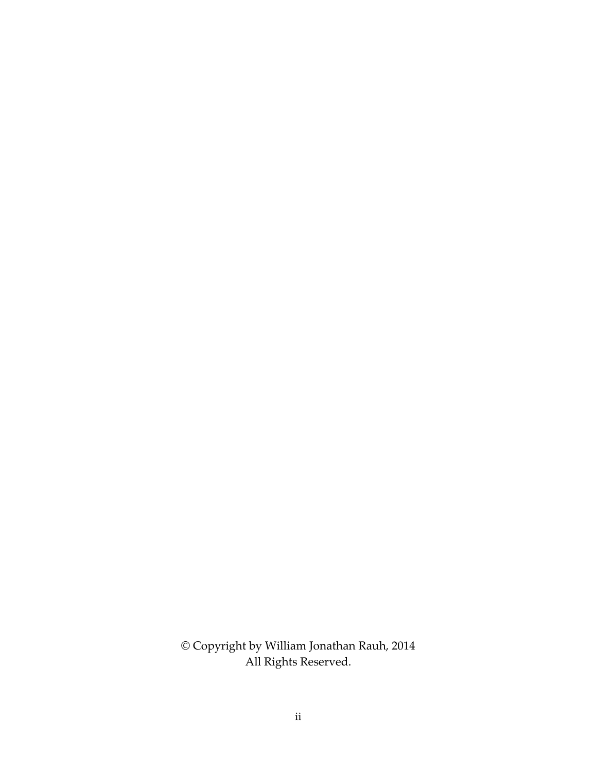© Copyright by William Jonathan Rauh, 2014
All Rights Reserved.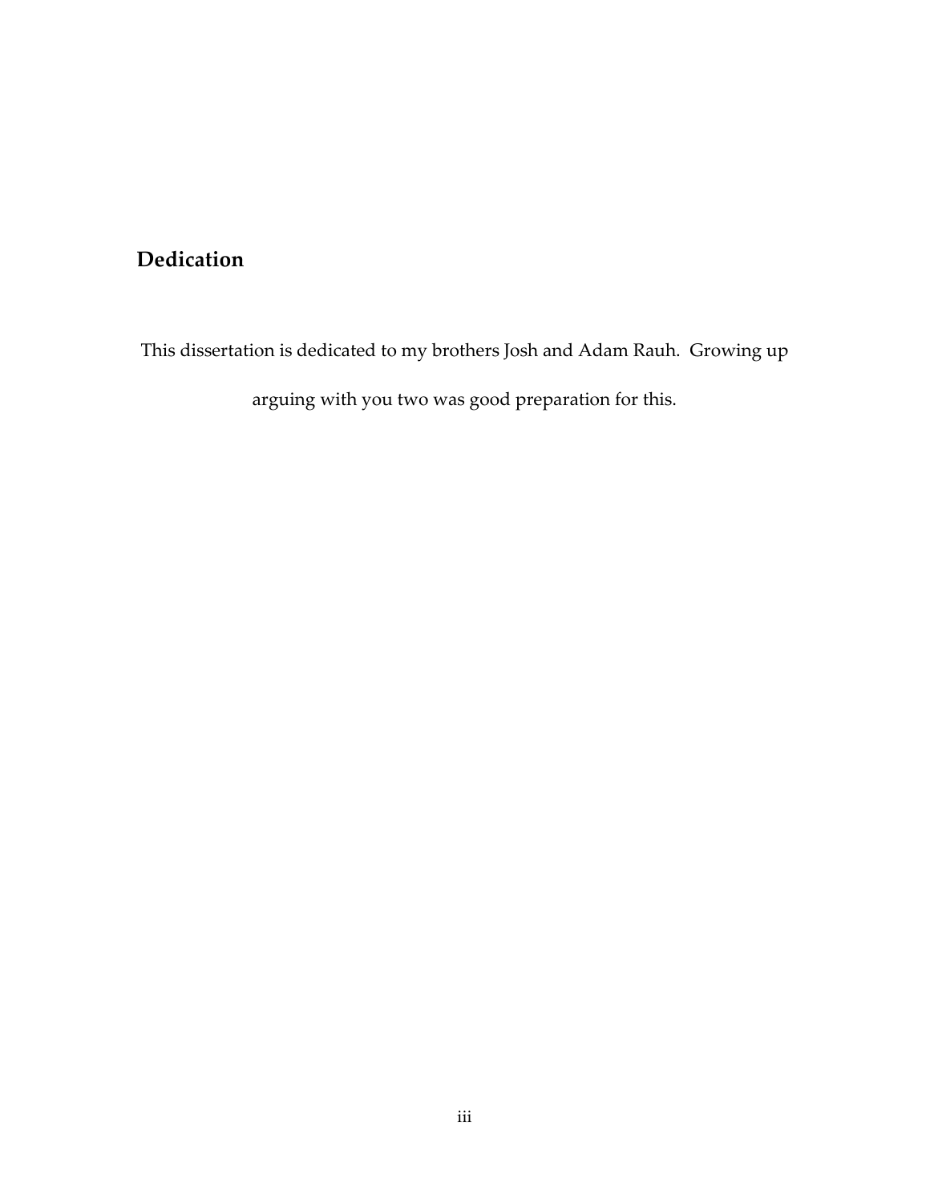# Dedication

This dissertation is dedicated to my brothers Josh and Adam Rauh. Growing up arguing with you two was good preparation for this.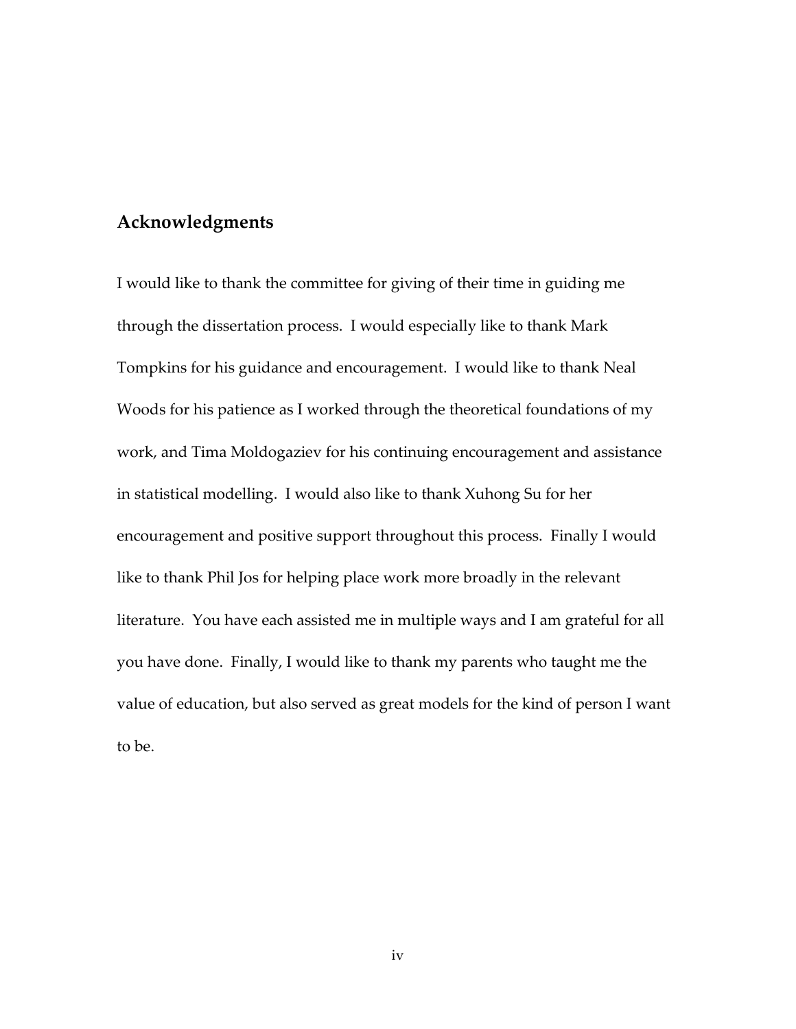## Acknowledgments

I would like to thank the committee for giving of their time in guiding me through the dissertation process. I would especially like to thank Mark Tompkins for his guidance and encouragement. I would like to thank Neal Woods for his patience as I worked through the theoretical foundations of my work, and Tima Moldogaziev for his continuing encouragement and assistance in statistical modelling. I would also like to thank Xuhong Su for her encouragement and positive support throughout this process. Finally I would like to thank Phil Jos for helping place work more broadly in the relevant literature. You have each assisted me in multiple ways and I am grateful for all you have done. Finally, I would like to thank my parents who taught me the value of education, but also served as great models for the kind of person I want to be.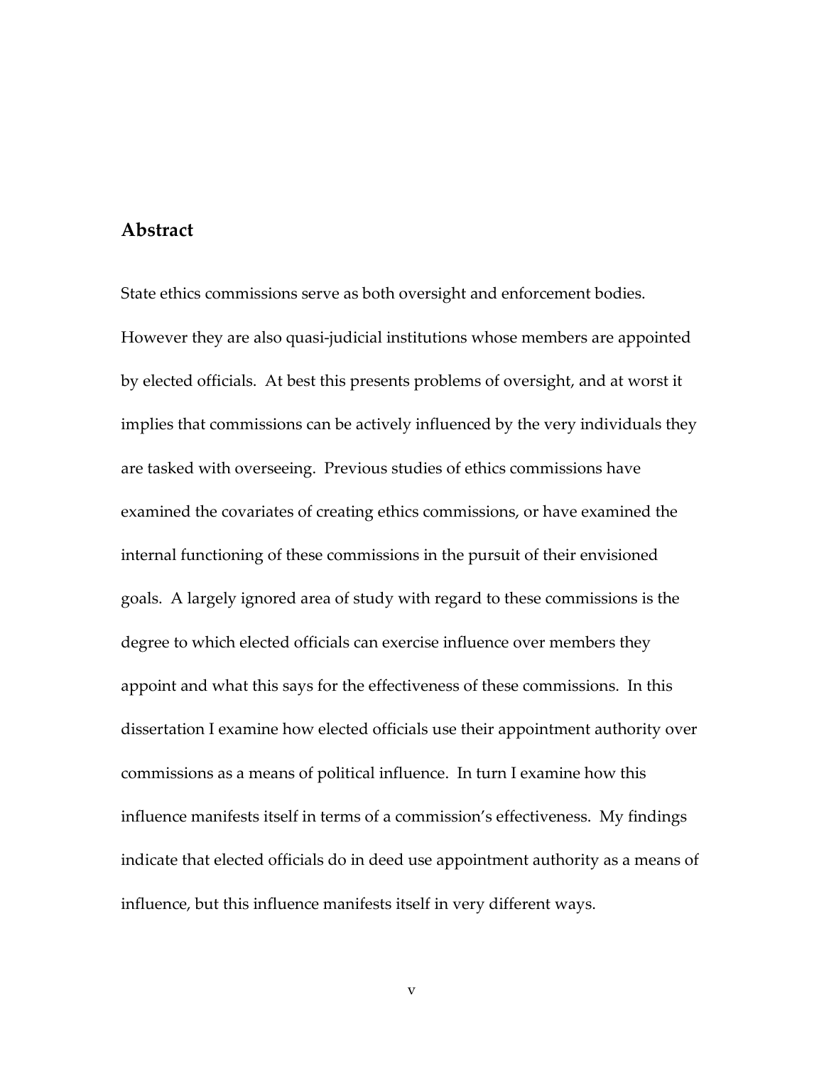## Abstract

State ethics commissions serve as both oversight and enforcement bodies. However they are also quasi-judicial institutions whose members are appointed by elected officials. At best this presents problems of oversight, and at worst it implies that commissions can be actively influenced by the very individuals they are tasked with overseeing. Previous studies of ethics commissions have examined the covariates of creating ethics commissions, or have examined the internal functioning of these commissions in the pursuit of their envisioned goals. A largely ignored area of study with regard to these commissions is the degree to which elected officials can exercise influence over members they appoint and what this says for the effectiveness of these commissions. In this dissertation I examine how elected officials use their appointment authority over commissions as a means of political influence. In turn I examine how this influence manifests itself in terms of a commission's effectiveness. My findings indicate that elected officials do in deed use appointment authority as a means of influence, but this influence manifests itself in very different ways.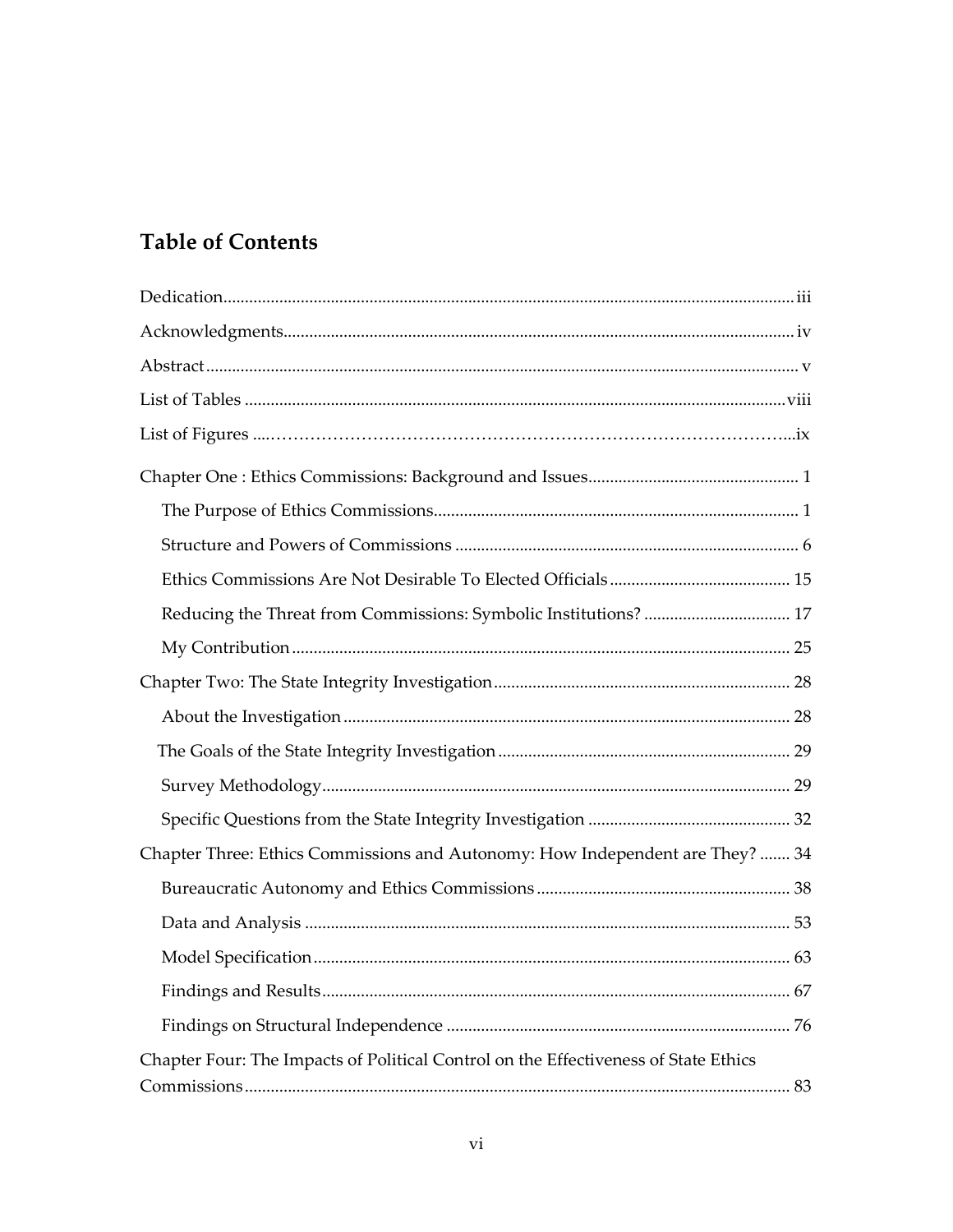## Table of Contents

Dedication .......... iii

Acknowledgments .......... iv

Abstract .......... v

List of Tables .......... viii

List of Figures .......... ix

Chapter One : Ethics Commissions: Background and Issues .......... 1

- The Purpose of Ethics Commissions .......... 1
- Structure and Powers of Commissions .......... 6
- Ethics Commissions Are Not Desirable To Elected Officials .......... 15
- Reducing the Threat from Commissions: Symbolic Institutions? .......... 17
- My Contribution .......... 25

Chapter Two: The State Integrity Investigation .......... 28

- About the Investigation .......... 28
- The Goals of the State Integrity Investigation .......... 29
- Survey Methodology .......... 29
- Specific Questions from the State Integrity Investigation .......... 32

Chapter Three: Ethics Commissions and Autonomy: How Independent are They? .......... 34

- Bureaucratic Autonomy and Ethics Commissions .......... 38
- Data and Analysis .......... 53
- Model Specification .......... 63
- Findings and Results .......... 67
- Findings on Structural Independence .......... 76

Chapter Four: The Impacts of Political Control on the Effectiveness of State Ethics Commissions .......... 83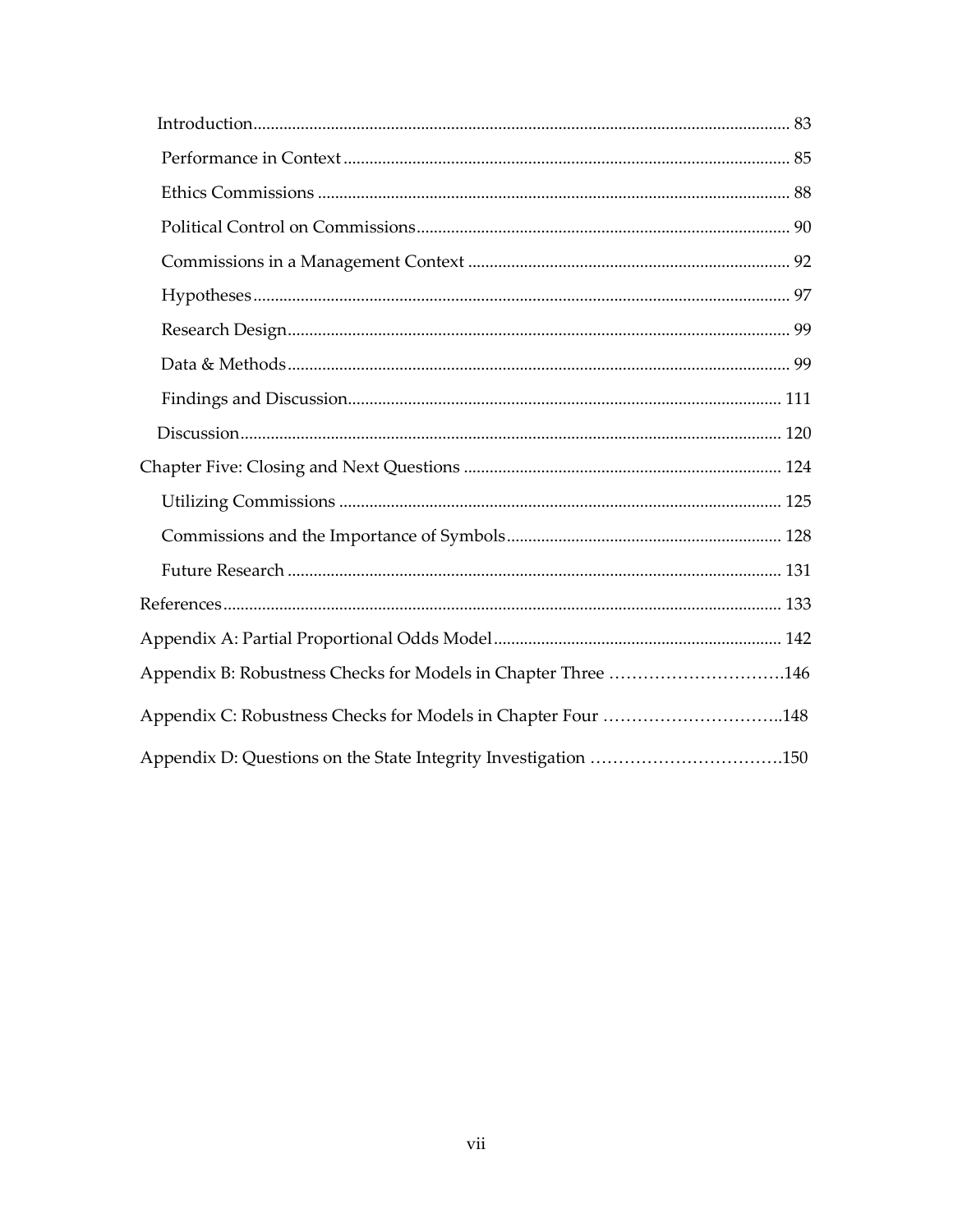- Introduction ........................................................................................................... 83
  - Performance in Context ....................................................................................... 85
  - Ethics Commissions ............................................................................................. 88
  - Political Control on Commissions ...................................................................... 90
  - Commissions in a Management Context .......................................................... 92
  - Hypotheses ............................................................................................................ 97
  - Research Design .................................................................................................... 99
  - Data & Methods .................................................................................................... 99
  - Findings and Discussion .................................................................................... 111
- Discussion ............................................................................................................. 120

Chapter Five: Closing and Next Questions .......................................................... 124

- Utilizing Commissions ...................................................................................... 125
- Commissions and the Importance of Symbols ................................................ 128
- Future Research .................................................................................................. 131

References ................................................................................................................ 133

Appendix A: Partial Proportional Odds Model .................................................. 142

Appendix B: Robustness Checks for Models in Chapter Three ...........................146

Appendix C: Robustness Checks for Models in Chapter Four ............................148

Appendix D: Questions on the State Integrity Investigation ..............................150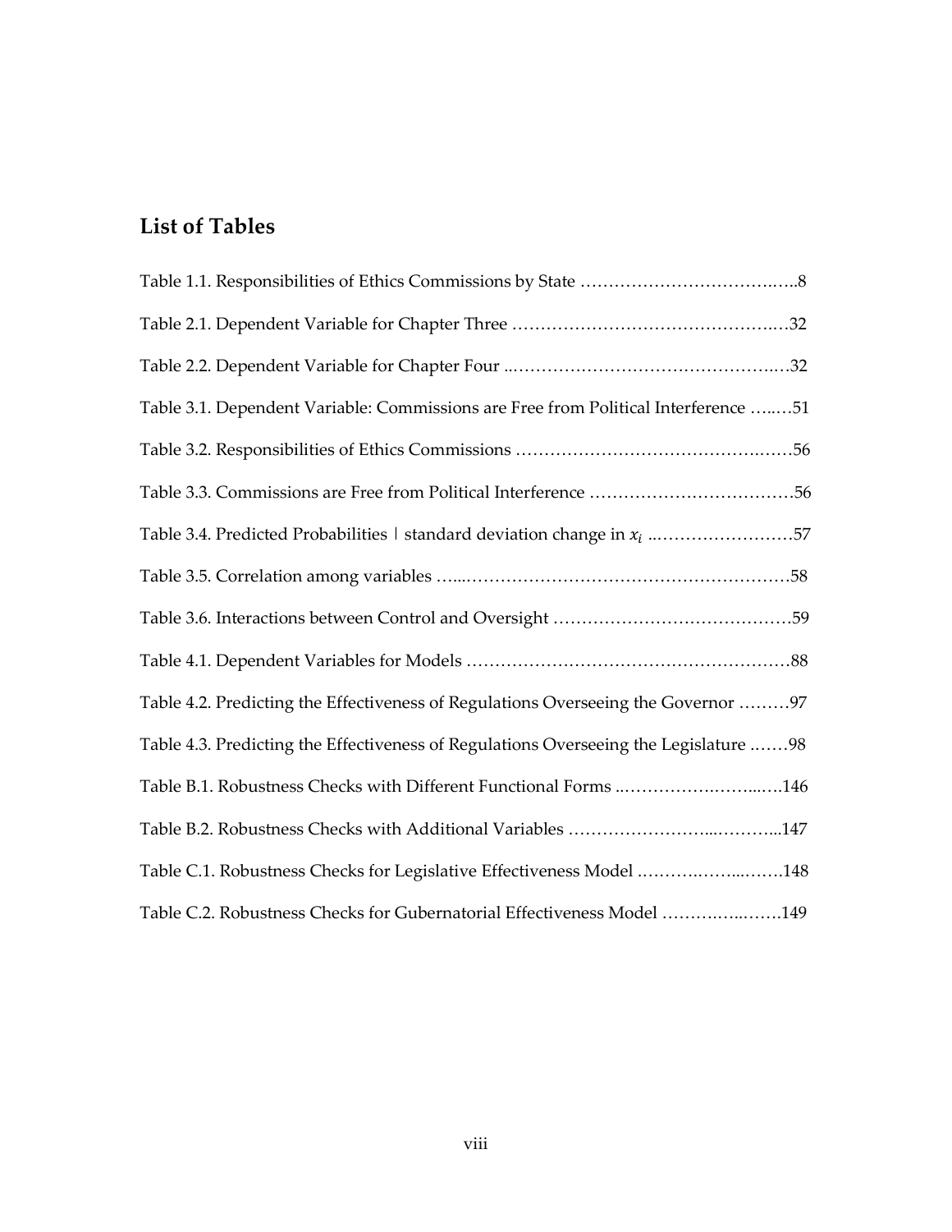## List of Tables

Table 1.1. Responsibilities of Ethics Commissions by State ……………………………..…..8

Table 2.1. Dependent Variable for Chapter Three ……………………………………..…32

Table 2.2. Dependent Variable for Chapter Four ..…………………………………………..…32

Table 3.1. Dependent Variable: Commissions are Free from Political Interference …...…51

Table 3.2. Responsibilities of Ethics Commissions ……………………………………..……56

Table 3.3. Commissions are Free from Political Interference ………………………………56

Table 3.4. Predicted Probabilities | standard deviation change in $x_i$ ..……………………57

Table 3.5. Correlation among variables …...…………………………………………………58

Table 3.6. Interactions between Control and Oversight ……………………………………59

Table 4.1. Dependent Variables for Models …………………………………………………88

Table 4.2. Predicting the Effectiveness of Regulations Overseeing the Governor ………97

Table 4.3. Predicting the Effectiveness of Regulations Overseeing the Legislature ..……98

Table B.1. Robustness Checks with Different Functional Forms ..…………….……...….146

Table B.2. Robustness Checks with Additional Variables ……………………..………...147

Table C.1. Robustness Checks for Legislative Effectiveness Model ……….……...…….148

Table C.2. Robustness Checks for Gubernatorial Effectiveness Model ……….…..…….149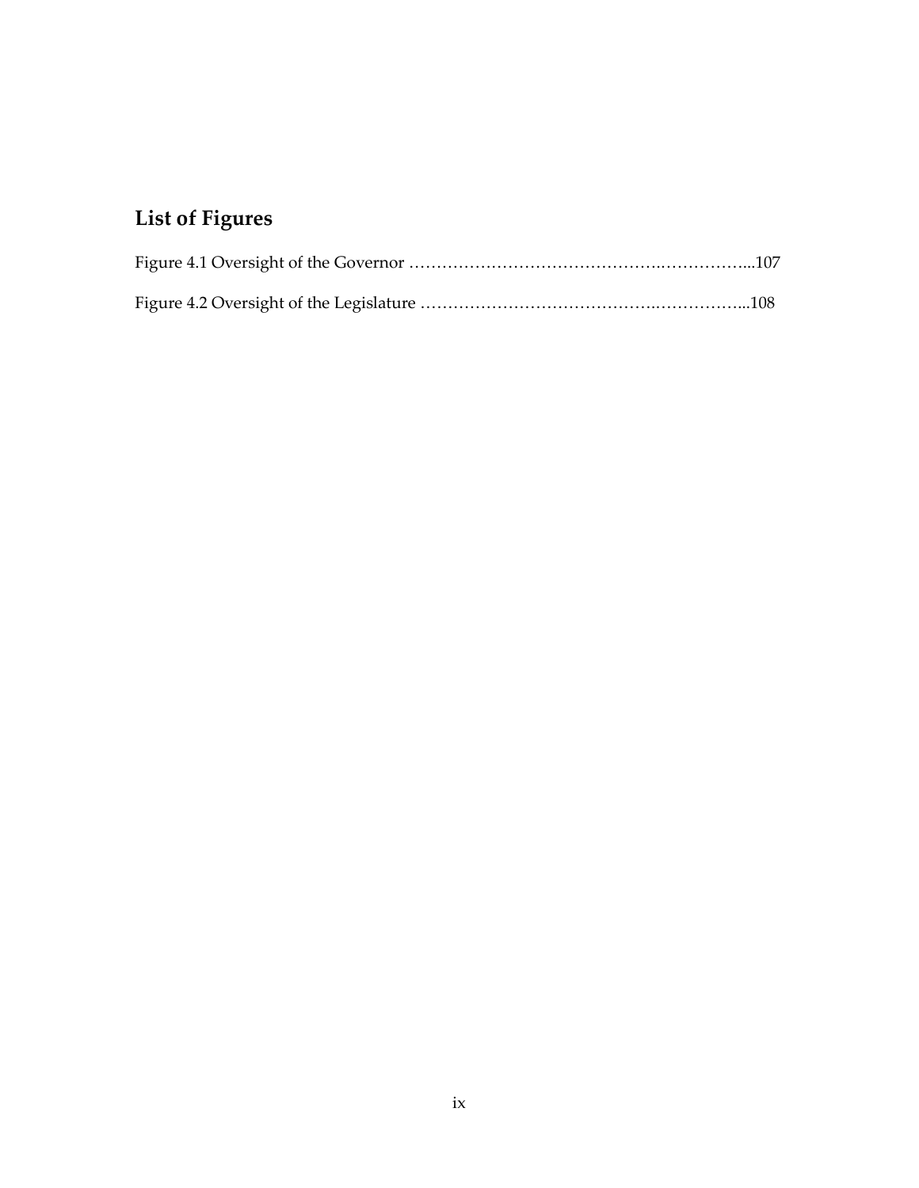## List of Figures

Figure 4.1 Oversight of the Governor ……………………………………….……………...107

Figure 4.2 Oversight of the Legislature …………………………………….……………...108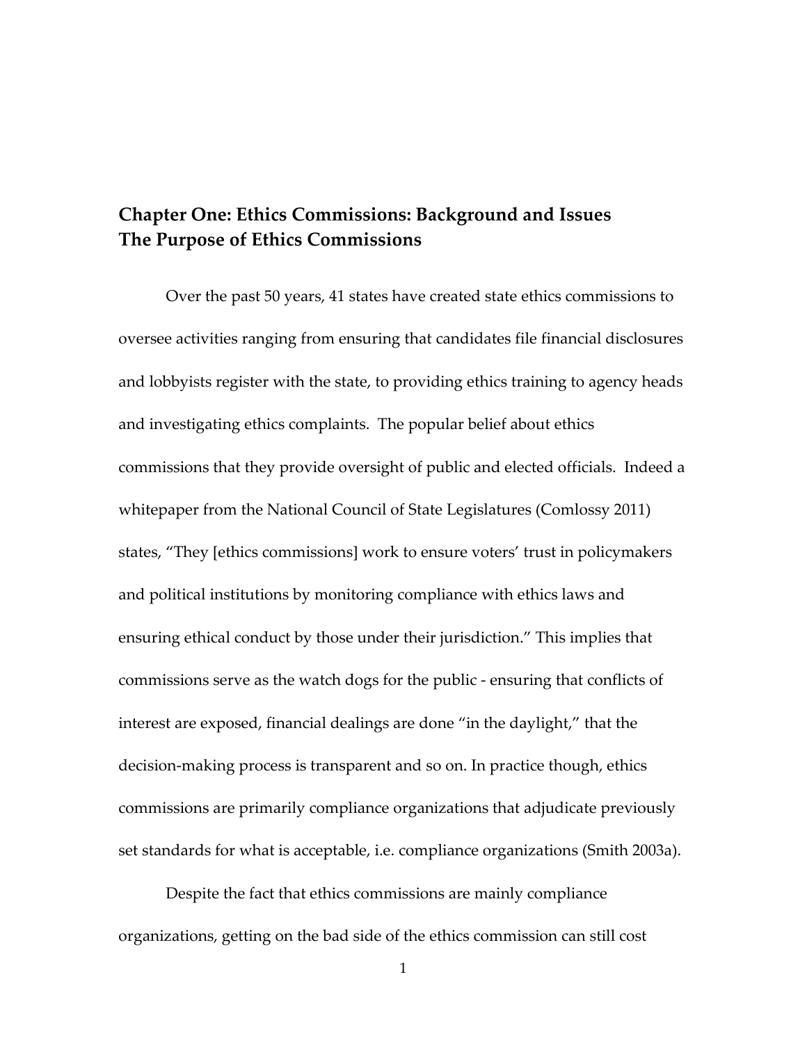# Chapter One: Ethics Commissions: Background and Issues

## The Purpose of Ethics Commissions

Over the past 50 years, 41 states have created state ethics commissions to oversee activities ranging from ensuring that candidates file financial disclosures and lobbyists register with the state, to providing ethics training to agency heads and investigating ethics complaints. The popular belief about ethics commissions that they provide oversight of public and elected officials. Indeed a whitepaper from the National Council of State Legislatures (Comlossy 2011) states, "They [ethics commissions] work to ensure voters' trust in policymakers and political institutions by monitoring compliance with ethics laws and ensuring ethical conduct by those under their jurisdiction." This implies that commissions serve as the watch dogs for the public - ensuring that conflicts of interest are exposed, financial dealings are done "in the daylight," that the decision-making process is transparent and so on. In practice though, ethics commissions are primarily compliance organizations that adjudicate previously set standards for what is acceptable, i.e. compliance organizations (Smith 2003a).

Despite the fact that ethics commissions are mainly compliance organizations, getting on the bad side of the ethics commission can still cost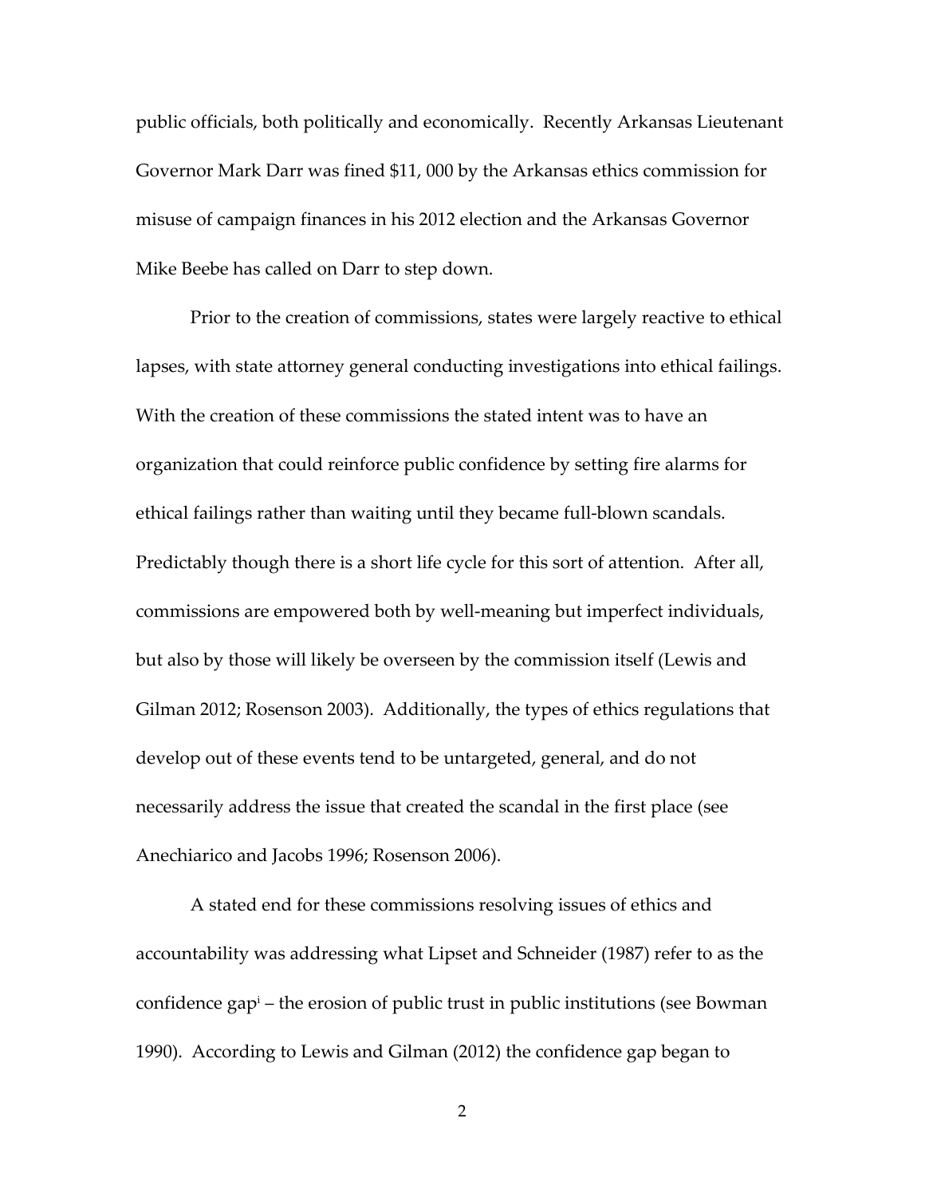public officials, both politically and economically. Recently Arkansas Lieutenant Governor Mark Darr was fined $11, 000 by the Arkansas ethics commission for misuse of campaign finances in his 2012 election and the Arkansas Governor Mike Beebe has called on Darr to step down.

Prior to the creation of commissions, states were largely reactive to ethical lapses, with state attorney general conducting investigations into ethical failings. With the creation of these commissions the stated intent was to have an organization that could reinforce public confidence by setting fire alarms for ethical failings rather than waiting until they became full-blown scandals. Predictably though there is a short life cycle for this sort of attention. After all, commissions are empowered both by well-meaning but imperfect individuals, but also by those will likely be overseen by the commission itself (Lewis and Gilman 2012; Rosenson 2003). Additionally, the types of ethics regulations that develop out of these events tend to be untargeted, general, and do not necessarily address the issue that created the scandal in the first place (see Anechiarico and Jacobs 1996; Rosenson 2006).

A stated end for these commissions resolving issues of ethics and accountability was addressing what Lipset and Schneider (1987) refer to as the confidence gap[i] – the erosion of public trust in public institutions (see Bowman 1990). According to Lewis and Gilman (2012) the confidence gap began to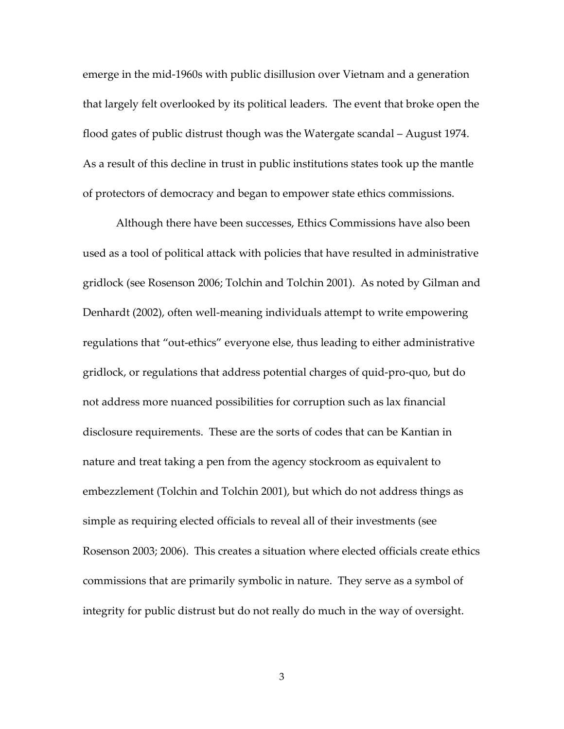emerge in the mid-1960s with public disillusion over Vietnam and a generation that largely felt overlooked by its political leaders. The event that broke open the flood gates of public distrust though was the Watergate scandal – August 1974. As a result of this decline in trust in public institutions states took up the mantle of protectors of democracy and began to empower state ethics commissions.

Although there have been successes, Ethics Commissions have also been used as a tool of political attack with policies that have resulted in administrative gridlock (see Rosenson 2006; Tolchin and Tolchin 2001). As noted by Gilman and Denhardt (2002), often well-meaning individuals attempt to write empowering regulations that "out-ethics" everyone else, thus leading to either administrative gridlock, or regulations that address potential charges of quid-pro-quo, but do not address more nuanced possibilities for corruption such as lax financial disclosure requirements. These are the sorts of codes that can be Kantian in nature and treat taking a pen from the agency stockroom as equivalent to embezzlement (Tolchin and Tolchin 2001), but which do not address things as simple as requiring elected officials to reveal all of their investments (see Rosenson 2003; 2006). This creates a situation where elected officials create ethics commissions that are primarily symbolic in nature. They serve as a symbol of integrity for public distrust but do not really do much in the way of oversight.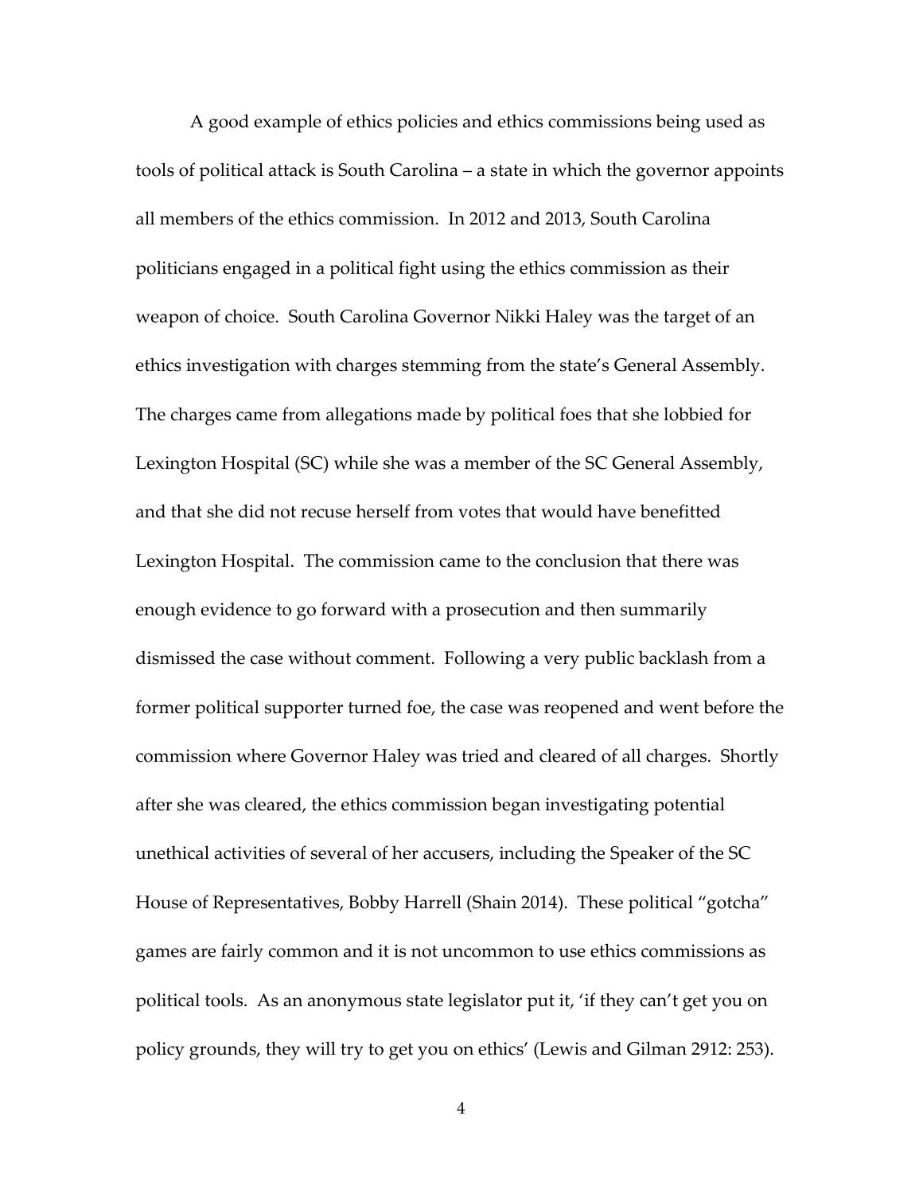A good example of ethics policies and ethics commissions being used as tools of political attack is South Carolina – a state in which the governor appoints all members of the ethics commission. In 2012 and 2013, South Carolina politicians engaged in a political fight using the ethics commission as their weapon of choice. South Carolina Governor Nikki Haley was the target of an ethics investigation with charges stemming from the state's General Assembly. The charges came from allegations made by political foes that she lobbied for Lexington Hospital (SC) while she was a member of the SC General Assembly, and that she did not recuse herself from votes that would have benefitted Lexington Hospital. The commission came to the conclusion that there was enough evidence to go forward with a prosecution and then summarily dismissed the case without comment. Following a very public backlash from a former political supporter turned foe, the case was reopened and went before the commission where Governor Haley was tried and cleared of all charges. Shortly after she was cleared, the ethics commission began investigating potential unethical activities of several of her accusers, including the Speaker of the SC House of Representatives, Bobby Harrell (Shain 2014). These political "gotcha" games are fairly common and it is not uncommon to use ethics commissions as political tools. As an anonymous state legislator put it, 'if they can't get you on policy grounds, they will try to get you on ethics' (Lewis and Gilman 2912: 253).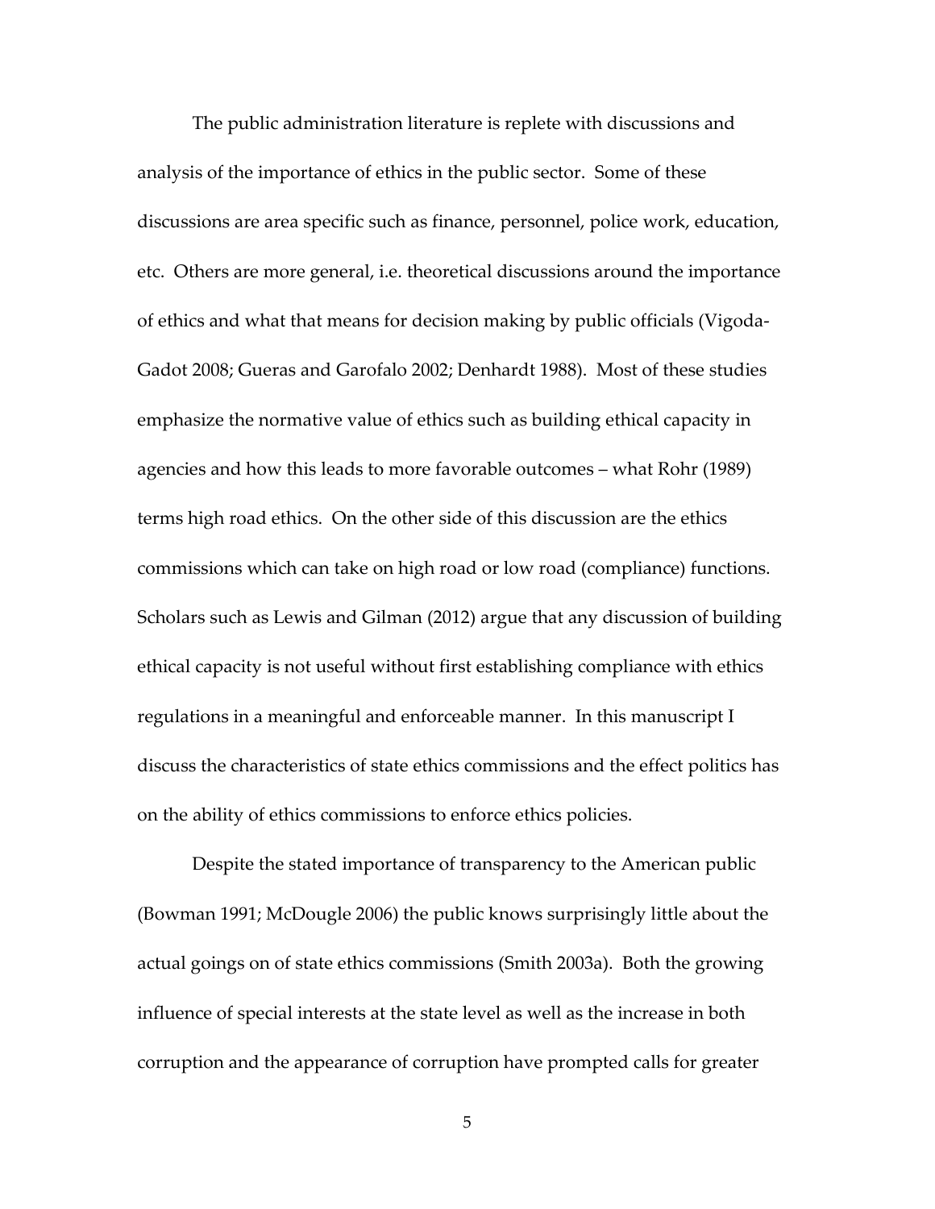The public administration literature is replete with discussions and analysis of the importance of ethics in the public sector. Some of these discussions are area specific such as finance, personnel, police work, education, etc. Others are more general, i.e. theoretical discussions around the importance of ethics and what that means for decision making by public officials (Vigoda-Gadot 2008; Gueras and Garofalo 2002; Denhardt 1988). Most of these studies emphasize the normative value of ethics such as building ethical capacity in agencies and how this leads to more favorable outcomes – what Rohr (1989) terms high road ethics. On the other side of this discussion are the ethics commissions which can take on high road or low road (compliance) functions. Scholars such as Lewis and Gilman (2012) argue that any discussion of building ethical capacity is not useful without first establishing compliance with ethics regulations in a meaningful and enforceable manner. In this manuscript I discuss the characteristics of state ethics commissions and the effect politics has on the ability of ethics commissions to enforce ethics policies.

Despite the stated importance of transparency to the American public (Bowman 1991; McDougle 2006) the public knows surprisingly little about the actual goings on of state ethics commissions (Smith 2003a). Both the growing influence of special interests at the state level as well as the increase in both corruption and the appearance of corruption have prompted calls for greater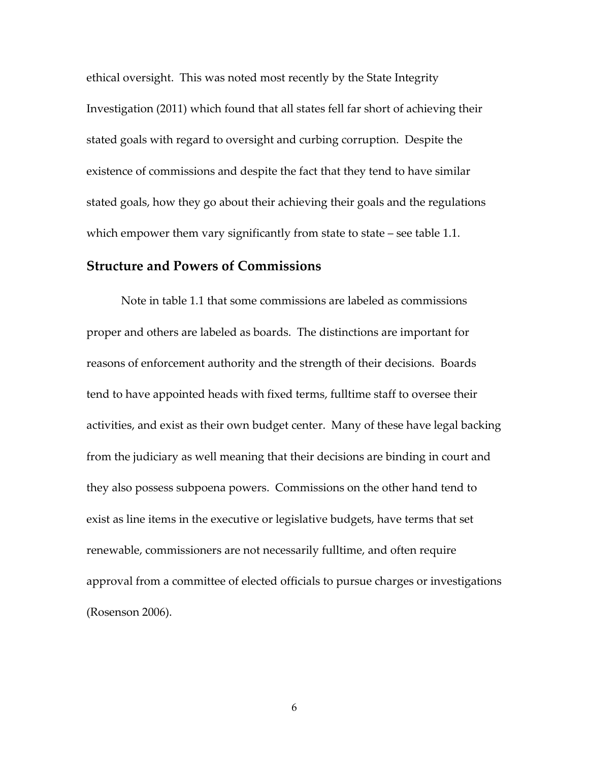ethical oversight. This was noted most recently by the State Integrity Investigation (2011) which found that all states fell far short of achieving their stated goals with regard to oversight and curbing corruption. Despite the existence of commissions and despite the fact that they tend to have similar stated goals, how they go about their achieving their goals and the regulations which empower them vary significantly from state to state – see table 1.1.

## Structure and Powers of Commissions

Note in table 1.1 that some commissions are labeled as commissions proper and others are labeled as boards. The distinctions are important for reasons of enforcement authority and the strength of their decisions. Boards tend to have appointed heads with fixed terms, fulltime staff to oversee their activities, and exist as their own budget center. Many of these have legal backing from the judiciary as well meaning that their decisions are binding in court and they also possess subpoena powers. Commissions on the other hand tend to exist as line items in the executive or legislative budgets, have terms that set renewable, commissioners are not necessarily fulltime, and often require approval from a committee of elected officials to pursue charges or investigations (Rosenson 2006).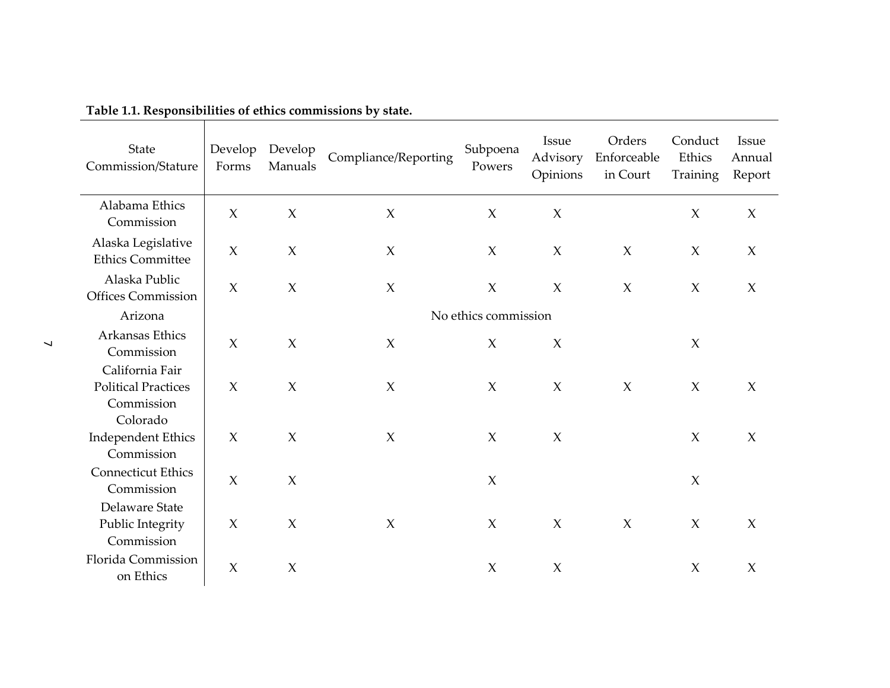**Table 1.1. Responsibilities of ethics commissions by state.**

| State Commission/Stature | Develop Forms | Develop Manuals | Compliance/Reporting | Subpoena Powers | Issue Advisory Opinions | Orders Enforceable in Court | Conduct Ethics Training | Issue Annual Report |
|---|---|---|---|---|---|---|---|---|
| Alabama Ethics Commission | X | X | X | X | X | | X | X |
| Alaska Legislative Ethics Committee | X | X | X | X | X | X | X | X |
| Alaska Public Offices Commission | X | X | X | X | X | X | X | X |
| Arizona | No ethics commission | | | | | | | |
| Arkansas Ethics Commission | X | X | X | X | X | | X | |
| California Fair Political Practices Commission | X | X | X | X | X | X | X | X |
| Colorado Independent Ethics Commission | X | X | X | X | X | | X | X |
| Connecticut Ethics Commission | X | X | | X | | | X | |
| Delaware State Public Integrity Commission | X | X | X | X | X | X | X | X |
| Florida Commission on Ethics | X | X | | X | X | | X | X |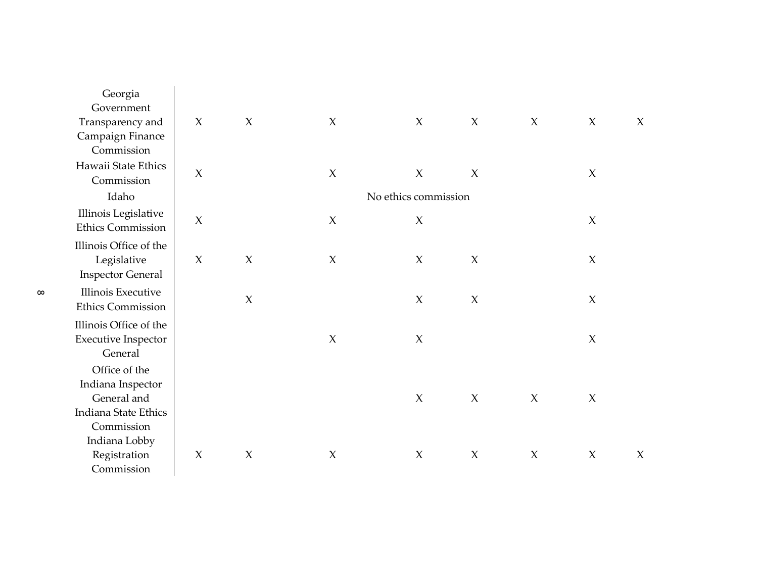| | | | | | | | | |
|---|---|---|---|---|---|---|---|---|
| Georgia Government Transparency and Campaign Finance Commission | X | X | X | X | X | X | X | X |
| Hawaii State Ethics Commission | X | | X | X | X | | X | |
| Idaho | | | | No ethics commission | | | | |
| Illinois Legislative Ethics Commission | X | | X | X | | | X | |
| Illinois Office of the Legislative Inspector General | X | X | X | X | X | | X | |
| Illinois Executive Ethics Commission | | X | | X | X | | X | |
| Illinois Office of the Executive Inspector General | | | X | X | | | X | |
| Office of the Indiana Inspector General and Indiana State Ethics Commission | | | | X | X | X | X | |
| Indiana Lobby Registration Commission | X | X | X | X | X | X | X | X |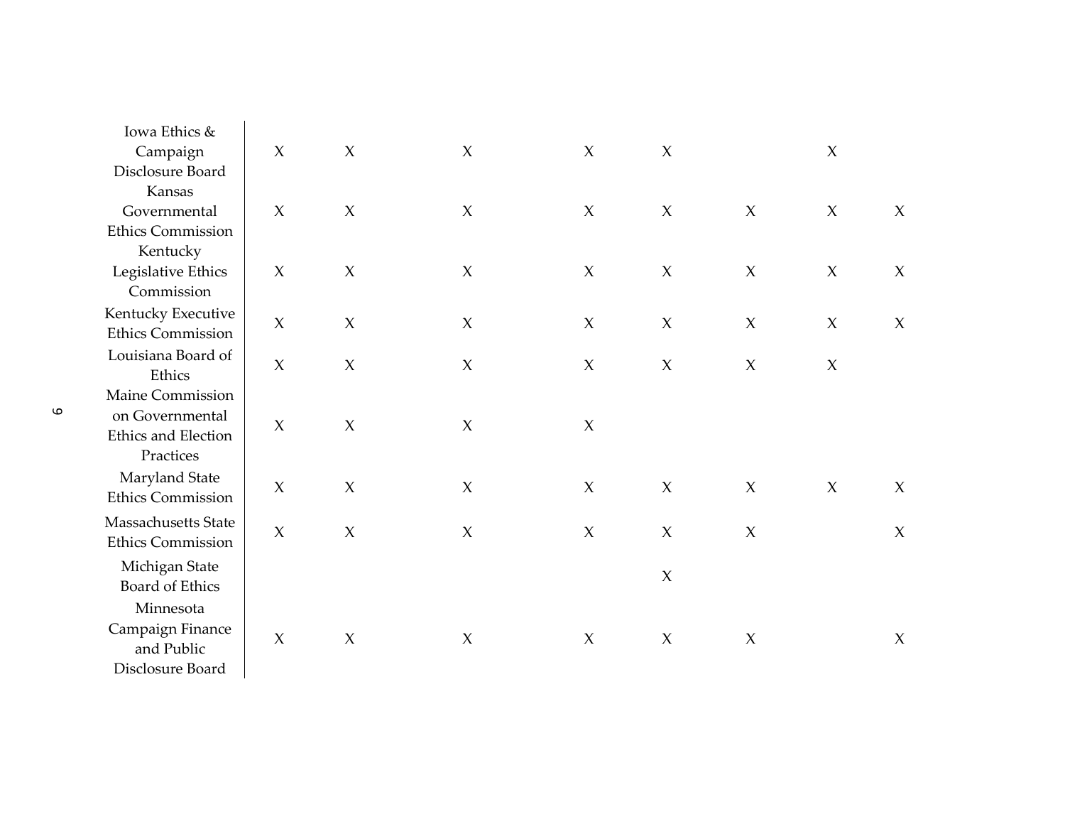| | | | | | | | | |
|---|---|---|---|---|---|---|---|---|
| Iowa Ethics & Campaign Disclosure Board | X | X | X | X | X | | X | |
| Kansas Governmental Ethics Commission | X | X | X | X | X | X | X | X |
| Kentucky Legislative Ethics Commission | X | X | X | X | X | X | X | X |
| Kentucky Executive Ethics Commission | X | X | X | X | X | X | X | X |
| Louisiana Board of Ethics | X | X | X | X | X | X | X | |
| Maine Commission on Governmental Ethics and Election Practices | X | X | X | X | | | | |
| Maryland State Ethics Commission | X | X | X | X | X | X | X | X |
| Massachusetts State Ethics Commission | X | X | X | X | X | X | | X |
| Michigan State Board of Ethics | | | | | X | | | |
| Minnesota Campaign Finance and Public Disclosure Board | X | X | X | X | X | X | | X |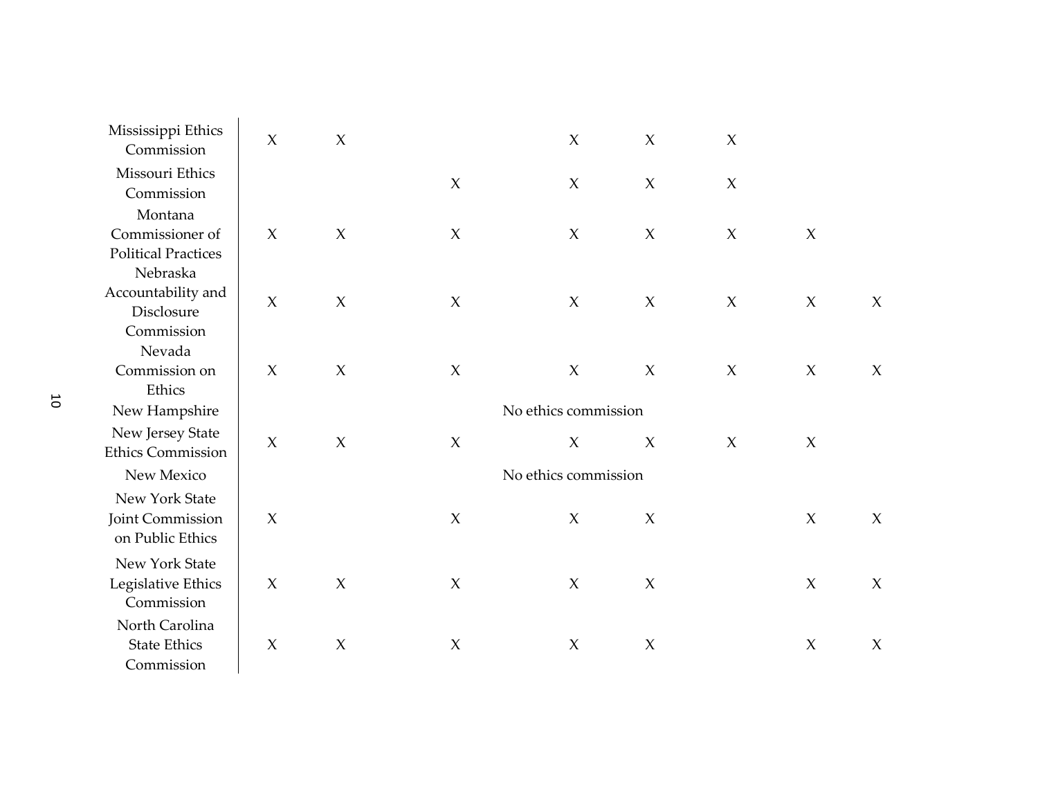| | | | | | | | | |
|---|---|---|---|---|---|---|---|---|
| Mississippi Ethics Commission | X | X | | X | X | X | | |
| Missouri Ethics Commission | | | X | X | X | X | | |
| Montana Commissioner of Political Practices | X | X | X | X | X | X | X | |
| Nebraska Accountability and Disclosure Commission | X | X | X | X | X | X | X | X |
| Nevada Commission on Ethics | X | X | X | X | X | X | X | X |
| New Hampshire | | | | No ethics commission | | | | |
| New Jersey State Ethics Commission | X | X | X | X | X | X | X | |
| New Mexico | | | | No ethics commission | | | | |
| New York State Joint Commission on Public Ethics | X | | X | X | X | | X | X |
| New York State Legislative Ethics Commission | X | X | X | X | X | | X | X |
| North Carolina State Ethics Commission | X | X | X | X | X | | X | X |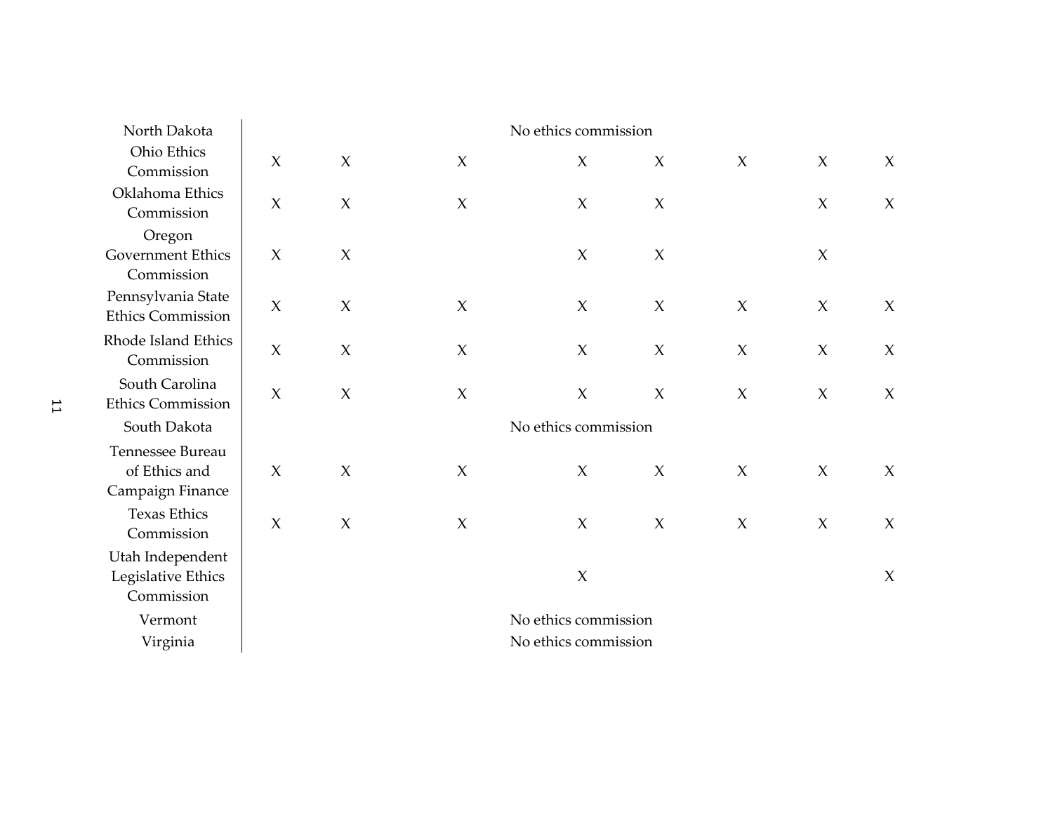| | | | | | | | | |
|---|---|---|---|---|---|---|---|---|
| North Dakota | No ethics commission | | | | | | | |
| Ohio Ethics Commission | X | X | X | X | X | X | X | X |
| Oklahoma Ethics Commission | X | X | X | X | X | | X | X |
| Oregon Government Ethics Commission | X | X | | X | X | | X | |
| Pennsylvania State Ethics Commission | X | X | X | X | X | X | X | X |
| Rhode Island Ethics Commission | X | X | X | X | X | X | X | X |
| South Carolina Ethics Commission | X | X | X | X | X | X | X | X |
| South Dakota | No ethics commission | | | | | | | |
| Tennessee Bureau of Ethics and Campaign Finance | X | X | X | X | X | X | X | X |
| Texas Ethics Commission | X | X | X | X | X | X | X | X |
| Utah Independent Legislative Ethics Commission | | | | X | | | | X |
| Vermont | No ethics commission | | | | | | | |
| Virginia | No ethics commission | | | | | | | |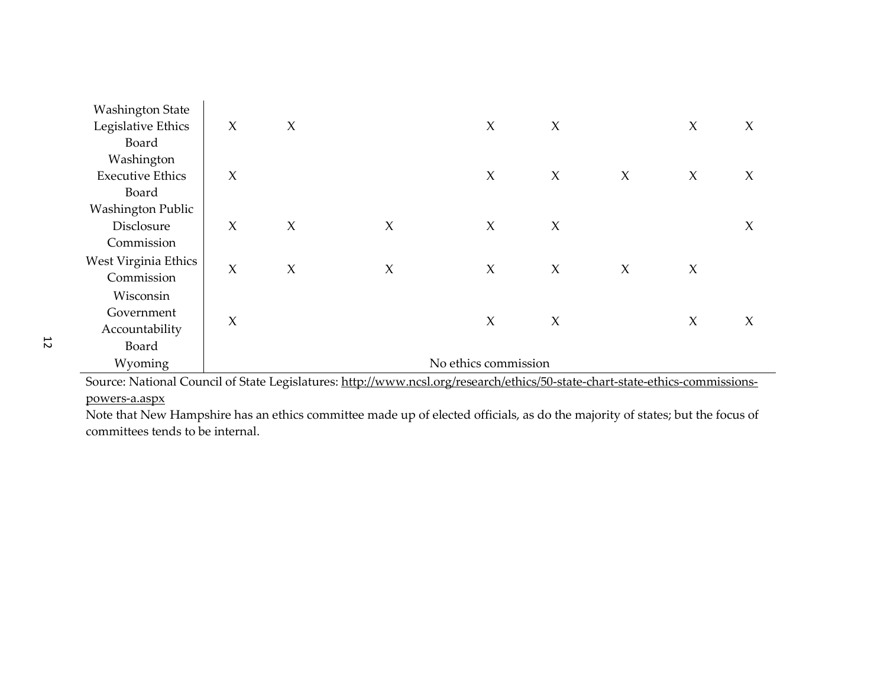| | | | | | | | | |
|---|---|---|---|---|---|---|---|---|
| Washington State Legislative Ethics Board | X | X | | X | X | | X | X |
| Washington Executive Ethics Board | X | | | X | X | X | X | X |
| Washington Public Disclosure Commission | X | X | X | X | X | | | X |
| West Virginia Ethics Commission | X | X | X | X | X | X | X | |
| Wisconsin Government Accountability Board | X | | | X | X | | X | X |
| Wyoming | No ethics commission | | | | | | | |

Source: National Council of State Legislatures: http://www.ncsl.org/research/ethics/50-state-chart-state-ethics-commissions-powers-a.aspx

Note that New Hampshire has an ethics committee made up of elected officials, as do the majority of states; but the focus of committees tends to be internal.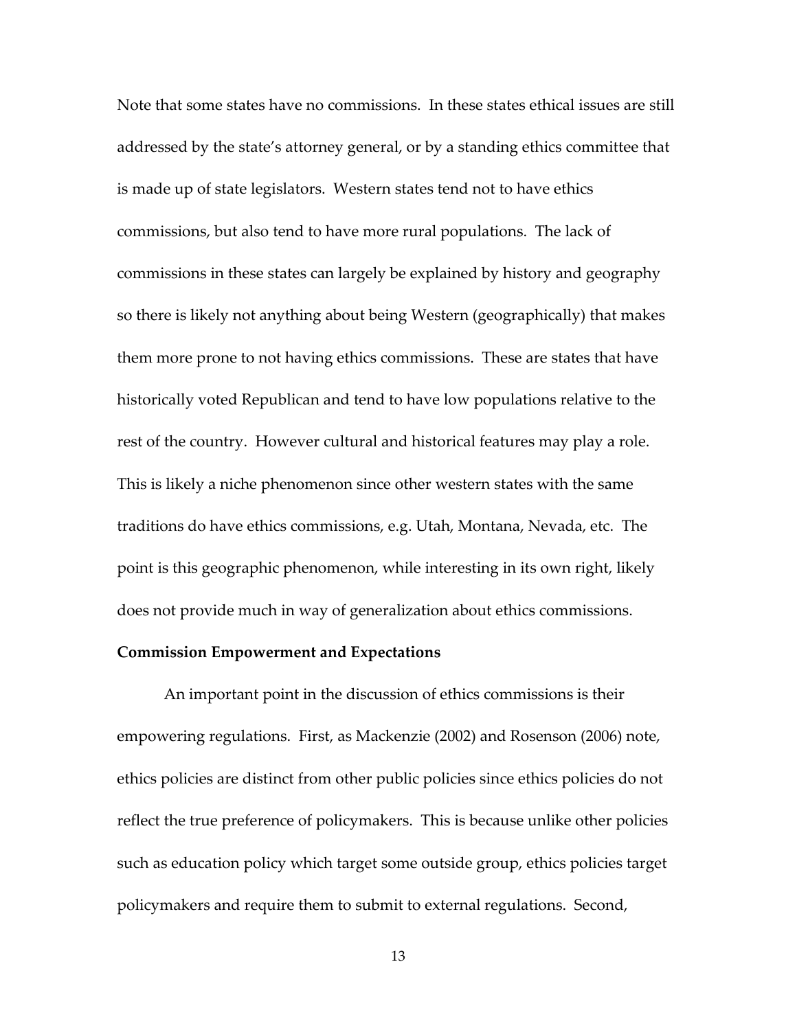Note that some states have no commissions. In these states ethical issues are still addressed by the state's attorney general, or by a standing ethics committee that is made up of state legislators. Western states tend not to have ethics commissions, but also tend to have more rural populations. The lack of commissions in these states can largely be explained by history and geography so there is likely not anything about being Western (geographically) that makes them more prone to not having ethics commissions. These are states that have historically voted Republican and tend to have low populations relative to the rest of the country. However cultural and historical features may play a role. This is likely a niche phenomenon since other western states with the same traditions do have ethics commissions, e.g. Utah, Montana, Nevada, etc. The point is this geographic phenomenon, while interesting in its own right, likely does not provide much in way of generalization about ethics commissions.

**Commission Empowerment and Expectations**

An important point in the discussion of ethics commissions is their empowering regulations. First, as Mackenzie (2002) and Rosenson (2006) note, ethics policies are distinct from other public policies since ethics policies do not reflect the true preference of policymakers. This is because unlike other policies such as education policy which target some outside group, ethics policies target policymakers and require them to submit to external regulations. Second,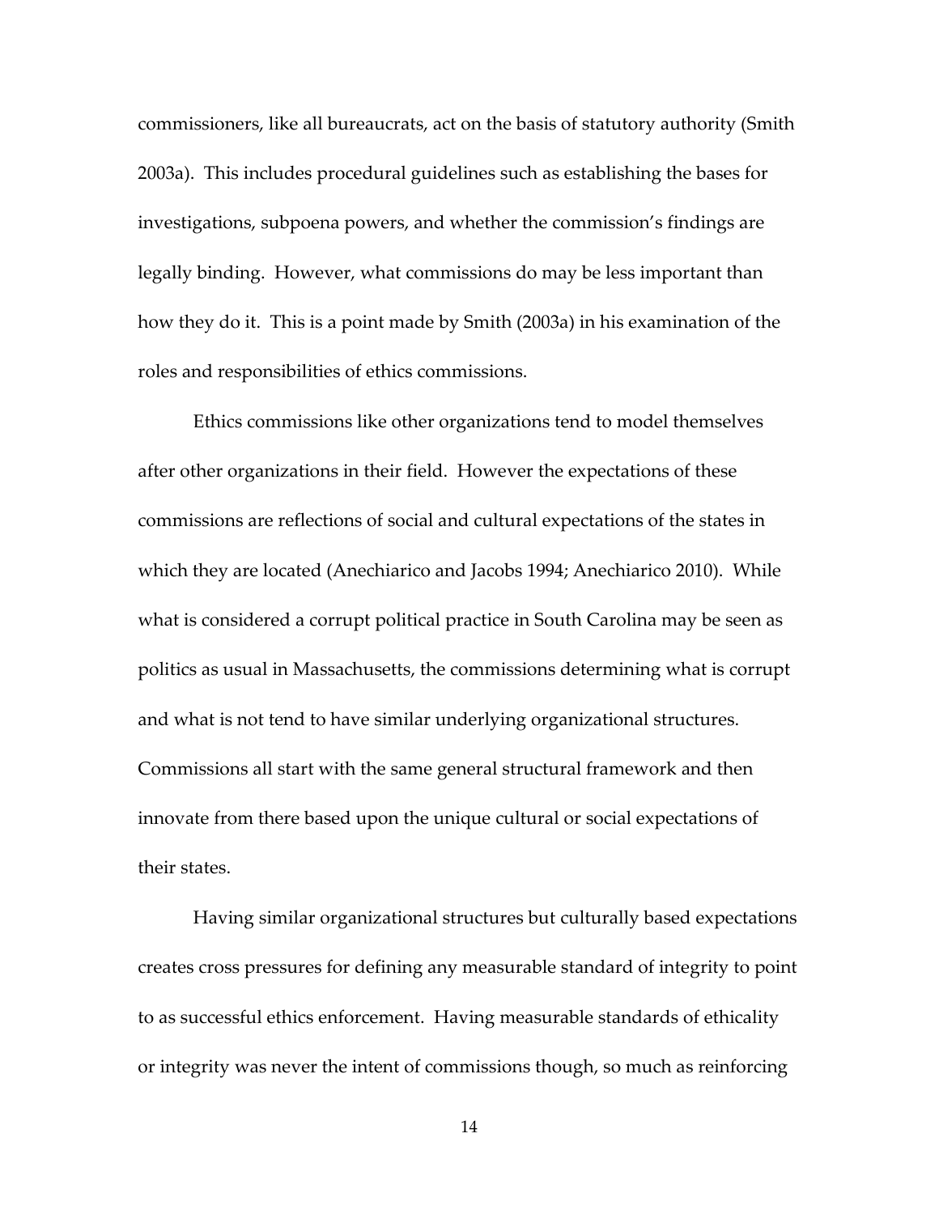commissioners, like all bureaucrats, act on the basis of statutory authority (Smith 2003a). This includes procedural guidelines such as establishing the bases for investigations, subpoena powers, and whether the commission's findings are legally binding. However, what commissions do may be less important than how they do it. This is a point made by Smith (2003a) in his examination of the roles and responsibilities of ethics commissions.

Ethics commissions like other organizations tend to model themselves after other organizations in their field. However the expectations of these commissions are reflections of social and cultural expectations of the states in which they are located (Anechiarico and Jacobs 1994; Anechiarico 2010). While what is considered a corrupt political practice in South Carolina may be seen as politics as usual in Massachusetts, the commissions determining what is corrupt and what is not tend to have similar underlying organizational structures. Commissions all start with the same general structural framework and then innovate from there based upon the unique cultural or social expectations of their states.

Having similar organizational structures but culturally based expectations creates cross pressures for defining any measurable standard of integrity to point to as successful ethics enforcement. Having measurable standards of ethicality or integrity was never the intent of commissions though, so much as reinforcing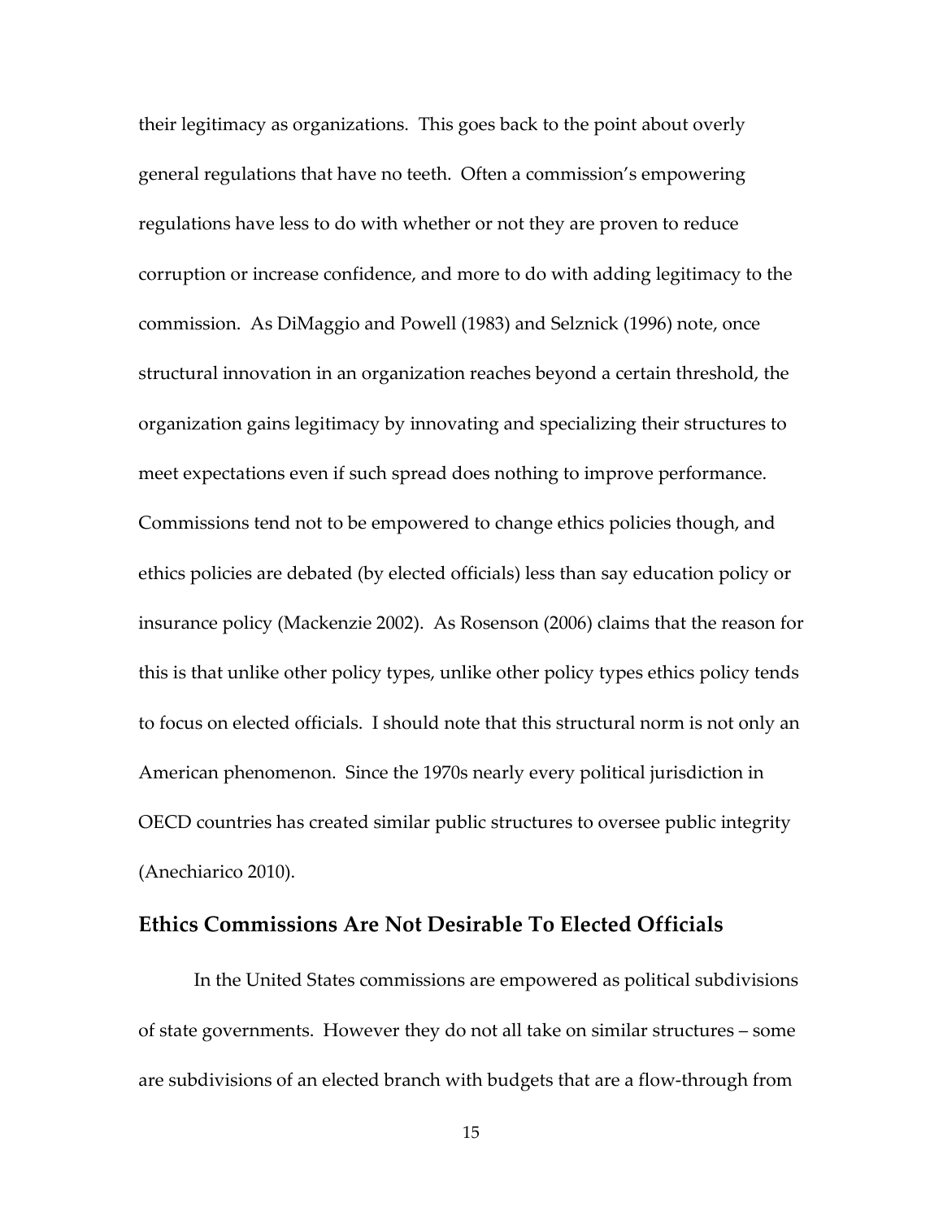their legitimacy as organizations. This goes back to the point about overly general regulations that have no teeth. Often a commission's empowering regulations have less to do with whether or not they are proven to reduce corruption or increase confidence, and more to do with adding legitimacy to the commission. As DiMaggio and Powell (1983) and Selznick (1996) note, once structural innovation in an organization reaches beyond a certain threshold, the organization gains legitimacy by innovating and specializing their structures to meet expectations even if such spread does nothing to improve performance. Commissions tend not to be empowered to change ethics policies though, and ethics policies are debated (by elected officials) less than say education policy or insurance policy (Mackenzie 2002). As Rosenson (2006) claims that the reason for this is that unlike other policy types, unlike other policy types ethics policy tends to focus on elected officials. I should note that this structural norm is not only an American phenomenon. Since the 1970s nearly every political jurisdiction in OECD countries has created similar public structures to oversee public integrity (Anechiarico 2010).

## Ethics Commissions Are Not Desirable To Elected Officials

In the United States commissions are empowered as political subdivisions of state governments. However they do not all take on similar structures – some are subdivisions of an elected branch with budgets that are a flow-through from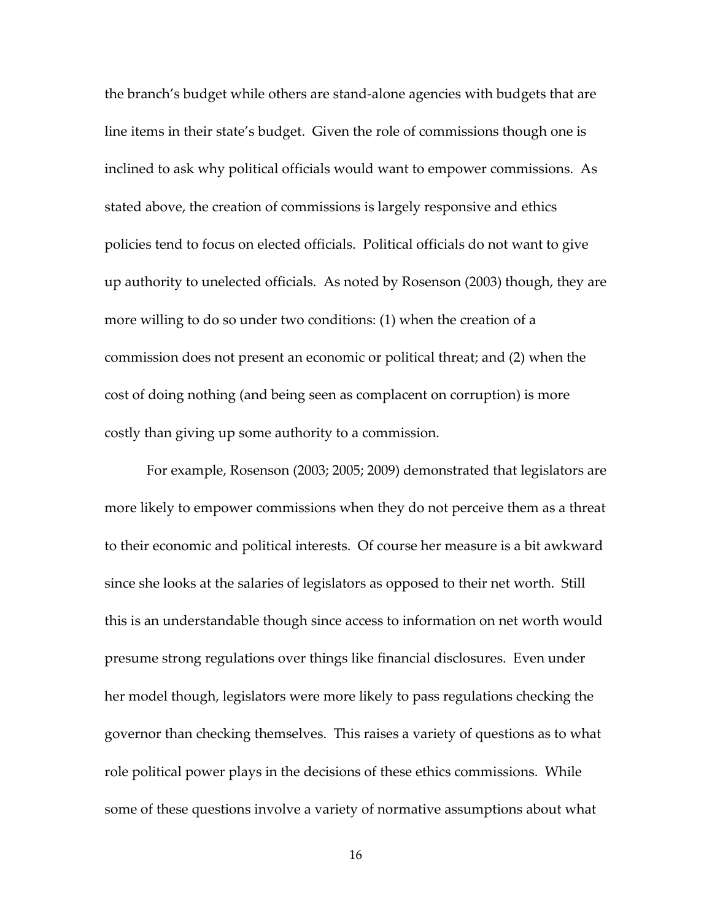the branch's budget while others are stand-alone agencies with budgets that are line items in their state's budget. Given the role of commissions though one is inclined to ask why political officials would want to empower commissions. As stated above, the creation of commissions is largely responsive and ethics policies tend to focus on elected officials. Political officials do not want to give up authority to unelected officials. As noted by Rosenson (2003) though, they are more willing to do so under two conditions: (1) when the creation of a commission does not present an economic or political threat; and (2) when the cost of doing nothing (and being seen as complacent on corruption) is more costly than giving up some authority to a commission.

For example, Rosenson (2003; 2005; 2009) demonstrated that legislators are more likely to empower commissions when they do not perceive them as a threat to their economic and political interests. Of course her measure is a bit awkward since she looks at the salaries of legislators as opposed to their net worth. Still this is an understandable though since access to information on net worth would presume strong regulations over things like financial disclosures. Even under her model though, legislators were more likely to pass regulations checking the governor than checking themselves. This raises a variety of questions as to what role political power plays in the decisions of these ethics commissions. While some of these questions involve a variety of normative assumptions about what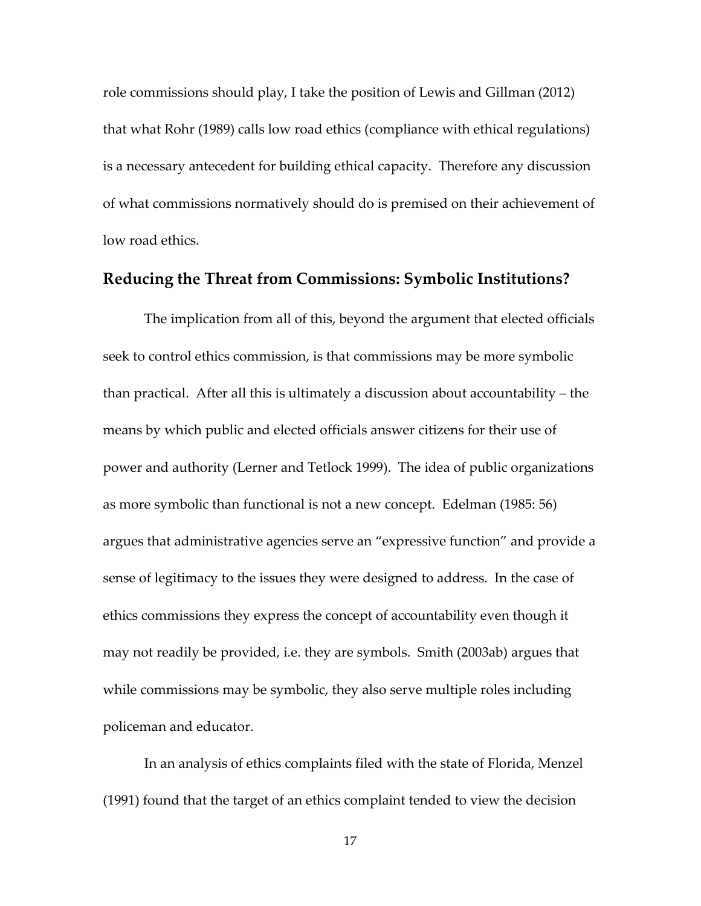role commissions should play, I take the position of Lewis and Gillman (2012) that what Rohr (1989) calls low road ethics (compliance with ethical regulations) is a necessary antecedent for building ethical capacity. Therefore any discussion of what commissions normatively should do is premised on their achievement of low road ethics.

## Reducing the Threat from Commissions: Symbolic Institutions?

The implication from all of this, beyond the argument that elected officials seek to control ethics commission, is that commissions may be more symbolic than practical. After all this is ultimately a discussion about accountability – the means by which public and elected officials answer citizens for their use of power and authority (Lerner and Tetlock 1999). The idea of public organizations as more symbolic than functional is not a new concept. Edelman (1985: 56) argues that administrative agencies serve an "expressive function" and provide a sense of legitimacy to the issues they were designed to address. In the case of ethics commissions they express the concept of accountability even though it may not readily be provided, i.e. they are symbols. Smith (2003ab) argues that while commissions may be symbolic, they also serve multiple roles including policeman and educator.

In an analysis of ethics complaints filed with the state of Florida, Menzel (1991) found that the target of an ethics complaint tended to view the decision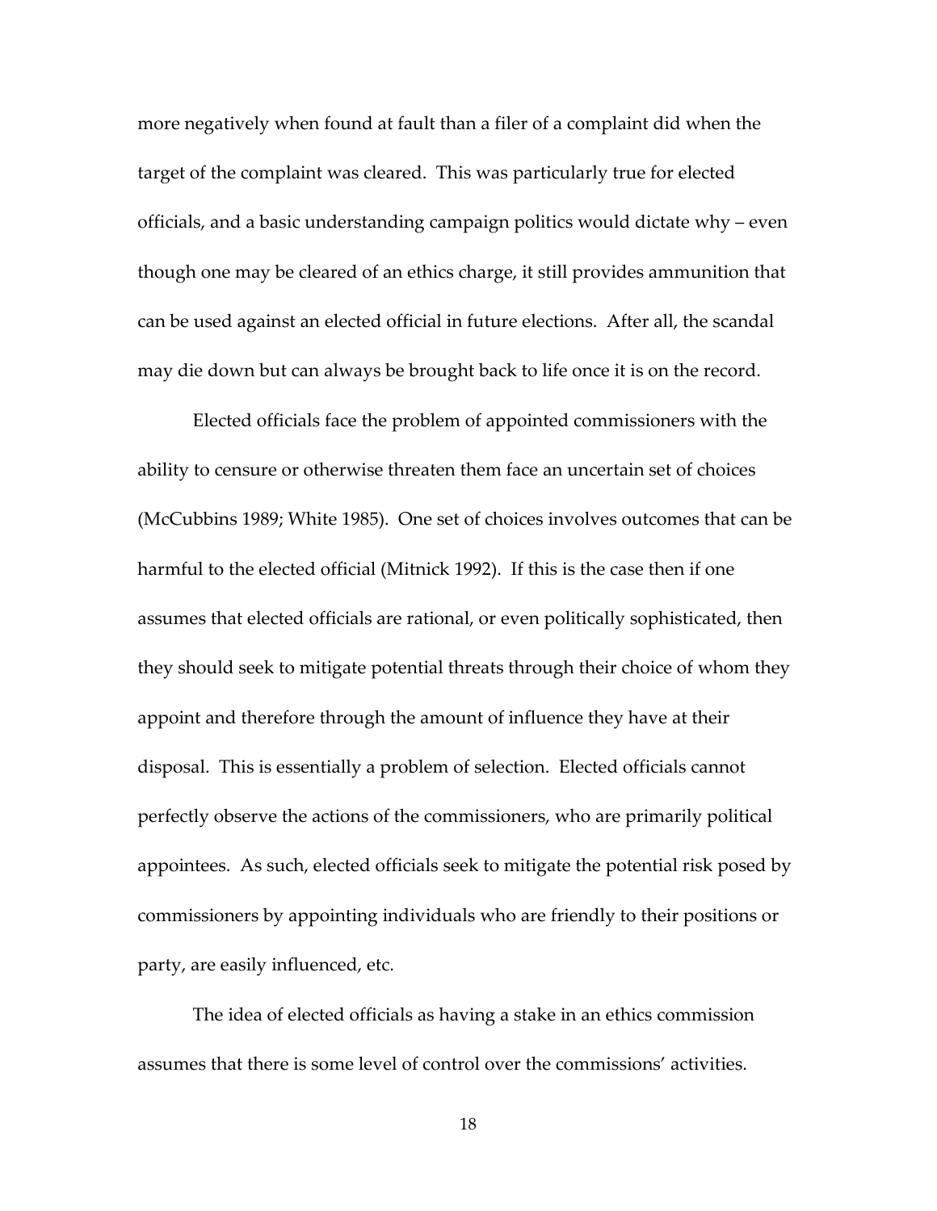more negatively when found at fault than a filer of a complaint did when the target of the complaint was cleared. This was particularly true for elected officials, and a basic understanding campaign politics would dictate why – even though one may be cleared of an ethics charge, it still provides ammunition that can be used against an elected official in future elections. After all, the scandal may die down but can always be brought back to life once it is on the record.

Elected officials face the problem of appointed commissioners with the ability to censure or otherwise threaten them face an uncertain set of choices (McCubbins 1989; White 1985). One set of choices involves outcomes that can be harmful to the elected official (Mitnick 1992). If this is the case then if one assumes that elected officials are rational, or even politically sophisticated, then they should seek to mitigate potential threats through their choice of whom they appoint and therefore through the amount of influence they have at their disposal. This is essentially a problem of selection. Elected officials cannot perfectly observe the actions of the commissioners, who are primarily political appointees. As such, elected officials seek to mitigate the potential risk posed by commissioners by appointing individuals who are friendly to their positions or party, are easily influenced, etc.

The idea of elected officials as having a stake in an ethics commission assumes that there is some level of control over the commissions' activities.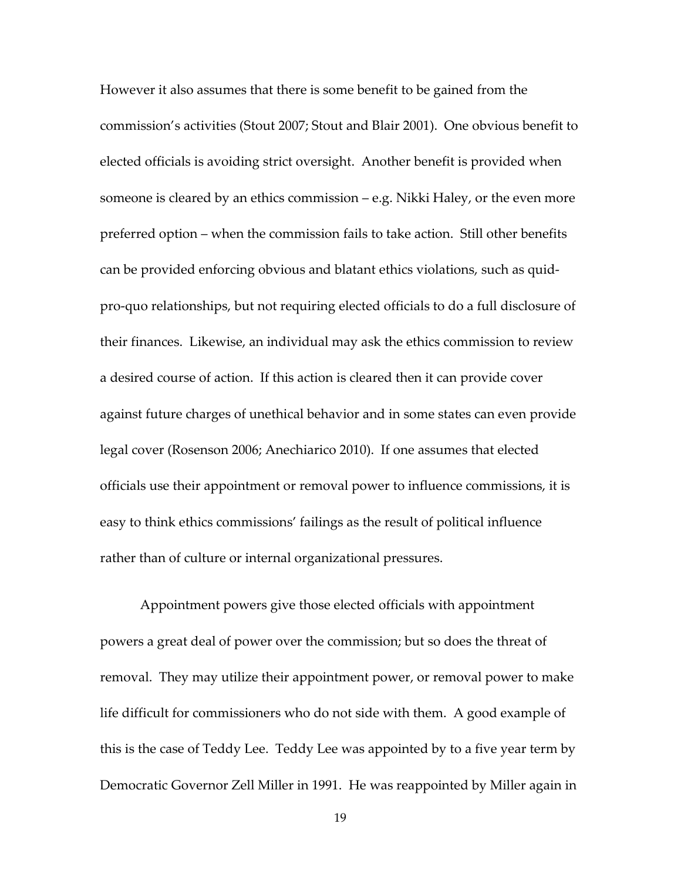However it also assumes that there is some benefit to be gained from the commission's activities (Stout 2007; Stout and Blair 2001). One obvious benefit to elected officials is avoiding strict oversight. Another benefit is provided when someone is cleared by an ethics commission – e.g. Nikki Haley, or the even more preferred option – when the commission fails to take action. Still other benefits can be provided enforcing obvious and blatant ethics violations, such as quid-pro-quo relationships, but not requiring elected officials to do a full disclosure of their finances. Likewise, an individual may ask the ethics commission to review a desired course of action. If this action is cleared then it can provide cover against future charges of unethical behavior and in some states can even provide legal cover (Rosenson 2006; Anechiarico 2010). If one assumes that elected officials use their appointment or removal power to influence commissions, it is easy to think ethics commissions' failings as the result of political influence rather than of culture or internal organizational pressures.

Appointment powers give those elected officials with appointment powers a great deal of power over the commission; but so does the threat of removal. They may utilize their appointment power, or removal power to make life difficult for commissioners who do not side with them. A good example of this is the case of Teddy Lee. Teddy Lee was appointed by to a five year term by Democratic Governor Zell Miller in 1991. He was reappointed by Miller again in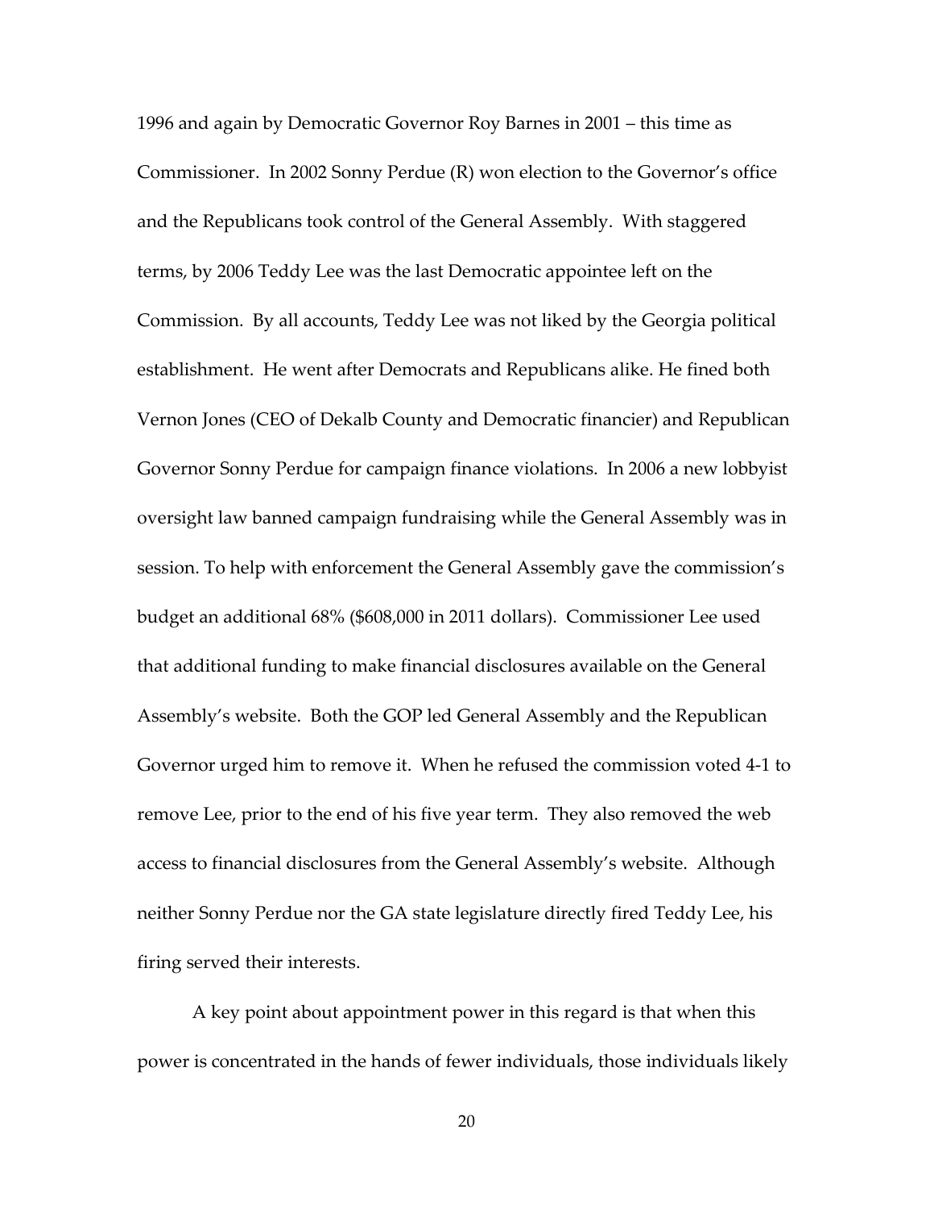1996 and again by Democratic Governor Roy Barnes in 2001 – this time as Commissioner. In 2002 Sonny Perdue (R) won election to the Governor's office and the Republicans took control of the General Assembly. With staggered terms, by 2006 Teddy Lee was the last Democratic appointee left on the Commission. By all accounts, Teddy Lee was not liked by the Georgia political establishment. He went after Democrats and Republicans alike. He fined both Vernon Jones (CEO of Dekalb County and Democratic financier) and Republican Governor Sonny Perdue for campaign finance violations. In 2006 a new lobbyist oversight law banned campaign fundraising while the General Assembly was in session. To help with enforcement the General Assembly gave the commission's budget an additional 68% ($608,000 in 2011 dollars). Commissioner Lee used that additional funding to make financial disclosures available on the General Assembly's website. Both the GOP led General Assembly and the Republican Governor urged him to remove it. When he refused the commission voted 4-1 to remove Lee, prior to the end of his five year term. They also removed the web access to financial disclosures from the General Assembly's website. Although neither Sonny Perdue nor the GA state legislature directly fired Teddy Lee, his firing served their interests.

A key point about appointment power in this regard is that when this power is concentrated in the hands of fewer individuals, those individuals likely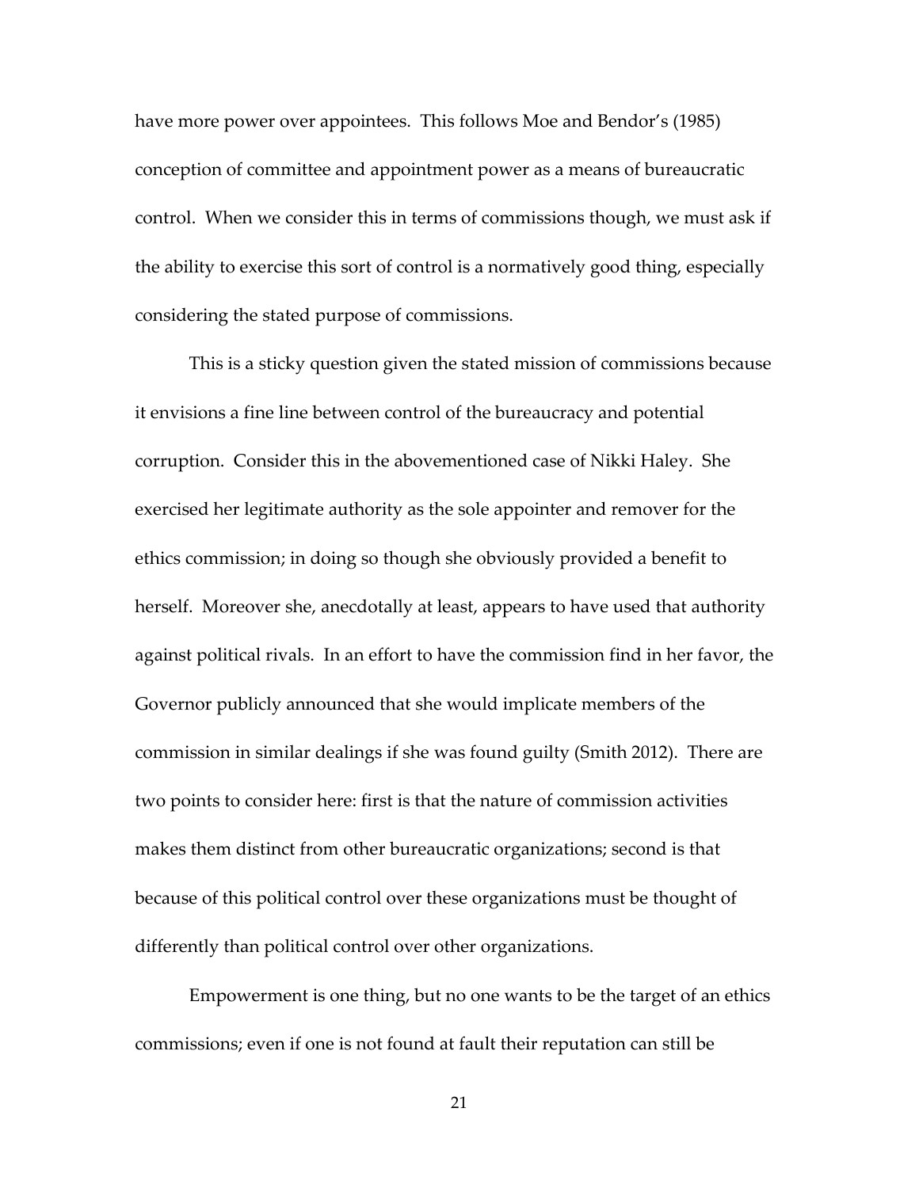have more power over appointees. This follows Moe and Bendor's (1985) conception of committee and appointment power as a means of bureaucratic control. When we consider this in terms of commissions though, we must ask if the ability to exercise this sort of control is a normatively good thing, especially considering the stated purpose of commissions.

This is a sticky question given the stated mission of commissions because it envisions a fine line between control of the bureaucracy and potential corruption. Consider this in the abovementioned case of Nikki Haley. She exercised her legitimate authority as the sole appointer and remover for the ethics commission; in doing so though she obviously provided a benefit to herself. Moreover she, anecdotally at least, appears to have used that authority against political rivals. In an effort to have the commission find in her favor, the Governor publicly announced that she would implicate members of the commission in similar dealings if she was found guilty (Smith 2012). There are two points to consider here: first is that the nature of commission activities makes them distinct from other bureaucratic organizations; second is that because of this political control over these organizations must be thought of differently than political control over other organizations.

Empowerment is one thing, but no one wants to be the target of an ethics commissions; even if one is not found at fault their reputation can still be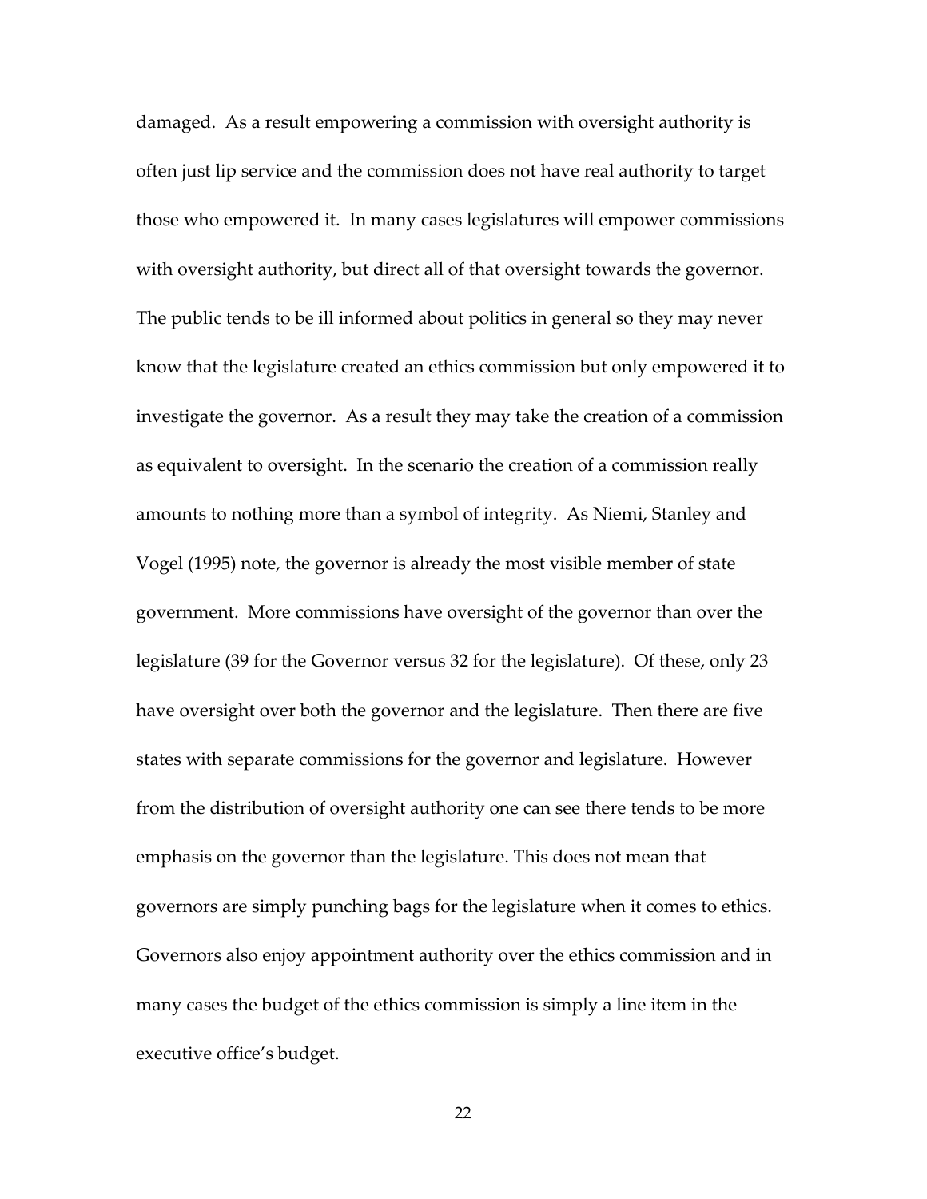damaged. As a result empowering a commission with oversight authority is often just lip service and the commission does not have real authority to target those who empowered it. In many cases legislatures will empower commissions with oversight authority, but direct all of that oversight towards the governor. The public tends to be ill informed about politics in general so they may never know that the legislature created an ethics commission but only empowered it to investigate the governor. As a result they may take the creation of a commission as equivalent to oversight. In the scenario the creation of a commission really amounts to nothing more than a symbol of integrity. As Niemi, Stanley and Vogel (1995) note, the governor is already the most visible member of state government. More commissions have oversight of the governor than over the legislature (39 for the Governor versus 32 for the legislature). Of these, only 23 have oversight over both the governor and the legislature. Then there are five states with separate commissions for the governor and legislature. However from the distribution of oversight authority one can see there tends to be more emphasis on the governor than the legislature. This does not mean that governors are simply punching bags for the legislature when it comes to ethics. Governors also enjoy appointment authority over the ethics commission and in many cases the budget of the ethics commission is simply a line item in the executive office's budget.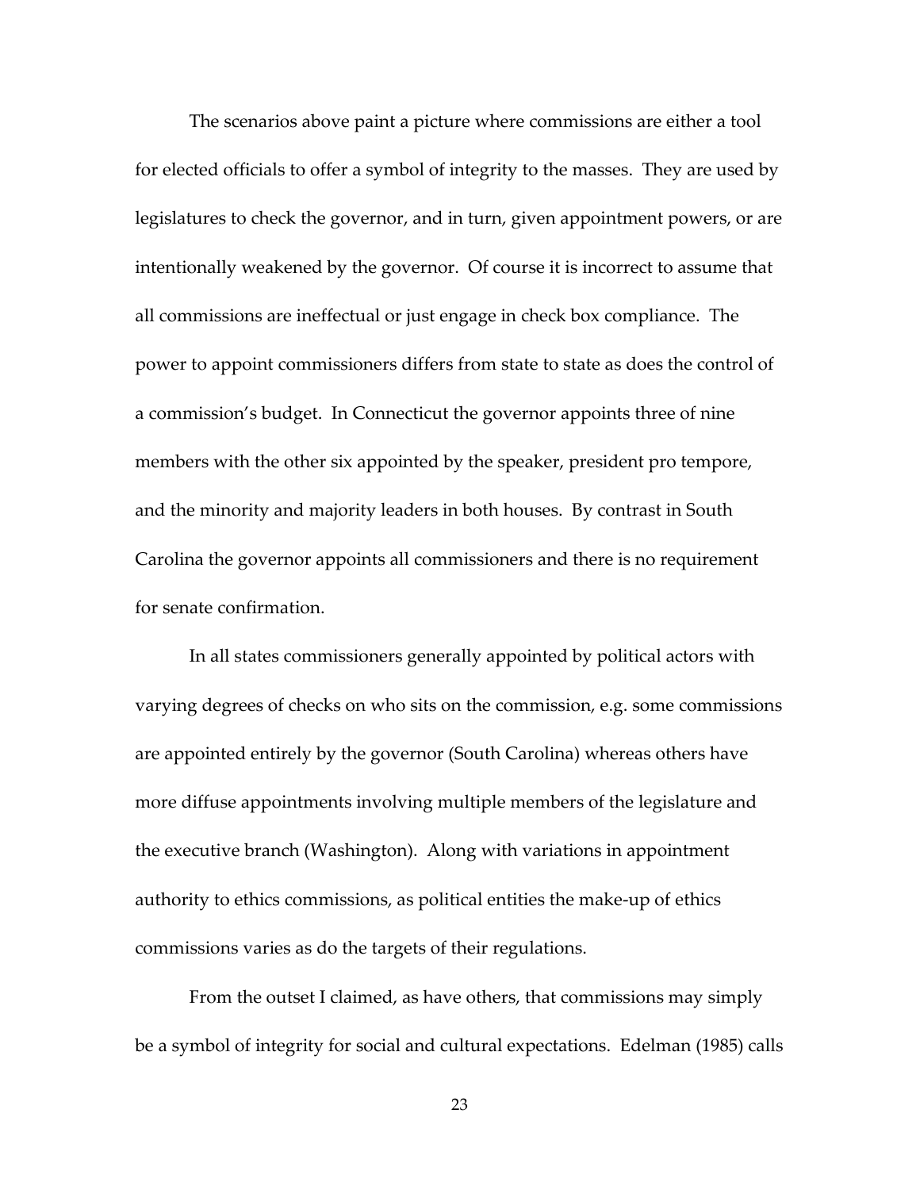The scenarios above paint a picture where commissions are either a tool for elected officials to offer a symbol of integrity to the masses. They are used by legislatures to check the governor, and in turn, given appointment powers, or are intentionally weakened by the governor. Of course it is incorrect to assume that all commissions are ineffectual or just engage in check box compliance. The power to appoint commissioners differs from state to state as does the control of a commission's budget. In Connecticut the governor appoints three of nine members with the other six appointed by the speaker, president pro tempore, and the minority and majority leaders in both houses. By contrast in South Carolina the governor appoints all commissioners and there is no requirement for senate confirmation.

In all states commissioners generally appointed by political actors with varying degrees of checks on who sits on the commission, e.g. some commissions are appointed entirely by the governor (South Carolina) whereas others have more diffuse appointments involving multiple members of the legislature and the executive branch (Washington). Along with variations in appointment authority to ethics commissions, as political entities the make-up of ethics commissions varies as do the targets of their regulations.

From the outset I claimed, as have others, that commissions may simply be a symbol of integrity for social and cultural expectations. Edelman (1985) calls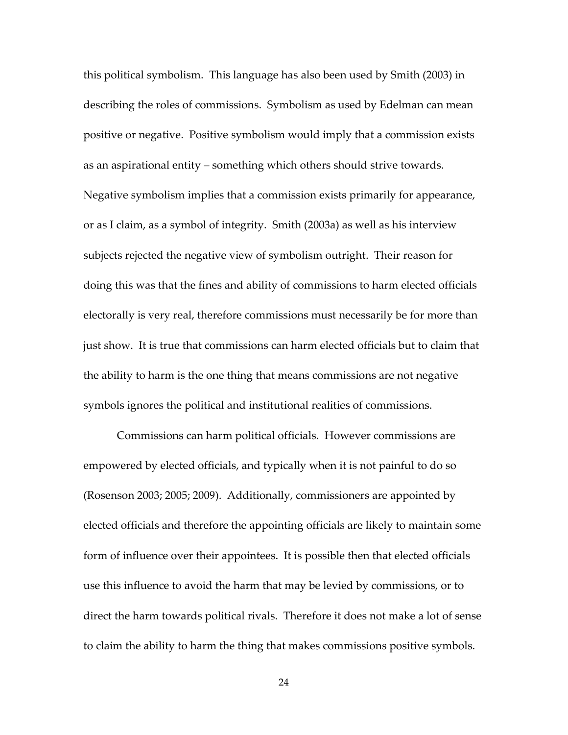this political symbolism. This language has also been used by Smith (2003) in describing the roles of commissions. Symbolism as used by Edelman can mean positive or negative. Positive symbolism would imply that a commission exists as an aspirational entity – something which others should strive towards. Negative symbolism implies that a commission exists primarily for appearance, or as I claim, as a symbol of integrity. Smith (2003a) as well as his interview subjects rejected the negative view of symbolism outright. Their reason for doing this was that the fines and ability of commissions to harm elected officials electorally is very real, therefore commissions must necessarily be for more than just show. It is true that commissions can harm elected officials but to claim that the ability to harm is the one thing that means commissions are not negative symbols ignores the political and institutional realities of commissions.

Commissions can harm political officials. However commissions are empowered by elected officials, and typically when it is not painful to do so (Rosenson 2003; 2005; 2009). Additionally, commissioners are appointed by elected officials and therefore the appointing officials are likely to maintain some form of influence over their appointees. It is possible then that elected officials use this influence to avoid the harm that may be levied by commissions, or to direct the harm towards political rivals. Therefore it does not make a lot of sense to claim the ability to harm the thing that makes commissions positive symbols.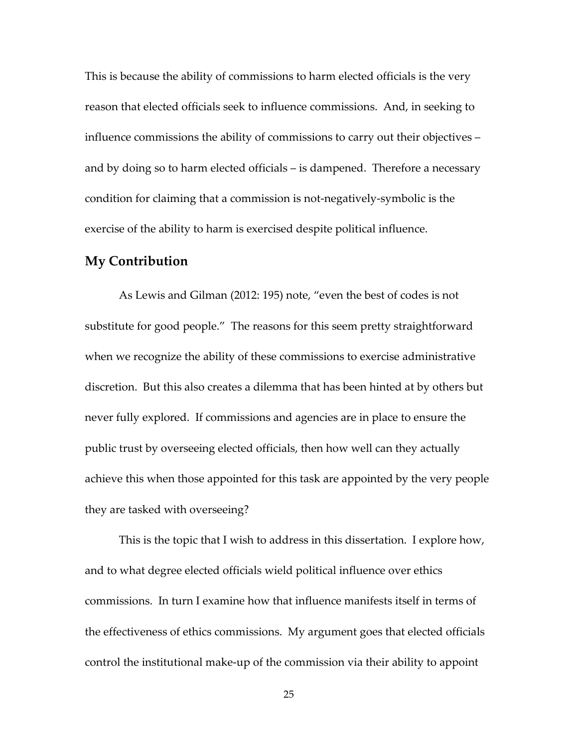This is because the ability of commissions to harm elected officials is the very reason that elected officials seek to influence commissions. And, in seeking to influence commissions the ability of commissions to carry out their objectives – and by doing so to harm elected officials – is dampened. Therefore a necessary condition for claiming that a commission is not-negatively-symbolic is the exercise of the ability to harm is exercised despite political influence.

## My Contribution

As Lewis and Gilman (2012: 195) note, "even the best of codes is not substitute for good people." The reasons for this seem pretty straightforward when we recognize the ability of these commissions to exercise administrative discretion. But this also creates a dilemma that has been hinted at by others but never fully explored. If commissions and agencies are in place to ensure the public trust by overseeing elected officials, then how well can they actually achieve this when those appointed for this task are appointed by the very people they are tasked with overseeing?

This is the topic that I wish to address in this dissertation. I explore how, and to what degree elected officials wield political influence over ethics commissions. In turn I examine how that influence manifests itself in terms of the effectiveness of ethics commissions. My argument goes that elected officials control the institutional make-up of the commission via their ability to appoint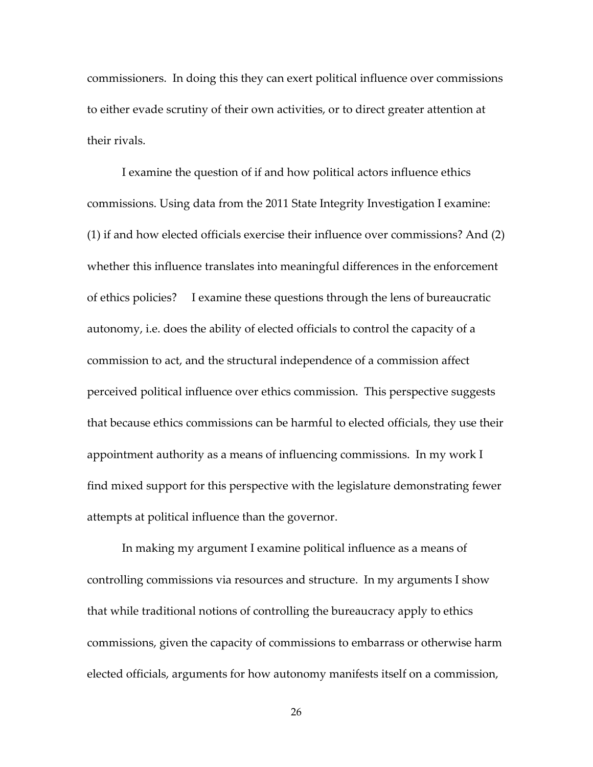commissioners. In doing this they can exert political influence over commissions to either evade scrutiny of their own activities, or to direct greater attention at their rivals.

I examine the question of if and how political actors influence ethics commissions. Using data from the 2011 State Integrity Investigation I examine: (1) if and how elected officials exercise their influence over commissions? And (2) whether this influence translates into meaningful differences in the enforcement of ethics policies? I examine these questions through the lens of bureaucratic autonomy, i.e. does the ability of elected officials to control the capacity of a commission to act, and the structural independence of a commission affect perceived political influence over ethics commission. This perspective suggests that because ethics commissions can be harmful to elected officials, they use their appointment authority as a means of influencing commissions. In my work I find mixed support for this perspective with the legislature demonstrating fewer attempts at political influence than the governor.

In making my argument I examine political influence as a means of controlling commissions via resources and structure. In my arguments I show that while traditional notions of controlling the bureaucracy apply to ethics commissions, given the capacity of commissions to embarrass or otherwise harm elected officials, arguments for how autonomy manifests itself on a commission,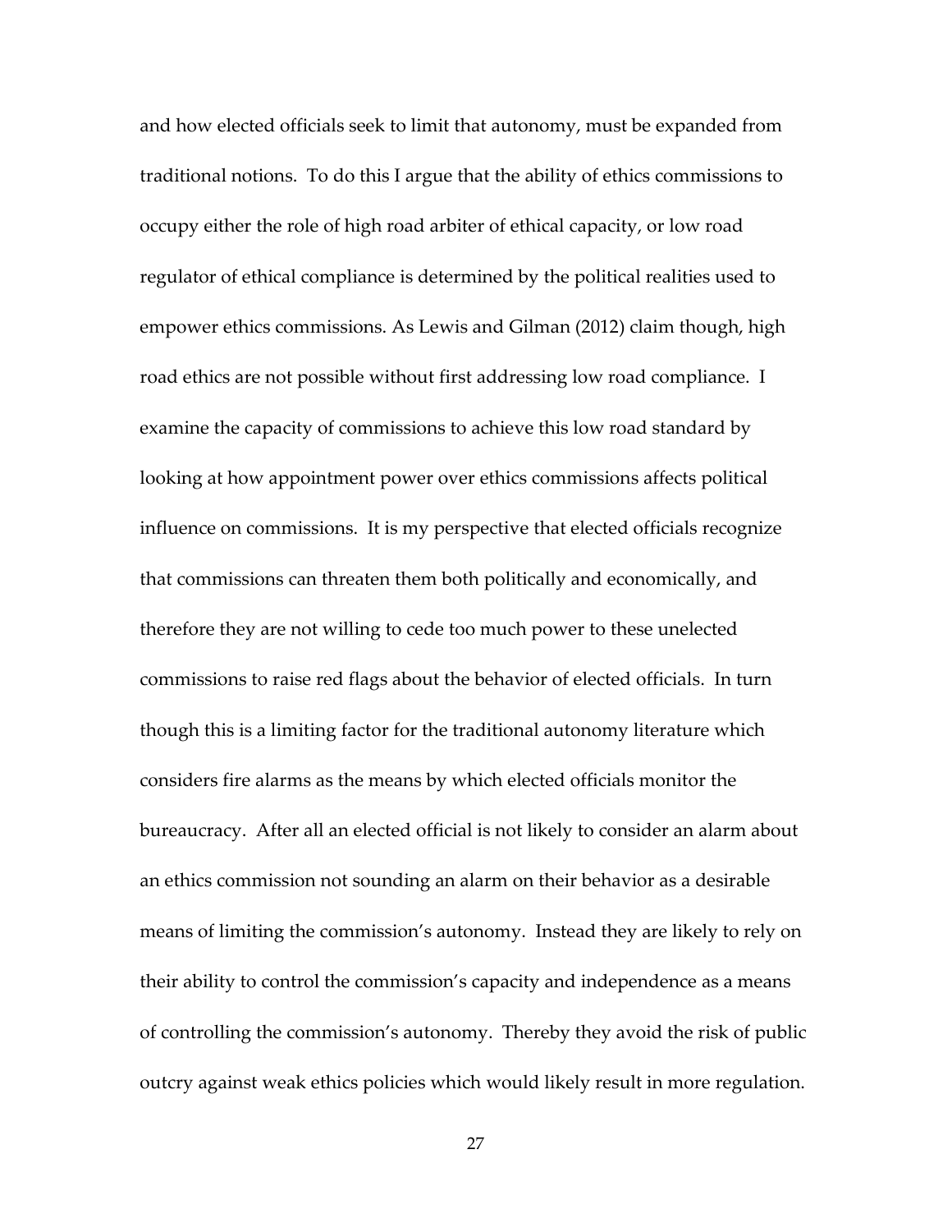and how elected officials seek to limit that autonomy, must be expanded from traditional notions. To do this I argue that the ability of ethics commissions to occupy either the role of high road arbiter of ethical capacity, or low road regulator of ethical compliance is determined by the political realities used to empower ethics commissions. As Lewis and Gilman (2012) claim though, high road ethics are not possible without first addressing low road compliance. I examine the capacity of commissions to achieve this low road standard by looking at how appointment power over ethics commissions affects political influence on commissions. It is my perspective that elected officials recognize that commissions can threaten them both politically and economically, and therefore they are not willing to cede too much power to these unelected commissions to raise red flags about the behavior of elected officials. In turn though this is a limiting factor for the traditional autonomy literature which considers fire alarms as the means by which elected officials monitor the bureaucracy. After all an elected official is not likely to consider an alarm about an ethics commission not sounding an alarm on their behavior as a desirable means of limiting the commission's autonomy. Instead they are likely to rely on their ability to control the commission's capacity and independence as a means of controlling the commission's autonomy. Thereby they avoid the risk of public outcry against weak ethics policies which would likely result in more regulation.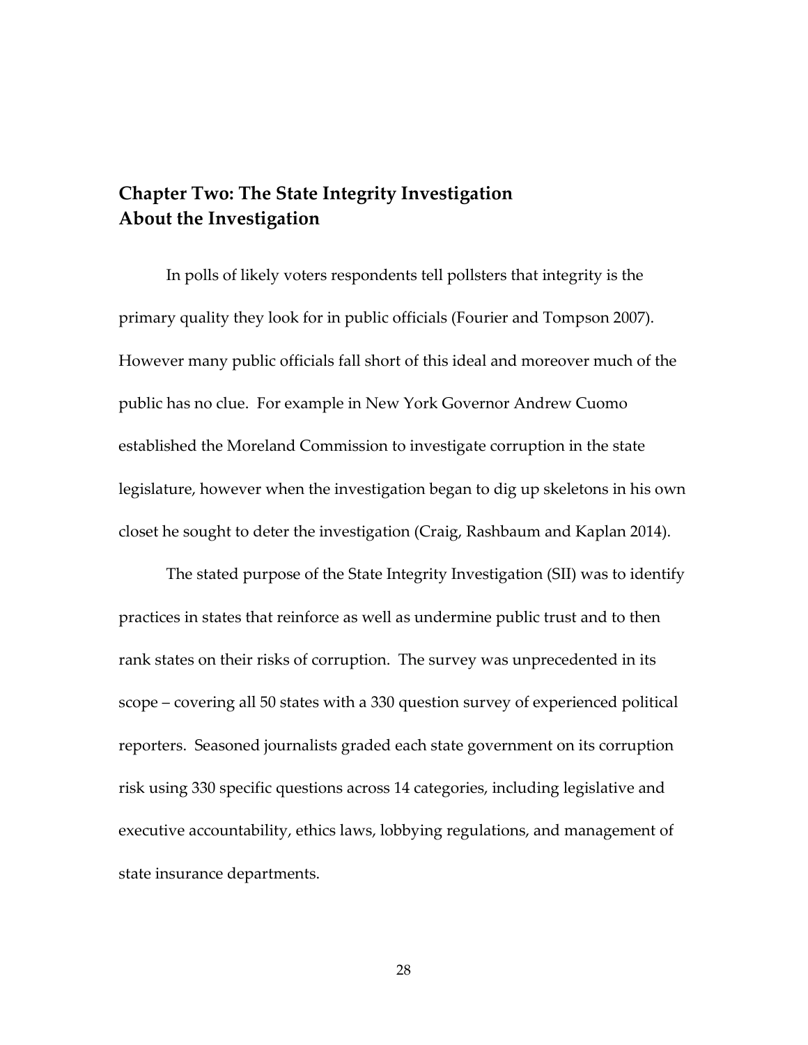## Chapter Two: The State Integrity Investigation
## About the Investigation

In polls of likely voters respondents tell pollsters that integrity is the primary quality they look for in public officials (Fourier and Tompson 2007). However many public officials fall short of this ideal and moreover much of the public has no clue. For example in New York Governor Andrew Cuomo established the Moreland Commission to investigate corruption in the state legislature, however when the investigation began to dig up skeletons in his own closet he sought to deter the investigation (Craig, Rashbaum and Kaplan 2014).

The stated purpose of the State Integrity Investigation (SII) was to identify practices in states that reinforce as well as undermine public trust and to then rank states on their risks of corruption. The survey was unprecedented in its scope – covering all 50 states with a 330 question survey of experienced political reporters. Seasoned journalists graded each state government on its corruption risk using 330 specific questions across 14 categories, including legislative and executive accountability, ethics laws, lobbying regulations, and management of state insurance departments.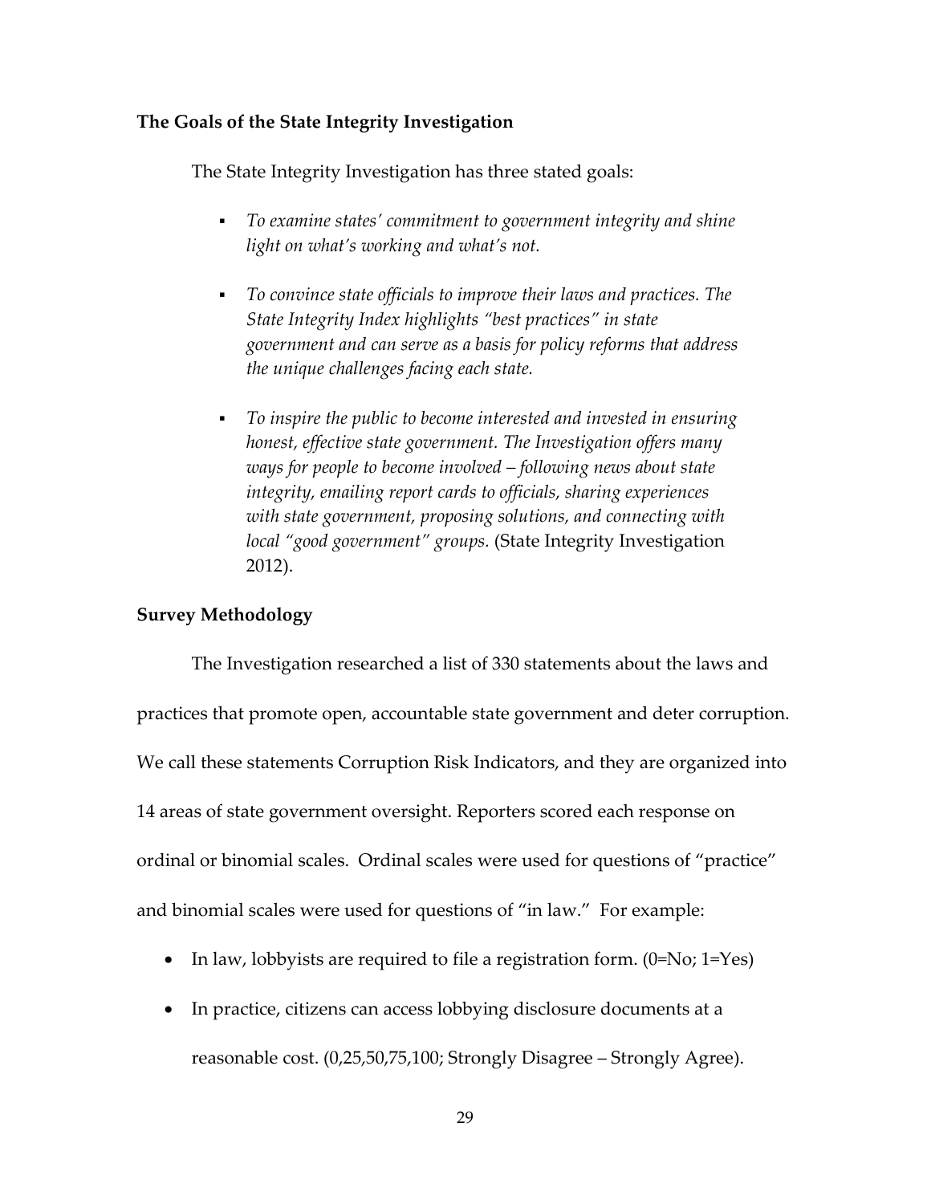### The Goals of the State Integrity Investigation

The State Integrity Investigation has three stated goals:

- *To examine states' commitment to government integrity and shine light on what's working and what's not.*
- *To convince state officials to improve their laws and practices. The State Integrity Index highlights "best practices" in state government and can serve as a basis for policy reforms that address the unique challenges facing each state.*
- *To inspire the public to become interested and invested in ensuring honest, effective state government. The Investigation offers many ways for people to become involved – following news about state integrity, emailing report cards to officials, sharing experiences with state government, proposing solutions, and connecting with local "good government" groups.* (State Integrity Investigation 2012).

### Survey Methodology

The Investigation researched a list of 330 statements about the laws and practices that promote open, accountable state government and deter corruption. We call these statements Corruption Risk Indicators, and they are organized into 14 areas of state government oversight. Reporters scored each response on ordinal or binomial scales. Ordinal scales were used for questions of "practice" and binomial scales were used for questions of "in law." For example:

- In law, lobbyists are required to file a registration form. (0=No; 1=Yes)
- In practice, citizens can access lobbying disclosure documents at a reasonable cost. (0,25,50,75,100; Strongly Disagree – Strongly Agree).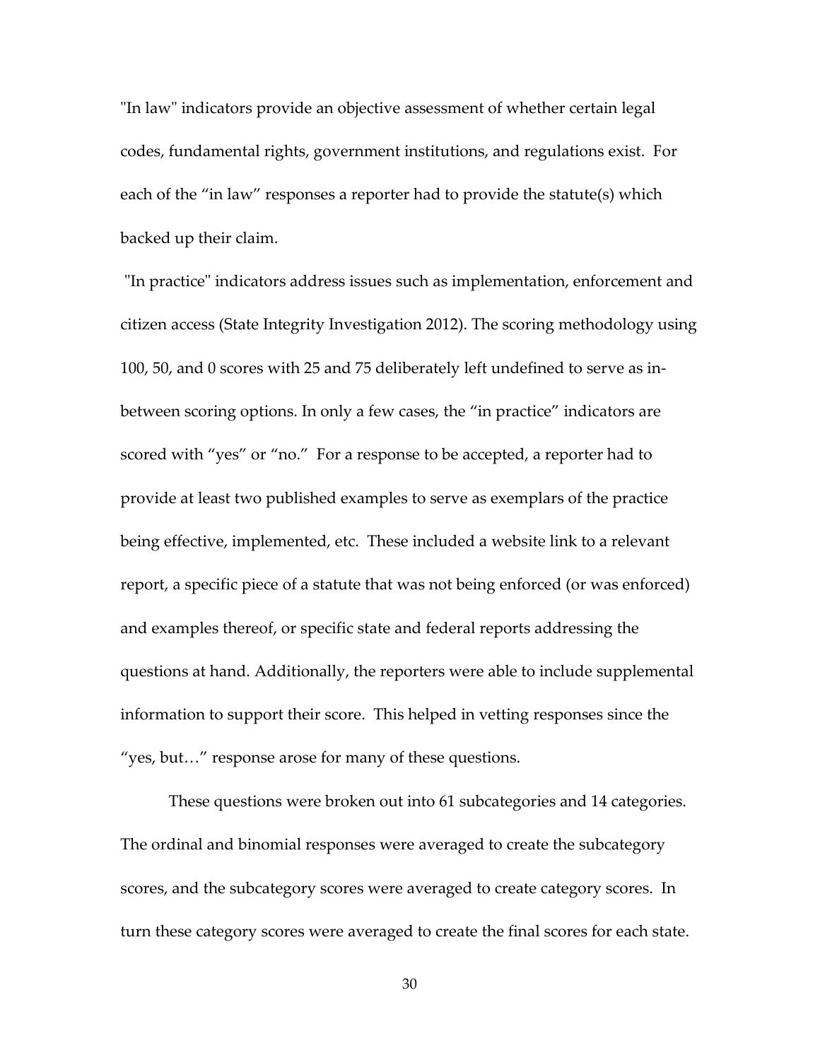"In law" indicators provide an objective assessment of whether certain legal codes, fundamental rights, government institutions, and regulations exist. For each of the "in law" responses a reporter had to provide the statute(s) which backed up their claim.

"In practice" indicators address issues such as implementation, enforcement and citizen access (State Integrity Investigation 2012). The scoring methodology using 100, 50, and 0 scores with 25 and 75 deliberately left undefined to serve as in-between scoring options. In only a few cases, the "in practice" indicators are scored with "yes" or "no." For a response to be accepted, a reporter had to provide at least two published examples to serve as exemplars of the practice being effective, implemented, etc. These included a website link to a relevant report, a specific piece of a statute that was not being enforced (or was enforced) and examples thereof, or specific state and federal reports addressing the questions at hand. Additionally, the reporters were able to include supplemental information to support their score. This helped in vetting responses since the "yes, but…" response arose for many of these questions.

These questions were broken out into 61 subcategories and 14 categories. The ordinal and binomial responses were averaged to create the subcategory scores, and the subcategory scores were averaged to create category scores. In turn these category scores were averaged to create the final scores for each state.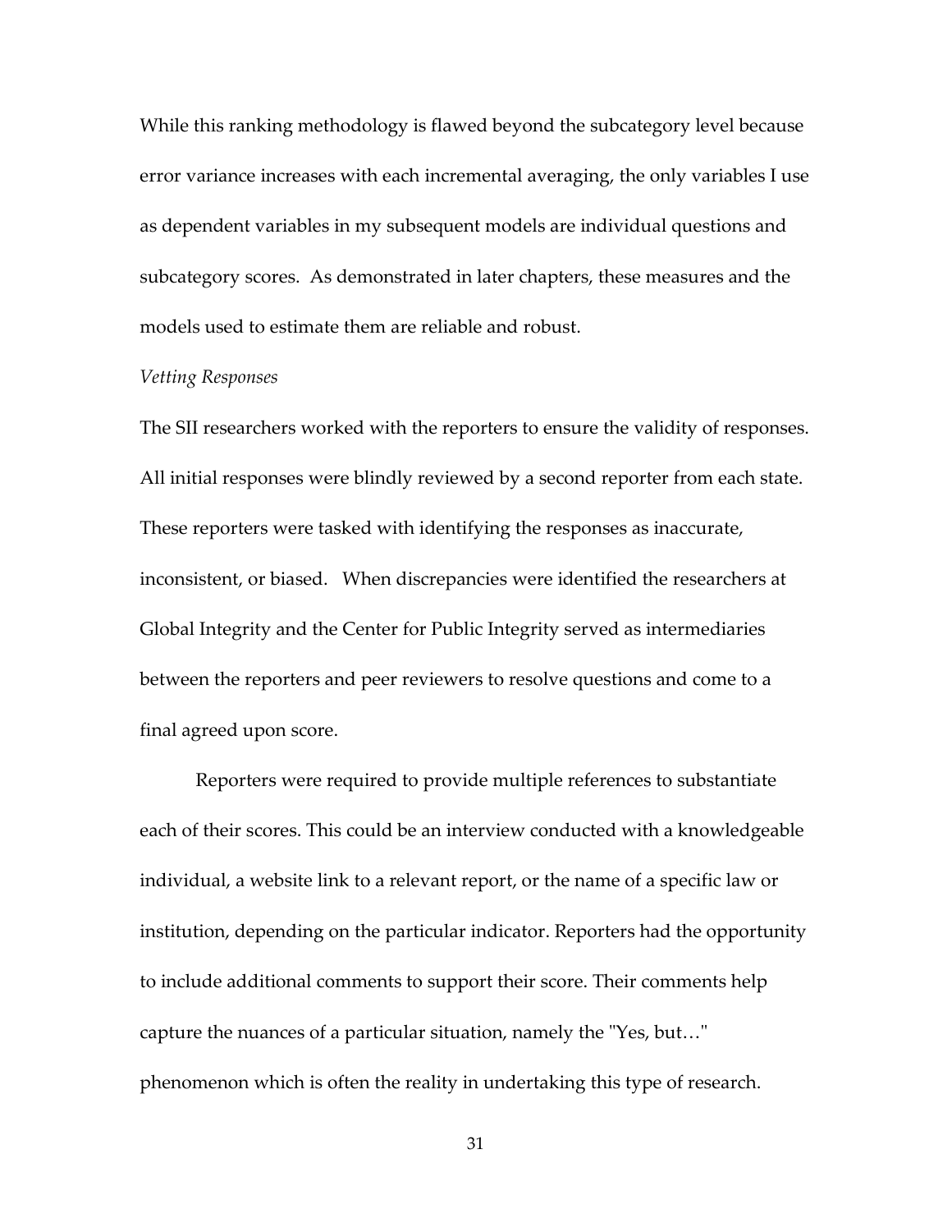While this ranking methodology is flawed beyond the subcategory level because error variance increases with each incremental averaging, the only variables I use as dependent variables in my subsequent models are individual questions and subcategory scores. As demonstrated in later chapters, these measures and the models used to estimate them are reliable and robust.

*Vetting Responses*

The SII researchers worked with the reporters to ensure the validity of responses. All initial responses were blindly reviewed by a second reporter from each state. These reporters were tasked with identifying the responses as inaccurate, inconsistent, or biased. When discrepancies were identified the researchers at Global Integrity and the Center for Public Integrity served as intermediaries between the reporters and peer reviewers to resolve questions and come to a final agreed upon score.

Reporters were required to provide multiple references to substantiate each of their scores. This could be an interview conducted with a knowledgeable individual, a website link to a relevant report, or the name of a specific law or institution, depending on the particular indicator. Reporters had the opportunity to include additional comments to support their score. Their comments help capture the nuances of a particular situation, namely the "Yes, but…" phenomenon which is often the reality in undertaking this type of research.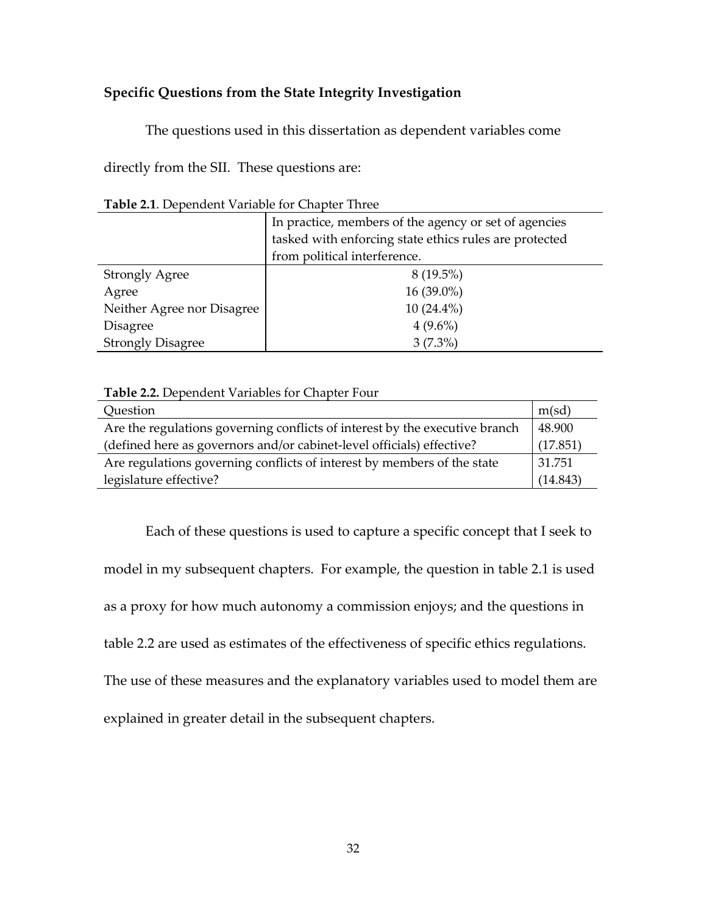**Specific Questions from the State Integrity Investigation**

The questions used in this dissertation as dependent variables come directly from the SII. These questions are:

**Table 2.1**. Dependent Variable for Chapter Three

| | In practice, members of the agency or set of agencies tasked with enforcing state ethics rules are protected from political interference. |
|---|---|
| Strongly Agree | 8 (19.5%) |
| Agree | 16 (39.0%) |
| Neither Agree nor Disagree | 10 (24.4%) |
| Disagree | 4 (9.6%) |
| Strongly Disagree | 3 (7.3%) |

**Table 2.2.** Dependent Variables for Chapter Four

| Question | m(sd) |
|---|---|
| Are the regulations governing conflicts of interest by the executive branch (defined here as governors and/or cabinet-level officials) effective? | 48.900 (17.851) |
| Are regulations governing conflicts of interest by members of the state legislature effective? | 31.751 (14.843) |

Each of these questions is used to capture a specific concept that I seek to model in my subsequent chapters. For example, the question in table 2.1 is used as a proxy for how much autonomy a commission enjoys; and the questions in table 2.2 are used as estimates of the effectiveness of specific ethics regulations. The use of these measures and the explanatory variables used to model them are explained in greater detail in the subsequent chapters.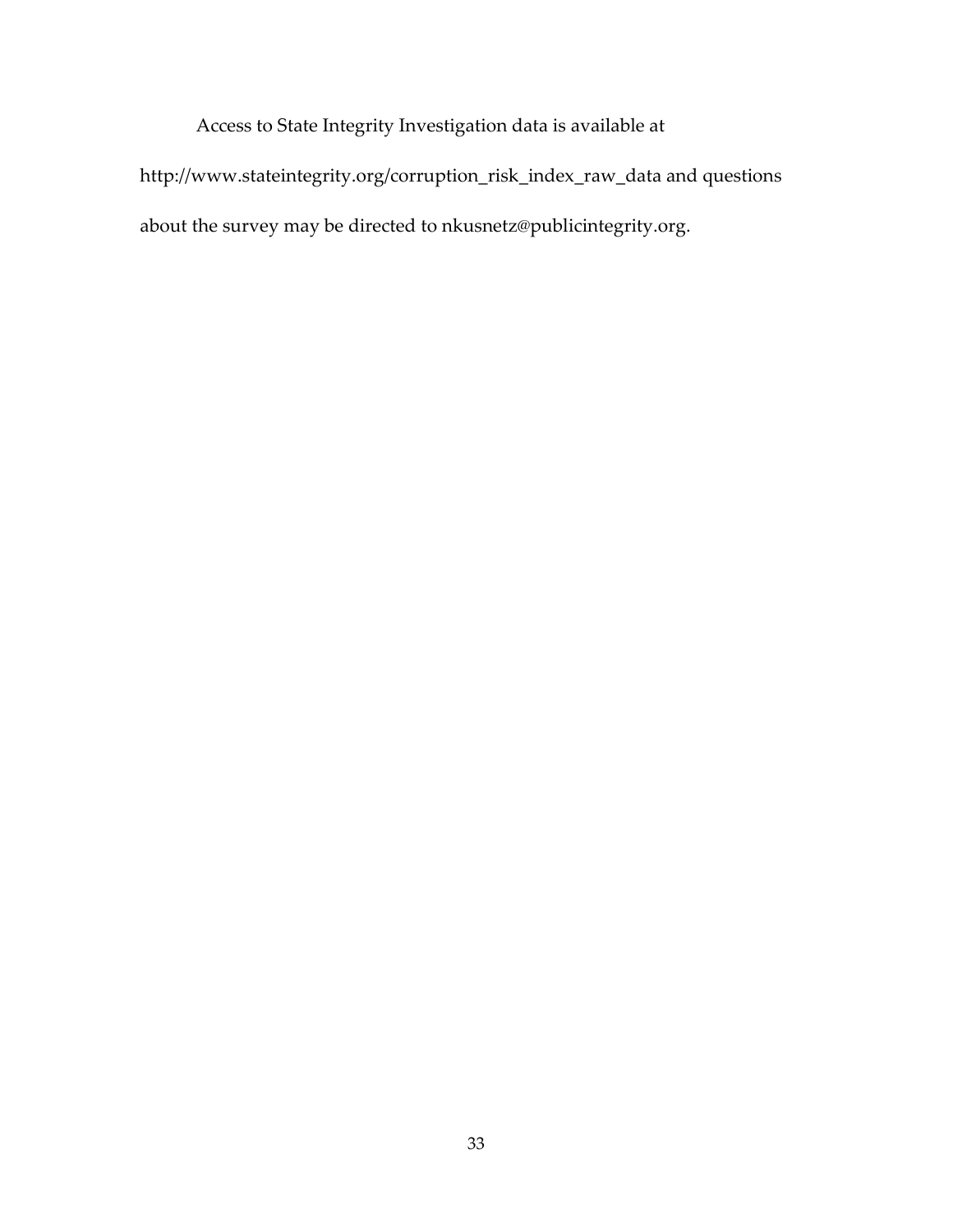Access to State Integrity Investigation data is available at http://www.stateintegrity.org/corruption_risk_index_raw_data and questions about the survey may be directed to nkusnetz@publicintegrity.org.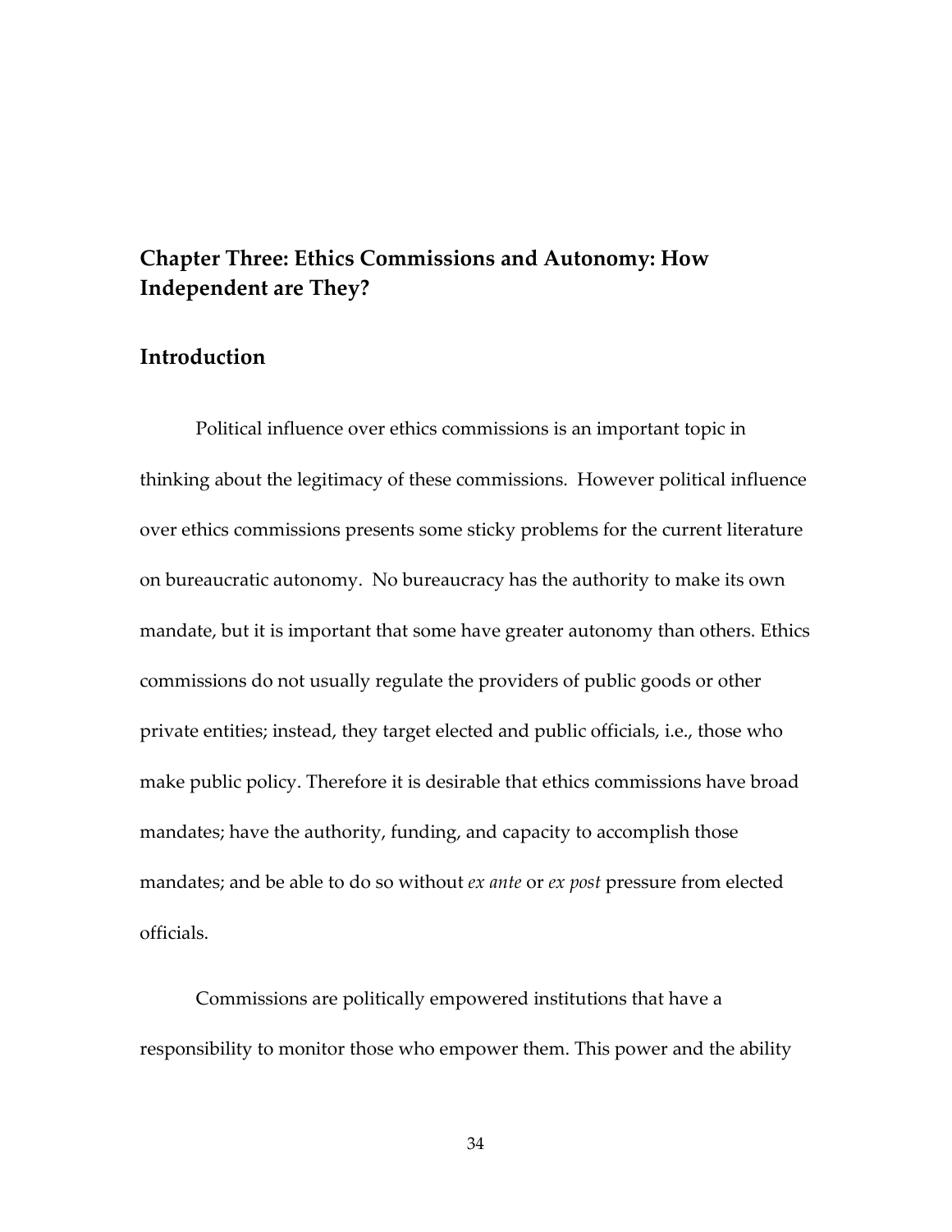# Chapter Three: Ethics Commissions and Autonomy: How Independent are They?

## Introduction

Political influence over ethics commissions is an important topic in thinking about the legitimacy of these commissions. However political influence over ethics commissions presents some sticky problems for the current literature on bureaucratic autonomy. No bureaucracy has the authority to make its own mandate, but it is important that some have greater autonomy than others. Ethics commissions do not usually regulate the providers of public goods or other private entities; instead, they target elected and public officials, i.e., those who make public policy. Therefore it is desirable that ethics commissions have broad mandates; have the authority, funding, and capacity to accomplish those mandates; and be able to do so without *ex ante* or *ex post* pressure from elected officials.

Commissions are politically empowered institutions that have a responsibility to monitor those who empower them. This power and the ability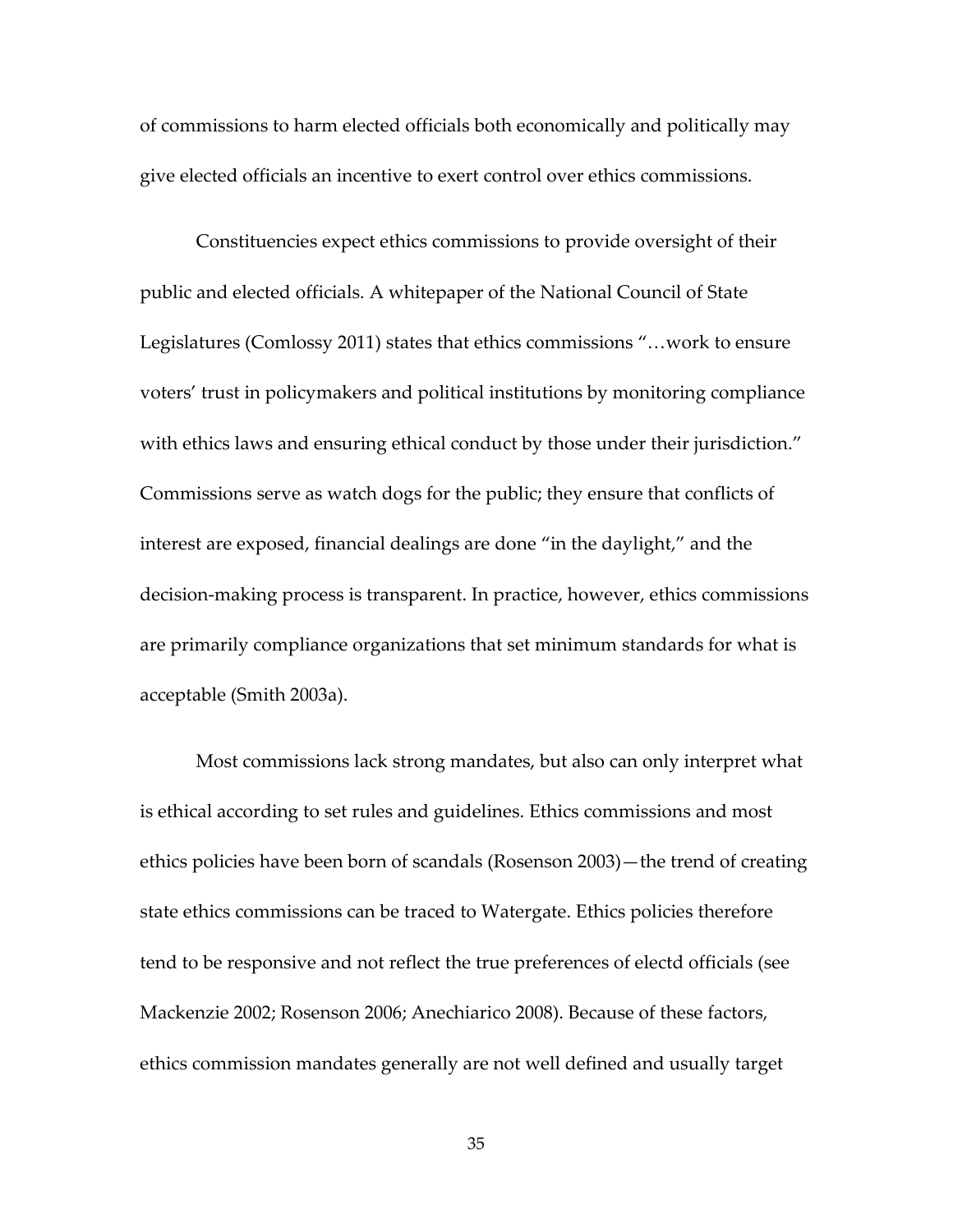of commissions to harm elected officials both economically and politically may give elected officials an incentive to exert control over ethics commissions.

Constituencies expect ethics commissions to provide oversight of their public and elected officials. A whitepaper of the National Council of State Legislatures (Comlossy 2011) states that ethics commissions "…work to ensure voters' trust in policymakers and political institutions by monitoring compliance with ethics laws and ensuring ethical conduct by those under their jurisdiction." Commissions serve as watch dogs for the public; they ensure that conflicts of interest are exposed, financial dealings are done "in the daylight," and the decision-making process is transparent. In practice, however, ethics commissions are primarily compliance organizations that set minimum standards for what is acceptable (Smith 2003a).

Most commissions lack strong mandates, but also can only interpret what is ethical according to set rules and guidelines. Ethics commissions and most ethics policies have been born of scandals (Rosenson 2003)—the trend of creating state ethics commissions can be traced to Watergate. Ethics policies therefore tend to be responsive and not reflect the true preferences of electd officials (see Mackenzie 2002; Rosenson 2006; Anechiarico 2008). Because of these factors, ethics commission mandates generally are not well defined and usually target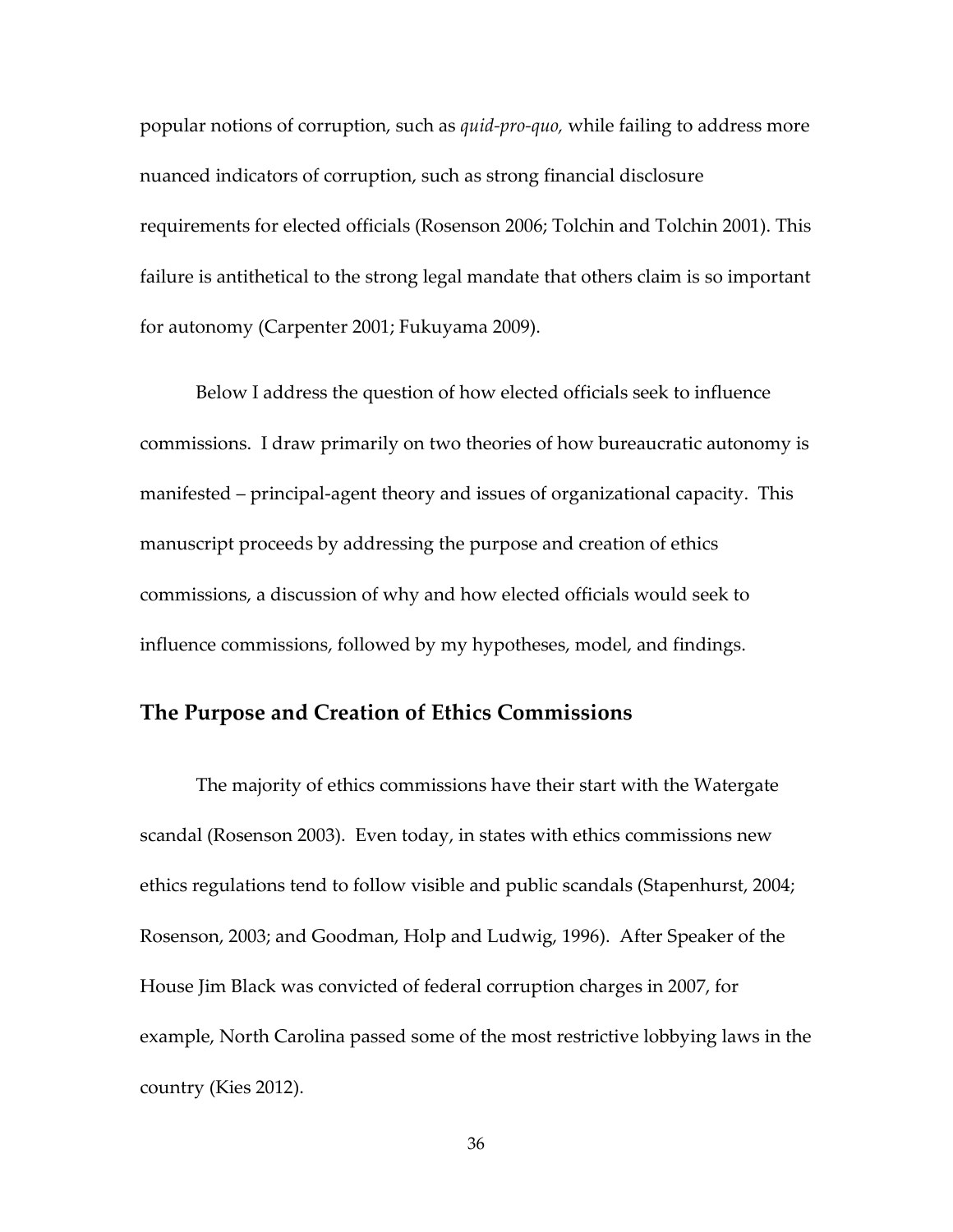popular notions of corruption, such as *quid-pro-quo,* while failing to address more nuanced indicators of corruption, such as strong financial disclosure requirements for elected officials (Rosenson 2006; Tolchin and Tolchin 2001). This failure is antithetical to the strong legal mandate that others claim is so important for autonomy (Carpenter 2001; Fukuyama 2009).

Below I address the question of how elected officials seek to influence commissions. I draw primarily on two theories of how bureaucratic autonomy is manifested – principal-agent theory and issues of organizational capacity. This manuscript proceeds by addressing the purpose and creation of ethics commissions, a discussion of why and how elected officials would seek to influence commissions, followed by my hypotheses, model, and findings.

## The Purpose and Creation of Ethics Commissions

The majority of ethics commissions have their start with the Watergate scandal (Rosenson 2003). Even today, in states with ethics commissions new ethics regulations tend to follow visible and public scandals (Stapenhurst, 2004; Rosenson, 2003; and Goodman, Holp and Ludwig, 1996). After Speaker of the House Jim Black was convicted of federal corruption charges in 2007, for example, North Carolina passed some of the most restrictive lobbying laws in the country (Kies 2012).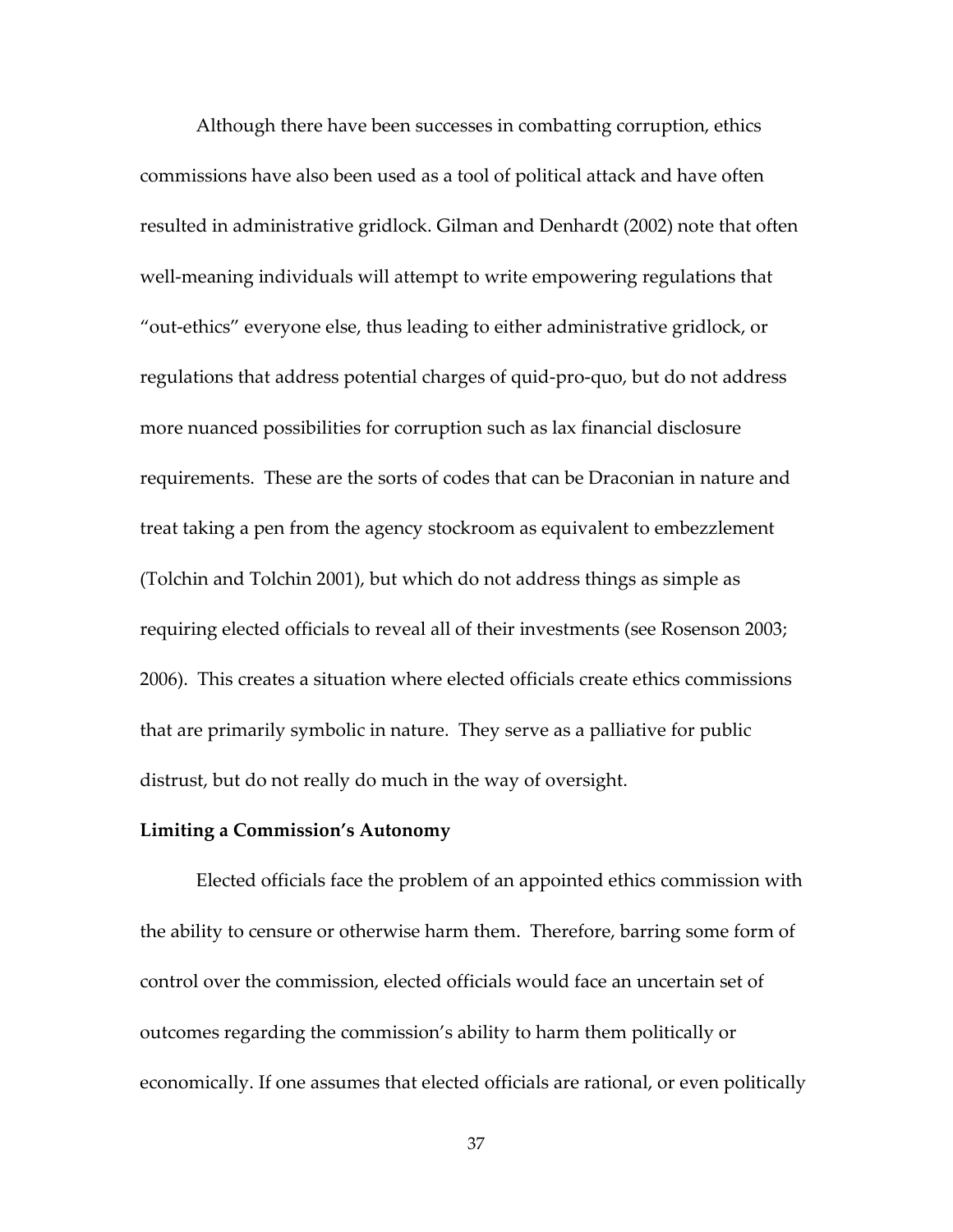Although there have been successes in combatting corruption, ethics commissions have also been used as a tool of political attack and have often resulted in administrative gridlock. Gilman and Denhardt (2002) note that often well-meaning individuals will attempt to write empowering regulations that "out-ethics" everyone else, thus leading to either administrative gridlock, or regulations that address potential charges of quid-pro-quo, but do not address more nuanced possibilities for corruption such as lax financial disclosure requirements. These are the sorts of codes that can be Draconian in nature and treat taking a pen from the agency stockroom as equivalent to embezzlement (Tolchin and Tolchin 2001), but which do not address things as simple as requiring elected officials to reveal all of their investments (see Rosenson 2003; 2006). This creates a situation where elected officials create ethics commissions that are primarily symbolic in nature. They serve as a palliative for public distrust, but do not really do much in the way of oversight.

**Limiting a Commission's Autonomy**

Elected officials face the problem of an appointed ethics commission with the ability to censure or otherwise harm them. Therefore, barring some form of control over the commission, elected officials would face an uncertain set of outcomes regarding the commission's ability to harm them politically or economically. If one assumes that elected officials are rational, or even politically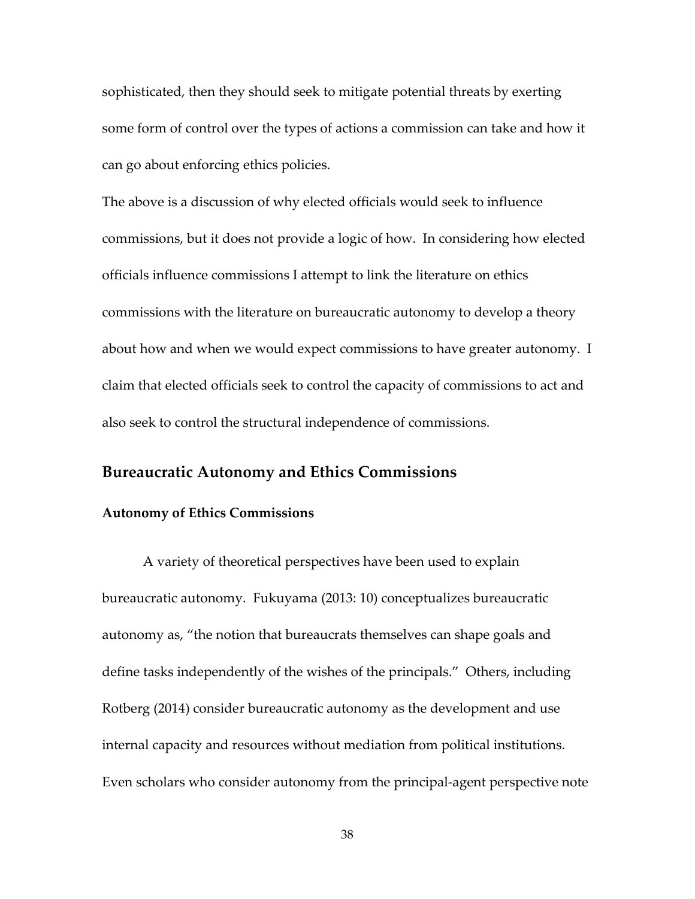sophisticated, then they should seek to mitigate potential threats by exerting some form of control over the types of actions a commission can take and how it can go about enforcing ethics policies.

The above is a discussion of why elected officials would seek to influence commissions, but it does not provide a logic of how. In considering how elected officials influence commissions I attempt to link the literature on ethics commissions with the literature on bureaucratic autonomy to develop a theory about how and when we would expect commissions to have greater autonomy. I claim that elected officials seek to control the capacity of commissions to act and also seek to control the structural independence of commissions.

## Bureaucratic Autonomy and Ethics Commissions

### Autonomy of Ethics Commissions

A variety of theoretical perspectives have been used to explain bureaucratic autonomy. Fukuyama (2013: 10) conceptualizes bureaucratic autonomy as, "the notion that bureaucrats themselves can shape goals and define tasks independently of the wishes of the principals." Others, including Rotberg (2014) consider bureaucratic autonomy as the development and use internal capacity and resources without mediation from political institutions. Even scholars who consider autonomy from the principal-agent perspective note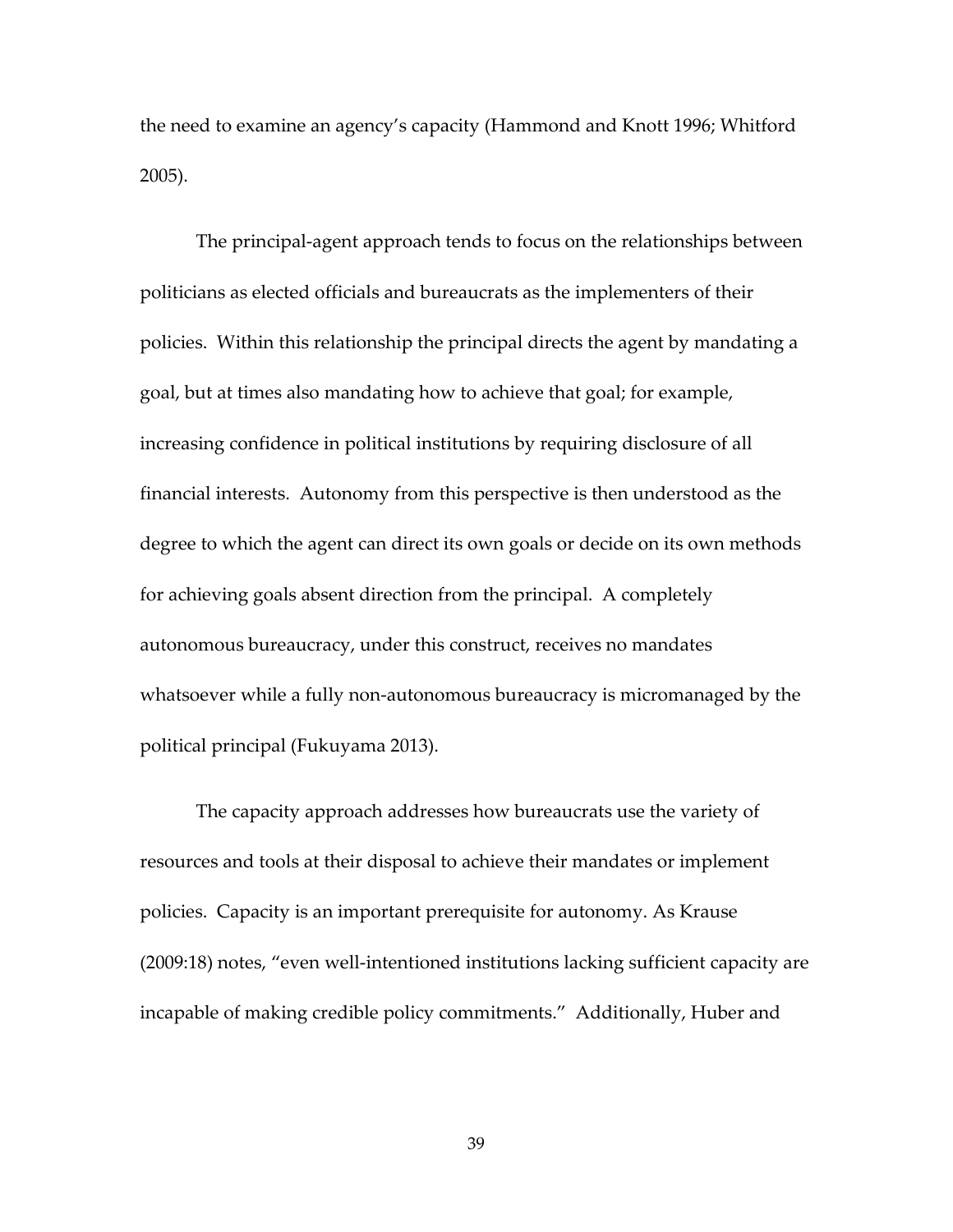the need to examine an agency's capacity (Hammond and Knott 1996; Whitford 2005).

The principal-agent approach tends to focus on the relationships between politicians as elected officials and bureaucrats as the implementers of their policies. Within this relationship the principal directs the agent by mandating a goal, but at times also mandating how to achieve that goal; for example, increasing confidence in political institutions by requiring disclosure of all financial interests. Autonomy from this perspective is then understood as the degree to which the agent can direct its own goals or decide on its own methods for achieving goals absent direction from the principal. A completely autonomous bureaucracy, under this construct, receives no mandates whatsoever while a fully non-autonomous bureaucracy is micromanaged by the political principal (Fukuyama 2013).

The capacity approach addresses how bureaucrats use the variety of resources and tools at their disposal to achieve their mandates or implement policies. Capacity is an important prerequisite for autonomy. As Krause (2009:18) notes, "even well-intentioned institutions lacking sufficient capacity are incapable of making credible policy commitments." Additionally, Huber and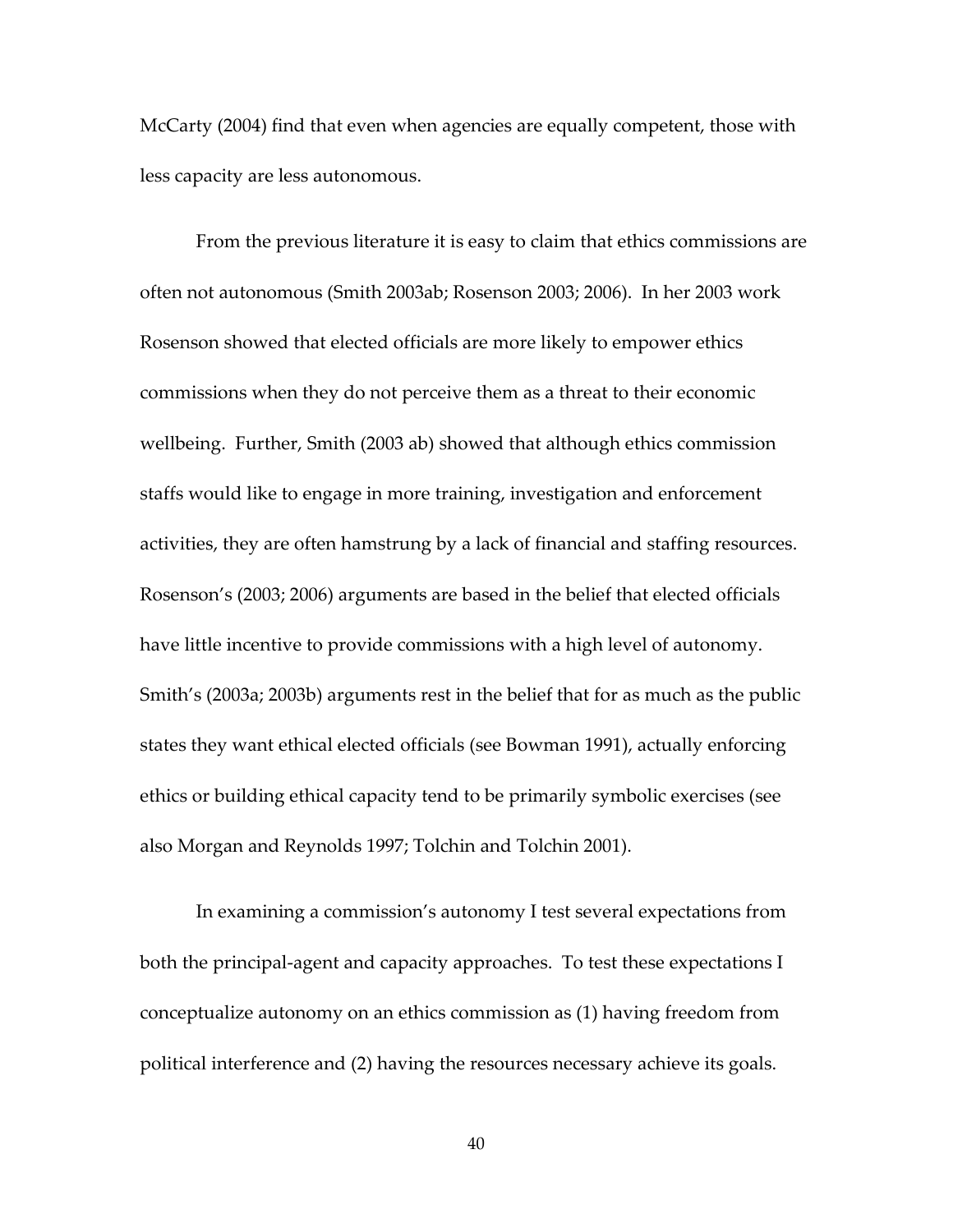McCarty (2004) find that even when agencies are equally competent, those with less capacity are less autonomous.

From the previous literature it is easy to claim that ethics commissions are often not autonomous (Smith 2003ab; Rosenson 2003; 2006). In her 2003 work Rosenson showed that elected officials are more likely to empower ethics commissions when they do not perceive them as a threat to their economic wellbeing. Further, Smith (2003 ab) showed that although ethics commission staffs would like to engage in more training, investigation and enforcement activities, they are often hamstrung by a lack of financial and staffing resources. Rosenson's (2003; 2006) arguments are based in the belief that elected officials have little incentive to provide commissions with a high level of autonomy. Smith's (2003a; 2003b) arguments rest in the belief that for as much as the public states they want ethical elected officials (see Bowman 1991), actually enforcing ethics or building ethical capacity tend to be primarily symbolic exercises (see also Morgan and Reynolds 1997; Tolchin and Tolchin 2001).

In examining a commission's autonomy I test several expectations from both the principal-agent and capacity approaches. To test these expectations I conceptualize autonomy on an ethics commission as (1) having freedom from political interference and (2) having the resources necessary achieve its goals.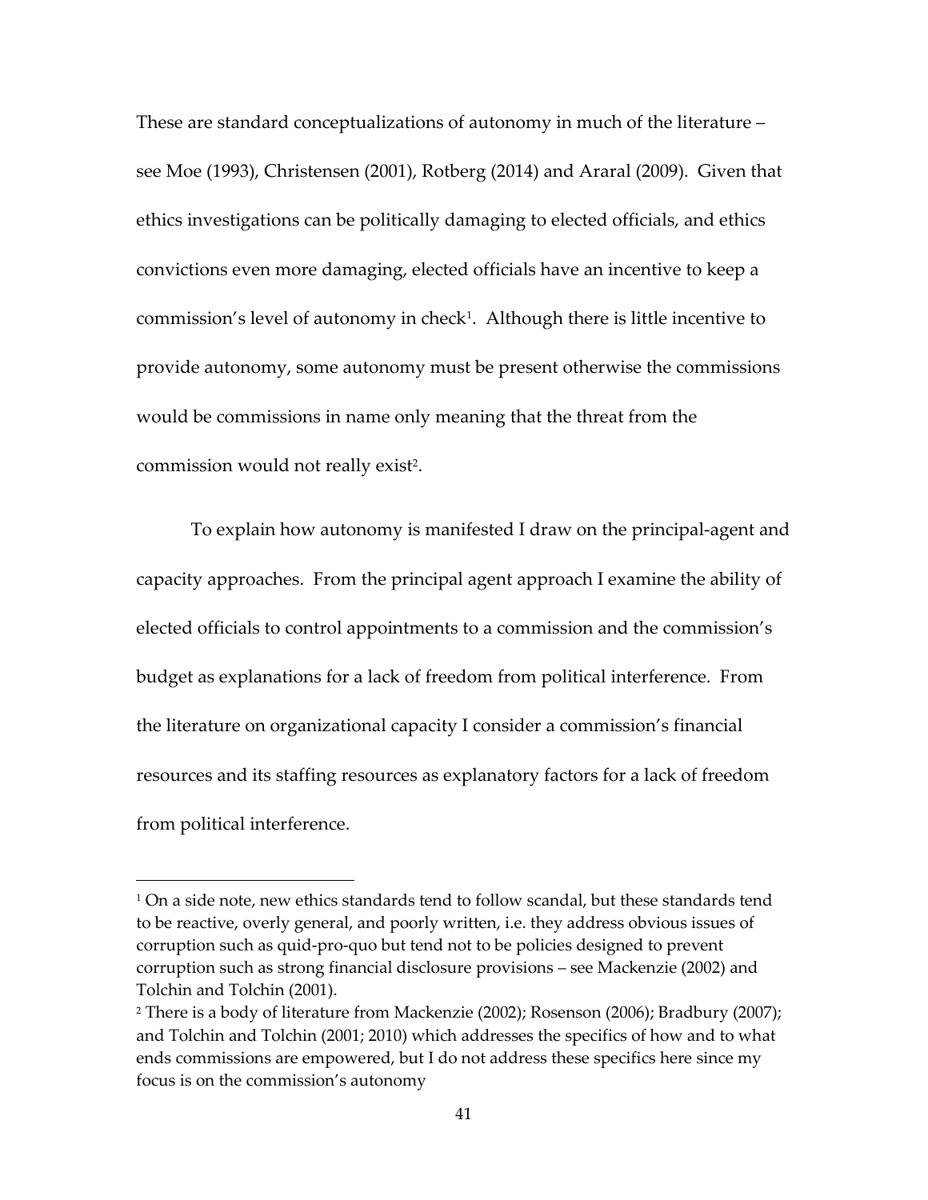These are standard conceptualizations of autonomy in much of the literature – see Moe (1993), Christensen (2001), Rotberg (2014) and Araral (2009). Given that ethics investigations can be politically damaging to elected officials, and ethics convictions even more damaging, elected officials have an incentive to keep a commission's level of autonomy in check[1]. Although there is little incentive to provide autonomy, some autonomy must be present otherwise the commissions would be commissions in name only meaning that the threat from the commission would not really exist[2].

To explain how autonomy is manifested I draw on the principal-agent and capacity approaches. From the principal agent approach I examine the ability of elected officials to control appointments to a commission and the commission's budget as explanations for a lack of freedom from political interference. From the literature on organizational capacity I consider a commission's financial resources and its staffing resources as explanatory factors for a lack of freedom from political interference.

---

[1] On a side note, new ethics standards tend to follow scandal, but these standards tend to be reactive, overly general, and poorly written, i.e. they address obvious issues of corruption such as quid-pro-quo but tend not to be policies designed to prevent corruption such as strong financial disclosure provisions – see Mackenzie (2002) and Tolchin and Tolchin (2001).

[2] There is a body of literature from Mackenzie (2002); Rosenson (2006); Bradbury (2007); and Tolchin and Tolchin (2001; 2010) which addresses the specifics of how and to what ends commissions are empowered, but I do not address these specifics here since my focus is on the commission's autonomy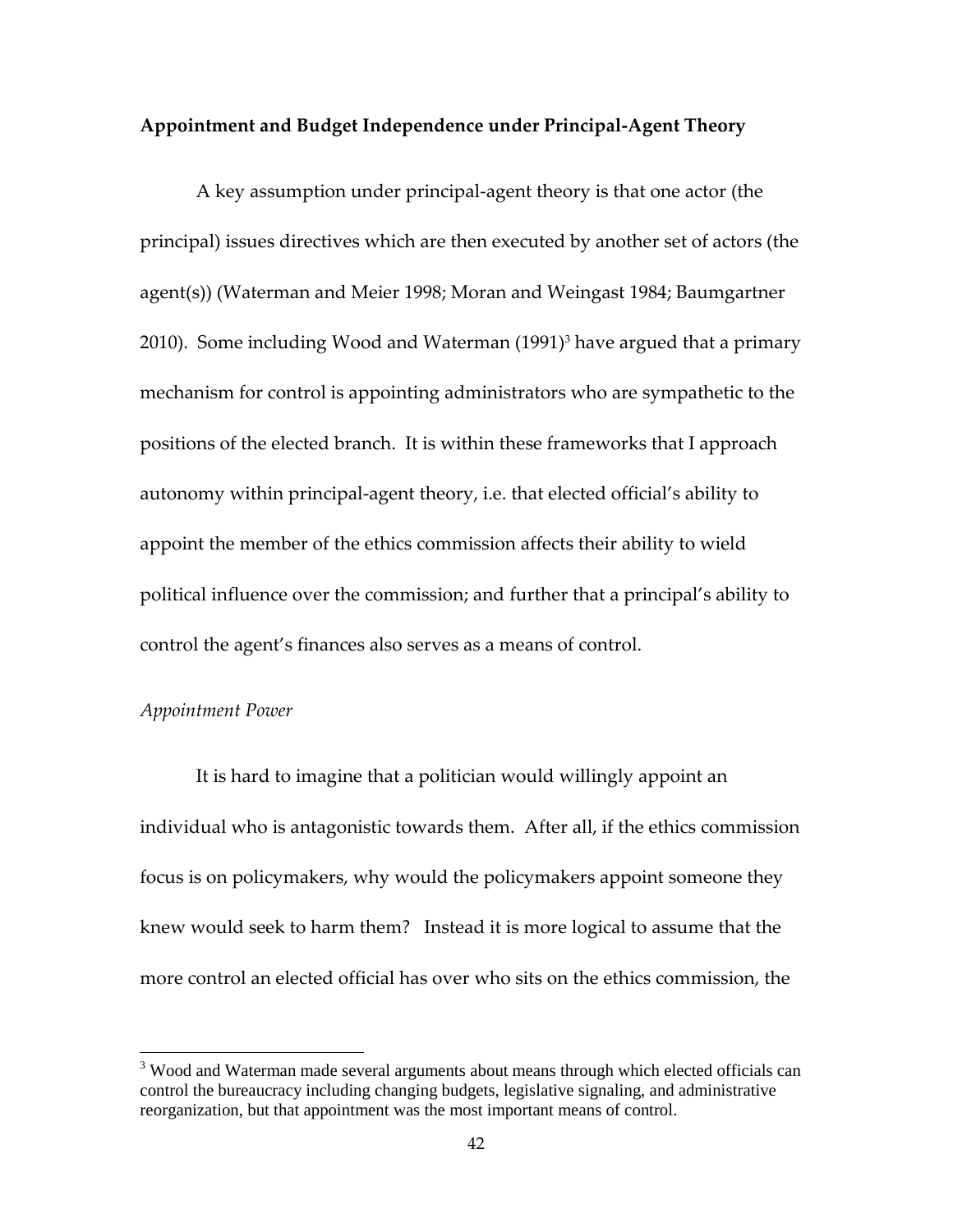**Appointment and Budget Independence under Principal-Agent Theory**

A key assumption under principal-agent theory is that one actor (the principal) issues directives which are then executed by another set of actors (the agent(s)) (Waterman and Meier 1998; Moran and Weingast 1984; Baumgartner 2010). Some including Wood and Waterman (1991)[3] have argued that a primary mechanism for control is appointing administrators who are sympathetic to the positions of the elected branch. It is within these frameworks that I approach autonomy within principal-agent theory, i.e. that elected official's ability to appoint the member of the ethics commission affects their ability to wield political influence over the commission; and further that a principal's ability to control the agent's finances also serves as a means of control.

*Appointment Power*

It is hard to imagine that a politician would willingly appoint an individual who is antagonistic towards them. After all, if the ethics commission focus is on policymakers, why would the policymakers appoint someone they knew would seek to harm them? Instead it is more logical to assume that the more control an elected official has over who sits on the ethics commission, the

[3] Wood and Waterman made several arguments about means through which elected officials can control the bureaucracy including changing budgets, legislative signaling, and administrative reorganization, but that appointment was the most important means of control.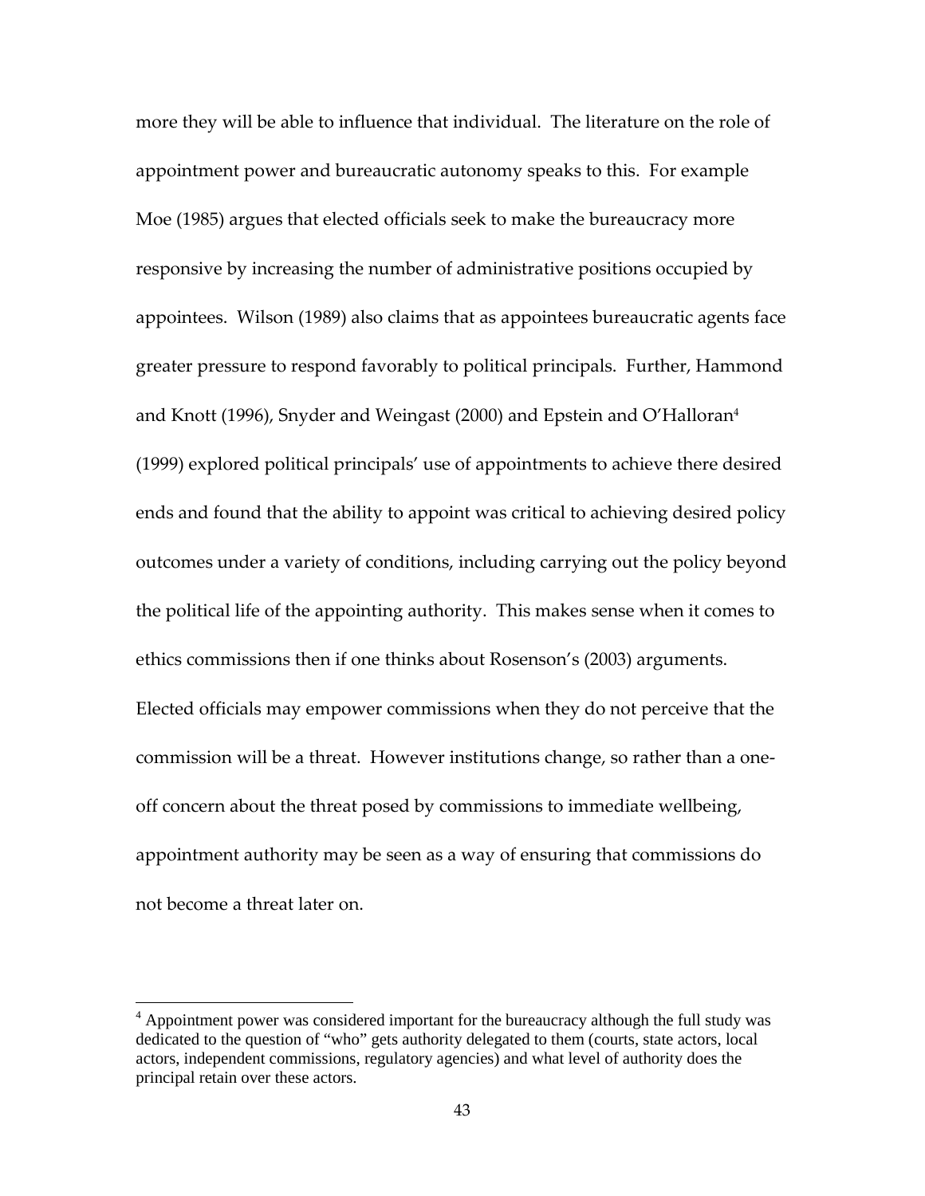more they will be able to influence that individual. The literature on the role of appointment power and bureaucratic autonomy speaks to this. For example Moe (1985) argues that elected officials seek to make the bureaucracy more responsive by increasing the number of administrative positions occupied by appointees. Wilson (1989) also claims that as appointees bureaucratic agents face greater pressure to respond favorably to political principals. Further, Hammond and Knott (1996), Snyder and Weingast (2000) and Epstein and O'Halloran[4] (1999) explored political principals' use of appointments to achieve there desired ends and found that the ability to appoint was critical to achieving desired policy outcomes under a variety of conditions, including carrying out the policy beyond the political life of the appointing authority. This makes sense when it comes to ethics commissions then if one thinks about Rosenson's (2003) arguments. Elected officials may empower commissions when they do not perceive that the commission will be a threat. However institutions change, so rather than a one-off concern about the threat posed by commissions to immediate wellbeing, appointment authority may be seen as a way of ensuring that commissions do not become a threat later on.

---

[4] Appointment power was considered important for the bureaucracy although the full study was dedicated to the question of "who" gets authority delegated to them (courts, state actors, local actors, independent commissions, regulatory agencies) and what level of authority does the principal retain over these actors.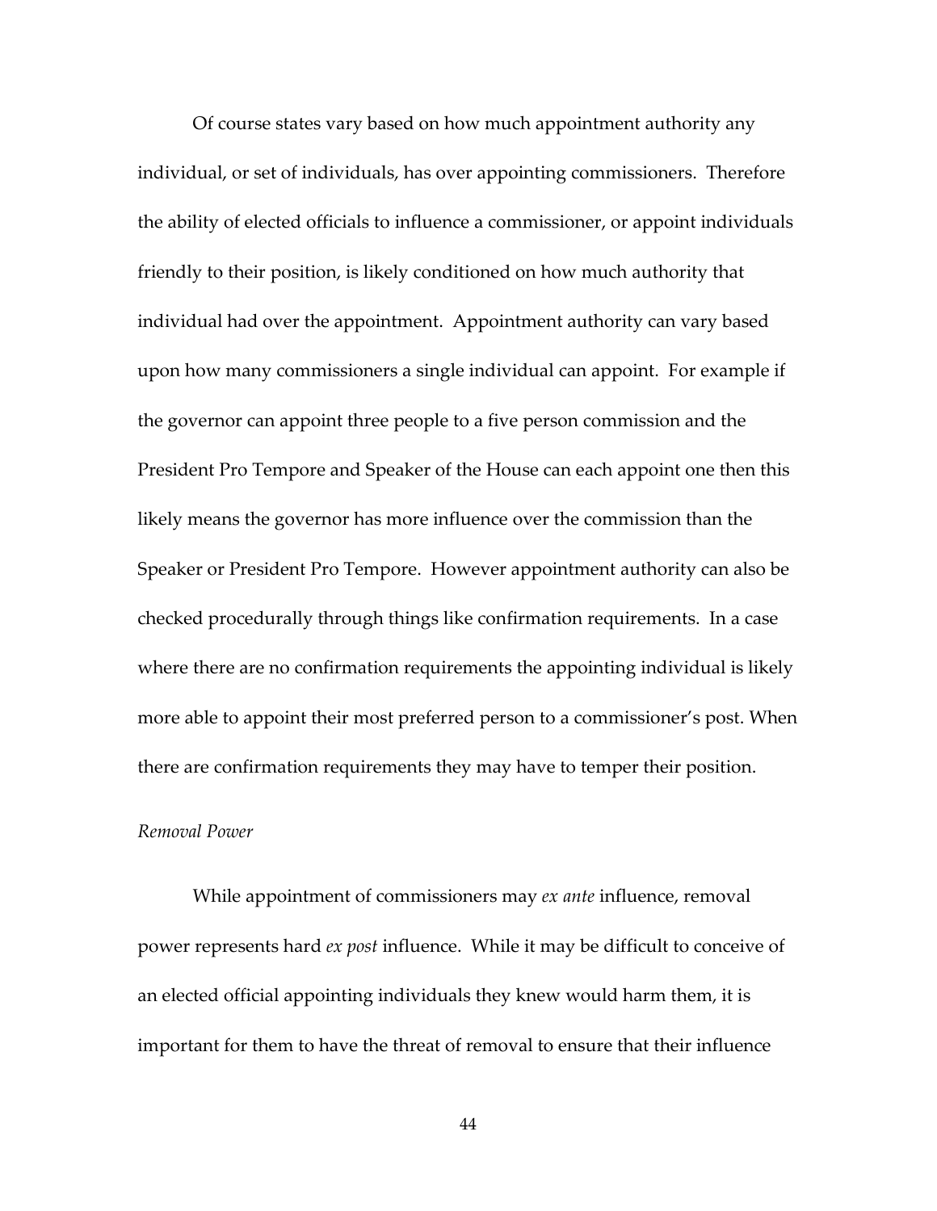Of course states vary based on how much appointment authority any individual, or set of individuals, has over appointing commissioners. Therefore the ability of elected officials to influence a commissioner, or appoint individuals friendly to their position, is likely conditioned on how much authority that individual had over the appointment. Appointment authority can vary based upon how many commissioners a single individual can appoint. For example if the governor can appoint three people to a five person commission and the President Pro Tempore and Speaker of the House can each appoint one then this likely means the governor has more influence over the commission than the Speaker or President Pro Tempore. However appointment authority can also be checked procedurally through things like confirmation requirements. In a case where there are no confirmation requirements the appointing individual is likely more able to appoint their most preferred person to a commissioner's post. When there are confirmation requirements they may have to temper their position.

*Removal Power*

While appointment of commissioners may *ex ante* influence, removal power represents hard *ex post* influence. While it may be difficult to conceive of an elected official appointing individuals they knew would harm them, it is important for them to have the threat of removal to ensure that their influence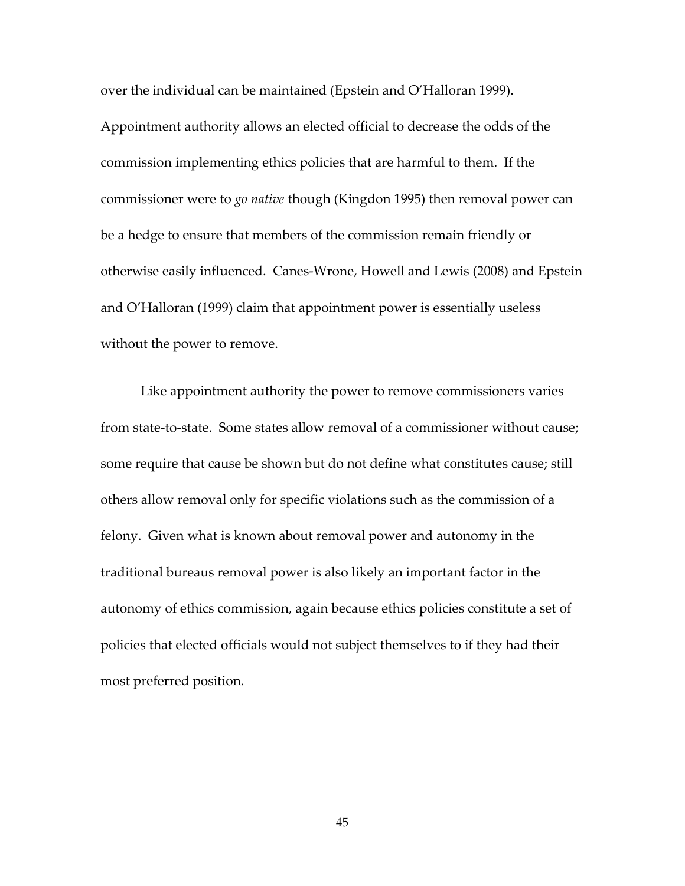over the individual can be maintained (Epstein and O'Halloran 1999). Appointment authority allows an elected official to decrease the odds of the commission implementing ethics policies that are harmful to them. If the commissioner were to *go native* though (Kingdon 1995) then removal power can be a hedge to ensure that members of the commission remain friendly or otherwise easily influenced. Canes-Wrone, Howell and Lewis (2008) and Epstein and O'Halloran (1999) claim that appointment power is essentially useless without the power to remove.

Like appointment authority the power to remove commissioners varies from state-to-state. Some states allow removal of a commissioner without cause; some require that cause be shown but do not define what constitutes cause; still others allow removal only for specific violations such as the commission of a felony. Given what is known about removal power and autonomy in the traditional bureaus removal power is also likely an important factor in the autonomy of ethics commission, again because ethics policies constitute a set of policies that elected officials would not subject themselves to if they had their most preferred position.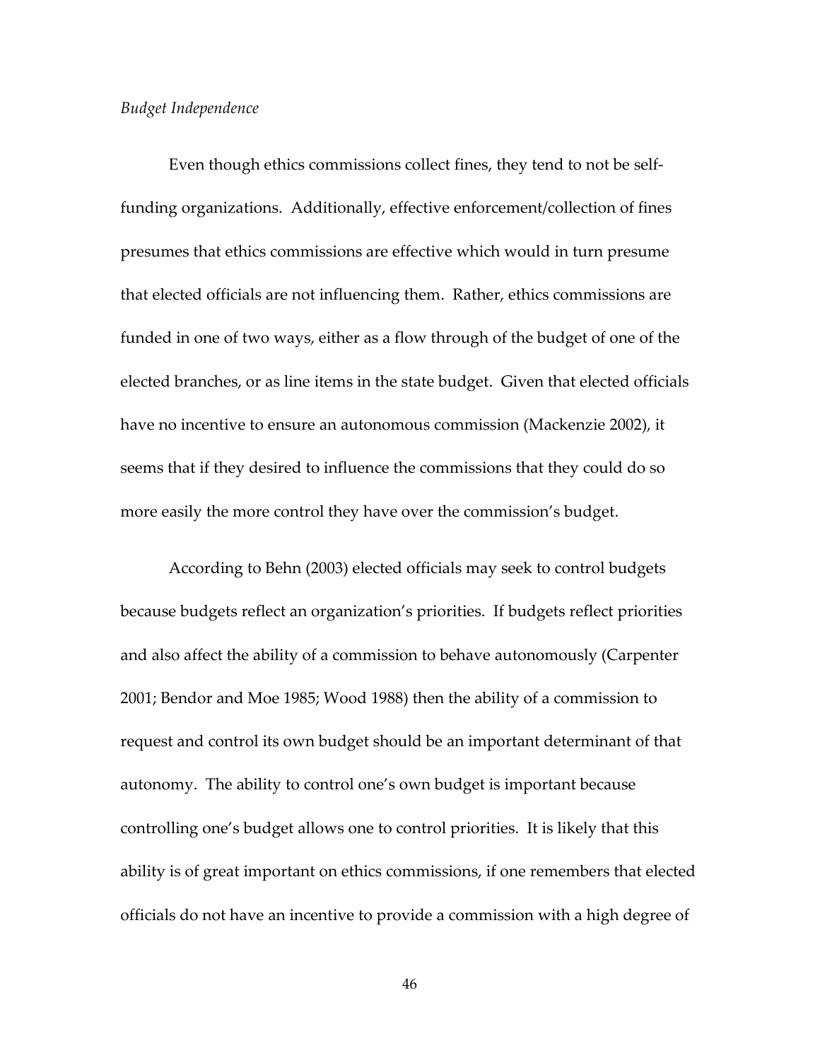*Budget Independence*

Even though ethics commissions collect fines, they tend to not be self-funding organizations. Additionally, effective enforcement/collection of fines presumes that ethics commissions are effective which would in turn presume that elected officials are not influencing them. Rather, ethics commissions are funded in one of two ways, either as a flow through of the budget of one of the elected branches, or as line items in the state budget. Given that elected officials have no incentive to ensure an autonomous commission (Mackenzie 2002), it seems that if they desired to influence the commissions that they could do so more easily the more control they have over the commission's budget.

According to Behn (2003) elected officials may seek to control budgets because budgets reflect an organization's priorities. If budgets reflect priorities and also affect the ability of a commission to behave autonomously (Carpenter 2001; Bendor and Moe 1985; Wood 1988) then the ability of a commission to request and control its own budget should be an important determinant of that autonomy. The ability to control one's own budget is important because controlling one's budget allows one to control priorities. It is likely that this ability is of great important on ethics commissions, if one remembers that elected officials do not have an incentive to provide a commission with a high degree of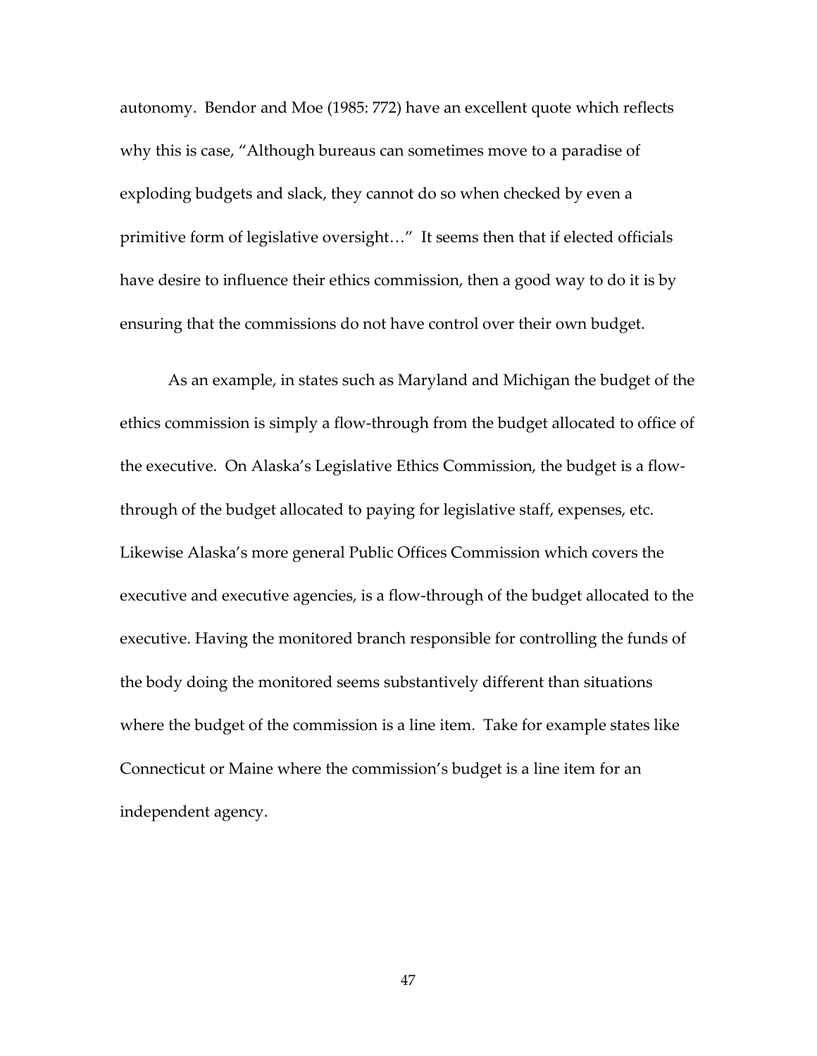autonomy. Bendor and Moe (1985: 772) have an excellent quote which reflects why this is case, "Although bureaus can sometimes move to a paradise of exploding budgets and slack, they cannot do so when checked by even a primitive form of legislative oversight…" It seems then that if elected officials have desire to influence their ethics commission, then a good way to do it is by ensuring that the commissions do not have control over their own budget.

As an example, in states such as Maryland and Michigan the budget of the ethics commission is simply a flow-through from the budget allocated to office of the executive. On Alaska's Legislative Ethics Commission, the budget is a flow-through of the budget allocated to paying for legislative staff, expenses, etc. Likewise Alaska's more general Public Offices Commission which covers the executive and executive agencies, is a flow-through of the budget allocated to the executive. Having the monitored branch responsible for controlling the funds of the body doing the monitored seems substantively different than situations where the budget of the commission is a line item. Take for example states like Connecticut or Maine where the commission's budget is a line item for an independent agency.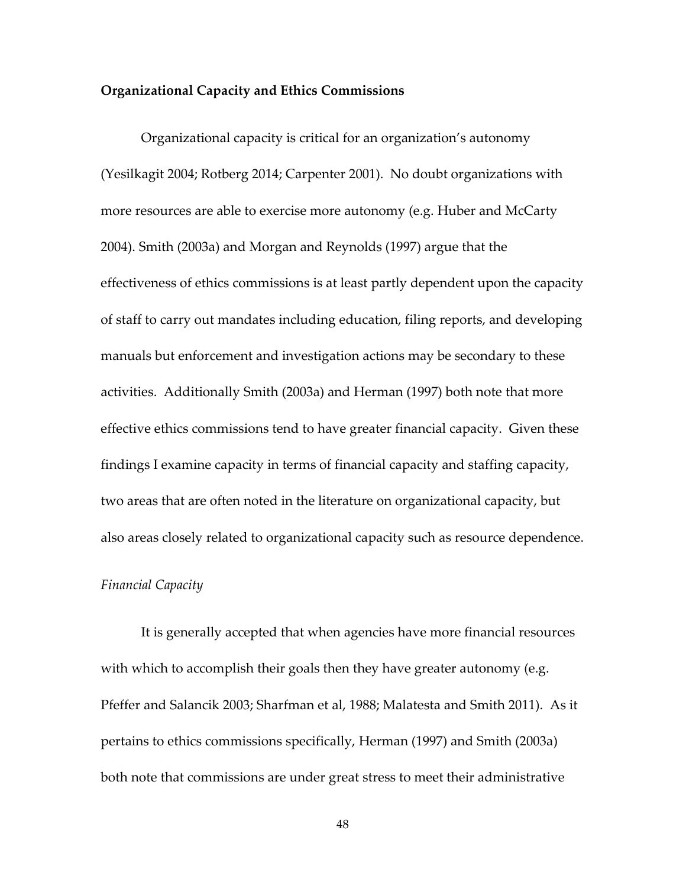**Organizational Capacity and Ethics Commissions**

Organizational capacity is critical for an organization's autonomy (Yesilkagit 2004; Rotberg 2014; Carpenter 2001). No doubt organizations with more resources are able to exercise more autonomy (e.g. Huber and McCarty 2004). Smith (2003a) and Morgan and Reynolds (1997) argue that the effectiveness of ethics commissions is at least partly dependent upon the capacity of staff to carry out mandates including education, filing reports, and developing manuals but enforcement and investigation actions may be secondary to these activities. Additionally Smith (2003a) and Herman (1997) both note that more effective ethics commissions tend to have greater financial capacity. Given these findings I examine capacity in terms of financial capacity and staffing capacity, two areas that are often noted in the literature on organizational capacity, but also areas closely related to organizational capacity such as resource dependence.

*Financial Capacity*

It is generally accepted that when agencies have more financial resources with which to accomplish their goals then they have greater autonomy (e.g. Pfeffer and Salancik 2003; Sharfman et al, 1988; Malatesta and Smith 2011). As it pertains to ethics commissions specifically, Herman (1997) and Smith (2003a) both note that commissions are under great stress to meet their administrative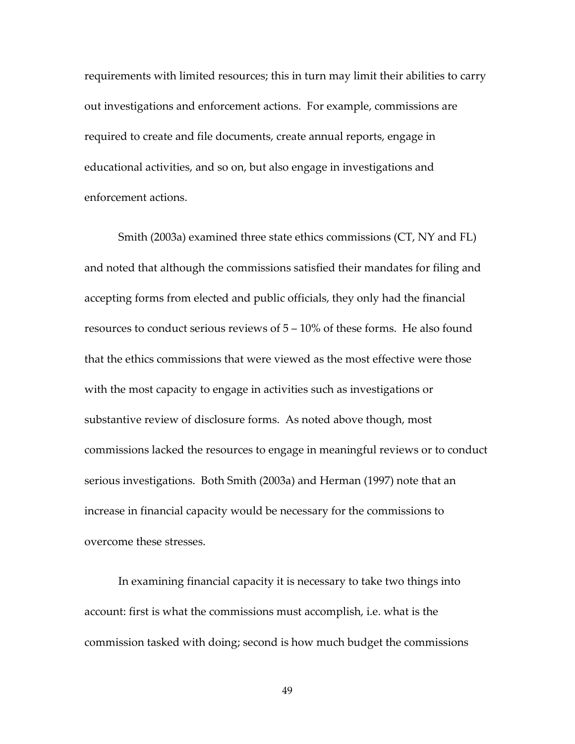requirements with limited resources; this in turn may limit their abilities to carry out investigations and enforcement actions. For example, commissions are required to create and file documents, create annual reports, engage in educational activities, and so on, but also engage in investigations and enforcement actions.

Smith (2003a) examined three state ethics commissions (CT, NY and FL) and noted that although the commissions satisfied their mandates for filing and accepting forms from elected and public officials, they only had the financial resources to conduct serious reviews of 5 – 10% of these forms. He also found that the ethics commissions that were viewed as the most effective were those with the most capacity to engage in activities such as investigations or substantive review of disclosure forms. As noted above though, most commissions lacked the resources to engage in meaningful reviews or to conduct serious investigations. Both Smith (2003a) and Herman (1997) note that an increase in financial capacity would be necessary for the commissions to overcome these stresses.

In examining financial capacity it is necessary to take two things into account: first is what the commissions must accomplish, i.e. what is the commission tasked with doing; second is how much budget the commissions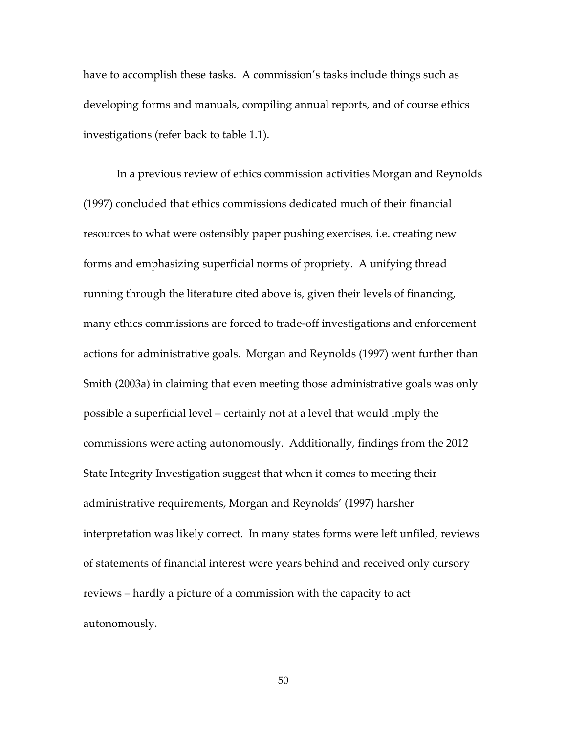have to accomplish these tasks. A commission's tasks include things such as developing forms and manuals, compiling annual reports, and of course ethics investigations (refer back to table 1.1).

In a previous review of ethics commission activities Morgan and Reynolds (1997) concluded that ethics commissions dedicated much of their financial resources to what were ostensibly paper pushing exercises, i.e. creating new forms and emphasizing superficial norms of propriety. A unifying thread running through the literature cited above is, given their levels of financing, many ethics commissions are forced to trade-off investigations and enforcement actions for administrative goals. Morgan and Reynolds (1997) went further than Smith (2003a) in claiming that even meeting those administrative goals was only possible a superficial level – certainly not at a level that would imply the commissions were acting autonomously. Additionally, findings from the 2012 State Integrity Investigation suggest that when it comes to meeting their administrative requirements, Morgan and Reynolds' (1997) harsher interpretation was likely correct. In many states forms were left unfiled, reviews of statements of financial interest were years behind and received only cursory reviews – hardly a picture of a commission with the capacity to act autonomously.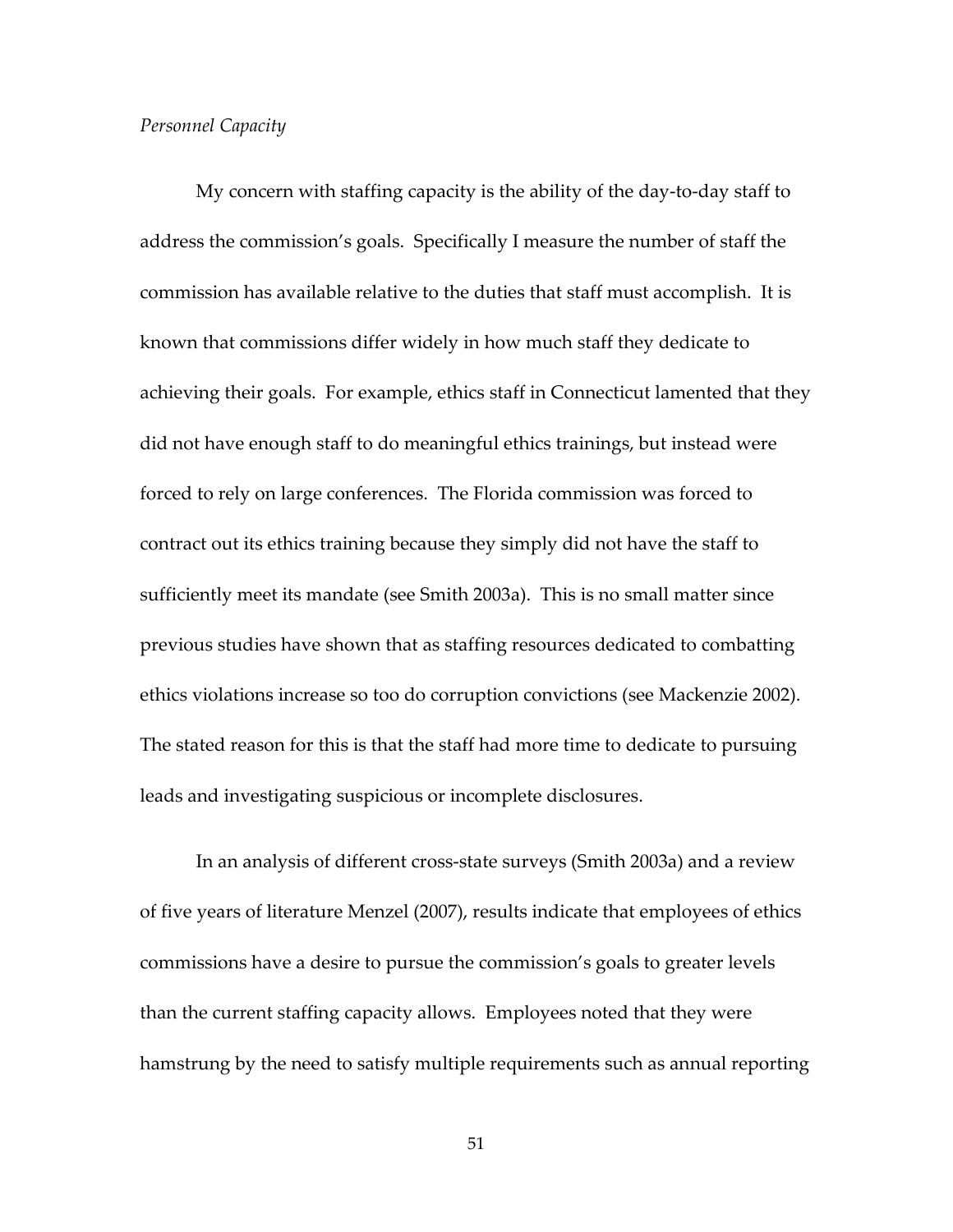*Personnel Capacity*

My concern with staffing capacity is the ability of the day-to-day staff to address the commission's goals. Specifically I measure the number of staff the commission has available relative to the duties that staff must accomplish. It is known that commissions differ widely in how much staff they dedicate to achieving their goals. For example, ethics staff in Connecticut lamented that they did not have enough staff to do meaningful ethics trainings, but instead were forced to rely on large conferences. The Florida commission was forced to contract out its ethics training because they simply did not have the staff to sufficiently meet its mandate (see Smith 2003a). This is no small matter since previous studies have shown that as staffing resources dedicated to combatting ethics violations increase so too do corruption convictions (see Mackenzie 2002). The stated reason for this is that the staff had more time to dedicate to pursuing leads and investigating suspicious or incomplete disclosures.

In an analysis of different cross-state surveys (Smith 2003a) and a review of five years of literature Menzel (2007), results indicate that employees of ethics commissions have a desire to pursue the commission's goals to greater levels than the current staffing capacity allows. Employees noted that they were hamstrung by the need to satisfy multiple requirements such as annual reporting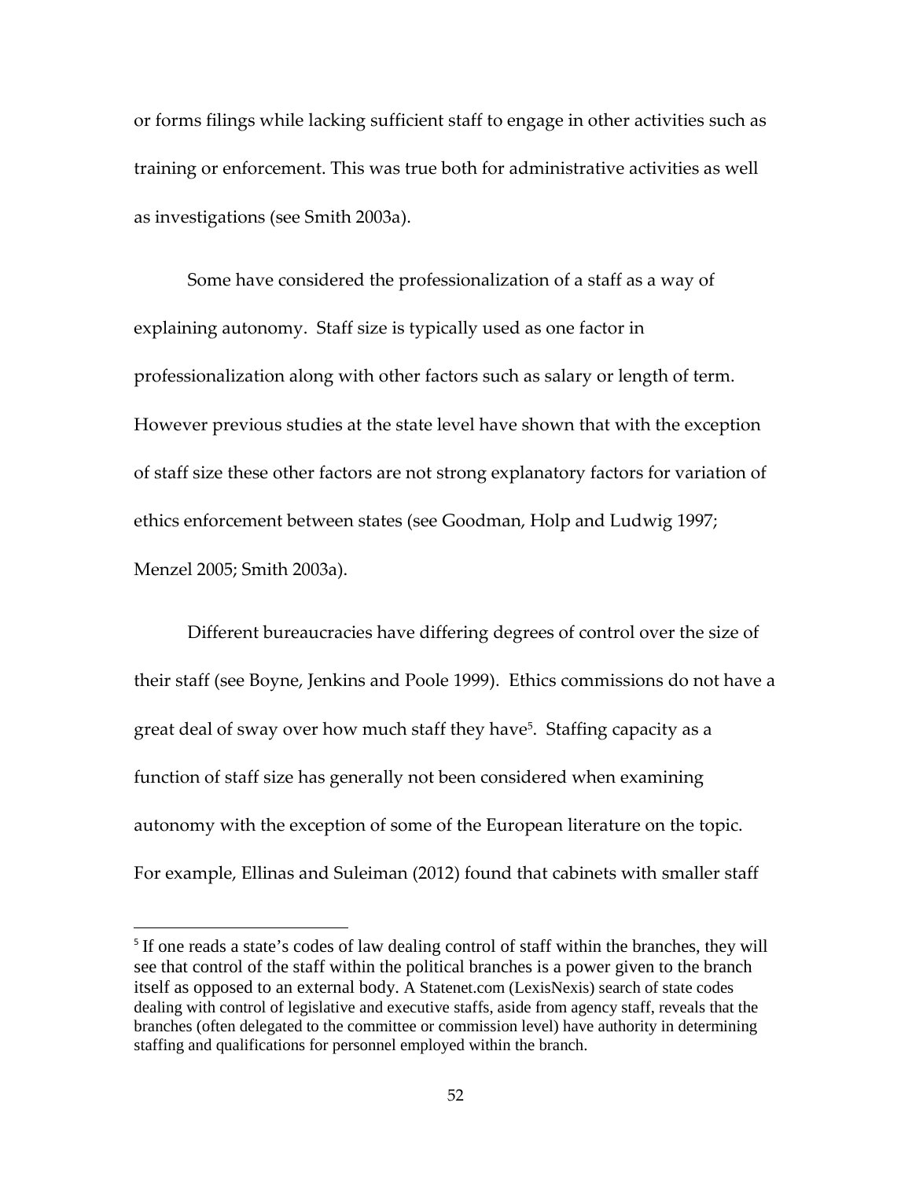or forms filings while lacking sufficient staff to engage in other activities such as training or enforcement. This was true both for administrative activities as well as investigations (see Smith 2003a).

Some have considered the professionalization of a staff as a way of explaining autonomy. Staff size is typically used as one factor in professionalization along with other factors such as salary or length of term. However previous studies at the state level have shown that with the exception of staff size these other factors are not strong explanatory factors for variation of ethics enforcement between states (see Goodman, Holp and Ludwig 1997; Menzel 2005; Smith 2003a).

Different bureaucracies have differing degrees of control over the size of their staff (see Boyne, Jenkins and Poole 1999). Ethics commissions do not have a great deal of sway over how much staff they have[5]. Staffing capacity as a function of staff size has generally not been considered when examining autonomy with the exception of some of the European literature on the topic. For example, Ellinas and Suleiman (2012) found that cabinets with smaller staff

[5] If one reads a state's codes of law dealing control of staff within the branches, they will see that control of the staff within the political branches is a power given to the branch itself as opposed to an external body. A Statenet.com (LexisNexis) search of state codes dealing with control of legislative and executive staffs, aside from agency staff, reveals that the branches (often delegated to the committee or commission level) have authority in determining staffing and qualifications for personnel employed within the branch.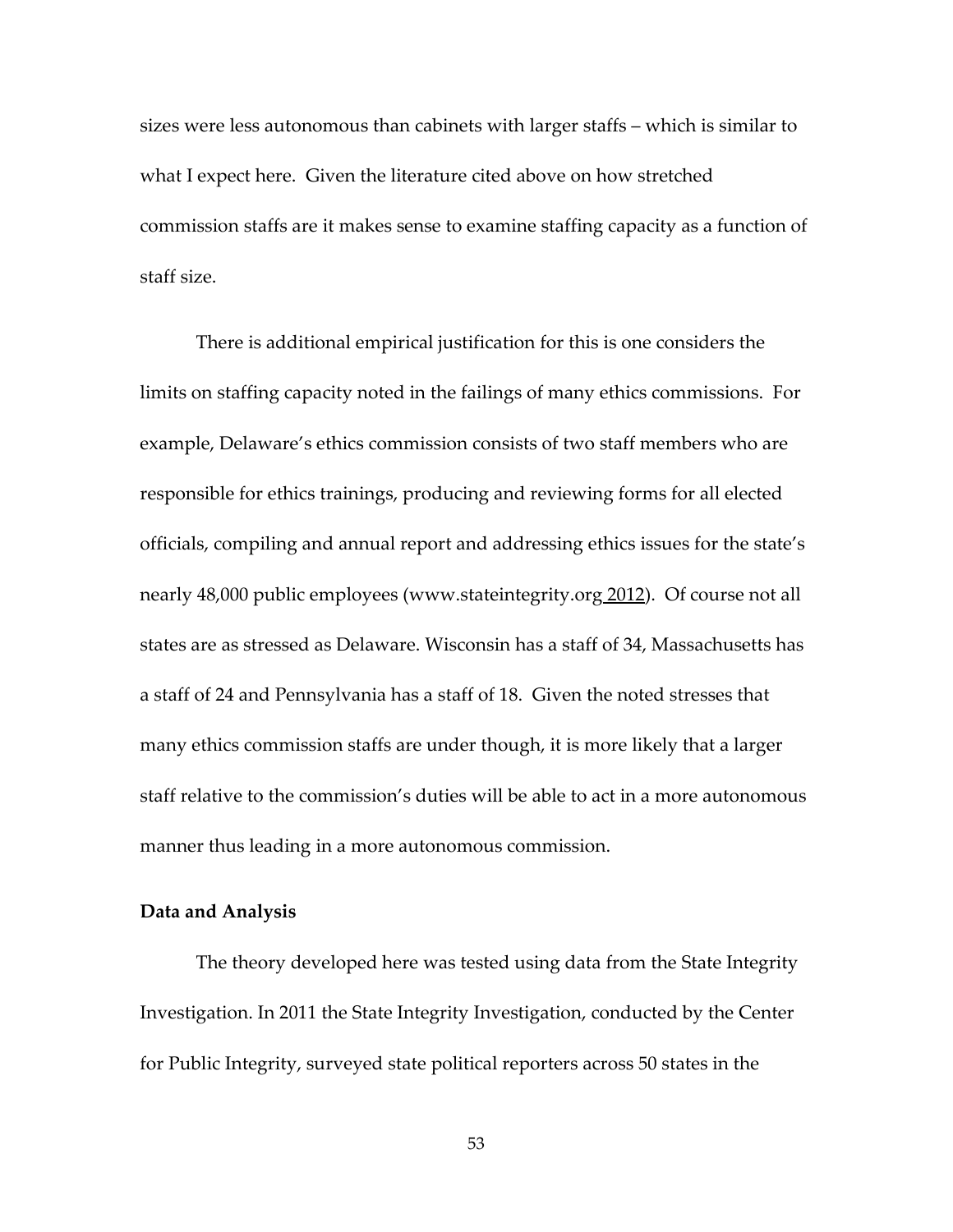sizes were less autonomous than cabinets with larger staffs – which is similar to what I expect here. Given the literature cited above on how stretched commission staffs are it makes sense to examine staffing capacity as a function of staff size.

There is additional empirical justification for this is one considers the limits on staffing capacity noted in the failings of many ethics commissions. For example, Delaware's ethics commission consists of two staff members who are responsible for ethics trainings, producing and reviewing forms for all elected officials, compiling and annual report and addressing ethics issues for the state's nearly 48,000 public employees (www.stateintegrity.org 2012). Of course not all states are as stressed as Delaware. Wisconsin has a staff of 34, Massachusetts has a staff of 24 and Pennsylvania has a staff of 18. Given the noted stresses that many ethics commission staffs are under though, it is more likely that a larger staff relative to the commission's duties will be able to act in a more autonomous manner thus leading in a more autonomous commission.

**Data and Analysis**

The theory developed here was tested using data from the State Integrity Investigation. In 2011 the State Integrity Investigation, conducted by the Center for Public Integrity, surveyed state political reporters across 50 states in the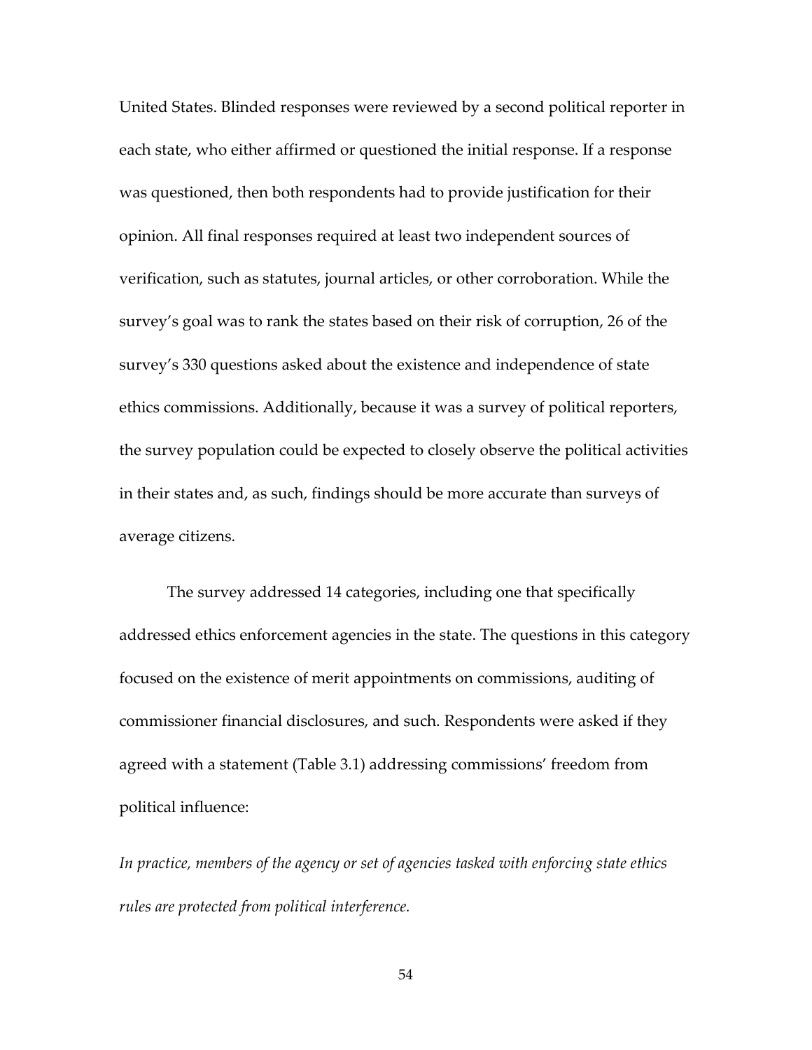United States. Blinded responses were reviewed by a second political reporter in each state, who either affirmed or questioned the initial response. If a response was questioned, then both respondents had to provide justification for their opinion. All final responses required at least two independent sources of verification, such as statutes, journal articles, or other corroboration. While the survey's goal was to rank the states based on their risk of corruption, 26 of the survey's 330 questions asked about the existence and independence of state ethics commissions. Additionally, because it was a survey of political reporters, the survey population could be expected to closely observe the political activities in their states and, as such, findings should be more accurate than surveys of average citizens.

The survey addressed 14 categories, including one that specifically addressed ethics enforcement agencies in the state. The questions in this category focused on the existence of merit appointments on commissions, auditing of commissioner financial disclosures, and such. Respondents were asked if they agreed with a statement (Table 3.1) addressing commissions' freedom from political influence:

*In practice, members of the agency or set of agencies tasked with enforcing state ethics rules are protected from political interference.*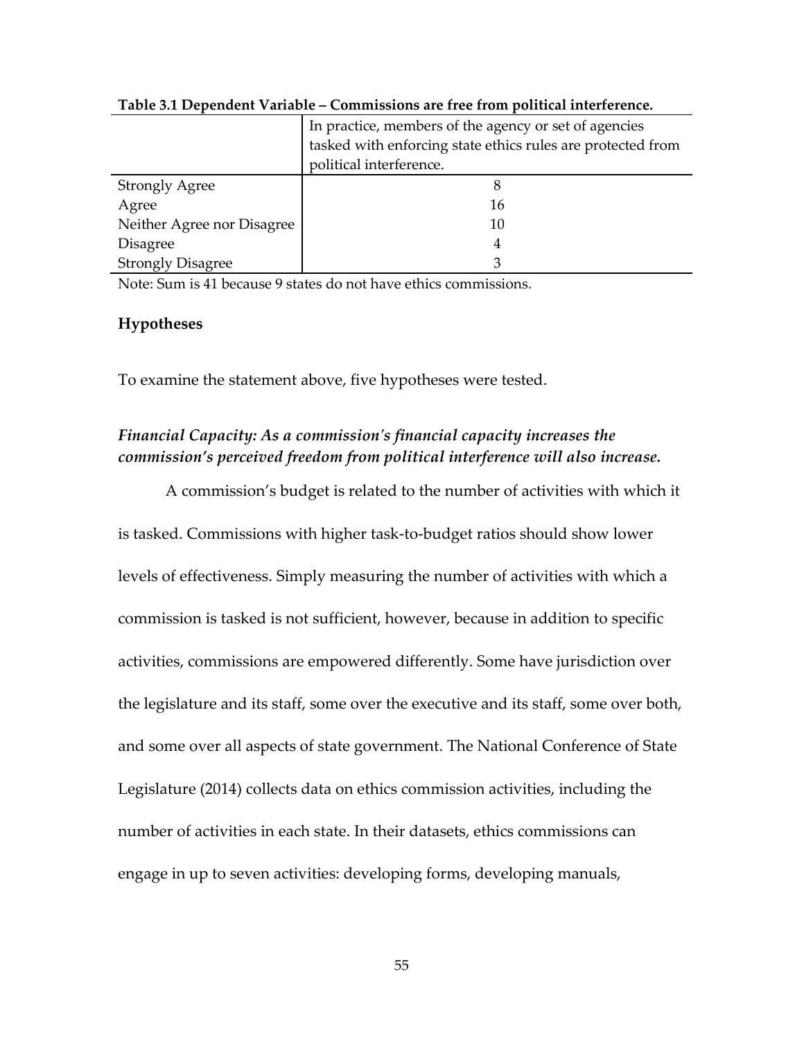**Table 3.1 Dependent Variable – Commissions are free from political interference.**

| | In practice, members of the agency or set of agencies tasked with enforcing state ethics rules are protected from political interference. |
|---|---|
| Strongly Agree | 8 |
| Agree | 16 |
| Neither Agree nor Disagree | 10 |
| Disagree | 4 |
| Strongly Disagree | 3 |

Note: Sum is 41 because 9 states do not have ethics commissions.

### Hypotheses

To examine the statement above, five hypotheses were tested.

#### *Financial Capacity: As a commission's financial capacity increases the commission's perceived freedom from political interference will also increase.*

A commission's budget is related to the number of activities with which it is tasked. Commissions with higher task-to-budget ratios should show lower levels of effectiveness. Simply measuring the number of activities with which a commission is tasked is not sufficient, however, because in addition to specific activities, commissions are empowered differently. Some have jurisdiction over the legislature and its staff, some over the executive and its staff, some over both, and some over all aspects of state government. The National Conference of State Legislature (2014) collects data on ethics commission activities, including the number of activities in each state. In their datasets, ethics commissions can engage in up to seven activities: developing forms, developing manuals,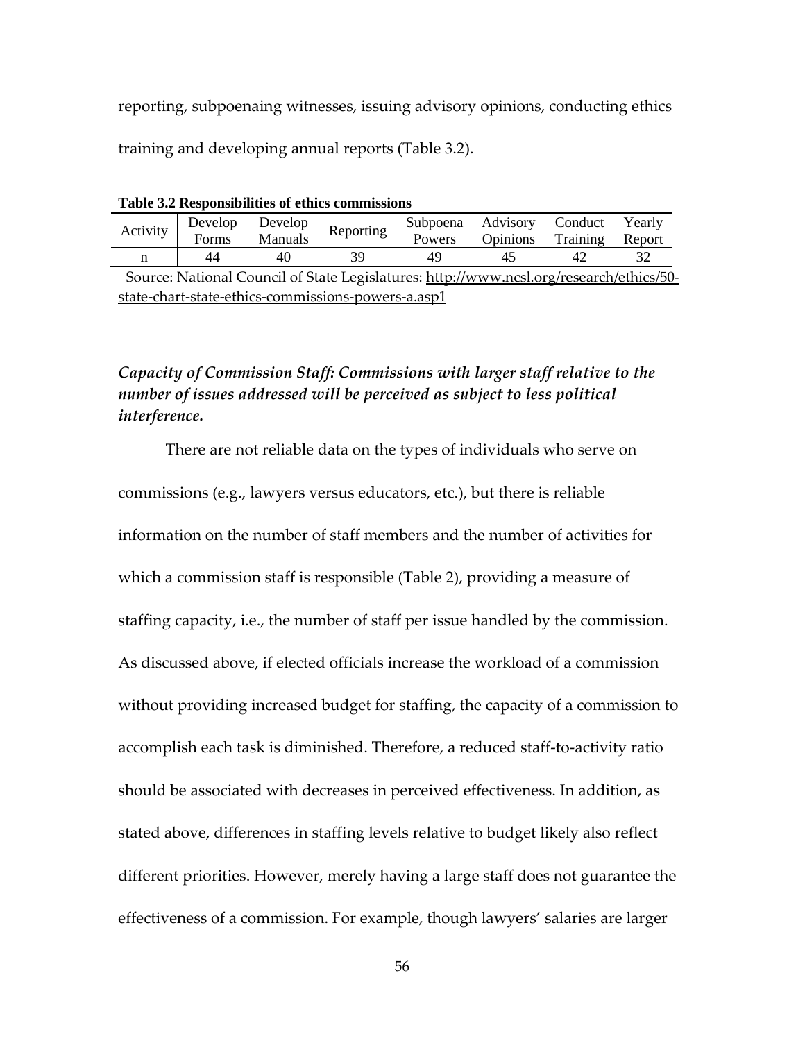reporting, subpoenaing witnesses, issuing advisory opinions, conducting ethics training and developing annual reports (Table 3.2).

**Table 3.2 Responsibilities of ethics commissions**

| Activity | Develop Forms | Develop Manuals | Reporting | Subpoena Powers | Advisory Opinions | Conduct Training | Yearly Report |
|---|---|---|---|---|---|---|---|
| n | 44 | 40 | 39 | 49 | 45 | 42 | 32 |

Source: National Council of State Legislatures: http://www.ncsl.org/research/ethics/50-state-chart-state-ethics-commissions-powers-a.asp1

***Capacity of Commission Staff: Commissions with larger staff relative to the number of issues addressed will be perceived as subject to less political interference.***

There are not reliable data on the types of individuals who serve on commissions (e.g., lawyers versus educators, etc.), but there is reliable information on the number of staff members and the number of activities for which a commission staff is responsible (Table 2), providing a measure of staffing capacity, i.e., the number of staff per issue handled by the commission. As discussed above, if elected officials increase the workload of a commission without providing increased budget for staffing, the capacity of a commission to accomplish each task is diminished. Therefore, a reduced staff-to-activity ratio should be associated with decreases in perceived effectiveness. In addition, as stated above, differences in staffing levels relative to budget likely also reflect different priorities. However, merely having a large staff does not guarantee the effectiveness of a commission. For example, though lawyers' salaries are larger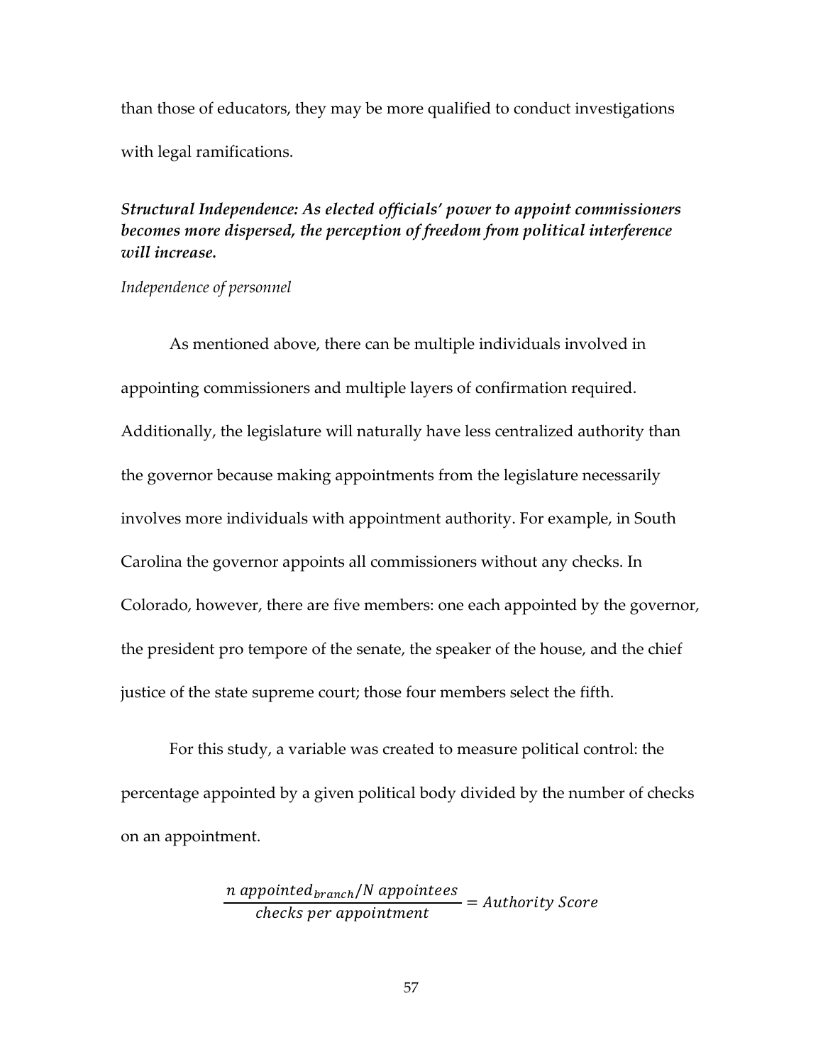than those of educators, they may be more qualified to conduct investigations with legal ramifications.

***Structural Independence: As elected officials' power to appoint commissioners becomes more dispersed, the perception of freedom from political interference will increase.***

*Independence of personnel*

As mentioned above, there can be multiple individuals involved in appointing commissioners and multiple layers of confirmation required. Additionally, the legislature will naturally have less centralized authority than the governor because making appointments from the legislature necessarily involves more individuals with appointment authority. For example, in South Carolina the governor appoints all commissioners without any checks. In Colorado, however, there are five members: one each appointed by the governor, the president pro tempore of the senate, the speaker of the house, and the chief justice of the state supreme court; those four members select the fifth.

For this study, a variable was created to measure political control: the percentage appointed by a given political body divided by the number of checks on an appointment.

$$\frac{n\ appointed_{branch}/N\ appointees}{checks\ per\ appointment} = Authority\ Score$$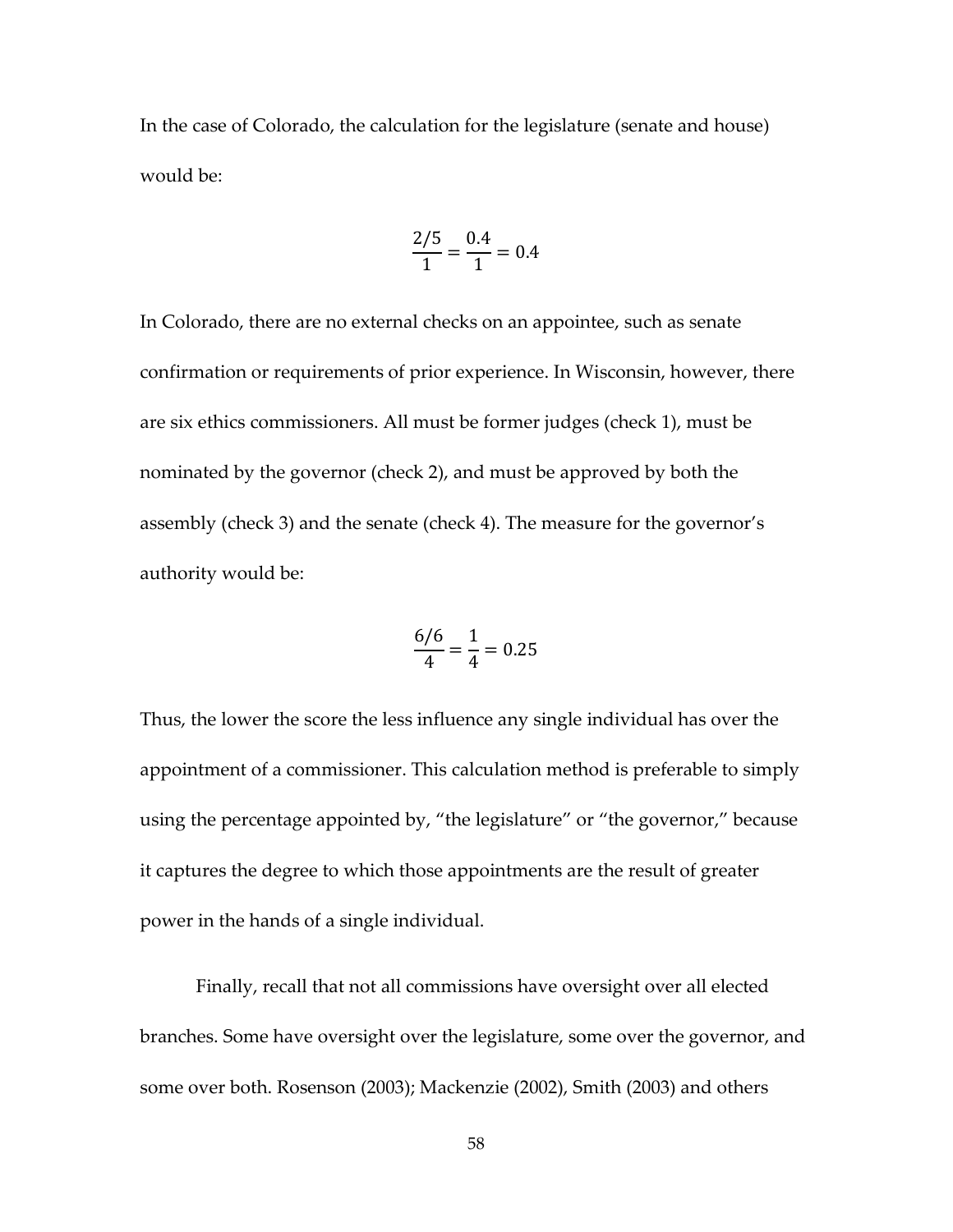In the case of Colorado, the calculation for the legislature (senate and house) would be:

$$\frac{2/5}{1} = \frac{0.4}{1} = 0.4$$

In Colorado, there are no external checks on an appointee, such as senate confirmation or requirements of prior experience. In Wisconsin, however, there are six ethics commissioners. All must be former judges (check 1), must be nominated by the governor (check 2), and must be approved by both the assembly (check 3) and the senate (check 4). The measure for the governor's authority would be:

$$\frac{6/6}{4} = \frac{1}{4} = 0.25$$

Thus, the lower the score the less influence any single individual has over the appointment of a commissioner. This calculation method is preferable to simply using the percentage appointed by, "the legislature" or "the governor," because it captures the degree to which those appointments are the result of greater power in the hands of a single individual.

Finally, recall that not all commissions have oversight over all elected branches. Some have oversight over the legislature, some over the governor, and some over both. Rosenson (2003); Mackenzie (2002), Smith (2003) and others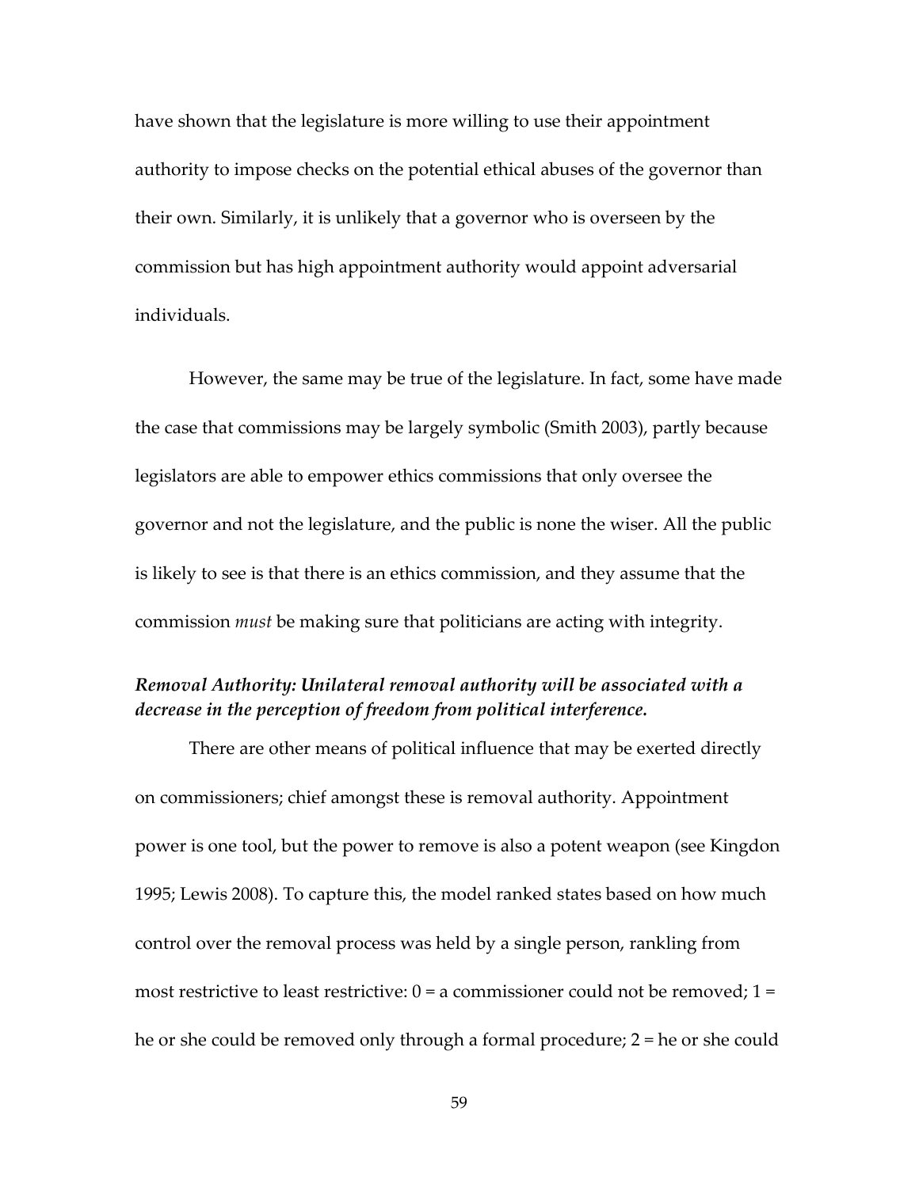have shown that the legislature is more willing to use their appointment authority to impose checks on the potential ethical abuses of the governor than their own. Similarly, it is unlikely that a governor who is overseen by the commission but has high appointment authority would appoint adversarial individuals.

However, the same may be true of the legislature. In fact, some have made the case that commissions may be largely symbolic (Smith 2003), partly because legislators are able to empower ethics commissions that only oversee the governor and not the legislature, and the public is none the wiser. All the public is likely to see is that there is an ethics commission, and they assume that the commission *must* be making sure that politicians are acting with integrity.

***Removal Authority: Unilateral removal authority will be associated with a decrease in the perception of freedom from political interference.***

There are other means of political influence that may be exerted directly on commissioners; chief amongst these is removal authority. Appointment power is one tool, but the power to remove is also a potent weapon (see Kingdon 1995; Lewis 2008). To capture this, the model ranked states based on how much control over the removal process was held by a single person, rankling from most restrictive to least restrictive: 0 = a commissioner could not be removed; 1 = he or she could be removed only through a formal procedure; 2 = he or she could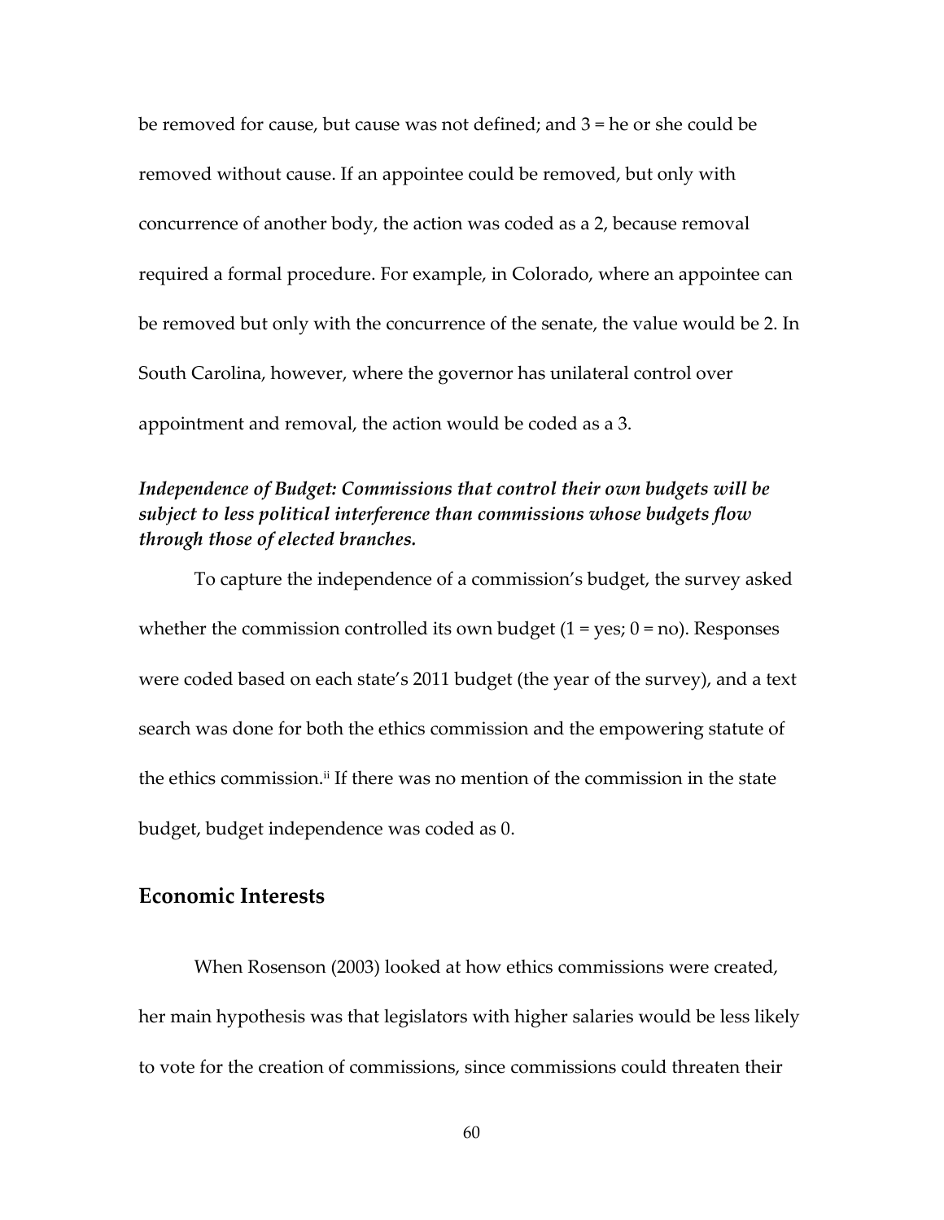be removed for cause, but cause was not defined; and 3 = he or she could be removed without cause. If an appointee could be removed, but only with concurrence of another body, the action was coded as a 2, because removal required a formal procedure. For example, in Colorado, where an appointee can be removed but only with the concurrence of the senate, the value would be 2. In South Carolina, however, where the governor has unilateral control over appointment and removal, the action would be coded as a 3.

***Independence of Budget: Commissions that control their own budgets will be subject to less political interference than commissions whose budgets flow through those of elected branches.***

To capture the independence of a commission's budget, the survey asked whether the commission controlled its own budget (1 = yes; 0 = no). Responses were coded based on each state's 2011 budget (the year of the survey), and a text search was done for both the ethics commission and the empowering statute of the ethics commission.[ii] If there was no mention of the commission in the state budget, budget independence was coded as 0.

## Economic Interests

When Rosenson (2003) looked at how ethics commissions were created, her main hypothesis was that legislators with higher salaries would be less likely to vote for the creation of commissions, since commissions could threaten their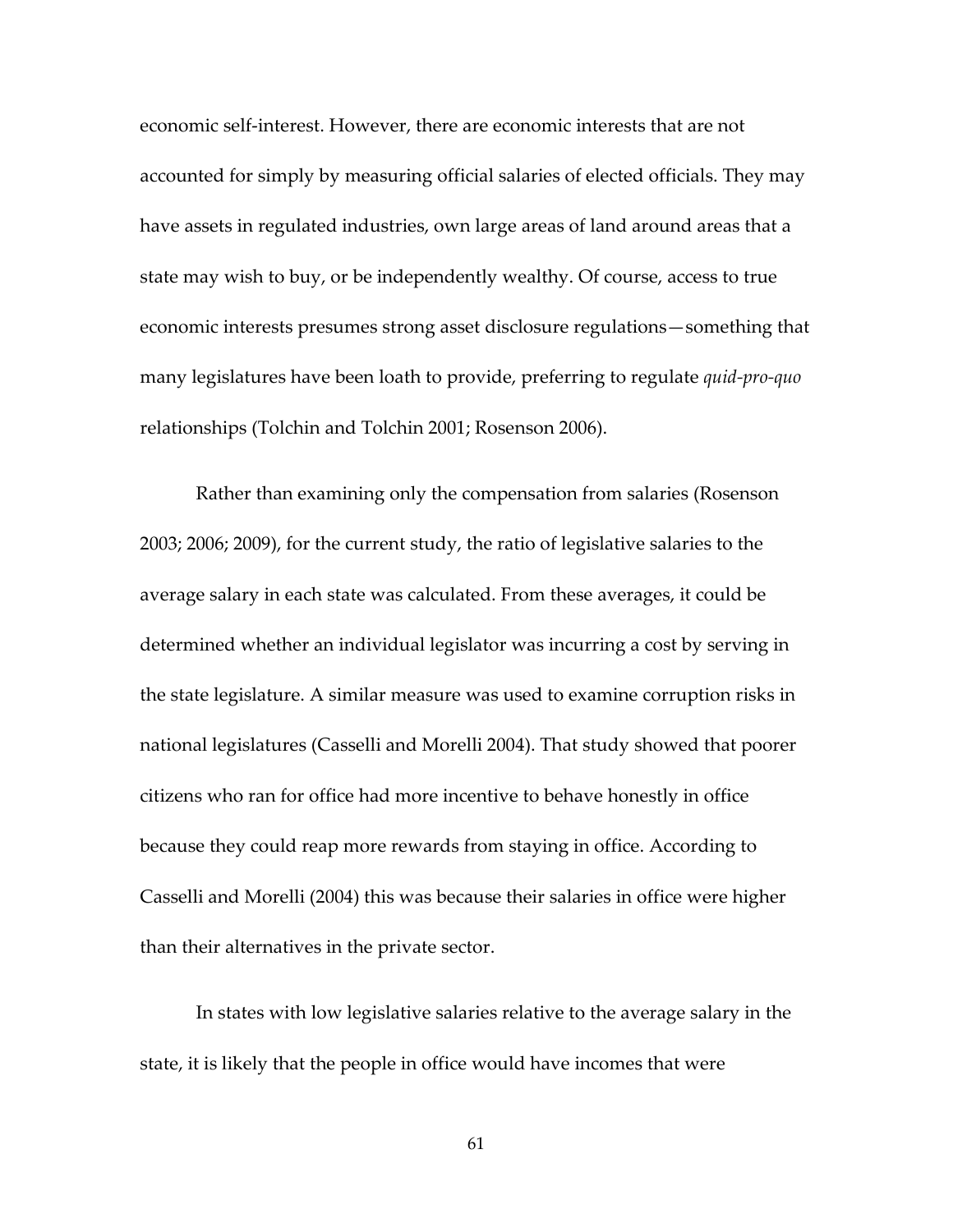economic self-interest. However, there are economic interests that are not accounted for simply by measuring official salaries of elected officials. They may have assets in regulated industries, own large areas of land around areas that a state may wish to buy, or be independently wealthy. Of course, access to true economic interests presumes strong asset disclosure regulations—something that many legislatures have been loath to provide, preferring to regulate *quid-pro-quo* relationships (Tolchin and Tolchin 2001; Rosenson 2006).

Rather than examining only the compensation from salaries (Rosenson 2003; 2006; 2009), for the current study, the ratio of legislative salaries to the average salary in each state was calculated. From these averages, it could be determined whether an individual legislator was incurring a cost by serving in the state legislature. A similar measure was used to examine corruption risks in national legislatures (Casselli and Morelli 2004). That study showed that poorer citizens who ran for office had more incentive to behave honestly in office because they could reap more rewards from staying in office. According to Casselli and Morelli (2004) this was because their salaries in office were higher than their alternatives in the private sector.

In states with low legislative salaries relative to the average salary in the state, it is likely that the people in office would have incomes that were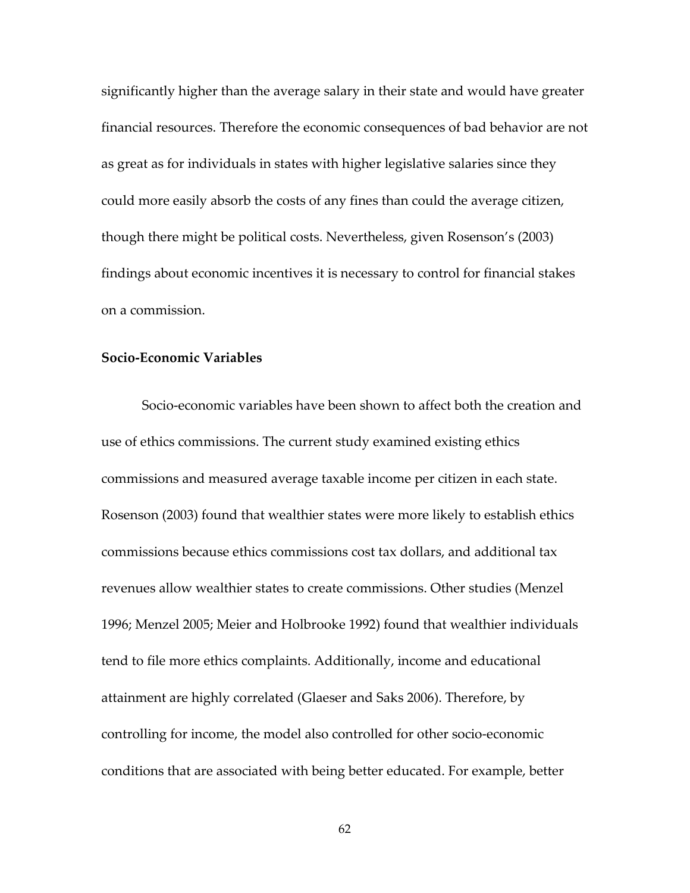significantly higher than the average salary in their state and would have greater financial resources. Therefore the economic consequences of bad behavior are not as great as for individuals in states with higher legislative salaries since they could more easily absorb the costs of any fines than could the average citizen, though there might be political costs. Nevertheless, given Rosenson's (2003) findings about economic incentives it is necessary to control for financial stakes on a commission.

### Socio-Economic Variables

Socio-economic variables have been shown to affect both the creation and use of ethics commissions. The current study examined existing ethics commissions and measured average taxable income per citizen in each state. Rosenson (2003) found that wealthier states were more likely to establish ethics commissions because ethics commissions cost tax dollars, and additional tax revenues allow wealthier states to create commissions. Other studies (Menzel 1996; Menzel 2005; Meier and Holbrooke 1992) found that wealthier individuals tend to file more ethics complaints. Additionally, income and educational attainment are highly correlated (Glaeser and Saks 2006). Therefore, by controlling for income, the model also controlled for other socio-economic conditions that are associated with being better educated. For example, better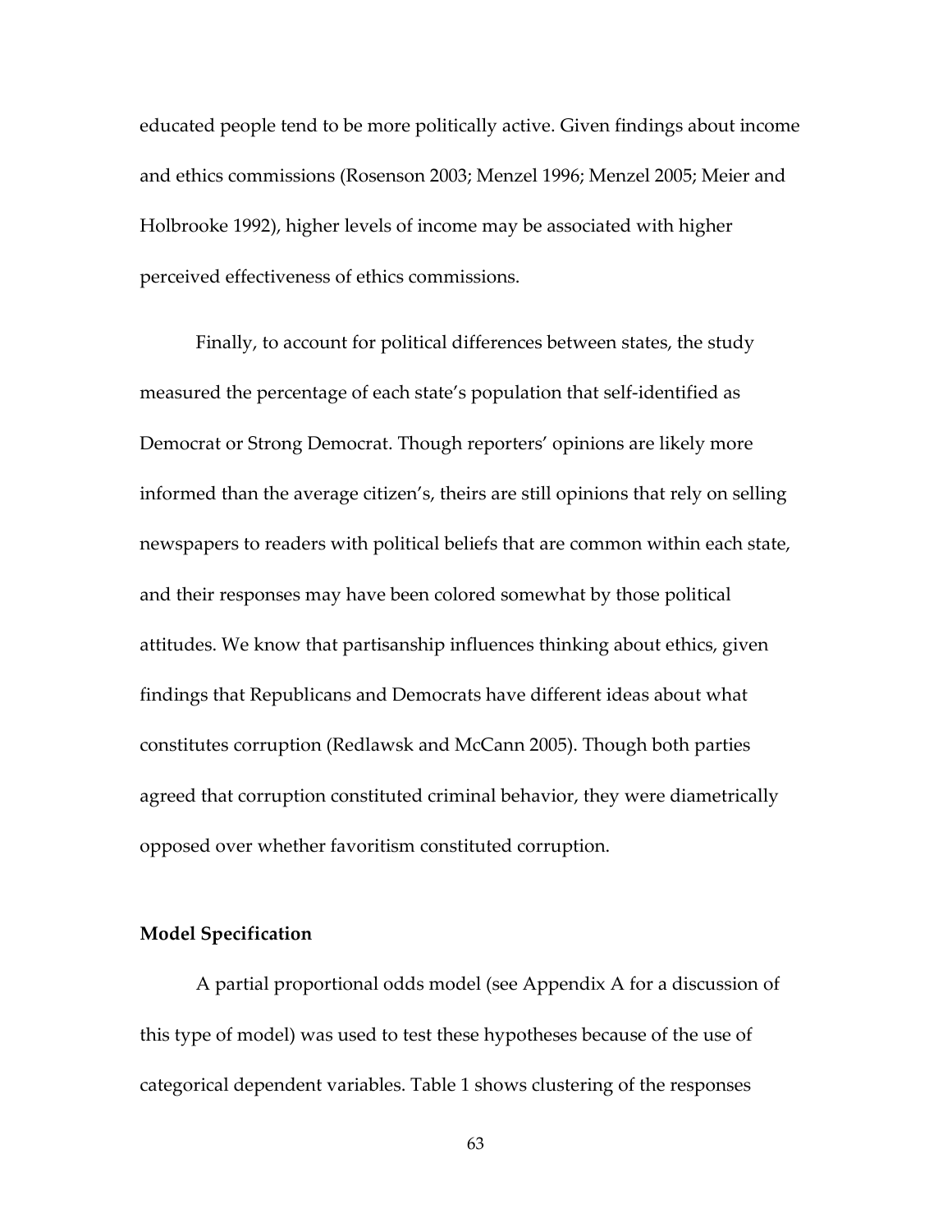educated people tend to be more politically active. Given findings about income and ethics commissions (Rosenson 2003; Menzel 1996; Menzel 2005; Meier and Holbrooke 1992), higher levels of income may be associated with higher perceived effectiveness of ethics commissions.

Finally, to account for political differences between states, the study measured the percentage of each state's population that self-identified as Democrat or Strong Democrat. Though reporters' opinions are likely more informed than the average citizen's, theirs are still opinions that rely on selling newspapers to readers with political beliefs that are common within each state, and their responses may have been colored somewhat by those political attitudes. We know that partisanship influences thinking about ethics, given findings that Republicans and Democrats have different ideas about what constitutes corruption (Redlawsk and McCann 2005). Though both parties agreed that corruption constituted criminal behavior, they were diametrically opposed over whether favoritism constituted corruption.

**Model Specification**

A partial proportional odds model (see Appendix A for a discussion of this type of model) was used to test these hypotheses because of the use of categorical dependent variables. Table 1 shows clustering of the responses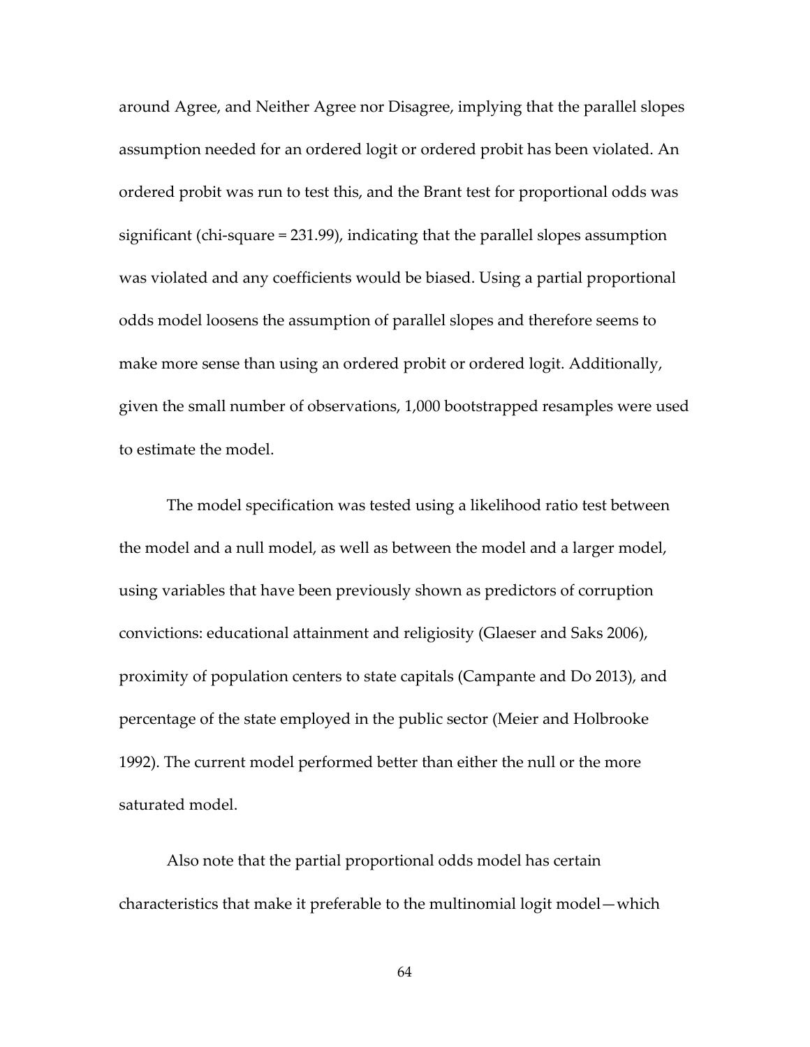around Agree, and Neither Agree nor Disagree, implying that the parallel slopes assumption needed for an ordered logit or ordered probit has been violated. An ordered probit was run to test this, and the Brant test for proportional odds was significant (chi-square = 231.99), indicating that the parallel slopes assumption was violated and any coefficients would be biased. Using a partial proportional odds model loosens the assumption of parallel slopes and therefore seems to make more sense than using an ordered probit or ordered logit. Additionally, given the small number of observations, 1,000 bootstrapped resamples were used to estimate the model.

The model specification was tested using a likelihood ratio test between the model and a null model, as well as between the model and a larger model, using variables that have been previously shown as predictors of corruption convictions: educational attainment and religiosity (Glaeser and Saks 2006), proximity of population centers to state capitals (Campante and Do 2013), and percentage of the state employed in the public sector (Meier and Holbrooke 1992). The current model performed better than either the null or the more saturated model.

Also note that the partial proportional odds model has certain characteristics that make it preferable to the multinomial logit model—which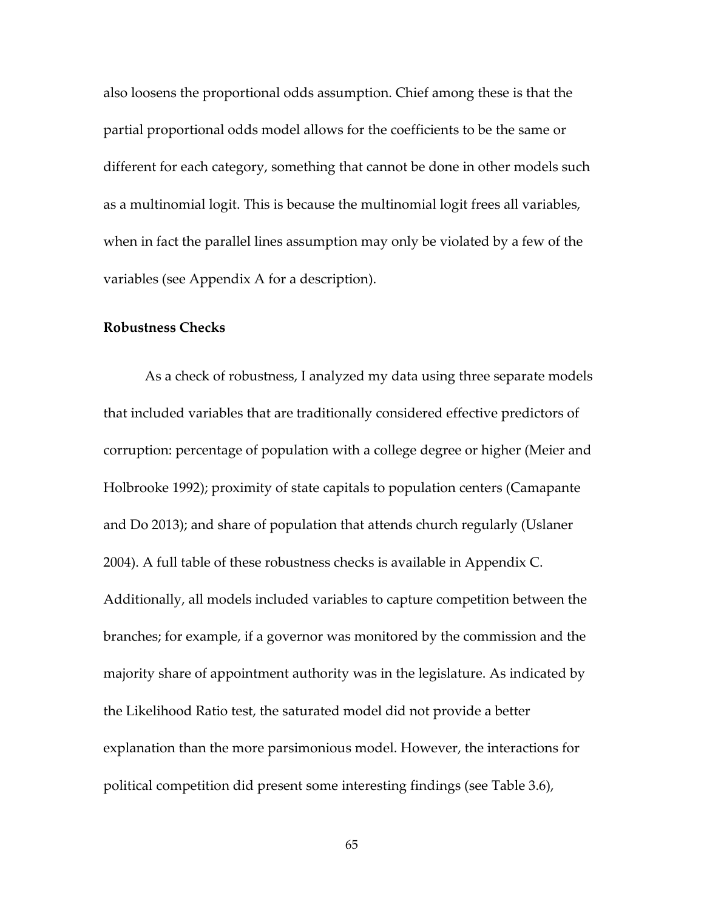also loosens the proportional odds assumption. Chief among these is that the partial proportional odds model allows for the coefficients to be the same or different for each category, something that cannot be done in other models such as a multinomial logit. This is because the multinomial logit frees all variables, when in fact the parallel lines assumption may only be violated by a few of the variables (see Appendix A for a description).

**Robustness Checks**

As a check of robustness, I analyzed my data using three separate models that included variables that are traditionally considered effective predictors of corruption: percentage of population with a college degree or higher (Meier and Holbrooke 1992); proximity of state capitals to population centers (Camapante and Do 2013); and share of population that attends church regularly (Uslaner 2004). A full table of these robustness checks is available in Appendix C. Additionally, all models included variables to capture competition between the branches; for example, if a governor was monitored by the commission and the majority share of appointment authority was in the legislature. As indicated by the Likelihood Ratio test, the saturated model did not provide a better explanation than the more parsimonious model. However, the interactions for political competition did present some interesting findings (see Table 3.6),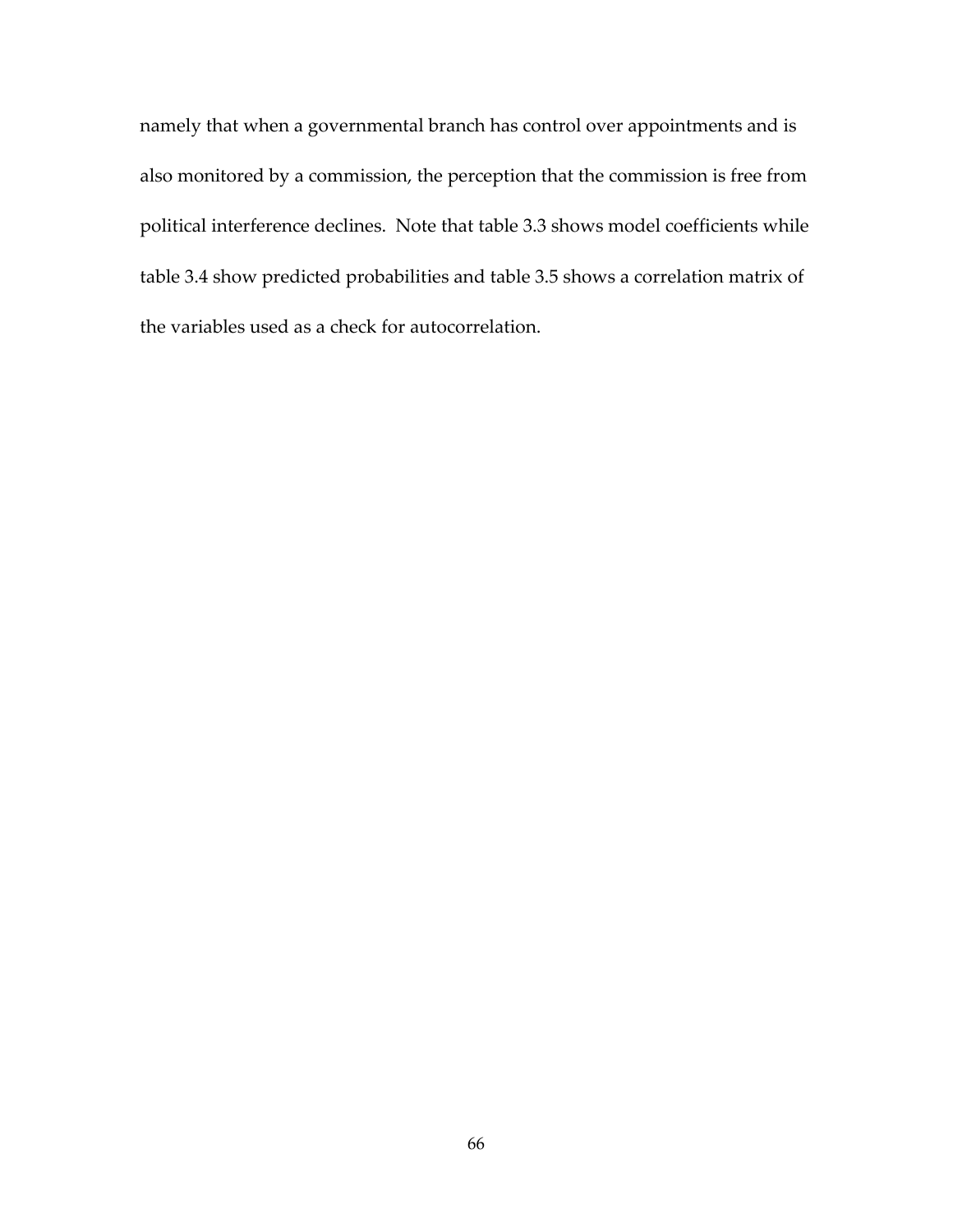namely that when a governmental branch has control over appointments and is also monitored by a commission, the perception that the commission is free from political interference declines. Note that table 3.3 shows model coefficients while table 3.4 show predicted probabilities and table 3.5 shows a correlation matrix of the variables used as a check for autocorrelation.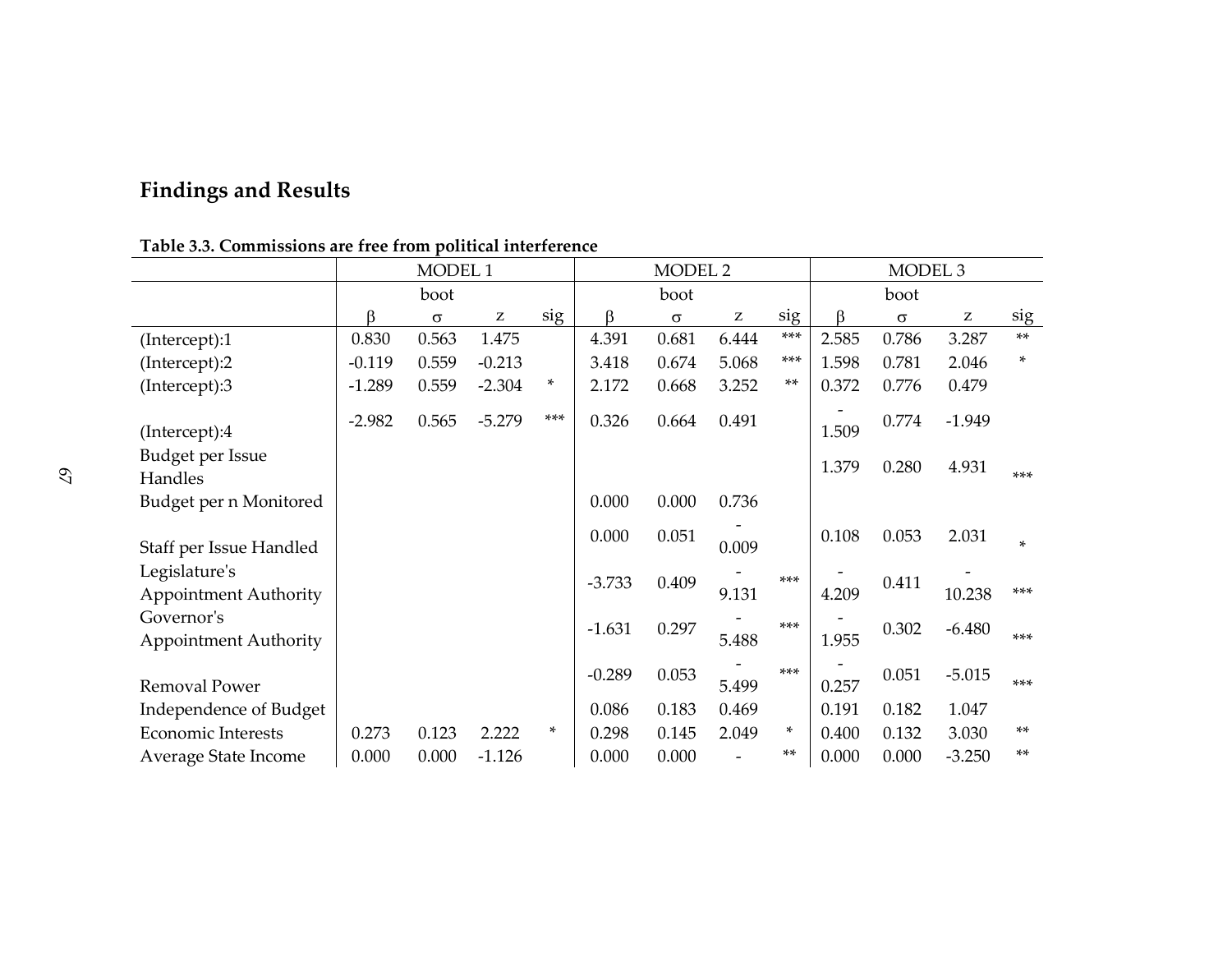## Findings and Results

**Table 3.3. Commissions are free from political interference**

| | MODEL 1 | | | | MODEL 2 | | | | MODEL 3 | | | |
|---|---|---|---|---|---|---|---|---|---|---|---|---|
| | | boot | | | | boot | | | | boot | | |
| | β | σ | z | sig | β | σ | z | sig | β | σ | z | sig |
| (Intercept):1 | 0.830 | 0.563 | 1.475 | | 4.391 | 0.681 | 6.444 | *** | 2.585 | 0.786 | 3.287 | ** |
| (Intercept):2 | -0.119 | 0.559 | -0.213 | | 3.418 | 0.674 | 5.068 | *** | 1.598 | 0.781 | 2.046 | * |
| (Intercept):3 | -1.289 | 0.559 | -2.304 | * | 2.172 | 0.668 | 3.252 | ** | 0.372 | 0.776 | 0.479 | |
| (Intercept):4 | -2.982 | 0.565 | -5.279 | *** | 0.326 | 0.664 | 0.491 | | -1.509 | 0.774 | -1.949 | |
| Budget per Issue Handles | | | | | | | | | 1.379 | 0.280 | 4.931 | *** |
| Budget per n Monitored | | | | | 0.000 | 0.000 | 0.736 | | | | | |
| Staff per Issue Handled | | | | | 0.000 | 0.051 | -0.009 | | 0.108 | 0.053 | 2.031 | * |
| Legislature's Appointment Authority | | | | | -3.733 | 0.409 | -9.131 | *** | -4.209 | 0.411 | -10.238 | *** |
| Governor's Appointment Authority | | | | | -1.631 | 0.297 | -5.488 | *** | -1.955 | 0.302 | -6.480 | *** |
| Removal Power | | | | | -0.289 | 0.053 | -5.499 | *** | -0.257 | 0.051 | -5.015 | *** |
| Independence of Budget | | | | | 0.086 | 0.183 | 0.469 | | 0.191 | 0.182 | 1.047 | |
| Economic Interests | 0.273 | 0.123 | 2.222 | * | 0.298 | 0.145 | 2.049 | * | 0.400 | 0.132 | 3.030 | ** |
| Average State Income | 0.000 | 0.000 | -1.126 | | 0.000 | 0.000 | - | ** | 0.000 | 0.000 | -3.250 | ** |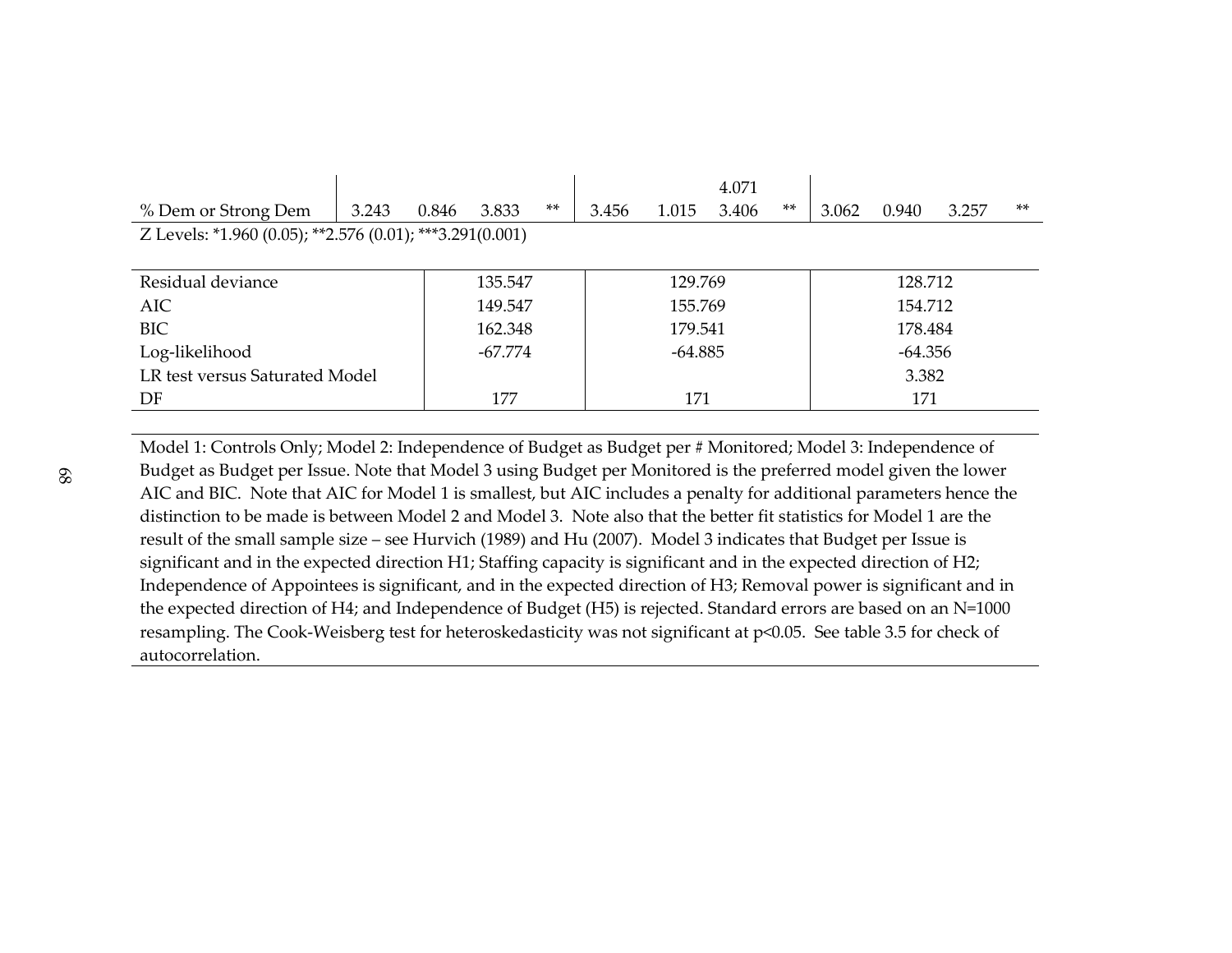| | | | | | | | | | | | | |
|---|---|---|---|---|---|---|---|---|---|---|---|---|
| % Dem or Strong Dem | 3.243 | 0.846 | 3.833 | ** | 3.456 | 1.015 | 4.071<br>3.406 | ** | 3.062 | 0.940 | 3.257 | ** |

Z Levels: *1.960 (0.05); **2.576 (0.01); ***3.291(0.001)

| | Model 1 | Model 2 | Model 3 |
|---|---|---|---|
| Residual deviance | 135.547 | 129.769 | 128.712 |
| AIC | 149.547 | 155.769 | 154.712 |
| BIC | 162.348 | 179.541 | 178.484 |
| Log-likelihood | -67.774 | -64.885 | -64.356 |
| LR test versus Saturated Model | | | 3.382 |
| DF | 177 | 171 | 171 |

Model 1: Controls Only; Model 2: Independence of Budget as Budget per # Monitored; Model 3: Independence of Budget as Budget per Issue. Note that Model 3 using Budget per Monitored is the preferred model given the lower AIC and BIC. Note that AIC for Model 1 is smallest, but AIC includes a penalty for additional parameters hence the distinction to be made is between Model 2 and Model 3. Note also that the better fit statistics for Model 1 are the result of the small sample size – see Hurvich (1989) and Hu (2007). Model 3 indicates that Budget per Issue is significant and in the expected direction H1; Staffing capacity is significant and in the expected direction of H2; Independence of Appointees is significant, and in the expected direction of H3; Removal power is significant and in the expected direction of H4; and Independence of Budget (H5) is rejected. Standard errors are based on an N=1000 resampling. The Cook-Weisberg test for heteroskedasticity was not significant at $p<0.05$. See table 3.5 for check of autocorrelation.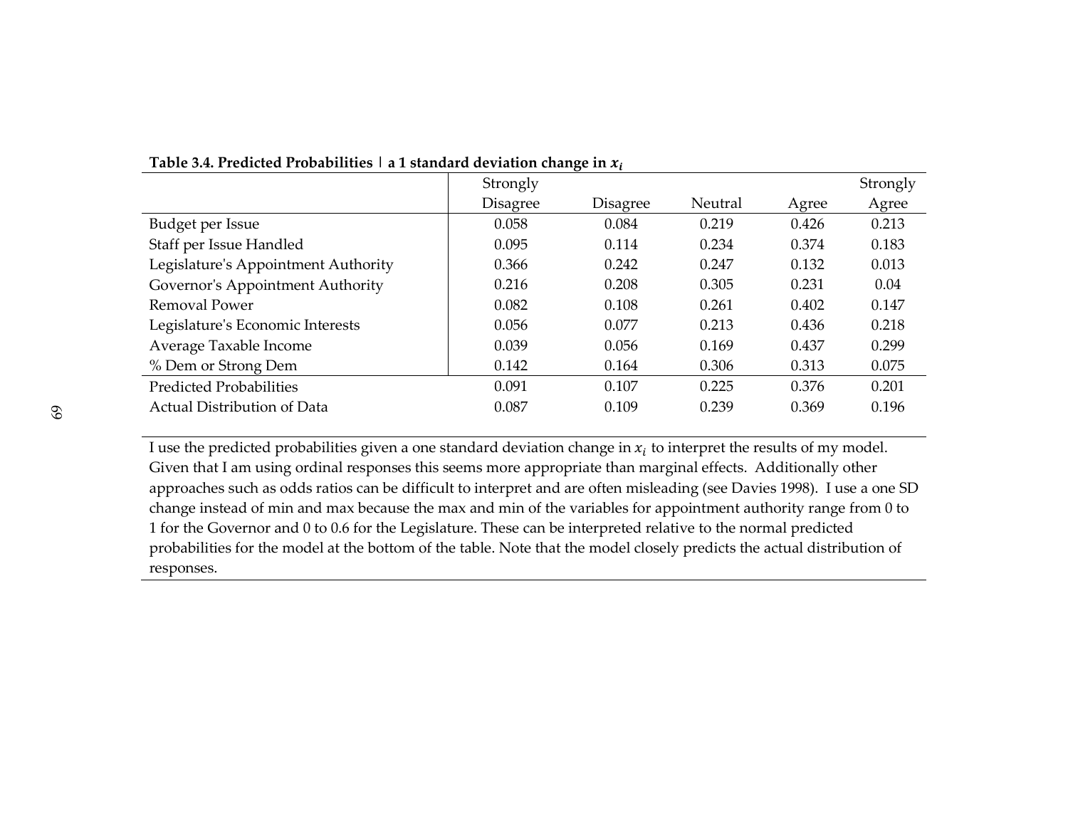**Table 3.4. Predicted Probabilities | a 1 standard deviation change in $x_i$**

| | Strongly Disagree | Disagree | Neutral | Agree | Strongly Agree |
|---|---|---|---|---|---|
| Budget per Issue | 0.058 | 0.084 | 0.219 | 0.426 | 0.213 |
| Staff per Issue Handled | 0.095 | 0.114 | 0.234 | 0.374 | 0.183 |
| Legislature's Appointment Authority | 0.366 | 0.242 | 0.247 | 0.132 | 0.013 |
| Governor's Appointment Authority | 0.216 | 0.208 | 0.305 | 0.231 | 0.04 |
| Removal Power | 0.082 | 0.108 | 0.261 | 0.402 | 0.147 |
| Legislature's Economic Interests | 0.056 | 0.077 | 0.213 | 0.436 | 0.218 |
| Average Taxable Income | 0.039 | 0.056 | 0.169 | 0.437 | 0.299 |
| % Dem or Strong Dem | 0.142 | 0.164 | 0.306 | 0.313 | 0.075 |
| Predicted Probabilities | 0.091 | 0.107 | 0.225 | 0.376 | 0.201 |
| Actual Distribution of Data | 0.087 | 0.109 | 0.239 | 0.369 | 0.196 |

I use the predicted probabilities given a one standard deviation change in $x_i$ to interpret the results of my model. Given that I am using ordinal responses this seems more appropriate than marginal effects. Additionally other approaches such as odds ratios can be difficult to interpret and are often misleading (see Davies 1998). I use a one SD change instead of min and max because the max and min of the variables for appointment authority range from 0 to 1 for the Governor and 0 to 0.6 for the Legislature. These can be interpreted relative to the normal predicted probabilities for the model at the bottom of the table. Note that the model closely predicts the actual distribution of responses.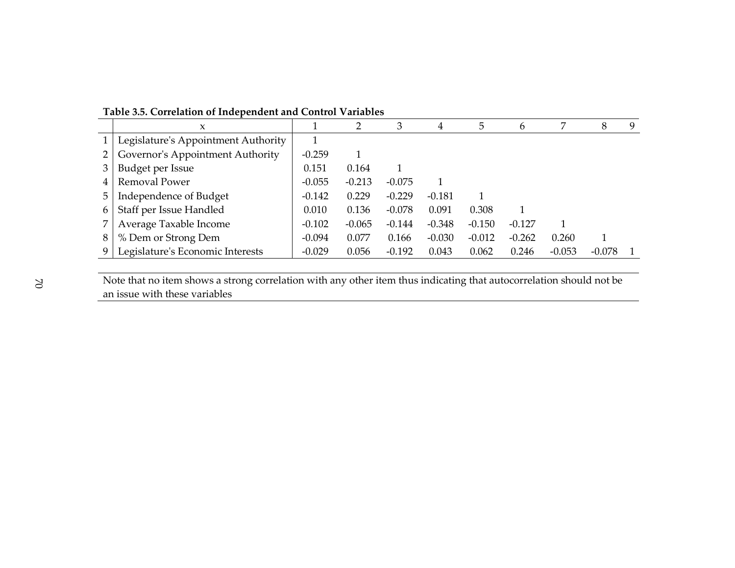**Table 3.5. Correlation of Independent and Control Variables**

| | x | 1 | 2 | 3 | 4 | 5 | 6 | 7 | 8 | 9 |
|---|---|---|---|---|---|---|---|---|---|---|
| 1 | Legislature's Appointment Authority | 1 | | | | | | | | |
| 2 | Governor's Appointment Authority | -0.259 | 1 | | | | | | | |
| 3 | Budget per Issue | 0.151 | 0.164 | 1 | | | | | | |
| 4 | Removal Power | -0.055 | -0.213 | -0.075 | 1 | | | | | |
| 5 | Independence of Budget | -0.142 | 0.229 | -0.229 | -0.181 | 1 | | | | |
| 6 | Staff per Issue Handled | 0.010 | 0.136 | -0.078 | 0.091 | 0.308 | 1 | | | |
| 7 | Average Taxable Income | -0.102 | -0.065 | -0.144 | -0.348 | -0.150 | -0.127 | 1 | | |
| 8 | % Dem or Strong Dem | -0.094 | 0.077 | 0.166 | -0.030 | -0.012 | -0.262 | 0.260 | 1 | |
| 9 | Legislature's Economic Interests | -0.029 | 0.056 | -0.192 | 0.043 | 0.062 | 0.246 | -0.053 | -0.078 | 1 |

Note that no item shows a strong correlation with any other item thus indicating that autocorrelation should not be an issue with these variables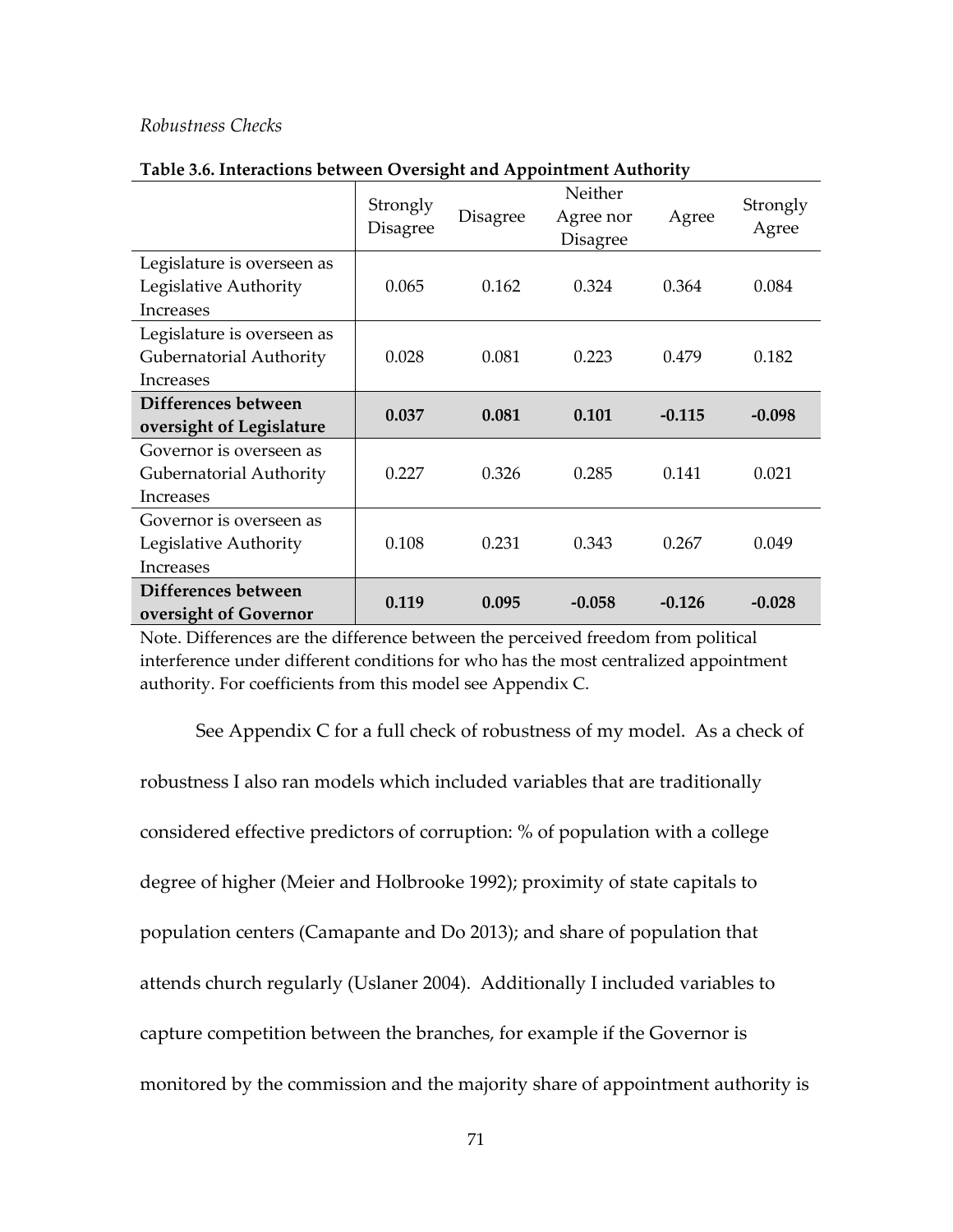*Robustness Checks*

**Table 3.6. Interactions between Oversight and Appointment Authority**

| | Strongly Disagree | Disagree | Neither Agree nor Disagree | Agree | Strongly Agree |
|---|---|---|---|---|---|
| Legislature is overseen as Legislative Authority Increases | 0.065 | 0.162 | 0.324 | 0.364 | 0.084 |
| Legislature is overseen as Gubernatorial Authority Increases | 0.028 | 0.081 | 0.223 | 0.479 | 0.182 |
| **Differences between oversight of Legislature** | **0.037** | **0.081** | **0.101** | **-0.115** | **-0.098** |
| Governor is overseen as Gubernatorial Authority Increases | 0.227 | 0.326 | 0.285 | 0.141 | 0.021 |
| Governor is overseen as Legislative Authority Increases | 0.108 | 0.231 | 0.343 | 0.267 | 0.049 |
| **Differences between oversight of Governor** | **0.119** | **0.095** | **-0.058** | **-0.126** | **-0.028** |

Note. Differences are the difference between the perceived freedom from political interference under different conditions for who has the most centralized appointment authority. For coefficients from this model see Appendix C.

See Appendix C for a full check of robustness of my model. As a check of robustness I also ran models which included variables that are traditionally considered effective predictors of corruption: % of population with a college degree of higher (Meier and Holbrooke 1992); proximity of state capitals to population centers (Camapante and Do 2013); and share of population that attends church regularly (Uslaner 2004). Additionally I included variables to capture competition between the branches, for example if the Governor is monitored by the commission and the majority share of appointment authority is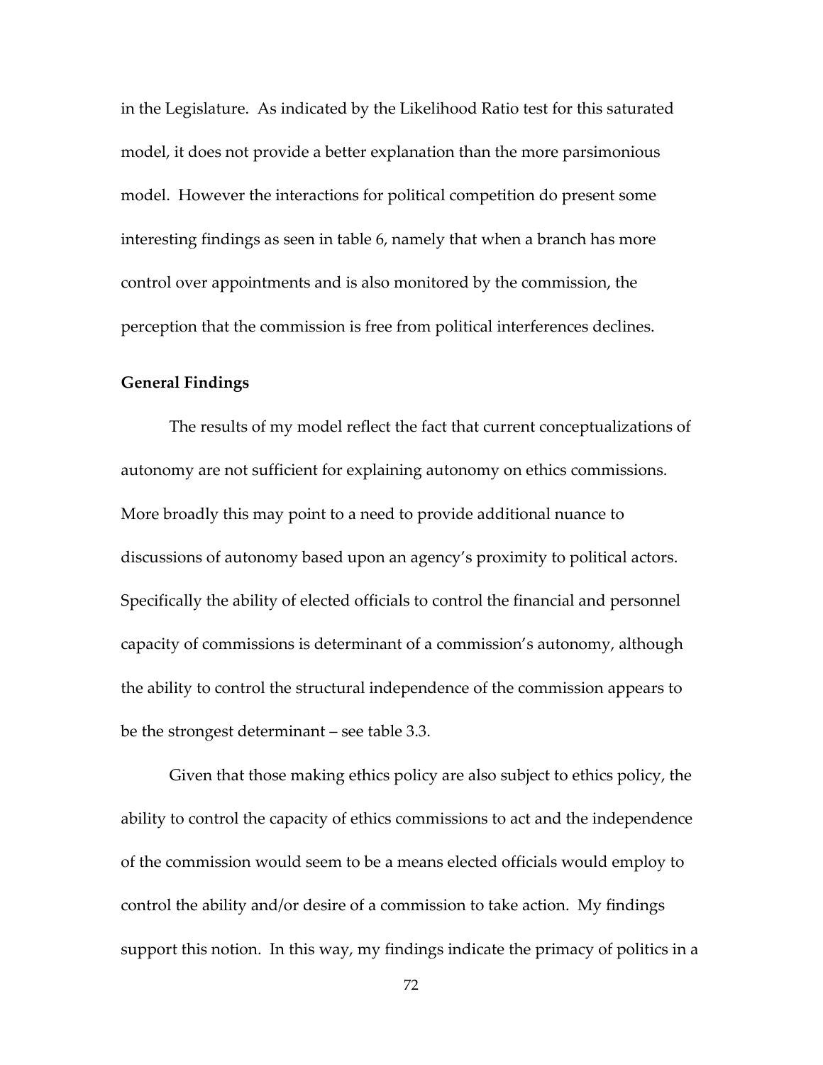in the Legislature. As indicated by the Likelihood Ratio test for this saturated model, it does not provide a better explanation than the more parsimonious model. However the interactions for political competition do present some interesting findings as seen in table 6, namely that when a branch has more control over appointments and is also monitored by the commission, the perception that the commission is free from political interferences declines.

**General Findings**

The results of my model reflect the fact that current conceptualizations of autonomy are not sufficient for explaining autonomy on ethics commissions. More broadly this may point to a need to provide additional nuance to discussions of autonomy based upon an agency's proximity to political actors. Specifically the ability of elected officials to control the financial and personnel capacity of commissions is determinant of a commission's autonomy, although the ability to control the structural independence of the commission appears to be the strongest determinant – see table 3.3.

Given that those making ethics policy are also subject to ethics policy, the ability to control the capacity of ethics commissions to act and the independence of the commission would seem to be a means elected officials would employ to control the ability and/or desire of a commission to take action. My findings support this notion. In this way, my findings indicate the primacy of politics in a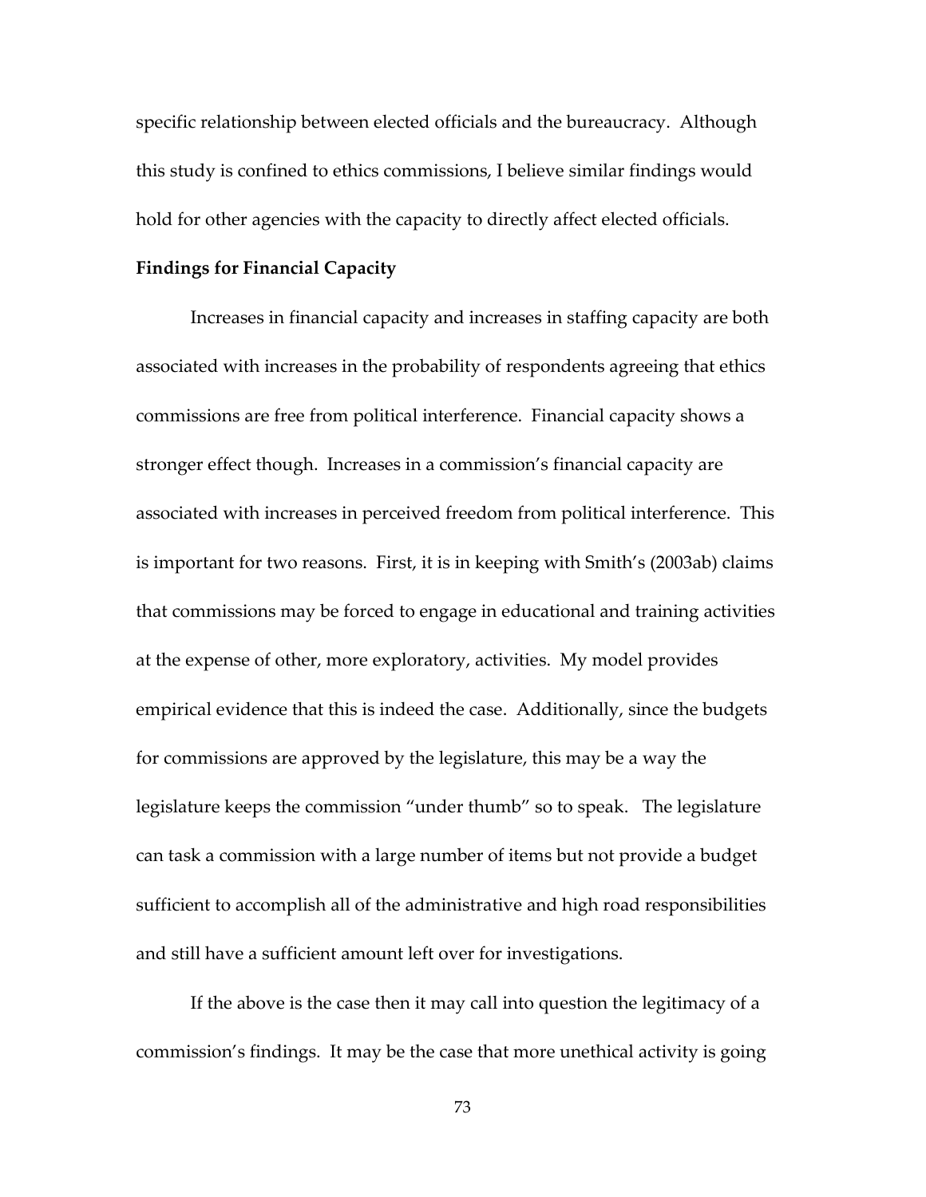specific relationship between elected officials and the bureaucracy. Although this study is confined to ethics commissions, I believe similar findings would hold for other agencies with the capacity to directly affect elected officials.

**Findings for Financial Capacity**

Increases in financial capacity and increases in staffing capacity are both associated with increases in the probability of respondents agreeing that ethics commissions are free from political interference. Financial capacity shows a stronger effect though. Increases in a commission's financial capacity are associated with increases in perceived freedom from political interference. This is important for two reasons. First, it is in keeping with Smith's (2003ab) claims that commissions may be forced to engage in educational and training activities at the expense of other, more exploratory, activities. My model provides empirical evidence that this is indeed the case. Additionally, since the budgets for commissions are approved by the legislature, this may be a way the legislature keeps the commission "under thumb" so to speak. The legislature can task a commission with a large number of items but not provide a budget sufficient to accomplish all of the administrative and high road responsibilities and still have a sufficient amount left over for investigations.

If the above is the case then it may call into question the legitimacy of a commission's findings. It may be the case that more unethical activity is going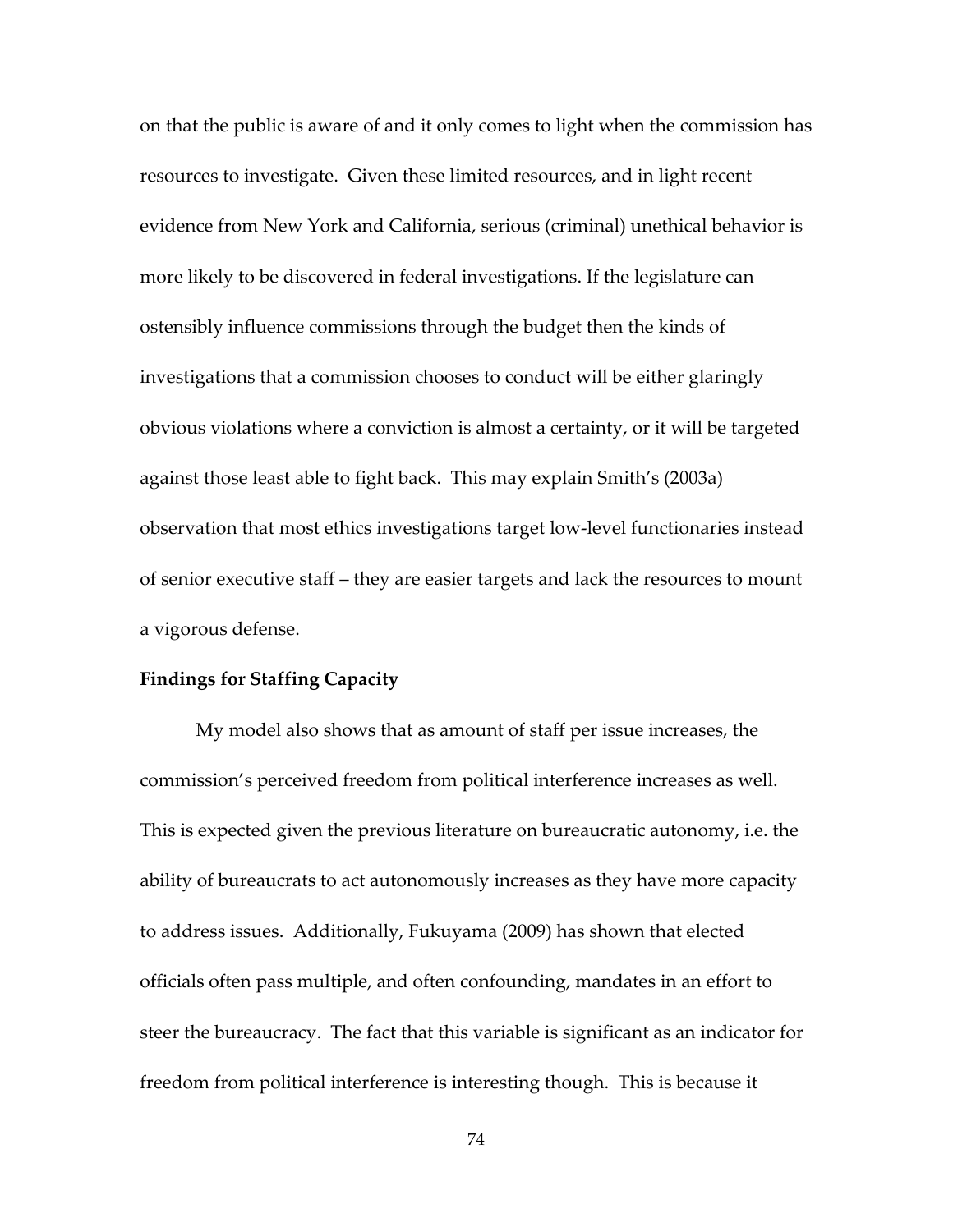on that the public is aware of and it only comes to light when the commission has resources to investigate. Given these limited resources, and in light recent evidence from New York and California, serious (criminal) unethical behavior is more likely to be discovered in federal investigations. If the legislature can ostensibly influence commissions through the budget then the kinds of investigations that a commission chooses to conduct will be either glaringly obvious violations where a conviction is almost a certainty, or it will be targeted against those least able to fight back. This may explain Smith's (2003a) observation that most ethics investigations target low-level functionaries instead of senior executive staff – they are easier targets and lack the resources to mount a vigorous defense.

**Findings for Staffing Capacity**

My model also shows that as amount of staff per issue increases, the commission's perceived freedom from political interference increases as well. This is expected given the previous literature on bureaucratic autonomy, i.e. the ability of bureaucrats to act autonomously increases as they have more capacity to address issues. Additionally, Fukuyama (2009) has shown that elected officials often pass multiple, and often confounding, mandates in an effort to steer the bureaucracy. The fact that this variable is significant as an indicator for freedom from political interference is interesting though. This is because it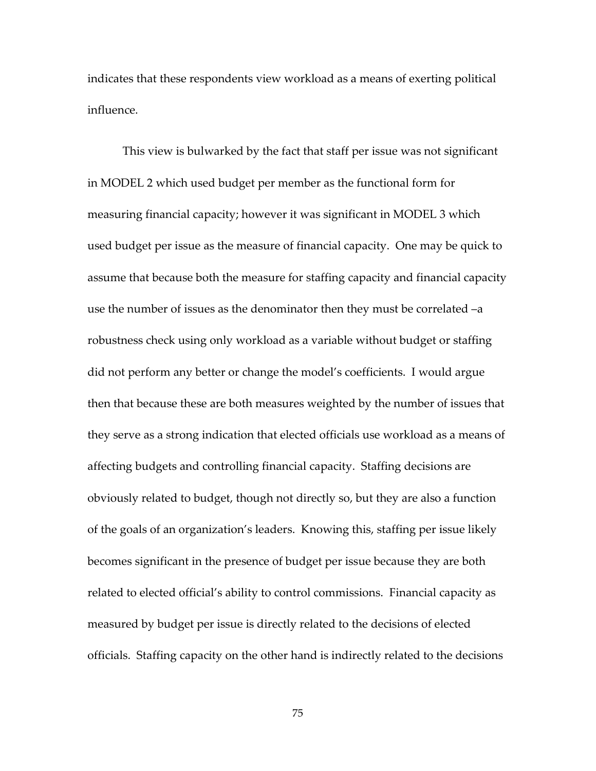indicates that these respondents view workload as a means of exerting political influence.

This view is bulwarked by the fact that staff per issue was not significant in MODEL 2 which used budget per member as the functional form for measuring financial capacity; however it was significant in MODEL 3 which used budget per issue as the measure of financial capacity. One may be quick to assume that because both the measure for staffing capacity and financial capacity use the number of issues as the denominator then they must be correlated –a robustness check using only workload as a variable without budget or staffing did not perform any better or change the model's coefficients. I would argue then that because these are both measures weighted by the number of issues that they serve as a strong indication that elected officials use workload as a means of affecting budgets and controlling financial capacity. Staffing decisions are obviously related to budget, though not directly so, but they are also a function of the goals of an organization's leaders. Knowing this, staffing per issue likely becomes significant in the presence of budget per issue because they are both related to elected official's ability to control commissions. Financial capacity as measured by budget per issue is directly related to the decisions of elected officials. Staffing capacity on the other hand is indirectly related to the decisions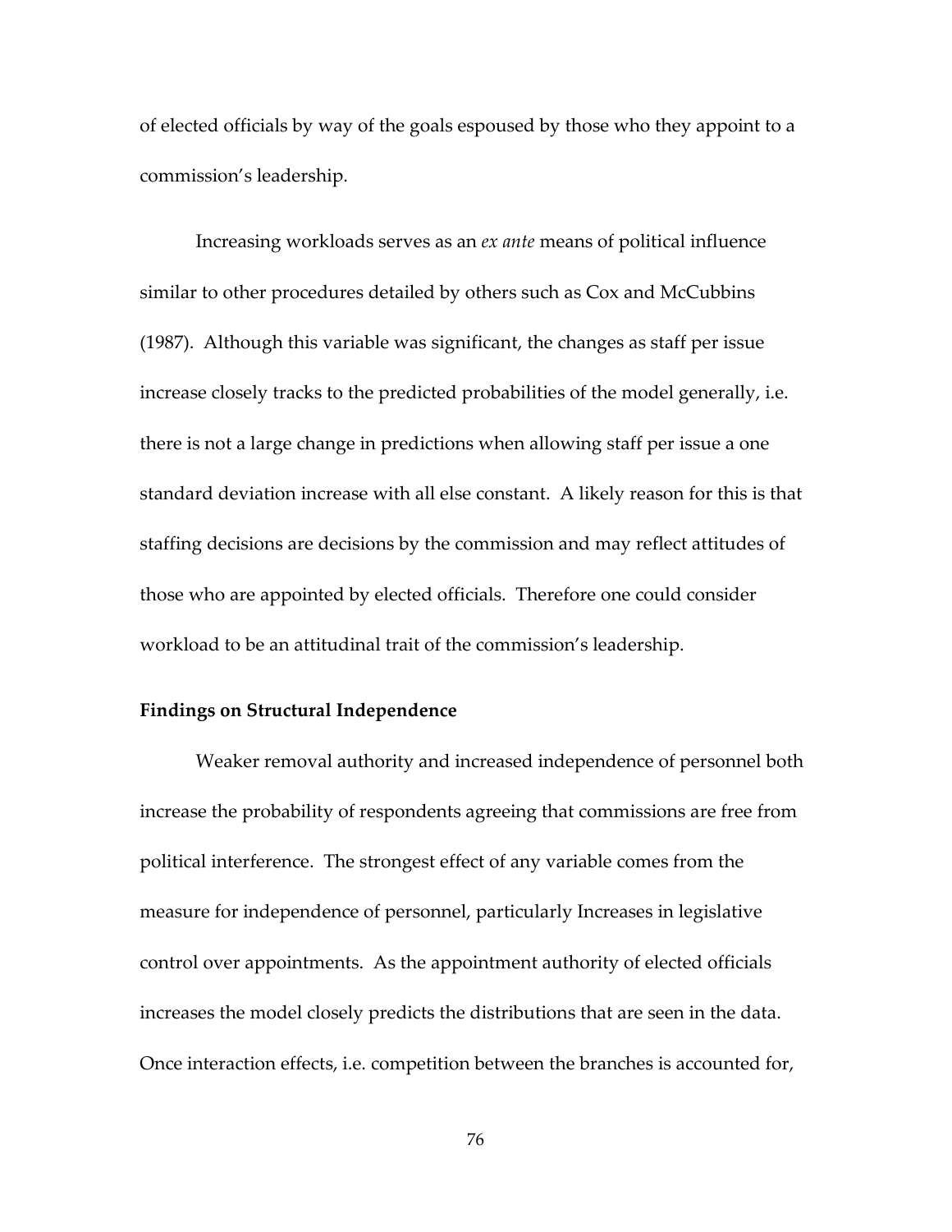of elected officials by way of the goals espoused by those who they appoint to a commission's leadership.

Increasing workloads serves as an *ex ante* means of political influence similar to other procedures detailed by others such as Cox and McCubbins (1987). Although this variable was significant, the changes as staff per issue increase closely tracks to the predicted probabilities of the model generally, i.e. there is not a large change in predictions when allowing staff per issue a one standard deviation increase with all else constant. A likely reason for this is that staffing decisions are decisions by the commission and may reflect attitudes of those who are appointed by elected officials. Therefore one could consider workload to be an attitudinal trait of the commission's leadership.

**Findings on Structural Independence**

Weaker removal authority and increased independence of personnel both increase the probability of respondents agreeing that commissions are free from political interference. The strongest effect of any variable comes from the measure for independence of personnel, particularly Increases in legislative control over appointments. As the appointment authority of elected officials increases the model closely predicts the distributions that are seen in the data. Once interaction effects, i.e. competition between the branches is accounted for,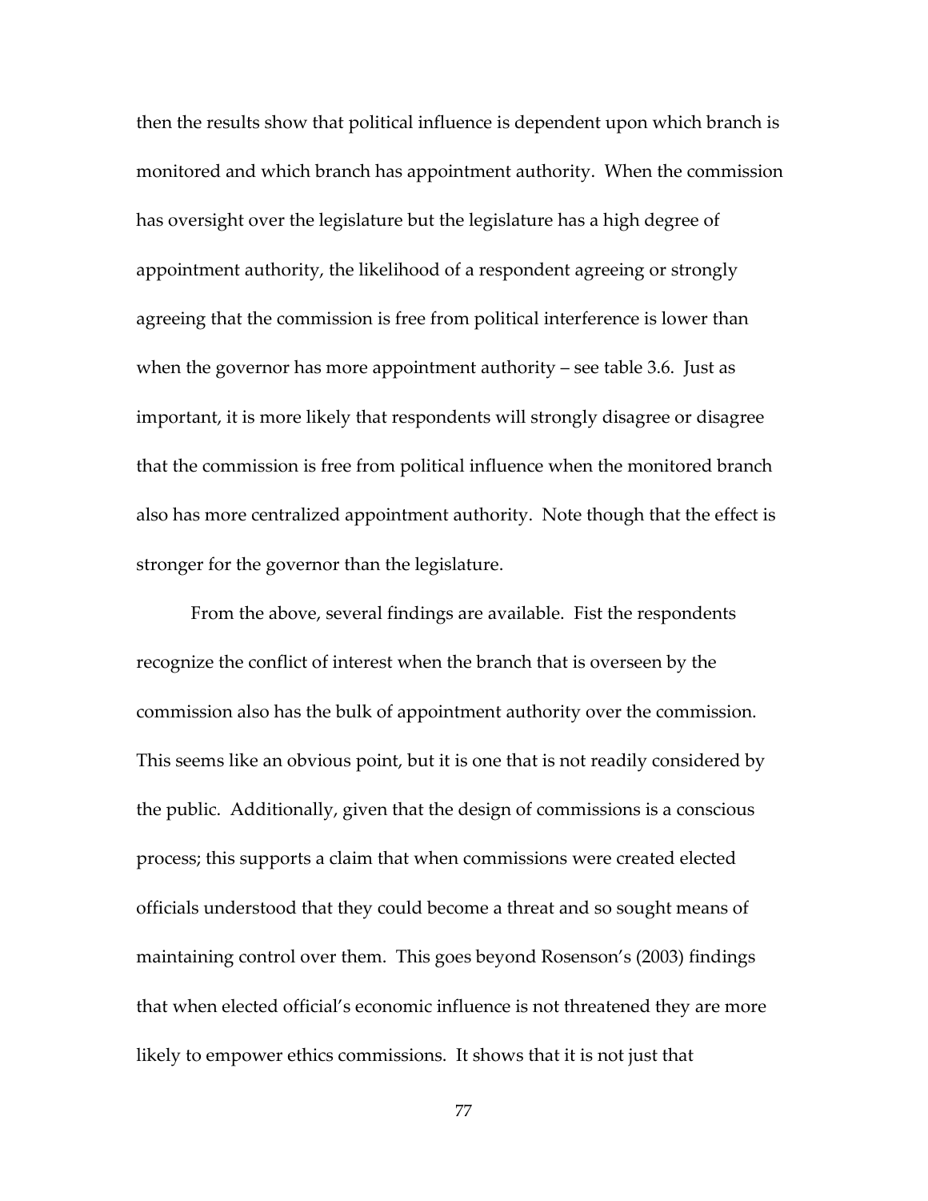then the results show that political influence is dependent upon which branch is monitored and which branch has appointment authority. When the commission has oversight over the legislature but the legislature has a high degree of appointment authority, the likelihood of a respondent agreeing or strongly agreeing that the commission is free from political interference is lower than when the governor has more appointment authority – see table 3.6. Just as important, it is more likely that respondents will strongly disagree or disagree that the commission is free from political influence when the monitored branch also has more centralized appointment authority. Note though that the effect is stronger for the governor than the legislature.

From the above, several findings are available. Fist the respondents recognize the conflict of interest when the branch that is overseen by the commission also has the bulk of appointment authority over the commission. This seems like an obvious point, but it is one that is not readily considered by the public. Additionally, given that the design of commissions is a conscious process; this supports a claim that when commissions were created elected officials understood that they could become a threat and so sought means of maintaining control over them. This goes beyond Rosenson's (2003) findings that when elected official's economic influence is not threatened they are more likely to empower ethics commissions. It shows that it is not just that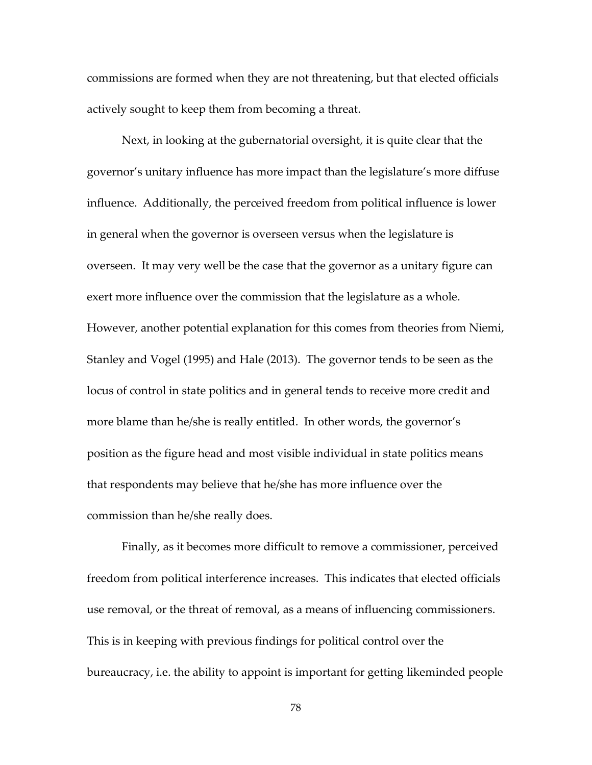commissions are formed when they are not threatening, but that elected officials actively sought to keep them from becoming a threat.

Next, in looking at the gubernatorial oversight, it is quite clear that the governor's unitary influence has more impact than the legislature's more diffuse influence. Additionally, the perceived freedom from political influence is lower in general when the governor is overseen versus when the legislature is overseen. It may very well be the case that the governor as a unitary figure can exert more influence over the commission that the legislature as a whole. However, another potential explanation for this comes from theories from Niemi, Stanley and Vogel (1995) and Hale (2013). The governor tends to be seen as the locus of control in state politics and in general tends to receive more credit and more blame than he/she is really entitled. In other words, the governor's position as the figure head and most visible individual in state politics means that respondents may believe that he/she has more influence over the commission than he/she really does.

Finally, as it becomes more difficult to remove a commissioner, perceived freedom from political interference increases. This indicates that elected officials use removal, or the threat of removal, as a means of influencing commissioners. This is in keeping with previous findings for political control over the bureaucracy, i.e. the ability to appoint is important for getting likeminded people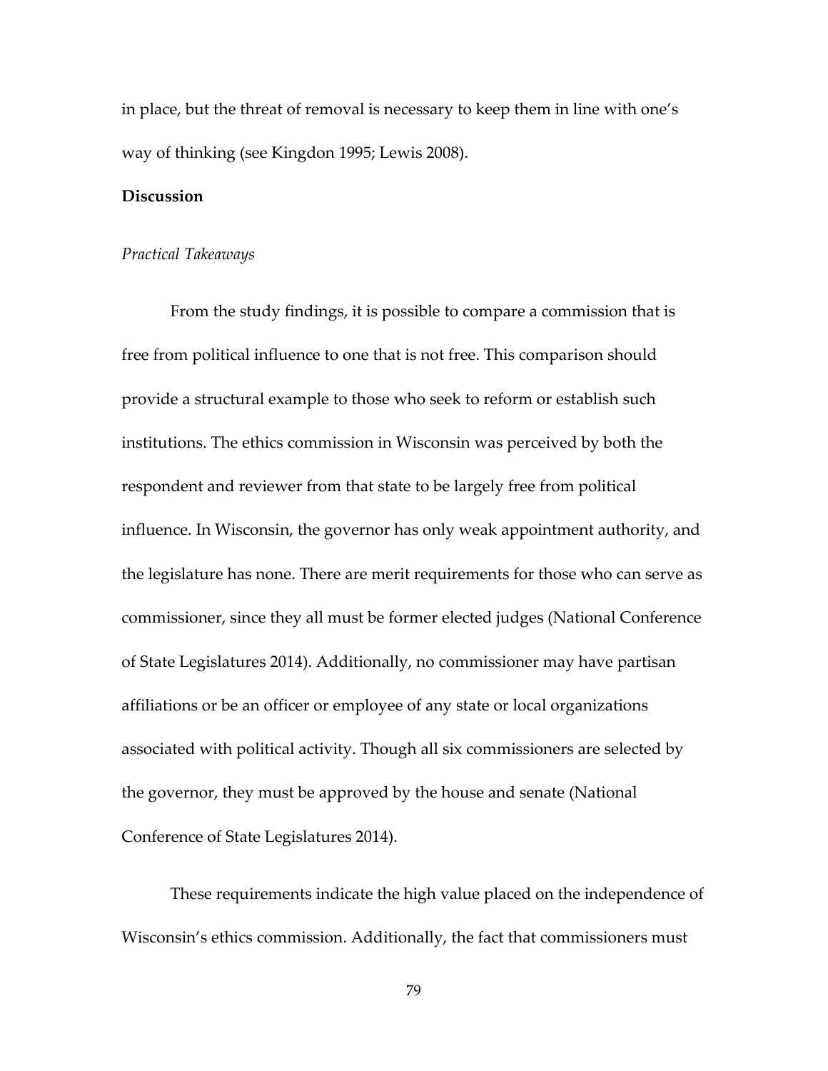in place, but the threat of removal is necessary to keep them in line with one's way of thinking (see Kingdon 1995; Lewis 2008).

## Discussion

### *Practical Takeaways*

From the study findings, it is possible to compare a commission that is free from political influence to one that is not free. This comparison should provide a structural example to those who seek to reform or establish such institutions. The ethics commission in Wisconsin was perceived by both the respondent and reviewer from that state to be largely free from political influence. In Wisconsin, the governor has only weak appointment authority, and the legislature has none. There are merit requirements for those who can serve as commissioner, since they all must be former elected judges (National Conference of State Legislatures 2014). Additionally, no commissioner may have partisan affiliations or be an officer or employee of any state or local organizations associated with political activity. Though all six commissioners are selected by the governor, they must be approved by the house and senate (National Conference of State Legislatures 2014).

These requirements indicate the high value placed on the independence of Wisconsin's ethics commission. Additionally, the fact that commissioners must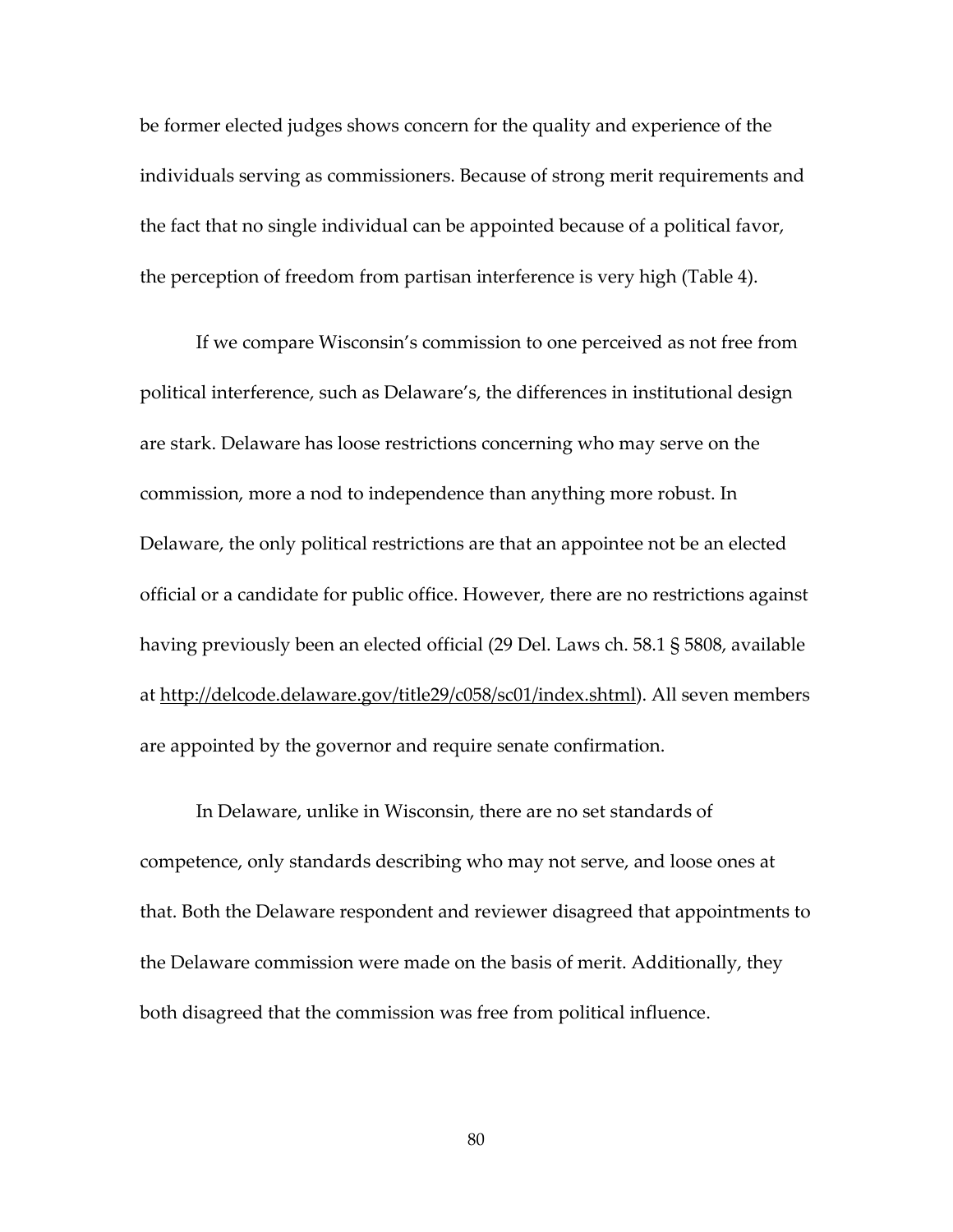be former elected judges shows concern for the quality and experience of the individuals serving as commissioners. Because of strong merit requirements and the fact that no single individual can be appointed because of a political favor, the perception of freedom from partisan interference is very high (Table 4).

If we compare Wisconsin's commission to one perceived as not free from political interference, such as Delaware's, the differences in institutional design are stark. Delaware has loose restrictions concerning who may serve on the commission, more a nod to independence than anything more robust. In Delaware, the only political restrictions are that an appointee not be an elected official or a candidate for public office. However, there are no restrictions against having previously been an elected official (29 Del. Laws ch. 58.1 § 5808, available at http://delcode.delaware.gov/title29/c058/sc01/index.shtml). All seven members are appointed by the governor and require senate confirmation.

In Delaware, unlike in Wisconsin, there are no set standards of competence, only standards describing who may not serve, and loose ones at that. Both the Delaware respondent and reviewer disagreed that appointments to the Delaware commission were made on the basis of merit. Additionally, they both disagreed that the commission was free from political influence.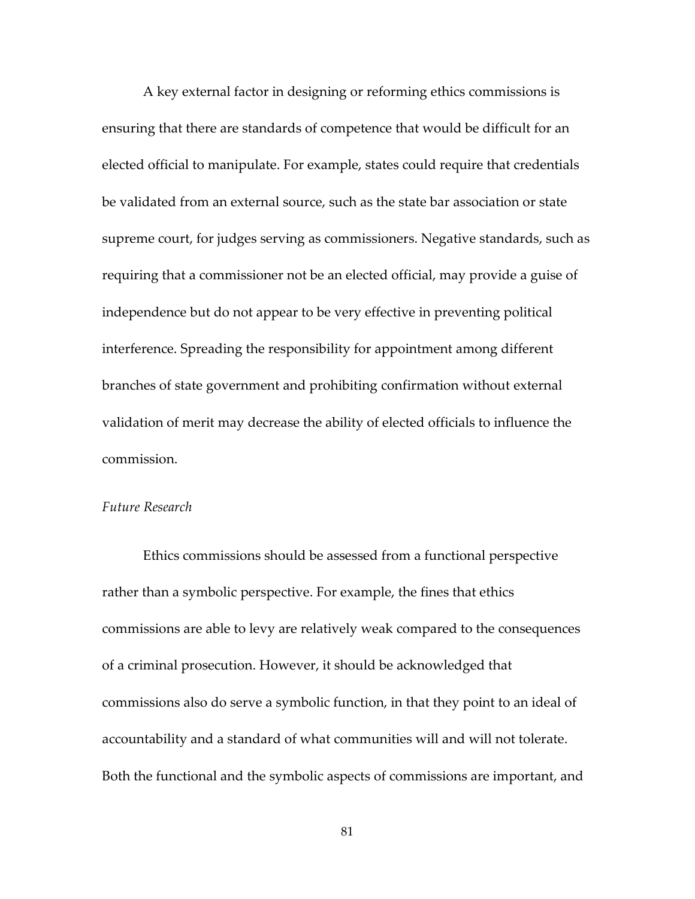A key external factor in designing or reforming ethics commissions is ensuring that there are standards of competence that would be difficult for an elected official to manipulate. For example, states could require that credentials be validated from an external source, such as the state bar association or state supreme court, for judges serving as commissioners. Negative standards, such as requiring that a commissioner not be an elected official, may provide a guise of independence but do not appear to be very effective in preventing political interference. Spreading the responsibility for appointment among different branches of state government and prohibiting confirmation without external validation of merit may decrease the ability of elected officials to influence the commission.

*Future Research*

Ethics commissions should be assessed from a functional perspective rather than a symbolic perspective. For example, the fines that ethics commissions are able to levy are relatively weak compared to the consequences of a criminal prosecution. However, it should be acknowledged that commissions also do serve a symbolic function, in that they point to an ideal of accountability and a standard of what communities will and will not tolerate. Both the functional and the symbolic aspects of commissions are important, and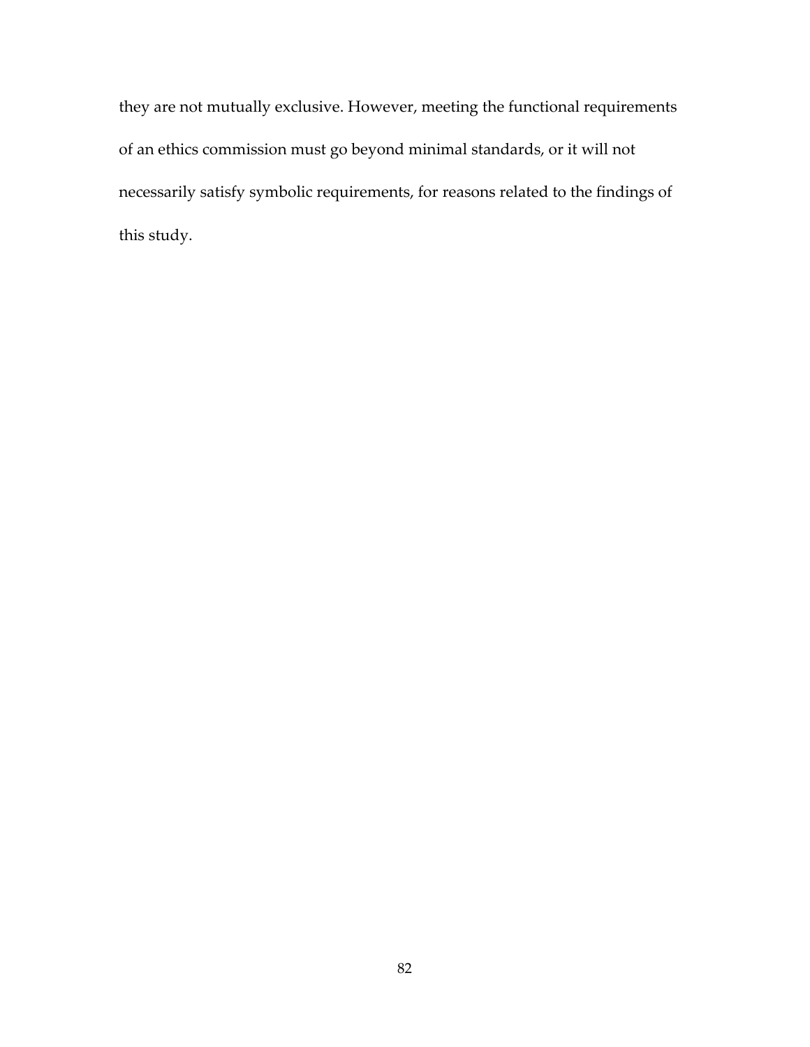they are not mutually exclusive. However, meeting the functional requirements of an ethics commission must go beyond minimal standards, or it will not necessarily satisfy symbolic requirements, for reasons related to the findings of this study.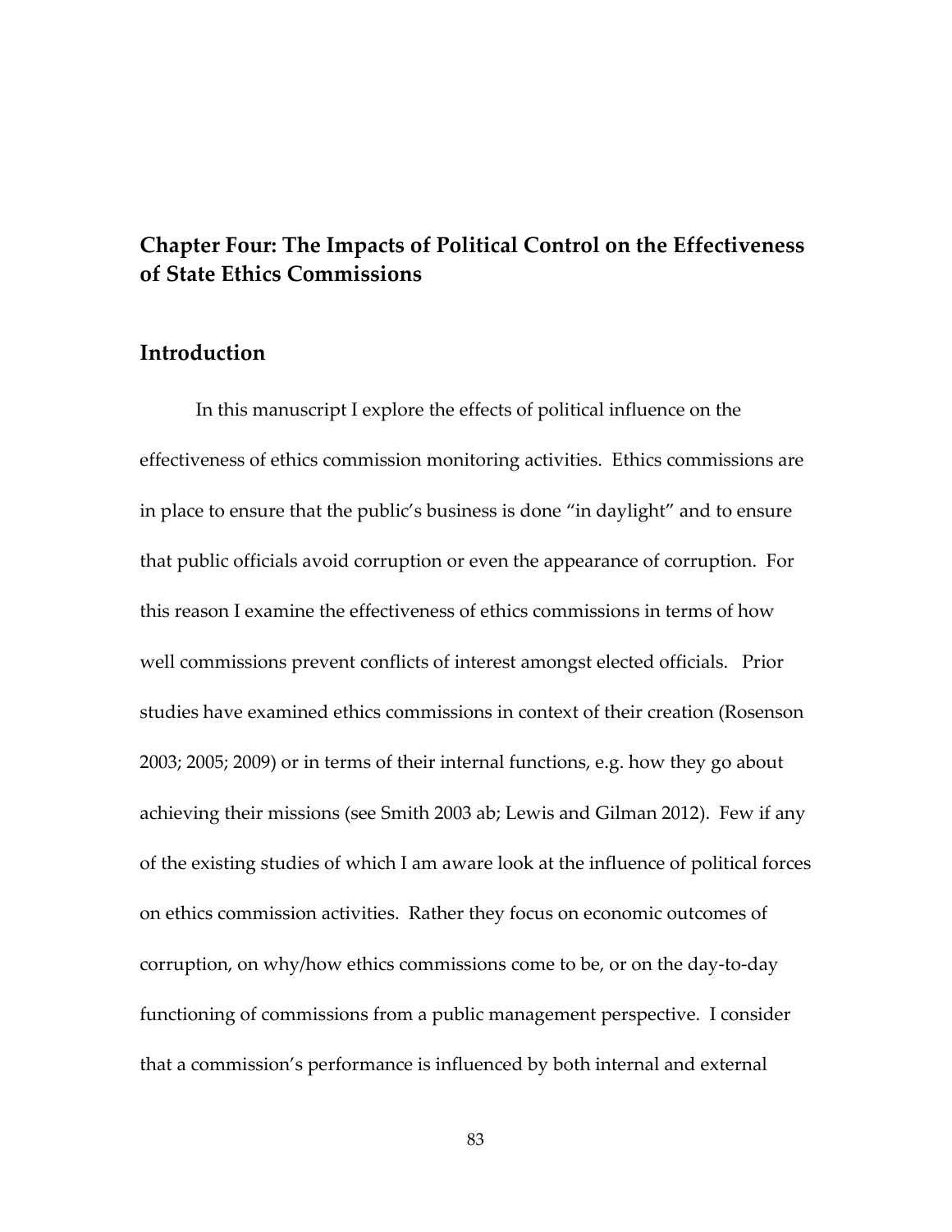## Chapter Four: The Impacts of Political Control on the Effectiveness of State Ethics Commissions

### Introduction

In this manuscript I explore the effects of political influence on the effectiveness of ethics commission monitoring activities. Ethics commissions are in place to ensure that the public's business is done "in daylight" and to ensure that public officials avoid corruption or even the appearance of corruption. For this reason I examine the effectiveness of ethics commissions in terms of how well commissions prevent conflicts of interest amongst elected officials. Prior studies have examined ethics commissions in context of their creation (Rosenson 2003; 2005; 2009) or in terms of their internal functions, e.g. how they go about achieving their missions (see Smith 2003 ab; Lewis and Gilman 2012). Few if any of the existing studies of which I am aware look at the influence of political forces on ethics commission activities. Rather they focus on economic outcomes of corruption, on why/how ethics commissions come to be, or on the day-to-day functioning of commissions from a public management perspective. I consider that a commission's performance is influenced by both internal and external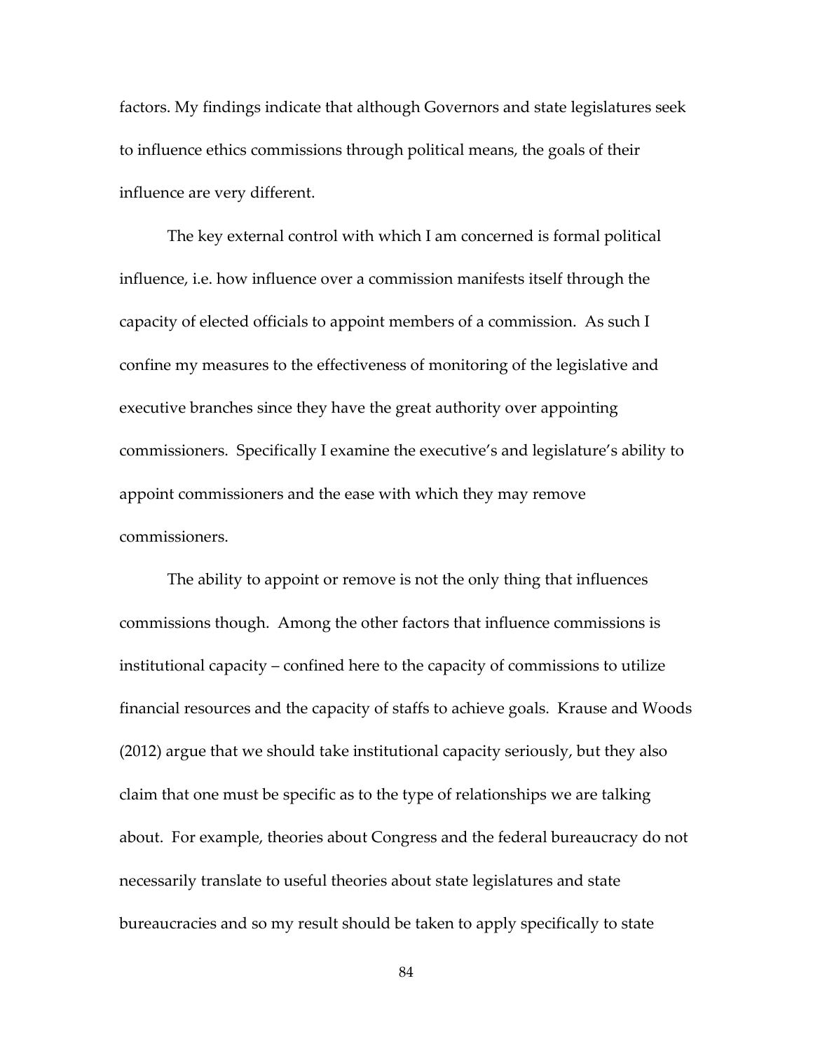factors. My findings indicate that although Governors and state legislatures seek to influence ethics commissions through political means, the goals of their influence are very different.

The key external control with which I am concerned is formal political influence, i.e. how influence over a commission manifests itself through the capacity of elected officials to appoint members of a commission. As such I confine my measures to the effectiveness of monitoring of the legislative and executive branches since they have the great authority over appointing commissioners. Specifically I examine the executive's and legislature's ability to appoint commissioners and the ease with which they may remove commissioners.

The ability to appoint or remove is not the only thing that influences commissions though. Among the other factors that influence commissions is institutional capacity – confined here to the capacity of commissions to utilize financial resources and the capacity of staffs to achieve goals. Krause and Woods (2012) argue that we should take institutional capacity seriously, but they also claim that one must be specific as to the type of relationships we are talking about. For example, theories about Congress and the federal bureaucracy do not necessarily translate to useful theories about state legislatures and state bureaucracies and so my result should be taken to apply specifically to state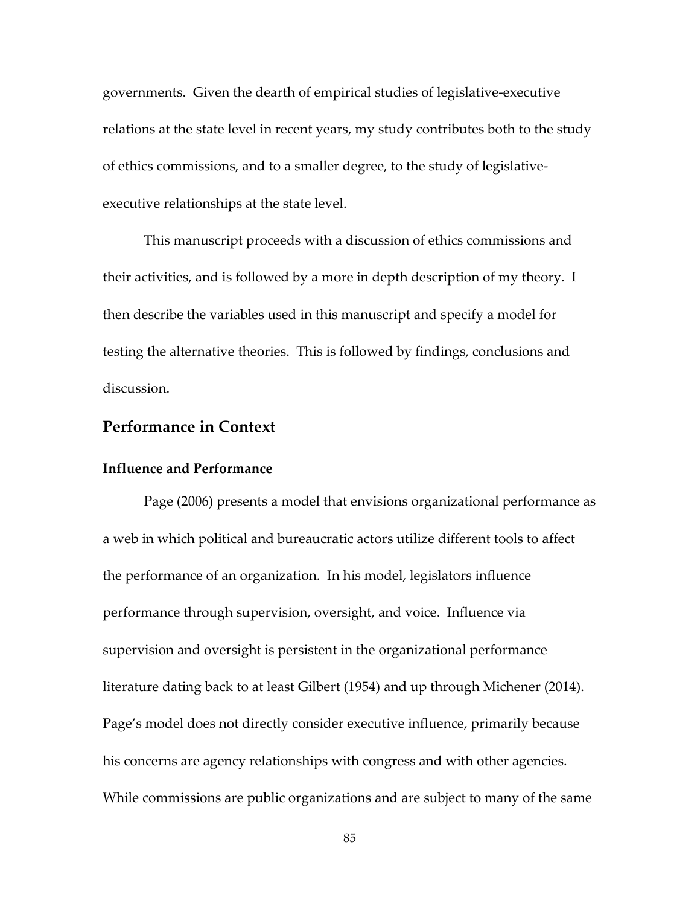governments. Given the dearth of empirical studies of legislative-executive relations at the state level in recent years, my study contributes both to the study of ethics commissions, and to a smaller degree, to the study of legislative-executive relationships at the state level.

This manuscript proceeds with a discussion of ethics commissions and their activities, and is followed by a more in depth description of my theory. I then describe the variables used in this manuscript and specify a model for testing the alternative theories. This is followed by findings, conclusions and discussion.

## Performance in Context

### Influence and Performance

Page (2006) presents a model that envisions organizational performance as a web in which political and bureaucratic actors utilize different tools to affect the performance of an organization. In his model, legislators influence performance through supervision, oversight, and voice. Influence via supervision and oversight is persistent in the organizational performance literature dating back to at least Gilbert (1954) and up through Michener (2014). Page's model does not directly consider executive influence, primarily because his concerns are agency relationships with congress and with other agencies. While commissions are public organizations and are subject to many of the same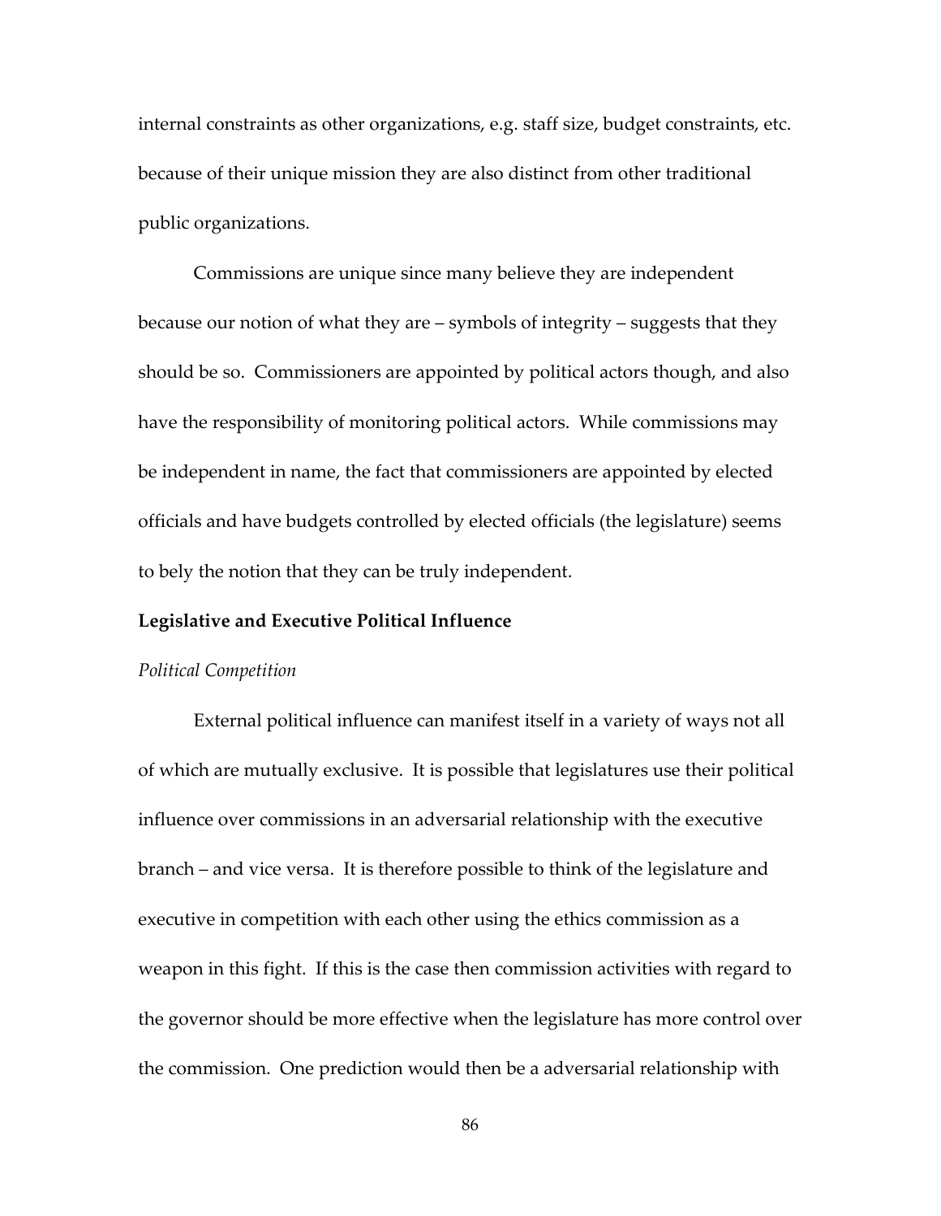internal constraints as other organizations, e.g. staff size, budget constraints, etc. because of their unique mission they are also distinct from other traditional public organizations.

Commissions are unique since many believe they are independent because our notion of what they are – symbols of integrity – suggests that they should be so. Commissioners are appointed by political actors though, and also have the responsibility of monitoring political actors. While commissions may be independent in name, the fact that commissioners are appointed by elected officials and have budgets controlled by elected officials (the legislature) seems to bely the notion that they can be truly independent.

## Legislative and Executive Political Influence

### *Political Competition*

External political influence can manifest itself in a variety of ways not all of which are mutually exclusive. It is possible that legislatures use their political influence over commissions in an adversarial relationship with the executive branch – and vice versa. It is therefore possible to think of the legislature and executive in competition with each other using the ethics commission as a weapon in this fight. If this is the case then commission activities with regard to the governor should be more effective when the legislature has more control over the commission. One prediction would then be a adversarial relationship with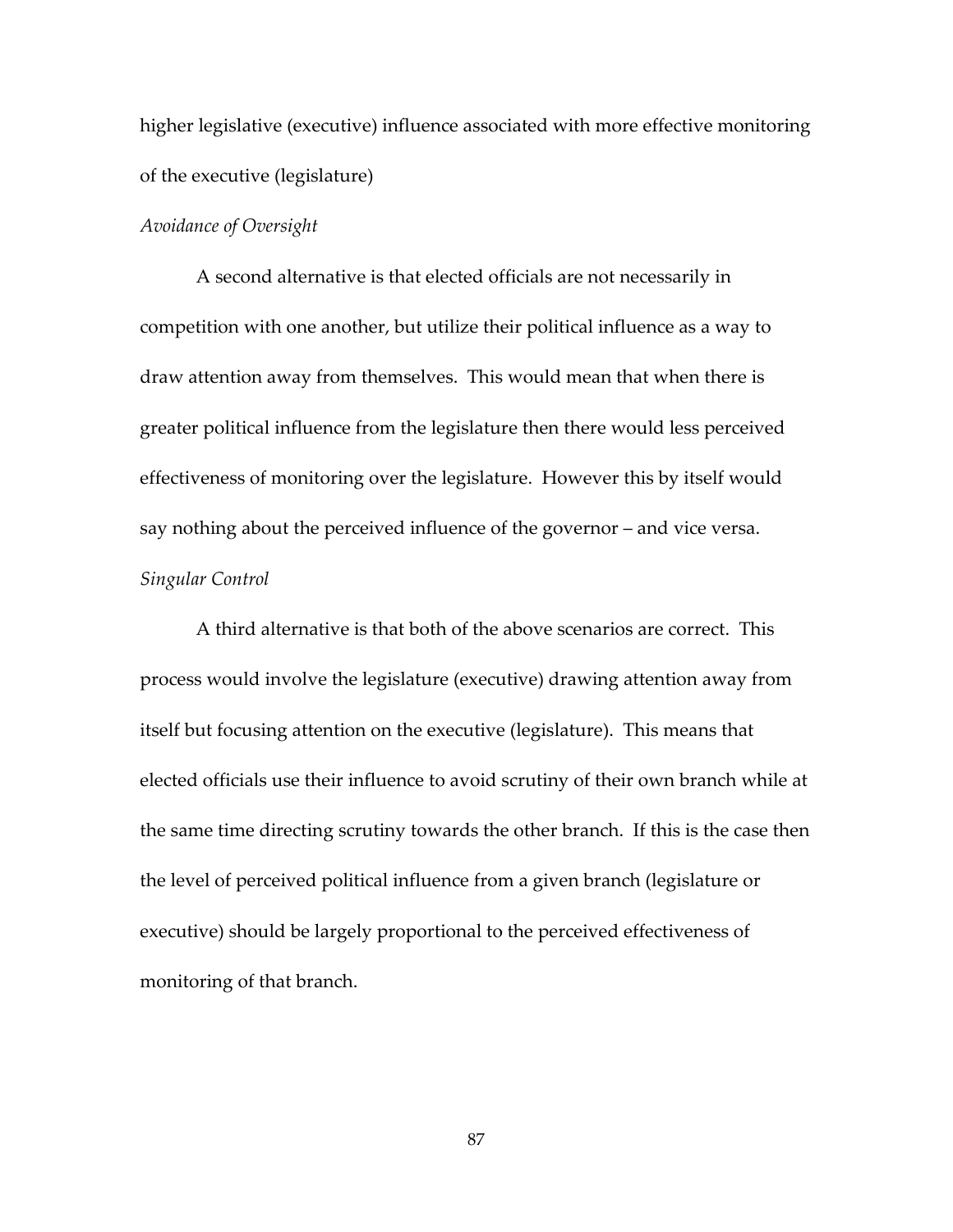higher legislative (executive) influence associated with more effective monitoring of the executive (legislature)

*Avoidance of Oversight*

A second alternative is that elected officials are not necessarily in competition with one another, but utilize their political influence as a way to draw attention away from themselves. This would mean that when there is greater political influence from the legislature then there would less perceived effectiveness of monitoring over the legislature. However this by itself would say nothing about the perceived influence of the governor – and vice versa.

*Singular Control*

A third alternative is that both of the above scenarios are correct. This process would involve the legislature (executive) drawing attention away from itself but focusing attention on the executive (legislature). This means that elected officials use their influence to avoid scrutiny of their own branch while at the same time directing scrutiny towards the other branch. If this is the case then the level of perceived political influence from a given branch (legislature or executive) should be largely proportional to the perceived effectiveness of monitoring of that branch.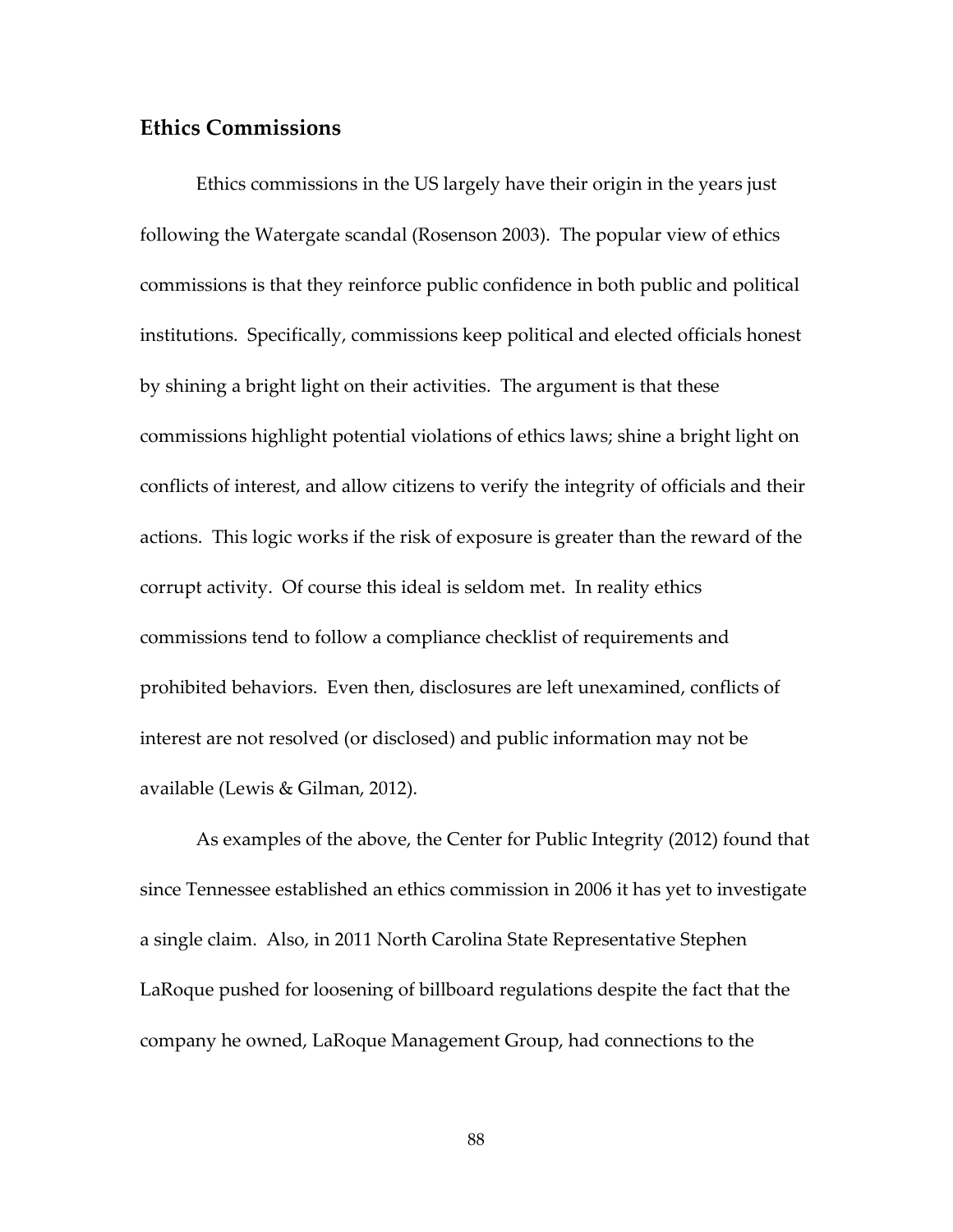## Ethics Commissions

Ethics commissions in the US largely have their origin in the years just following the Watergate scandal (Rosenson 2003). The popular view of ethics commissions is that they reinforce public confidence in both public and political institutions. Specifically, commissions keep political and elected officials honest by shining a bright light on their activities. The argument is that these commissions highlight potential violations of ethics laws; shine a bright light on conflicts of interest, and allow citizens to verify the integrity of officials and their actions. This logic works if the risk of exposure is greater than the reward of the corrupt activity. Of course this ideal is seldom met. In reality ethics commissions tend to follow a compliance checklist of requirements and prohibited behaviors. Even then, disclosures are left unexamined, conflicts of interest are not resolved (or disclosed) and public information may not be available (Lewis & Gilman, 2012).

As examples of the above, the Center for Public Integrity (2012) found that since Tennessee established an ethics commission in 2006 it has yet to investigate a single claim. Also, in 2011 North Carolina State Representative Stephen LaRoque pushed for loosening of billboard regulations despite the fact that the company he owned, LaRoque Management Group, had connections to the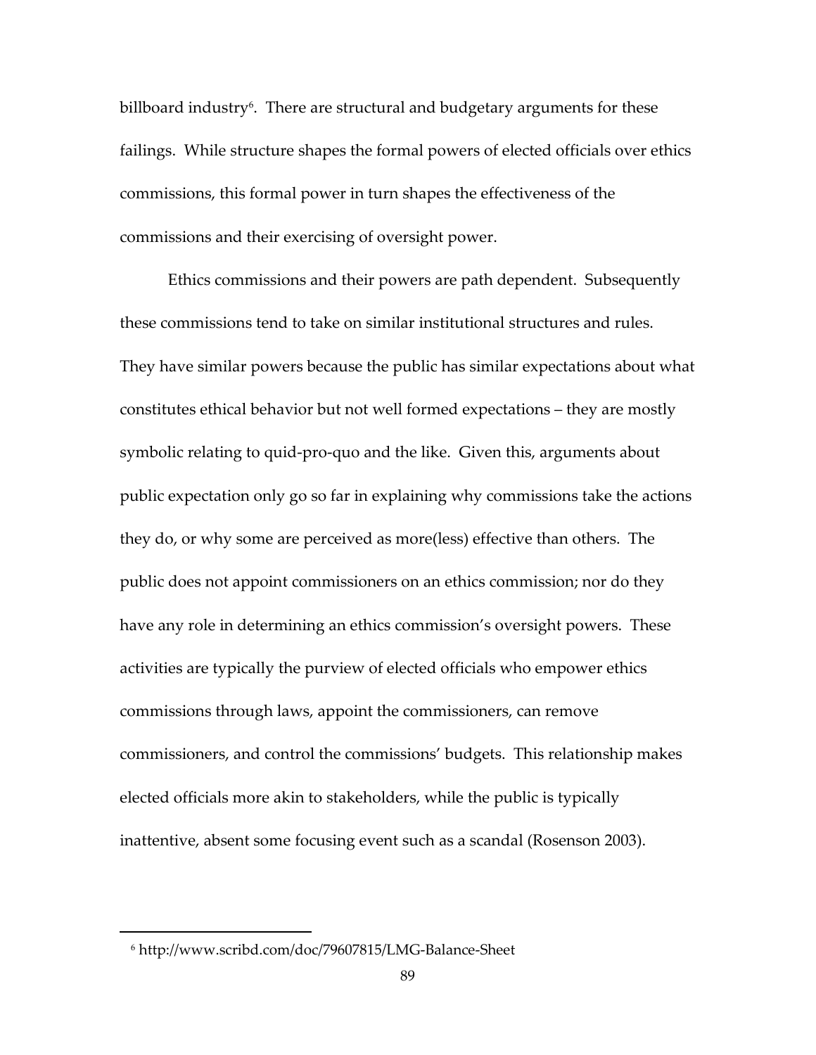billboard industry[6]. There are structural and budgetary arguments for these failings. While structure shapes the formal powers of elected officials over ethics commissions, this formal power in turn shapes the effectiveness of the commissions and their exercising of oversight power.

Ethics commissions and their powers are path dependent. Subsequently these commissions tend to take on similar institutional structures and rules. They have similar powers because the public has similar expectations about what constitutes ethical behavior but not well formed expectations – they are mostly symbolic relating to quid-pro-quo and the like. Given this, arguments about public expectation only go so far in explaining why commissions take the actions they do, or why some are perceived as more(less) effective than others. The public does not appoint commissioners on an ethics commission; nor do they have any role in determining an ethics commission's oversight powers. These activities are typically the purview of elected officials who empower ethics commissions through laws, appoint the commissioners, can remove commissioners, and control the commissions' budgets. This relationship makes elected officials more akin to stakeholders, while the public is typically inattentive, absent some focusing event such as a scandal (Rosenson 2003).

---

[6] http://www.scribd.com/doc/79607815/LMG-Balance-Sheet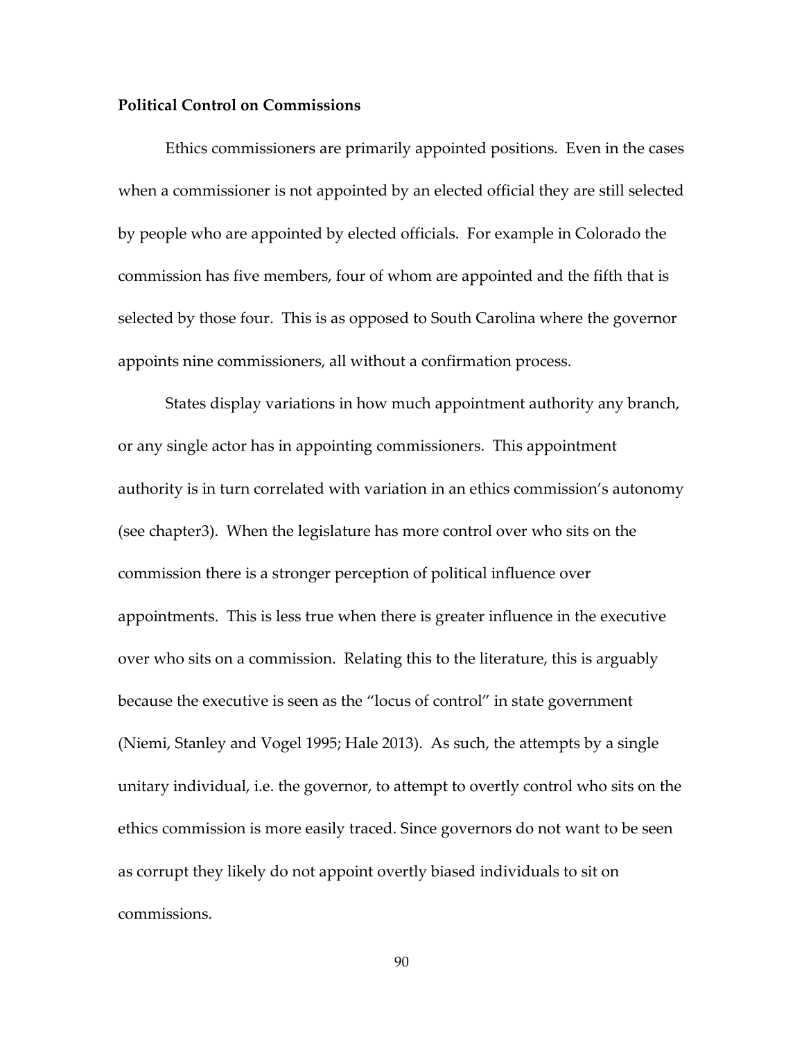**Political Control on Commissions**

Ethics commissioners are primarily appointed positions. Even in the cases when a commissioner is not appointed by an elected official they are still selected by people who are appointed by elected officials. For example in Colorado the commission has five members, four of whom are appointed and the fifth that is selected by those four. This is as opposed to South Carolina where the governor appoints nine commissioners, all without a confirmation process.

States display variations in how much appointment authority any branch, or any single actor has in appointing commissioners. This appointment authority is in turn correlated with variation in an ethics commission's autonomy (see chapter3). When the legislature has more control over who sits on the commission there is a stronger perception of political influence over appointments. This is less true when there is greater influence in the executive over who sits on a commission. Relating this to the literature, this is arguably because the executive is seen as the "locus of control" in state government (Niemi, Stanley and Vogel 1995; Hale 2013). As such, the attempts by a single unitary individual, i.e. the governor, to attempt to overtly control who sits on the ethics commission is more easily traced. Since governors do not want to be seen as corrupt they likely do not appoint overtly biased individuals to sit on commissions.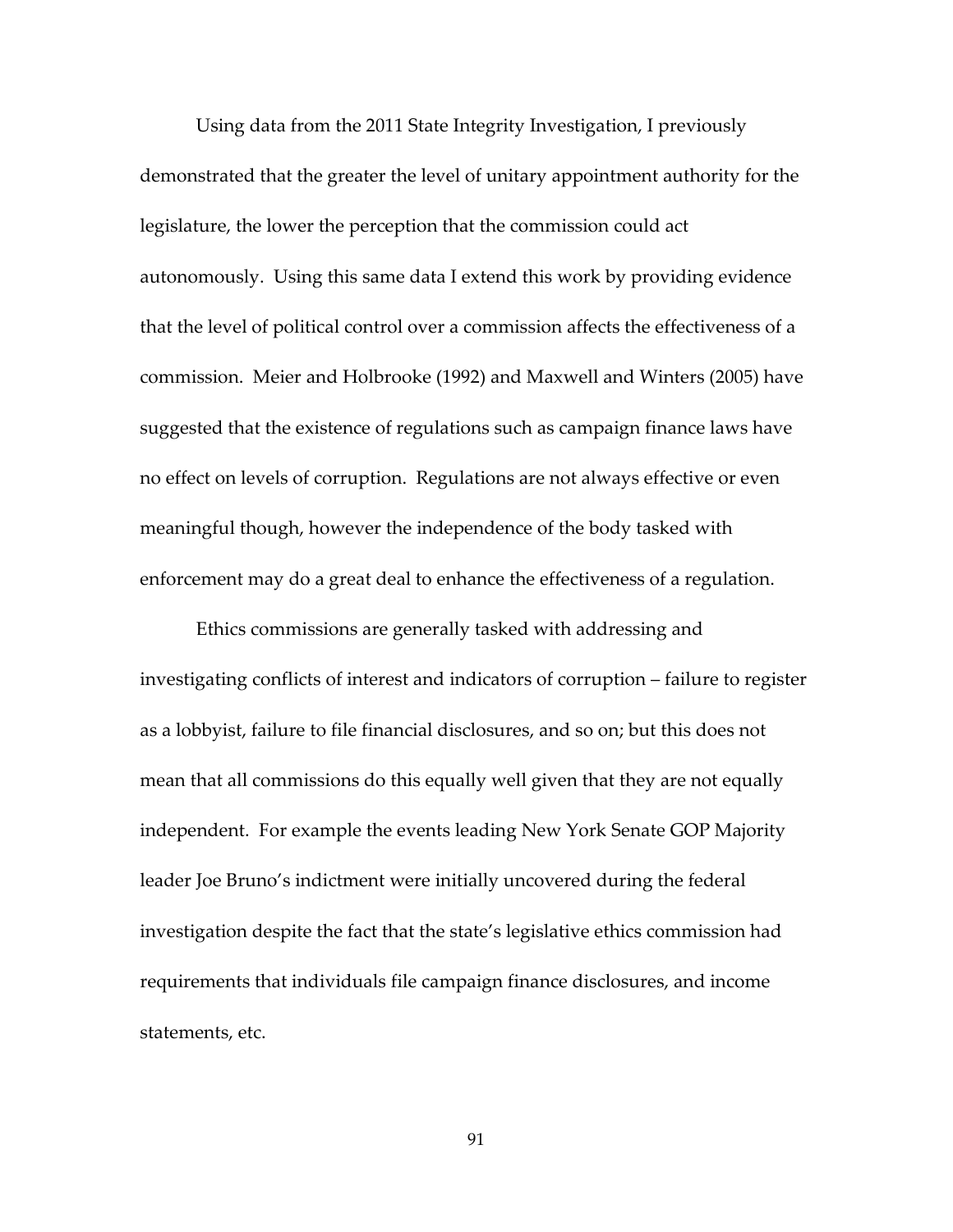Using data from the 2011 State Integrity Investigation, I previously demonstrated that the greater the level of unitary appointment authority for the legislature, the lower the perception that the commission could act autonomously. Using this same data I extend this work by providing evidence that the level of political control over a commission affects the effectiveness of a commission. Meier and Holbrooke (1992) and Maxwell and Winters (2005) have suggested that the existence of regulations such as campaign finance laws have no effect on levels of corruption. Regulations are not always effective or even meaningful though, however the independence of the body tasked with enforcement may do a great deal to enhance the effectiveness of a regulation.

Ethics commissions are generally tasked with addressing and investigating conflicts of interest and indicators of corruption – failure to register as a lobbyist, failure to file financial disclosures, and so on; but this does not mean that all commissions do this equally well given that they are not equally independent. For example the events leading New York Senate GOP Majority leader Joe Bruno's indictment were initially uncovered during the federal investigation despite the fact that the state's legislative ethics commission had requirements that individuals file campaign finance disclosures, and income statements, etc.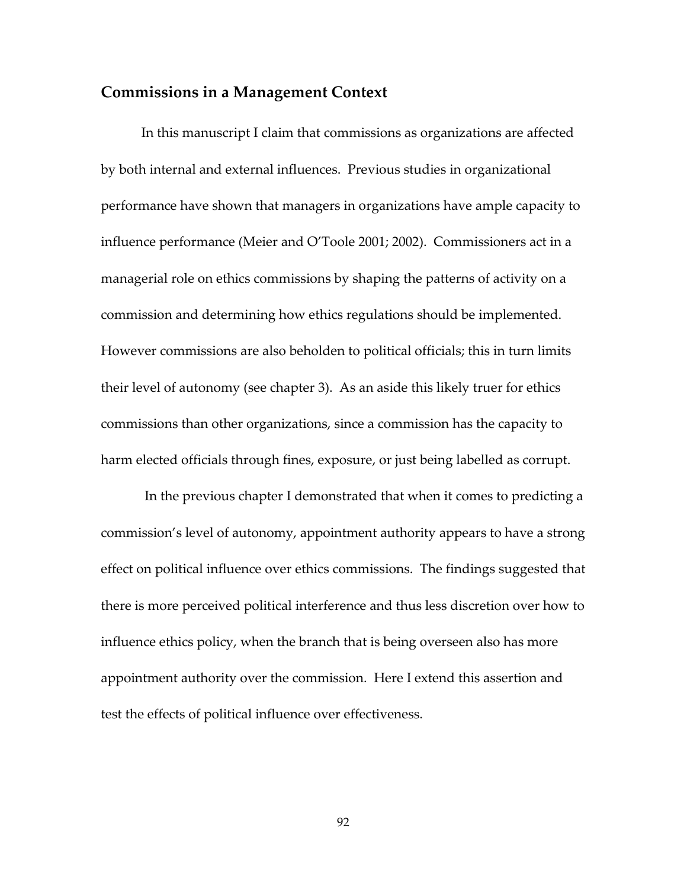## Commissions in a Management Context

In this manuscript I claim that commissions as organizations are affected by both internal and external influences. Previous studies in organizational performance have shown that managers in organizations have ample capacity to influence performance (Meier and O'Toole 2001; 2002). Commissioners act in a managerial role on ethics commissions by shaping the patterns of activity on a commission and determining how ethics regulations should be implemented. However commissions are also beholden to political officials; this in turn limits their level of autonomy (see chapter 3). As an aside this likely truer for ethics commissions than other organizations, since a commission has the capacity to harm elected officials through fines, exposure, or just being labelled as corrupt.

In the previous chapter I demonstrated that when it comes to predicting a commission's level of autonomy, appointment authority appears to have a strong effect on political influence over ethics commissions. The findings suggested that there is more perceived political interference and thus less discretion over how to influence ethics policy, when the branch that is being overseen also has more appointment authority over the commission. Here I extend this assertion and test the effects of political influence over effectiveness.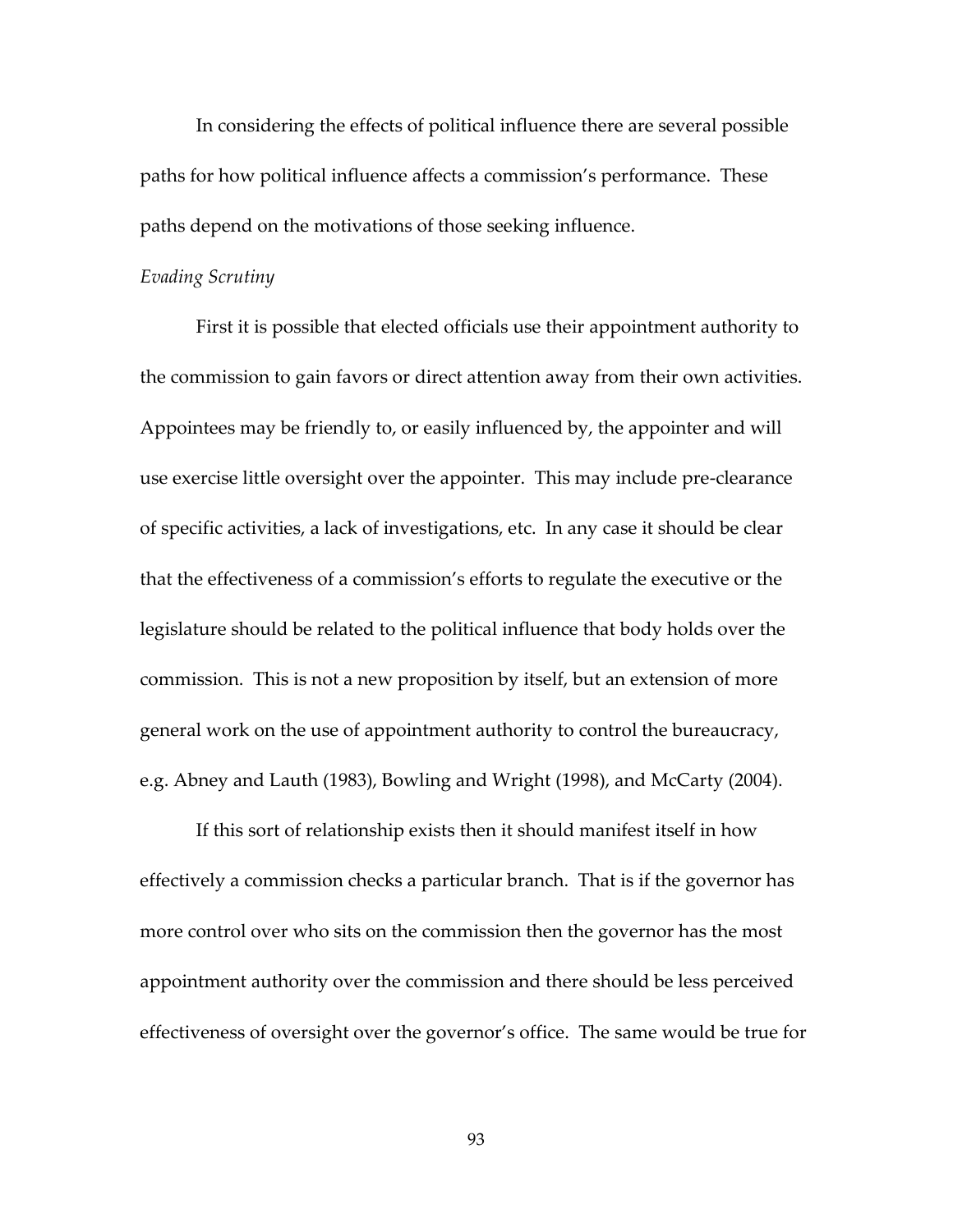In considering the effects of political influence there are several possible paths for how political influence affects a commission's performance. These paths depend on the motivations of those seeking influence.

*Evading Scrutiny*

First it is possible that elected officials use their appointment authority to the commission to gain favors or direct attention away from their own activities. Appointees may be friendly to, or easily influenced by, the appointer and will use exercise little oversight over the appointer. This may include pre-clearance of specific activities, a lack of investigations, etc. In any case it should be clear that the effectiveness of a commission's efforts to regulate the executive or the legislature should be related to the political influence that body holds over the commission. This is not a new proposition by itself, but an extension of more general work on the use of appointment authority to control the bureaucracy, e.g. Abney and Lauth (1983), Bowling and Wright (1998), and McCarty (2004).

If this sort of relationship exists then it should manifest itself in how effectively a commission checks a particular branch. That is if the governor has more control over who sits on the commission then the governor has the most appointment authority over the commission and there should be less perceived effectiveness of oversight over the governor's office. The same would be true for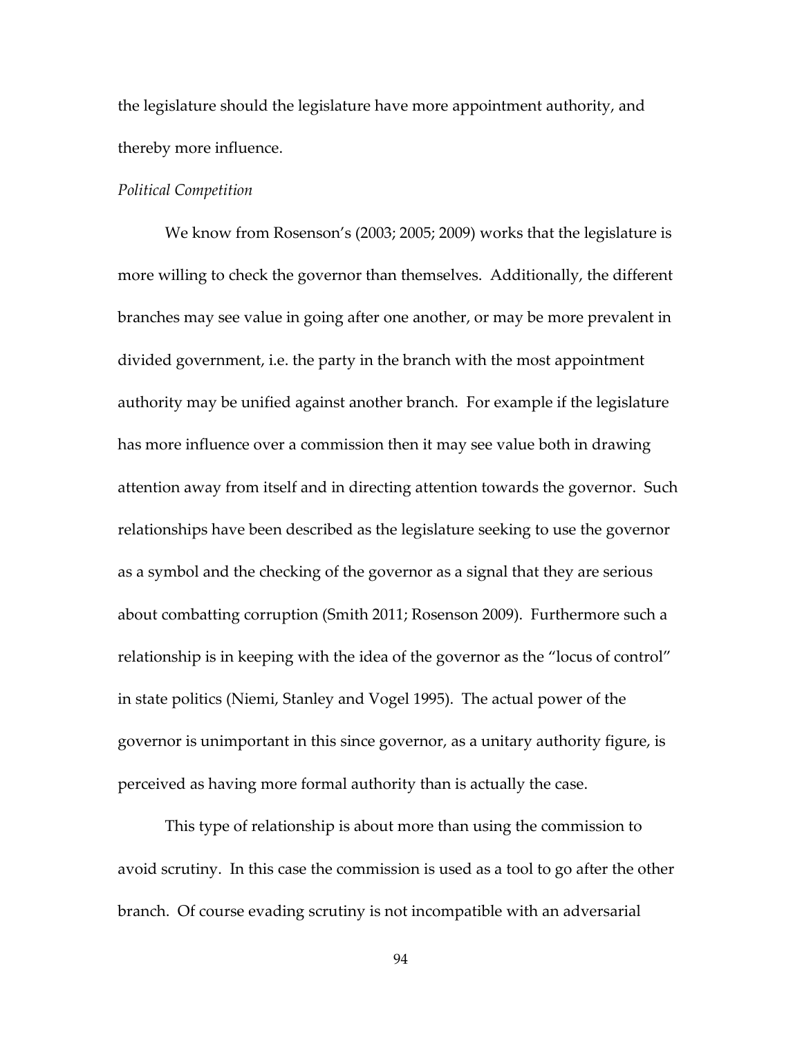the legislature should the legislature have more appointment authority, and thereby more influence.

*Political Competition*

We know from Rosenson's (2003; 2005; 2009) works that the legislature is more willing to check the governor than themselves. Additionally, the different branches may see value in going after one another, or may be more prevalent in divided government, i.e. the party in the branch with the most appointment authority may be unified against another branch. For example if the legislature has more influence over a commission then it may see value both in drawing attention away from itself and in directing attention towards the governor. Such relationships have been described as the legislature seeking to use the governor as a symbol and the checking of the governor as a signal that they are serious about combatting corruption (Smith 2011; Rosenson 2009). Furthermore such a relationship is in keeping with the idea of the governor as the "locus of control" in state politics (Niemi, Stanley and Vogel 1995). The actual power of the governor is unimportant in this since governor, as a unitary authority figure, is perceived as having more formal authority than is actually the case.

This type of relationship is about more than using the commission to avoid scrutiny. In this case the commission is used as a tool to go after the other branch. Of course evading scrutiny is not incompatible with an adversarial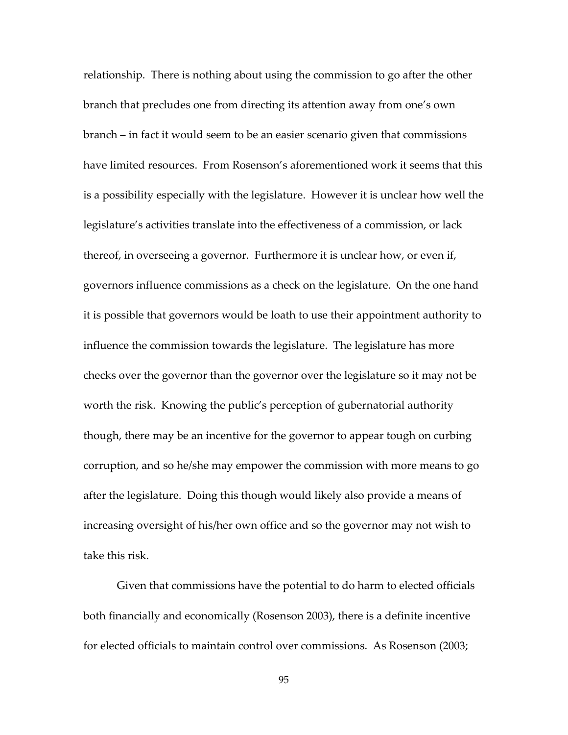relationship. There is nothing about using the commission to go after the other branch that precludes one from directing its attention away from one's own branch – in fact it would seem to be an easier scenario given that commissions have limited resources. From Rosenson's aforementioned work it seems that this is a possibility especially with the legislature. However it is unclear how well the legislature's activities translate into the effectiveness of a commission, or lack thereof, in overseeing a governor. Furthermore it is unclear how, or even if, governors influence commissions as a check on the legislature. On the one hand it is possible that governors would be loath to use their appointment authority to influence the commission towards the legislature. The legislature has more checks over the governor than the governor over the legislature so it may not be worth the risk. Knowing the public's perception of gubernatorial authority though, there may be an incentive for the governor to appear tough on curbing corruption, and so he/she may empower the commission with more means to go after the legislature. Doing this though would likely also provide a means of increasing oversight of his/her own office and so the governor may not wish to take this risk.

Given that commissions have the potential to do harm to elected officials both financially and economically (Rosenson 2003), there is a definite incentive for elected officials to maintain control over commissions. As Rosenson (2003;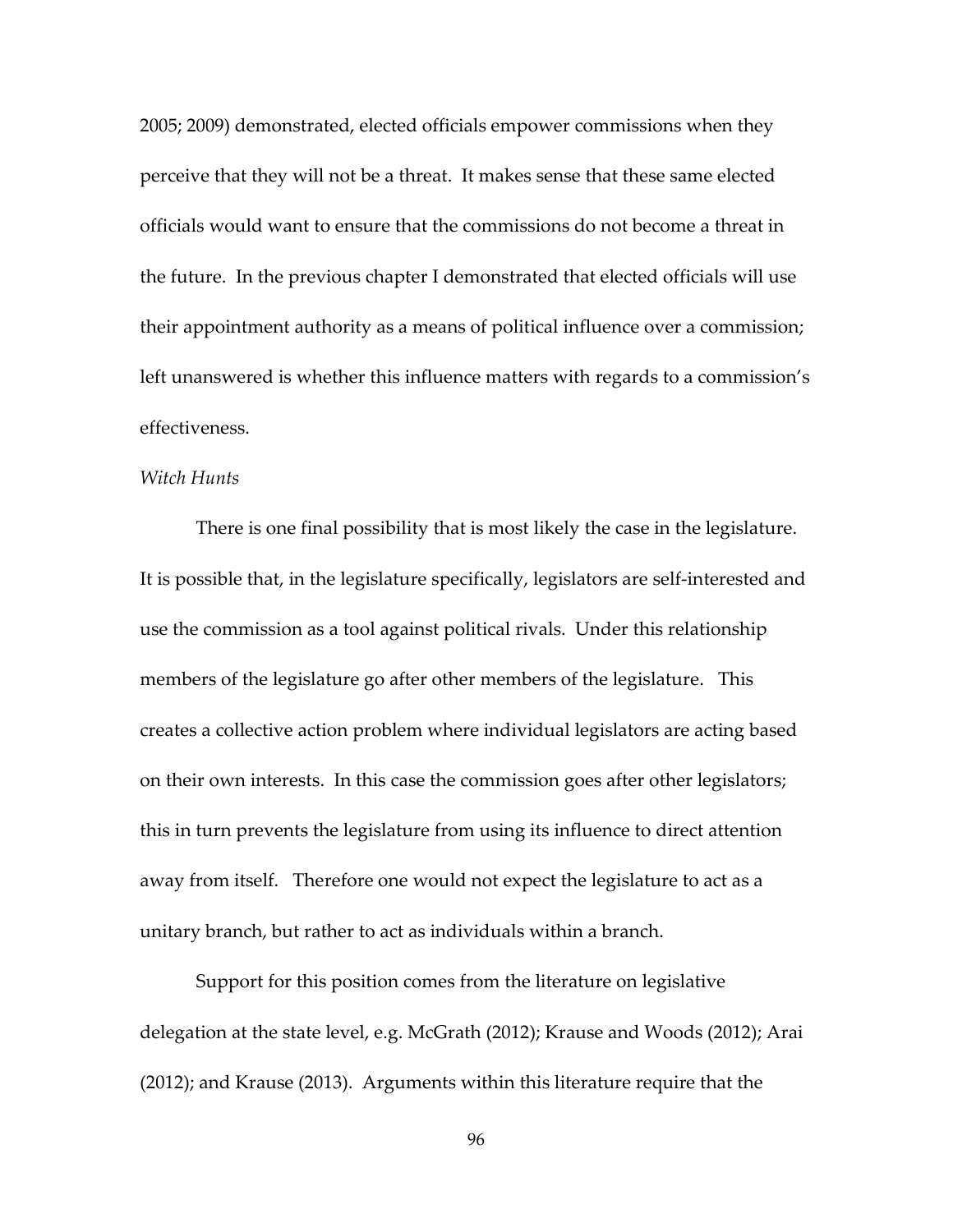2005; 2009) demonstrated, elected officials empower commissions when they perceive that they will not be a threat. It makes sense that these same elected officials would want to ensure that the commissions do not become a threat in the future. In the previous chapter I demonstrated that elected officials will use their appointment authority as a means of political influence over a commission; left unanswered is whether this influence matters with regards to a commission's effectiveness.

*Witch Hunts*

There is one final possibility that is most likely the case in the legislature. It is possible that, in the legislature specifically, legislators are self-interested and use the commission as a tool against political rivals. Under this relationship members of the legislature go after other members of the legislature. This creates a collective action problem where individual legislators are acting based on their own interests. In this case the commission goes after other legislators; this in turn prevents the legislature from using its influence to direct attention away from itself. Therefore one would not expect the legislature to act as a unitary branch, but rather to act as individuals within a branch.

Support for this position comes from the literature on legislative delegation at the state level, e.g. McGrath (2012); Krause and Woods (2012); Arai (2012); and Krause (2013). Arguments within this literature require that the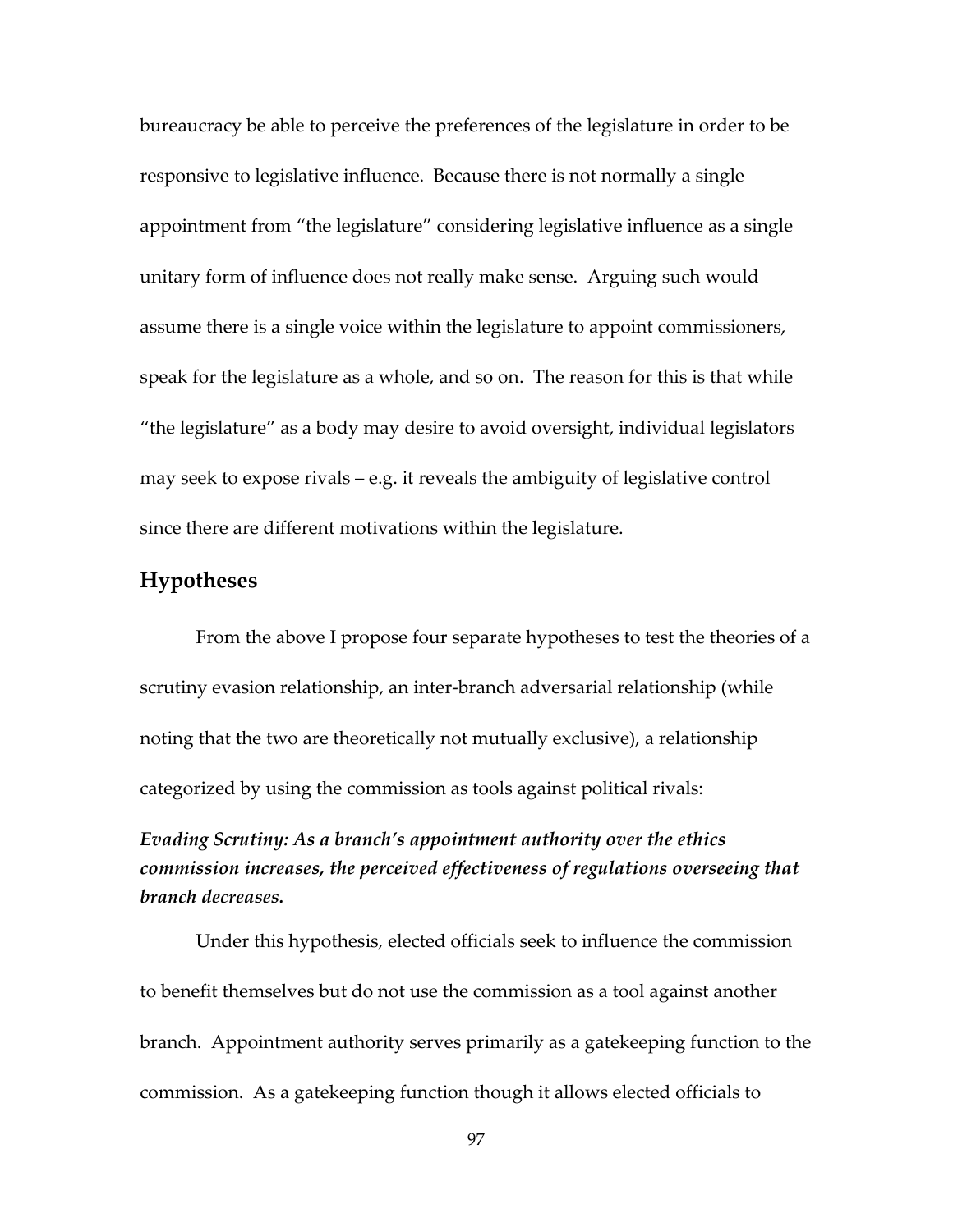bureaucracy be able to perceive the preferences of the legislature in order to be responsive to legislative influence. Because there is not normally a single appointment from "the legislature" considering legislative influence as a single unitary form of influence does not really make sense. Arguing such would assume there is a single voice within the legislature to appoint commissioners, speak for the legislature as a whole, and so on. The reason for this is that while "the legislature" as a body may desire to avoid oversight, individual legislators may seek to expose rivals – e.g. it reveals the ambiguity of legislative control since there are different motivations within the legislature.

## Hypotheses

From the above I propose four separate hypotheses to test the theories of a scrutiny evasion relationship, an inter-branch adversarial relationship (while noting that the two are theoretically not mutually exclusive), a relationship categorized by using the commission as tools against political rivals:

***Evading Scrutiny: As a branch's appointment authority over the ethics commission increases, the perceived effectiveness of regulations overseeing that branch decreases.***

Under this hypothesis, elected officials seek to influence the commission to benefit themselves but do not use the commission as a tool against another branch. Appointment authority serves primarily as a gatekeeping function to the commission. As a gatekeeping function though it allows elected officials to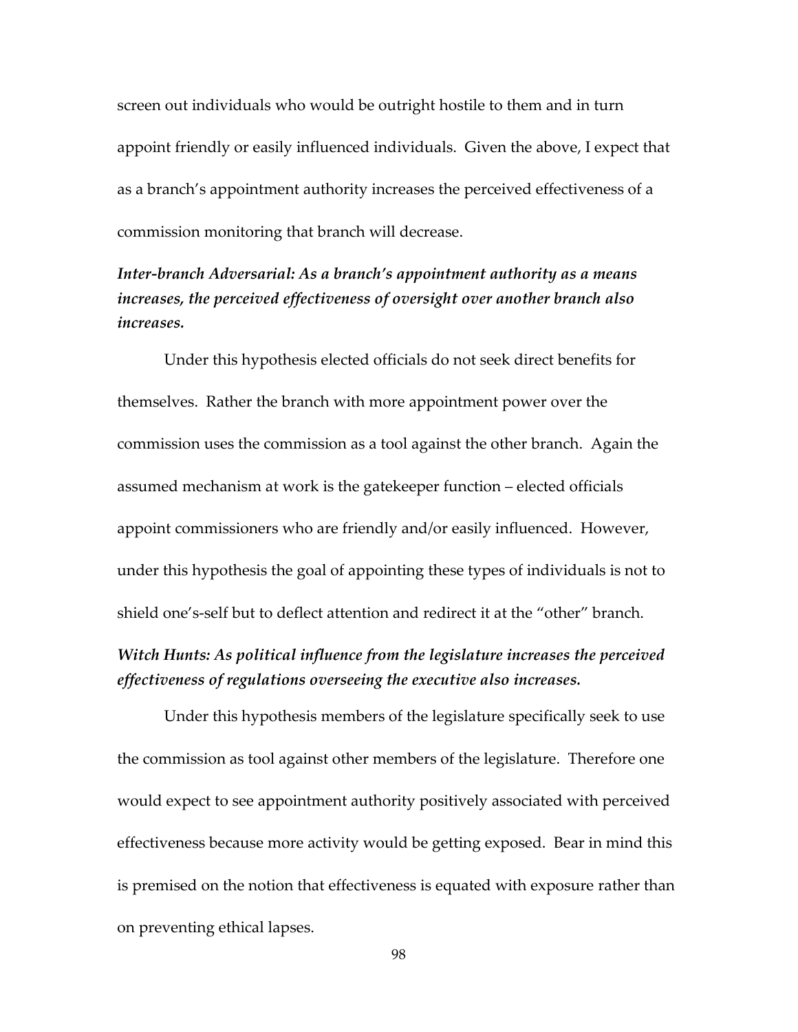screen out individuals who would be outright hostile to them and in turn appoint friendly or easily influenced individuals. Given the above, I expect that as a branch's appointment authority increases the perceived effectiveness of a commission monitoring that branch will decrease.

***Inter-branch Adversarial: As a branch's appointment authority as a means increases, the perceived effectiveness of oversight over another branch also increases.***

Under this hypothesis elected officials do not seek direct benefits for themselves. Rather the branch with more appointment power over the commission uses the commission as a tool against the other branch. Again the assumed mechanism at work is the gatekeeper function – elected officials appoint commissioners who are friendly and/or easily influenced. However, under this hypothesis the goal of appointing these types of individuals is not to shield one's-self but to deflect attention and redirect it at the "other" branch.

***Witch Hunts: As political influence from the legislature increases the perceived effectiveness of regulations overseeing the executive also increases.***

Under this hypothesis members of the legislature specifically seek to use the commission as tool against other members of the legislature. Therefore one would expect to see appointment authority positively associated with perceived effectiveness because more activity would be getting exposed. Bear in mind this is premised on the notion that effectiveness is equated with exposure rather than on preventing ethical lapses.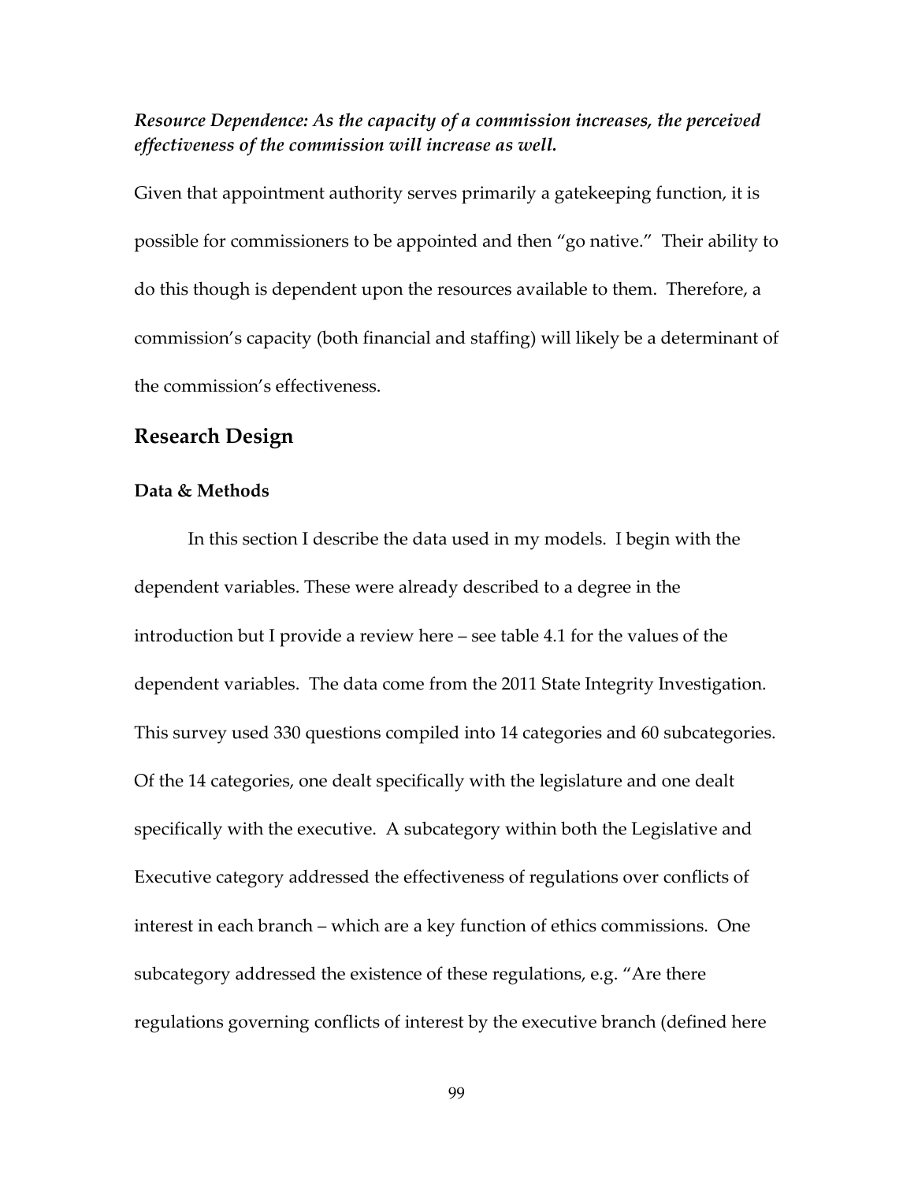***Resource Dependence: As the capacity of a commission increases, the perceived effectiveness of the commission will increase as well.***

Given that appointment authority serves primarily a gatekeeping function, it is possible for commissioners to be appointed and then "go native." Their ability to do this though is dependent upon the resources available to them. Therefore, a commission's capacity (both financial and staffing) will likely be a determinant of the commission's effectiveness.

## Research Design

### Data & Methods

In this section I describe the data used in my models. I begin with the dependent variables. These were already described to a degree in the introduction but I provide a review here – see table 4.1 for the values of the dependent variables. The data come from the 2011 State Integrity Investigation. This survey used 330 questions compiled into 14 categories and 60 subcategories. Of the 14 categories, one dealt specifically with the legislature and one dealt specifically with the executive. A subcategory within both the Legislative and Executive category addressed the effectiveness of regulations over conflicts of interest in each branch – which are a key function of ethics commissions. One subcategory addressed the existence of these regulations, e.g. "Are there regulations governing conflicts of interest by the executive branch (defined here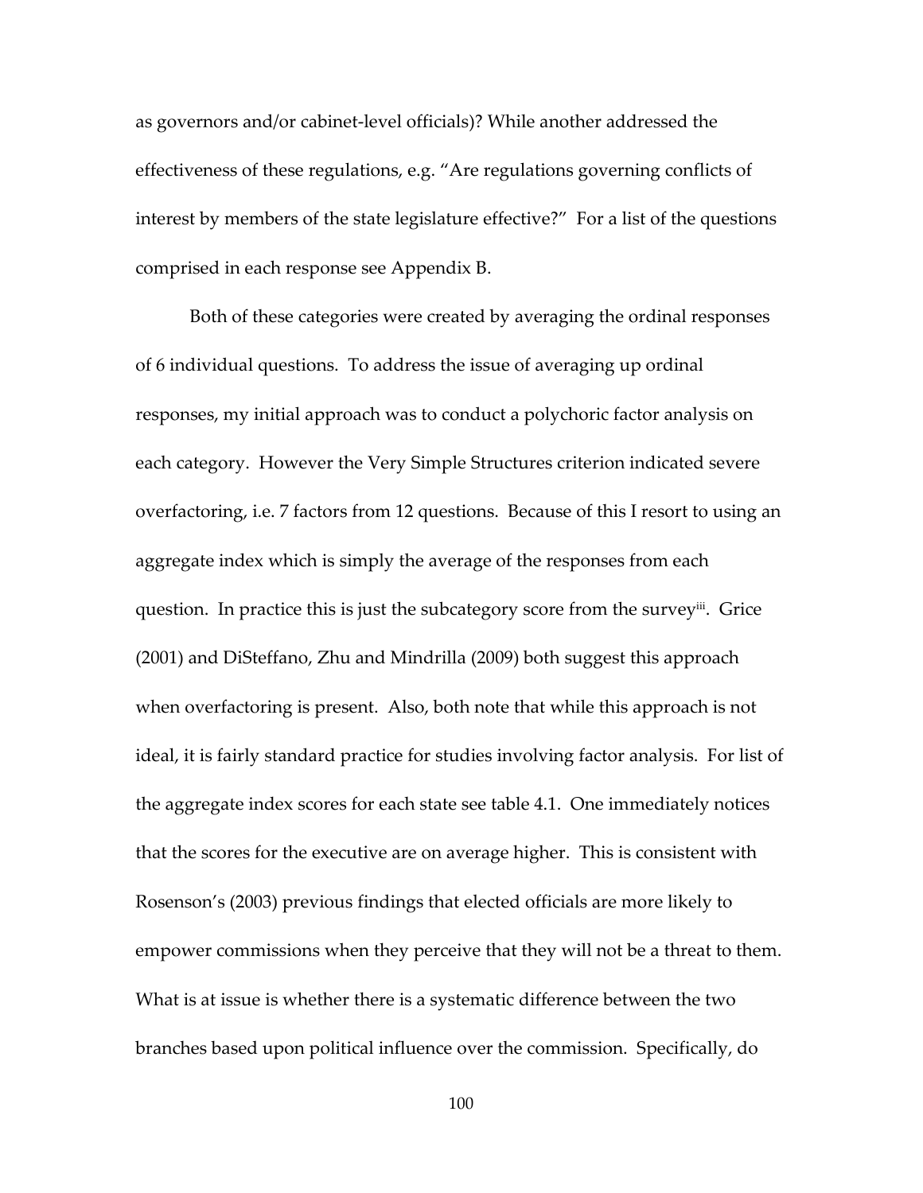as governors and/or cabinet-level officials)? While another addressed the effectiveness of these regulations, e.g. "Are regulations governing conflicts of interest by members of the state legislature effective?" For a list of the questions comprised in each response see Appendix B.

Both of these categories were created by averaging the ordinal responses of 6 individual questions. To address the issue of averaging up ordinal responses, my initial approach was to conduct a polychoric factor analysis on each category. However the Very Simple Structures criterion indicated severe overfactoring, i.e. 7 factors from 12 questions. Because of this I resort to using an aggregate index which is simply the average of the responses from each question. In practice this is just the subcategory score from the survey[iii]. Grice (2001) and DiSteffano, Zhu and Mindrilla (2009) both suggest this approach when overfactoring is present. Also, both note that while this approach is not ideal, it is fairly standard practice for studies involving factor analysis. For list of the aggregate index scores for each state see table 4.1. One immediately notices that the scores for the executive are on average higher. This is consistent with Rosenson's (2003) previous findings that elected officials are more likely to empower commissions when they perceive that they will not be a threat to them. What is at issue is whether there is a systematic difference between the two branches based upon political influence over the commission. Specifically, do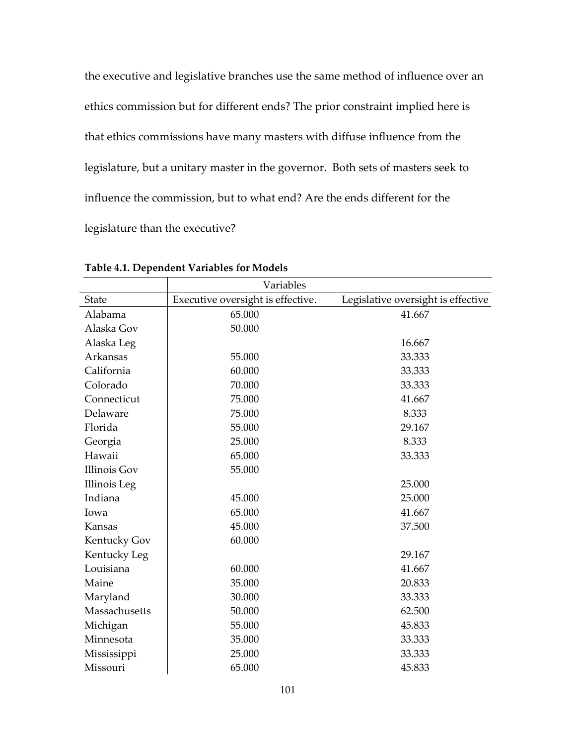the executive and legislative branches use the same method of influence over an ethics commission but for different ends? The prior constraint implied here is that ethics commissions have many masters with diffuse influence from the legislature, but a unitary master in the governor. Both sets of masters seek to influence the commission, but to what end? Are the ends different for the legislature than the executive?

**Table 4.1. Dependent Variables for Models**

| | Variables | |
|---|---|---|
| State | Executive oversight is effective. | Legislative oversight is effective |
| Alabama | 65.000 | 41.667 |
| Alaska Gov | 50.000 | |
| Alaska Leg | | 16.667 |
| Arkansas | 55.000 | 33.333 |
| California | 60.000 | 33.333 |
| Colorado | 70.000 | 33.333 |
| Connecticut | 75.000 | 41.667 |
| Delaware | 75.000 | 8.333 |
| Florida | 55.000 | 29.167 |
| Georgia | 25.000 | 8.333 |
| Hawaii | 65.000 | 33.333 |
| Illinois Gov | 55.000 | |
| Illinois Leg | | 25.000 |
| Indiana | 45.000 | 25.000 |
| Iowa | 65.000 | 41.667 |
| Kansas | 45.000 | 37.500 |
| Kentucky Gov | 60.000 | |
| Kentucky Leg | | 29.167 |
| Louisiana | 60.000 | 41.667 |
| Maine | 35.000 | 20.833 |
| Maryland | 30.000 | 33.333 |
| Massachusetts | 50.000 | 62.500 |
| Michigan | 55.000 | 45.833 |
| Minnesota | 35.000 | 33.333 |
| Mississippi | 25.000 | 33.333 |
| Missouri | 65.000 | 45.833 |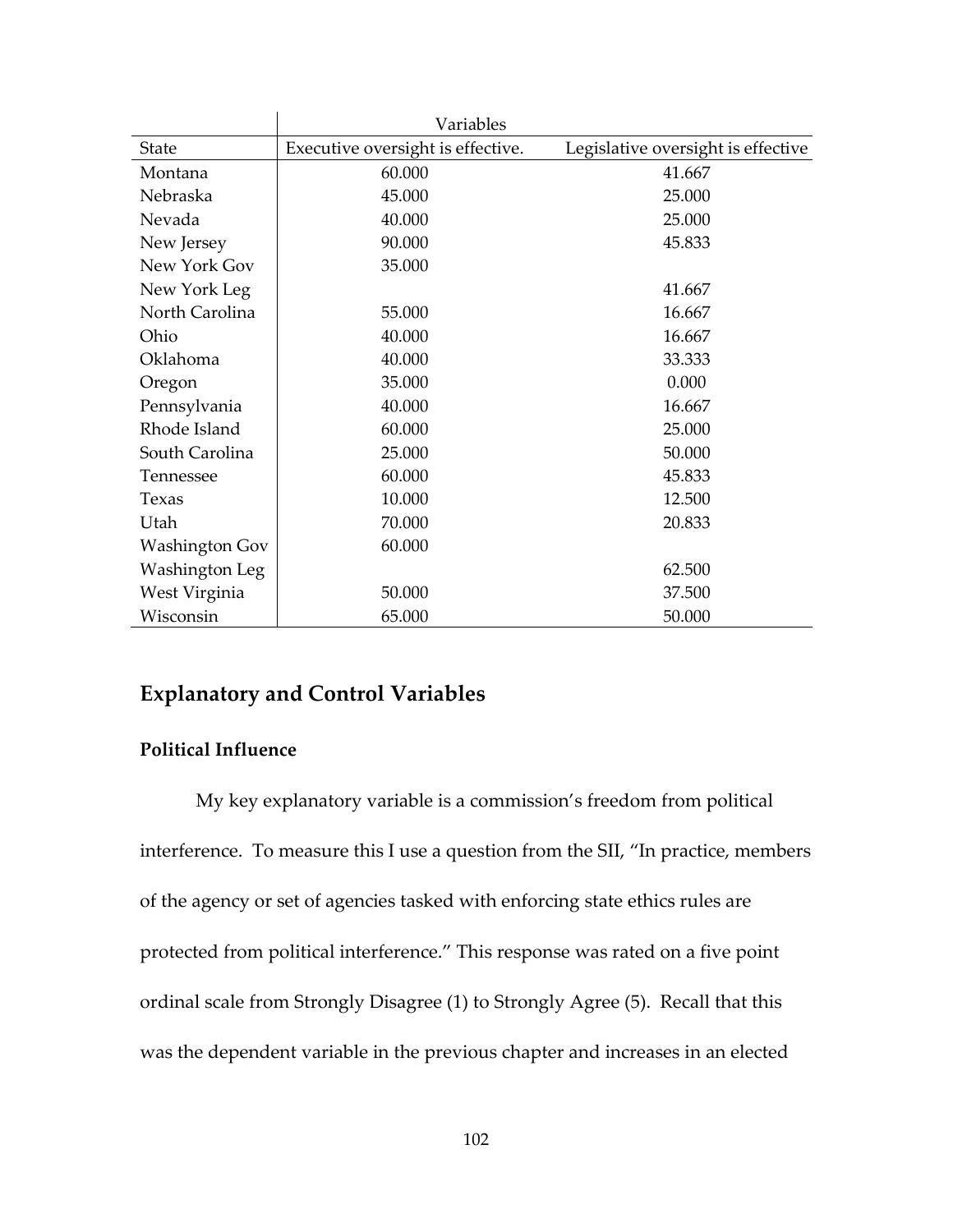| | Variables | |
|---|---|---|
| State | Executive oversight is effective. | Legislative oversight is effective |
| Montana | 60.000 | 41.667 |
| Nebraska | 45.000 | 25.000 |
| Nevada | 40.000 | 25.000 |
| New Jersey | 90.000 | 45.833 |
| New York Gov | 35.000 | |
| New York Leg | | 41.667 |
| North Carolina | 55.000 | 16.667 |
| Ohio | 40.000 | 16.667 |
| Oklahoma | 40.000 | 33.333 |
| Oregon | 35.000 | 0.000 |
| Pennsylvania | 40.000 | 16.667 |
| Rhode Island | 60.000 | 25.000 |
| South Carolina | 25.000 | 50.000 |
| Tennessee | 60.000 | 45.833 |
| Texas | 10.000 | 12.500 |
| Utah | 70.000 | 20.833 |
| Washington Gov | 60.000 | |
| Washington Leg | | 62.500 |
| West Virginia | 50.000 | 37.500 |
| Wisconsin | 65.000 | 50.000 |

## Explanatory and Control Variables

### Political Influence

My key explanatory variable is a commission's freedom from political interference. To measure this I use a question from the SII, "In practice, members of the agency or set of agencies tasked with enforcing state ethics rules are protected from political interference." This response was rated on a five point ordinal scale from Strongly Disagree (1) to Strongly Agree (5). Recall that this was the dependent variable in the previous chapter and increases in an elected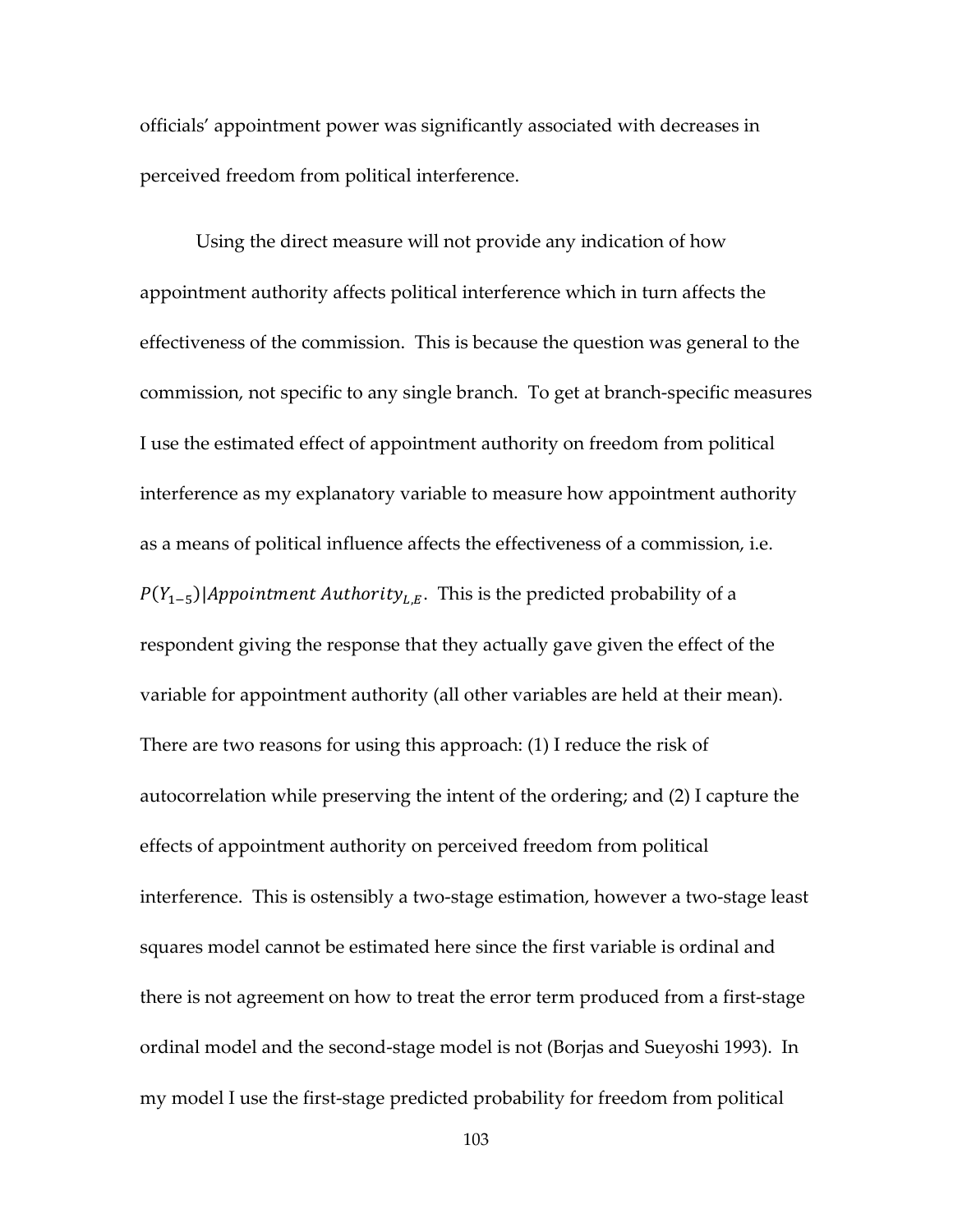officials' appointment power was significantly associated with decreases in perceived freedom from political interference.

Using the direct measure will not provide any indication of how appointment authority affects political interference which in turn affects the effectiveness of the commission. This is because the question was general to the commission, not specific to any single branch. To get at branch-specific measures I use the estimated effect of appointment authority on freedom from political interference as my explanatory variable to measure how appointment authority as a means of political influence affects the effectiveness of a commission, i.e. $P(Y_{1-5})|Appointment\ Authority_{L,E}$. This is the predicted probability of a respondent giving the response that they actually gave given the effect of the variable for appointment authority (all other variables are held at their mean). There are two reasons for using this approach: (1) I reduce the risk of autocorrelation while preserving the intent of the ordering; and (2) I capture the effects of appointment authority on perceived freedom from political interference. This is ostensibly a two-stage estimation, however a two-stage least squares model cannot be estimated here since the first variable is ordinal and there is not agreement on how to treat the error term produced from a first-stage ordinal model and the second-stage model is not (Borjas and Sueyoshi 1993). In my model I use the first-stage predicted probability for freedom from political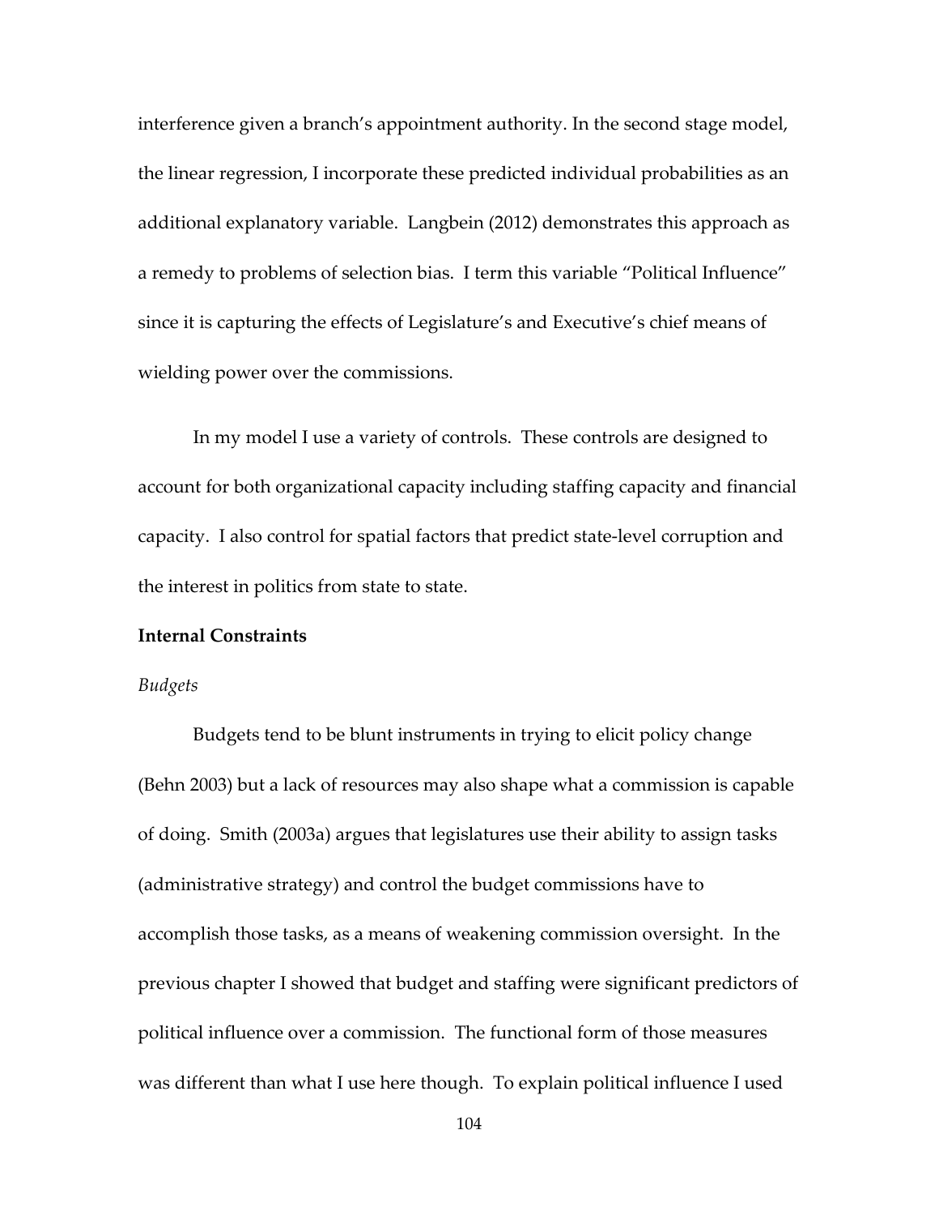interference given a branch's appointment authority. In the second stage model, the linear regression, I incorporate these predicted individual probabilities as an additional explanatory variable. Langbein (2012) demonstrates this approach as a remedy to problems of selection bias. I term this variable "Political Influence" since it is capturing the effects of Legislature's and Executive's chief means of wielding power over the commissions.

In my model I use a variety of controls. These controls are designed to account for both organizational capacity including staffing capacity and financial capacity. I also control for spatial factors that predict state-level corruption and the interest in politics from state to state.

**Internal Constraints**

*Budgets*

Budgets tend to be blunt instruments in trying to elicit policy change (Behn 2003) but a lack of resources may also shape what a commission is capable of doing. Smith (2003a) argues that legislatures use their ability to assign tasks (administrative strategy) and control the budget commissions have to accomplish those tasks, as a means of weakening commission oversight. In the previous chapter I showed that budget and staffing were significant predictors of political influence over a commission. The functional form of those measures was different than what I use here though. To explain political influence I used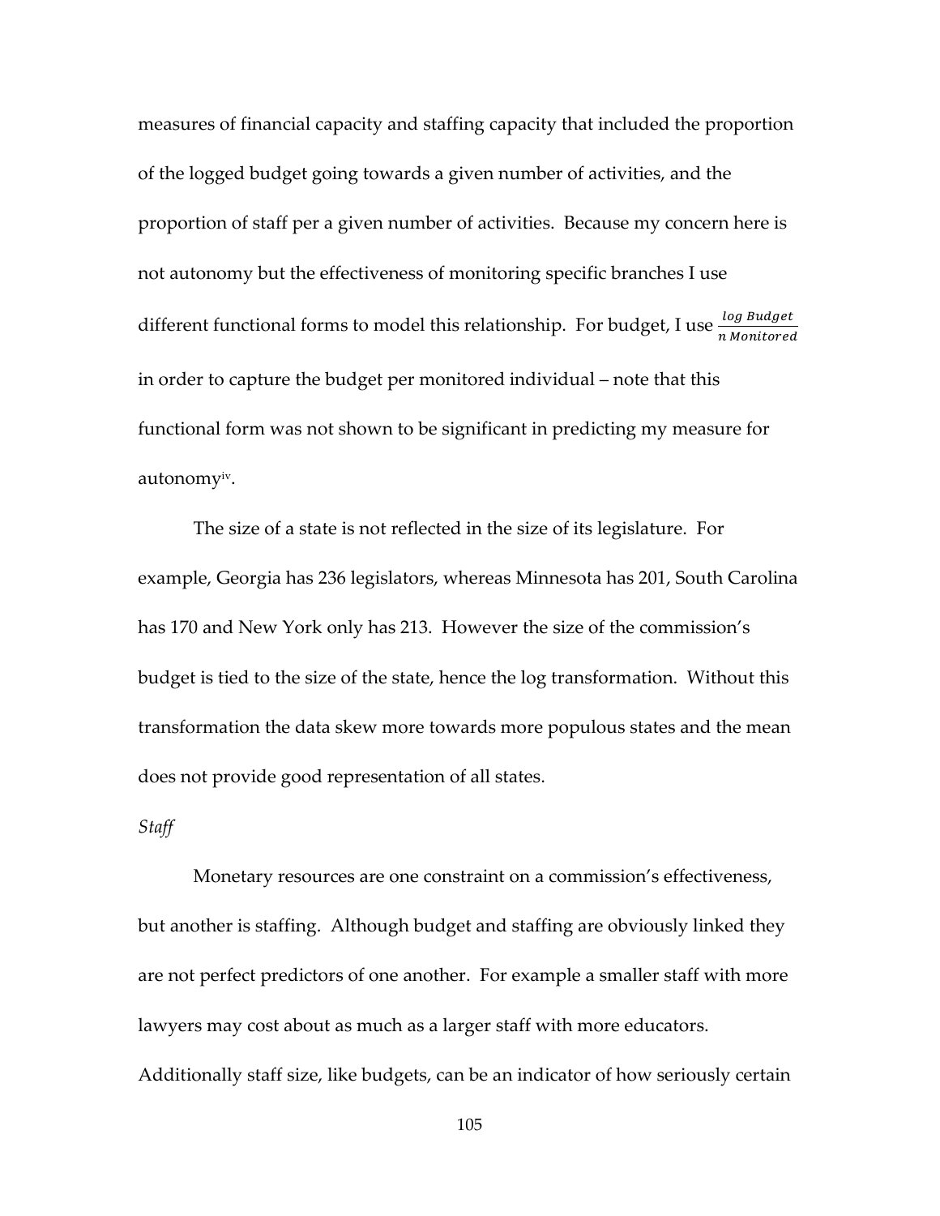measures of financial capacity and staffing capacity that included the proportion of the logged budget going towards a given number of activities, and the proportion of staff per a given number of activities. Because my concern here is not autonomy but the effectiveness of monitoring specific branches I use different functional forms to model this relationship. For budget, I use $\frac{log\ Budget}{n\ Monitored}$ in order to capture the budget per monitored individual – note that this functional form was not shown to be significant in predicting my measure for autonomy[iv].

The size of a state is not reflected in the size of its legislature. For example, Georgia has 236 legislators, whereas Minnesota has 201, South Carolina has 170 and New York only has 213. However the size of the commission's budget is tied to the size of the state, hence the log transformation. Without this transformation the data skew more towards more populous states and the mean does not provide good representation of all states.

*Staff*

Monetary resources are one constraint on a commission's effectiveness, but another is staffing. Although budget and staffing are obviously linked they are not perfect predictors of one another. For example a smaller staff with more lawyers may cost about as much as a larger staff with more educators. Additionally staff size, like budgets, can be an indicator of how seriously certain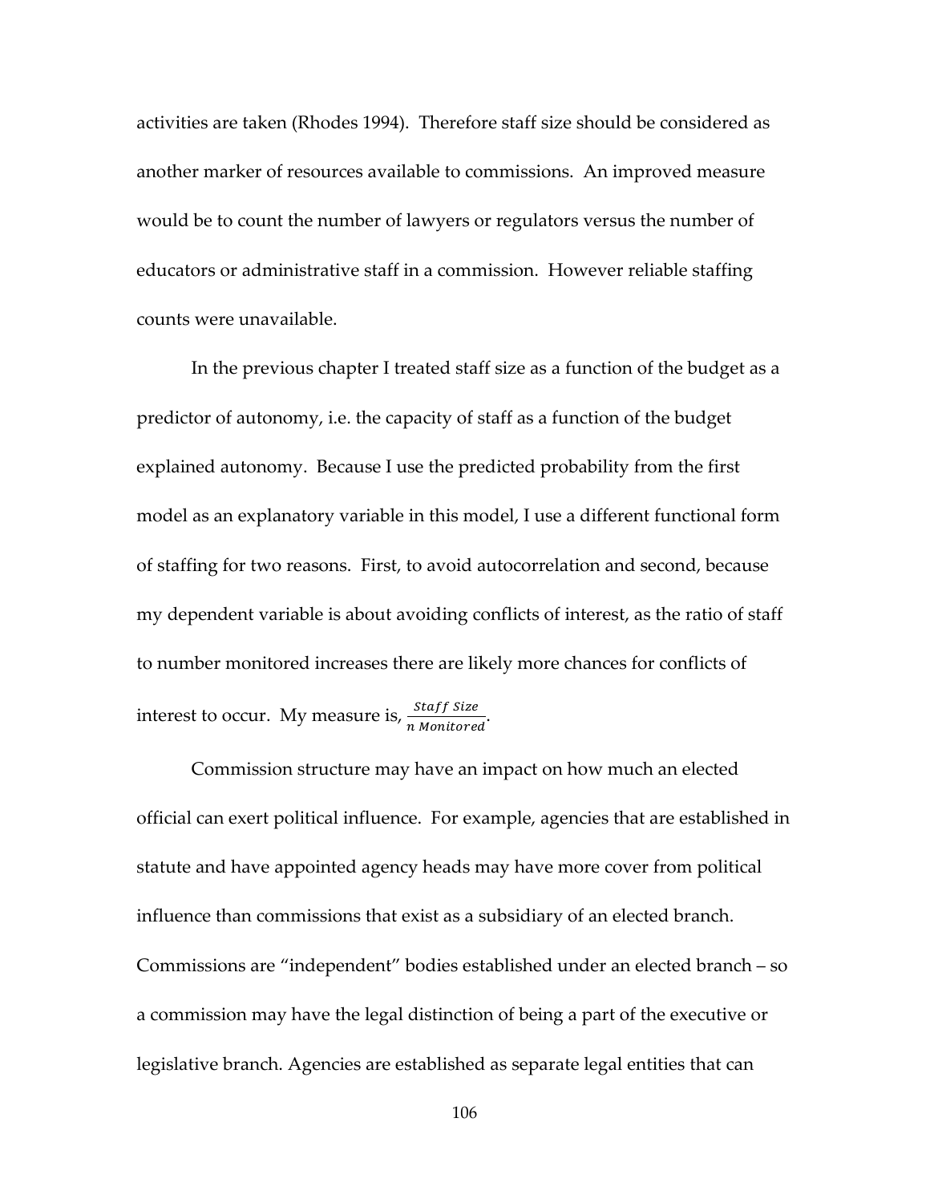activities are taken (Rhodes 1994). Therefore staff size should be considered as another marker of resources available to commissions. An improved measure would be to count the number of lawyers or regulators versus the number of educators or administrative staff in a commission. However reliable staffing counts were unavailable.

In the previous chapter I treated staff size as a function of the budget as a predictor of autonomy, i.e. the capacity of staff as a function of the budget explained autonomy. Because I use the predicted probability from the first model as an explanatory variable in this model, I use a different functional form of staffing for two reasons. First, to avoid autocorrelation and second, because my dependent variable is about avoiding conflicts of interest, as the ratio of staff to number monitored increases there are likely more chances for conflicts of interest to occur. My measure is, $\frac{Staff\ Size}{n\ Monitored}$.

Commission structure may have an impact on how much an elected official can exert political influence. For example, agencies that are established in statute and have appointed agency heads may have more cover from political influence than commissions that exist as a subsidiary of an elected branch. Commissions are "independent" bodies established under an elected branch – so a commission may have the legal distinction of being a part of the executive or legislative branch. Agencies are established as separate legal entities that can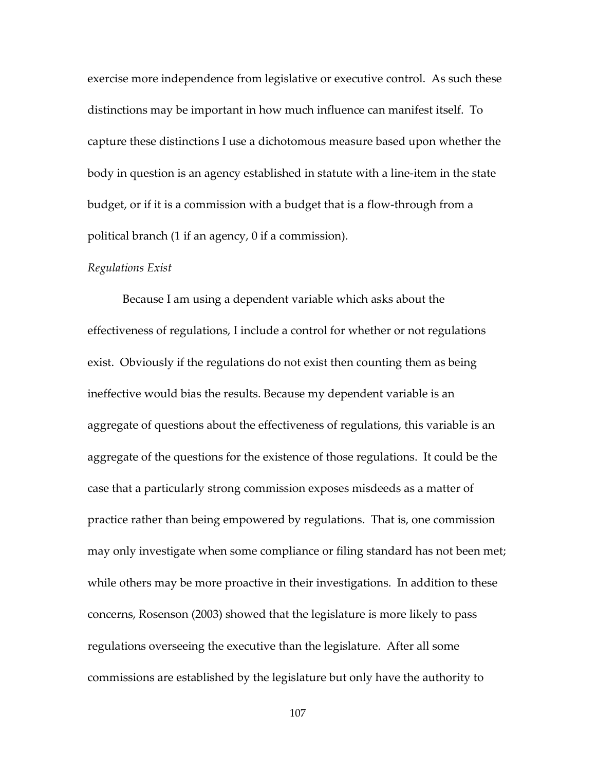exercise more independence from legislative or executive control. As such these distinctions may be important in how much influence can manifest itself. To capture these distinctions I use a dichotomous measure based upon whether the body in question is an agency established in statute with a line-item in the state budget, or if it is a commission with a budget that is a flow-through from a political branch (1 if an agency, 0 if a commission).

*Regulations Exist*

Because I am using a dependent variable which asks about the effectiveness of regulations, I include a control for whether or not regulations exist. Obviously if the regulations do not exist then counting them as being ineffective would bias the results. Because my dependent variable is an aggregate of questions about the effectiveness of regulations, this variable is an aggregate of the questions for the existence of those regulations. It could be the case that a particularly strong commission exposes misdeeds as a matter of practice rather than being empowered by regulations. That is, one commission may only investigate when some compliance or filing standard has not been met; while others may be more proactive in their investigations. In addition to these concerns, Rosenson (2003) showed that the legislature is more likely to pass regulations overseeing the executive than the legislature. After all some commissions are established by the legislature but only have the authority to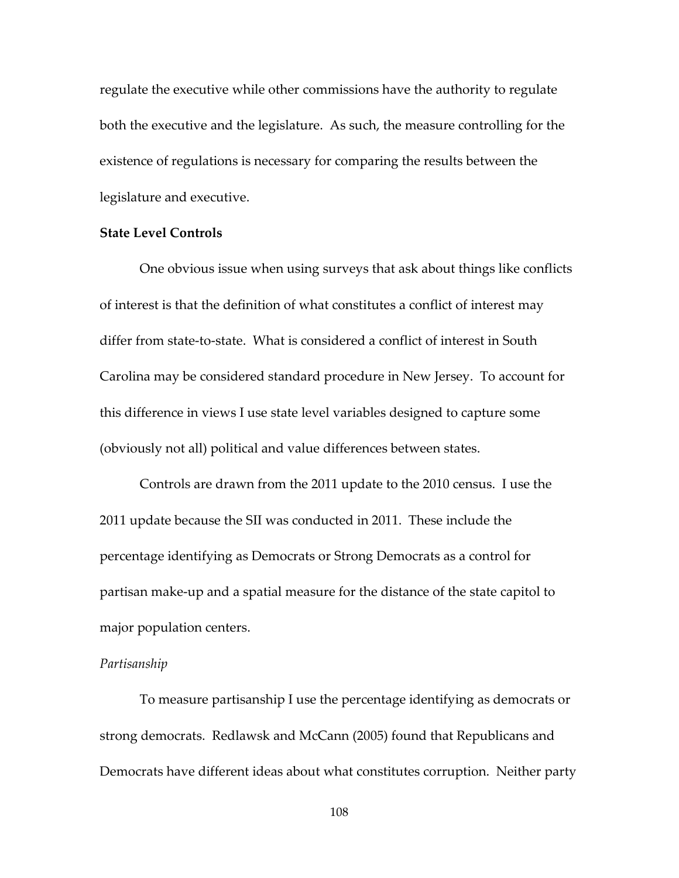regulate the executive while other commissions have the authority to regulate both the executive and the legislature. As such, the measure controlling for the existence of regulations is necessary for comparing the results between the legislature and executive.

**State Level Controls**

One obvious issue when using surveys that ask about things like conflicts of interest is that the definition of what constitutes a conflict of interest may differ from state-to-state. What is considered a conflict of interest in South Carolina may be considered standard procedure in New Jersey. To account for this difference in views I use state level variables designed to capture some (obviously not all) political and value differences between states.

Controls are drawn from the 2011 update to the 2010 census. I use the 2011 update because the SII was conducted in 2011. These include the percentage identifying as Democrats or Strong Democrats as a control for partisan make-up and a spatial measure for the distance of the state capitol to major population centers.

*Partisanship*

To measure partisanship I use the percentage identifying as democrats or strong democrats. Redlawsk and McCann (2005) found that Republicans and Democrats have different ideas about what constitutes corruption. Neither party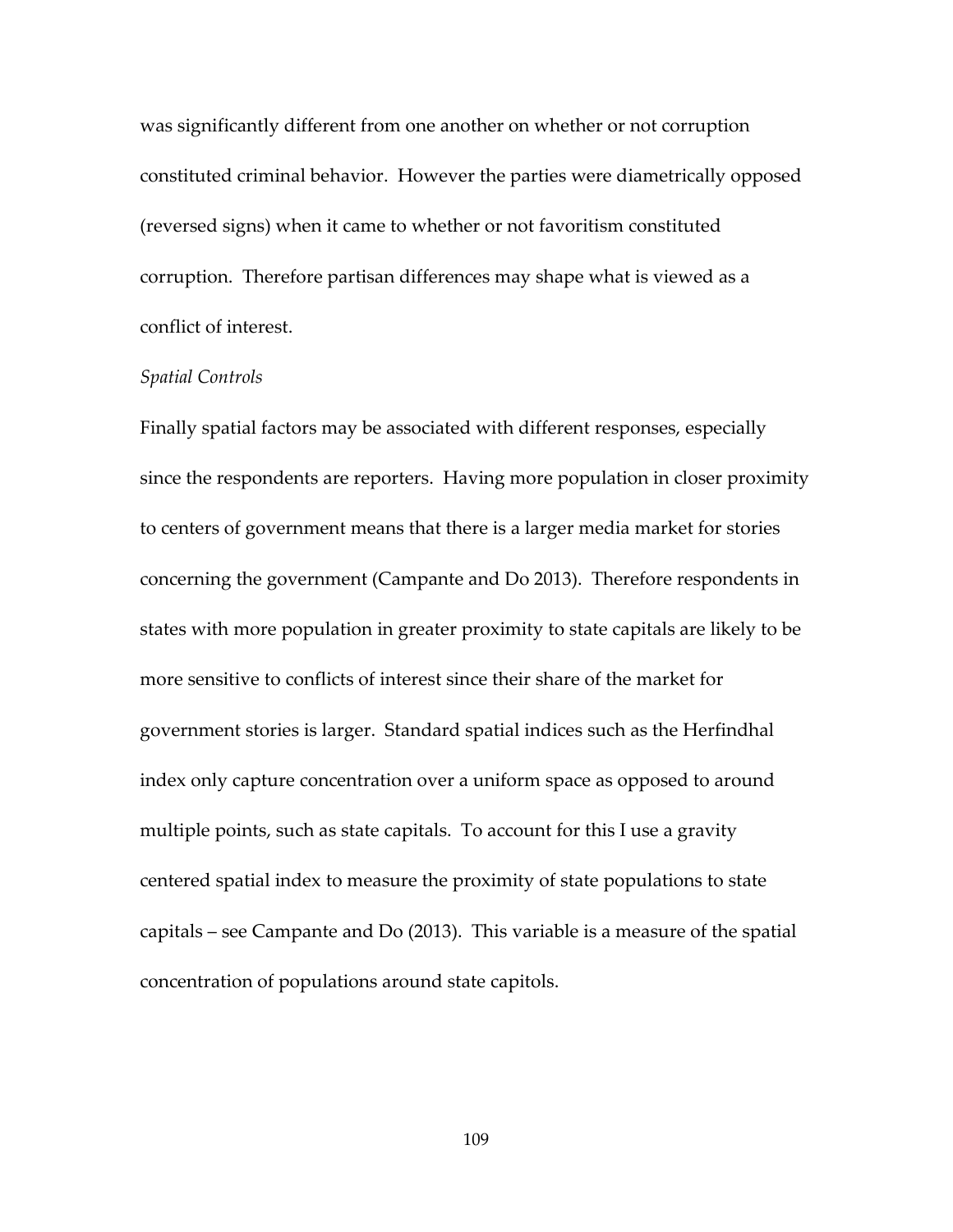was significantly different from one another on whether or not corruption constituted criminal behavior. However the parties were diametrically opposed (reversed signs) when it came to whether or not favoritism constituted corruption. Therefore partisan differences may shape what is viewed as a conflict of interest.

*Spatial Controls*

Finally spatial factors may be associated with different responses, especially since the respondents are reporters. Having more population in closer proximity to centers of government means that there is a larger media market for stories concerning the government (Campante and Do 2013). Therefore respondents in states with more population in greater proximity to state capitals are likely to be more sensitive to conflicts of interest since their share of the market for government stories is larger. Standard spatial indices such as the Herfindhal index only capture concentration over a uniform space as opposed to around multiple points, such as state capitals. To account for this I use a gravity centered spatial index to measure the proximity of state populations to state capitals – see Campante and Do (2013). This variable is a measure of the spatial concentration of populations around state capitols.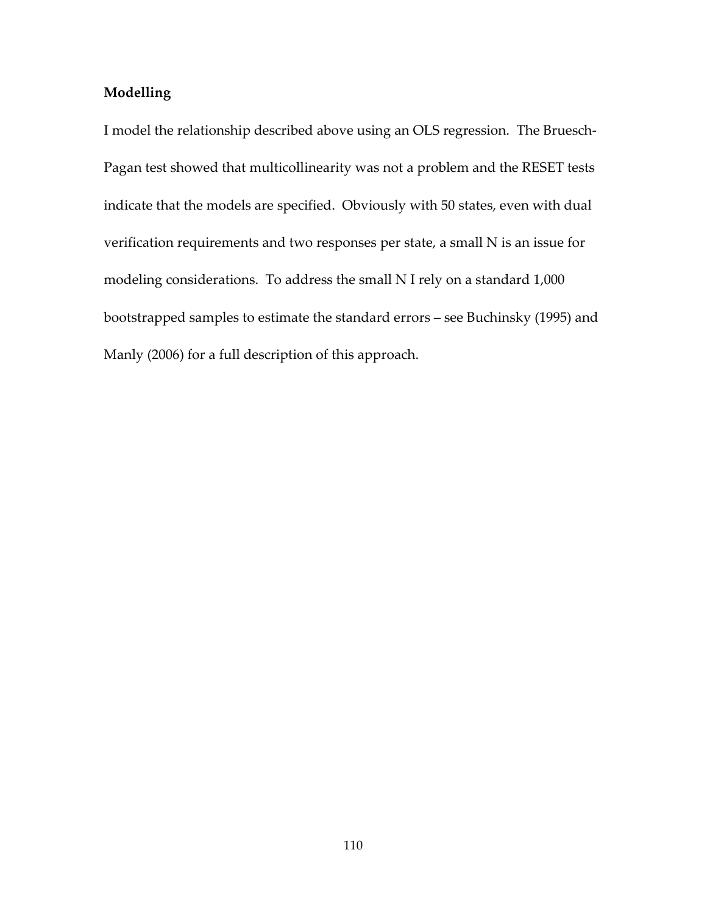**Modelling**

I model the relationship described above using an OLS regression. The Bruesch-Pagan test showed that multicollinearity was not a problem and the RESET tests indicate that the models are specified. Obviously with 50 states, even with dual verification requirements and two responses per state, a small N is an issue for modeling considerations. To address the small N I rely on a standard 1,000 bootstrapped samples to estimate the standard errors – see Buchinsky (1995) and Manly (2006) for a full description of this approach.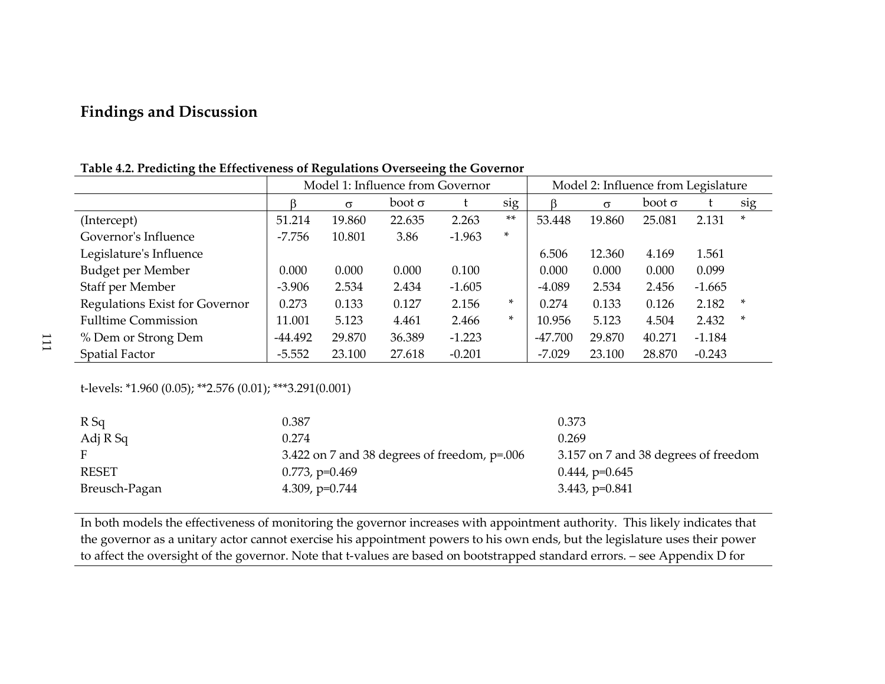## Findings and Discussion

**Table 4.2. Predicting the Effectiveness of Regulations Overseeing the Governor**

| | Model 1: Influence from Governor | | | | | Model 2: Influence from Legislature | | | | |
|---|---|---|---|---|---|---|---|---|---|---|
| | β | σ | boot σ | t | sig | β | σ | boot σ | t | sig |
| (Intercept) | 51.214 | 19.860 | 22.635 | 2.263 | ** | 53.448 | 19.860 | 25.081 | 2.131 | * |
| Governor's Influence | -7.756 | 10.801 | 3.86 | -1.963 | * | | | | | |
| Legislature's Influence | | | | | | 6.506 | 12.360 | 4.169 | 1.561 | |
| Budget per Member | 0.000 | 0.000 | 0.000 | 0.100 | | 0.000 | 0.000 | 0.000 | 0.099 | |
| Staff per Member | -3.906 | 2.534 | 2.434 | -1.605 | | -4.089 | 2.534 | 2.456 | -1.665 | |
| Regulations Exist for Governor | 0.273 | 0.133 | 0.127 | 2.156 | * | 0.274 | 0.133 | 0.126 | 2.182 | * |
| Fulltime Commission | 11.001 | 5.123 | 4.461 | 2.466 | * | 10.956 | 5.123 | 4.504 | 2.432 | * |
| % Dem or Strong Dem | -44.492 | 29.870 | 36.389 | -1.223 | | -47.700 | 29.870 | 40.271 | -1.184 | |
| Spatial Factor | -5.552 | 23.100 | 27.618 | -0.201 | | -7.029 | 23.100 | 28.870 | -0.243 | |

t-levels: *1.960 (0.05); **2.576 (0.01); ***3.291(0.001)

| | Model 1 | Model 2 |
|---|---|---|
| R Sq | 0.387 | 0.373 |
| Adj R Sq | 0.274 | 0.269 |
| F | 3.422 on 7 and 38 degrees of freedom, p=.006 | 3.157 on 7 and 38 degrees of freedom |
| RESET | 0.773, p=0.469 | 0.444, p=0.645 |
| Breusch-Pagan | 4.309, p=0.744 | 3.443, p=0.841 |

In both models the effectiveness of monitoring the governor increases with appointment authority. This likely indicates that the governor as a unitary actor cannot exercise his appointment powers to his own ends, but the legislature uses their power to affect the oversight of the governor. Note that t-values are based on bootstrapped standard errors. – see Appendix D for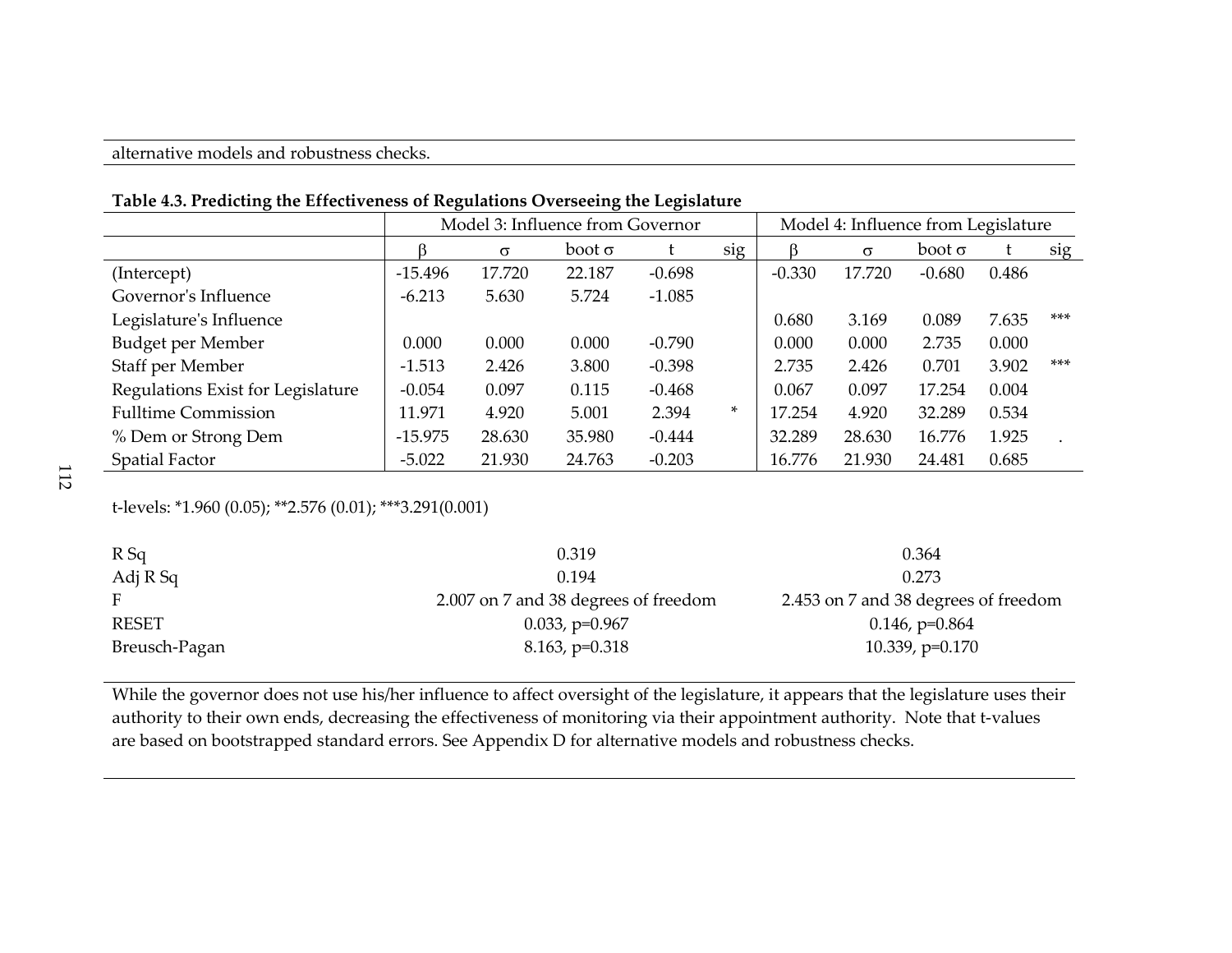alternative models and robustness checks.

**Table 4.3. Predicting the Effectiveness of Regulations Overseeing the Legislature**

| | Model 3: Influence from Governor | | | | | Model 4: Influence from Legislature | | | | |
|---|---|---|---|---|---|---|---|---|---|---|
| | β | σ | boot σ | t | sig | β | σ | boot σ | t | sig |
| (Intercept) | -15.496 | 17.720 | 22.187 | -0.698 | | -0.330 | 17.720 | -0.680 | 0.486 | |
| Governor's Influence | -6.213 | 5.630 | 5.724 | -1.085 | | | | | | |
| Legislature's Influence | | | | | | 0.680 | 3.169 | 0.089 | 7.635 | *** |
| Budget per Member | 0.000 | 0.000 | 0.000 | -0.790 | | 0.000 | 0.000 | 2.735 | 0.000 | |
| Staff per Member | -1.513 | 2.426 | 3.800 | -0.398 | | 2.735 | 2.426 | 0.701 | 3.902 | *** |
| Regulations Exist for Legislature | -0.054 | 0.097 | 0.115 | -0.468 | | 0.067 | 0.097 | 17.254 | 0.004 | |
| Fulltime Commission | 11.971 | 4.920 | 5.001 | 2.394 | * | 17.254 | 4.920 | 32.289 | 0.534 | |
| % Dem or Strong Dem | -15.975 | 28.630 | 35.980 | -0.444 | | 32.289 | 28.630 | 16.776 | 1.925 | . |
| Spatial Factor | -5.022 | 21.930 | 24.763 | -0.203 | | 16.776 | 21.930 | 24.481 | 0.685 | |

t-levels: *1.960 (0.05); **2.576 (0.01); ***3.291(0.001)

| | Model 3 | Model 4 |
|---|---|---|
| R Sq | 0.319 | 0.364 |
| Adj R Sq | 0.194 | 0.273 |
| F | 2.007 on 7 and 38 degrees of freedom | 2.453 on 7 and 38 degrees of freedom |
| RESET | 0.033, p=0.967 | 0.146, p=0.864 |
| Breusch-Pagan | 8.163, p=0.318 | 10.339, p=0.170 |

While the governor does not use his/her influence to affect oversight of the legislature, it appears that the legislature uses their authority to their own ends, decreasing the effectiveness of monitoring via their appointment authority. Note that t-values are based on bootstrapped standard errors. See Appendix D for alternative models and robustness checks.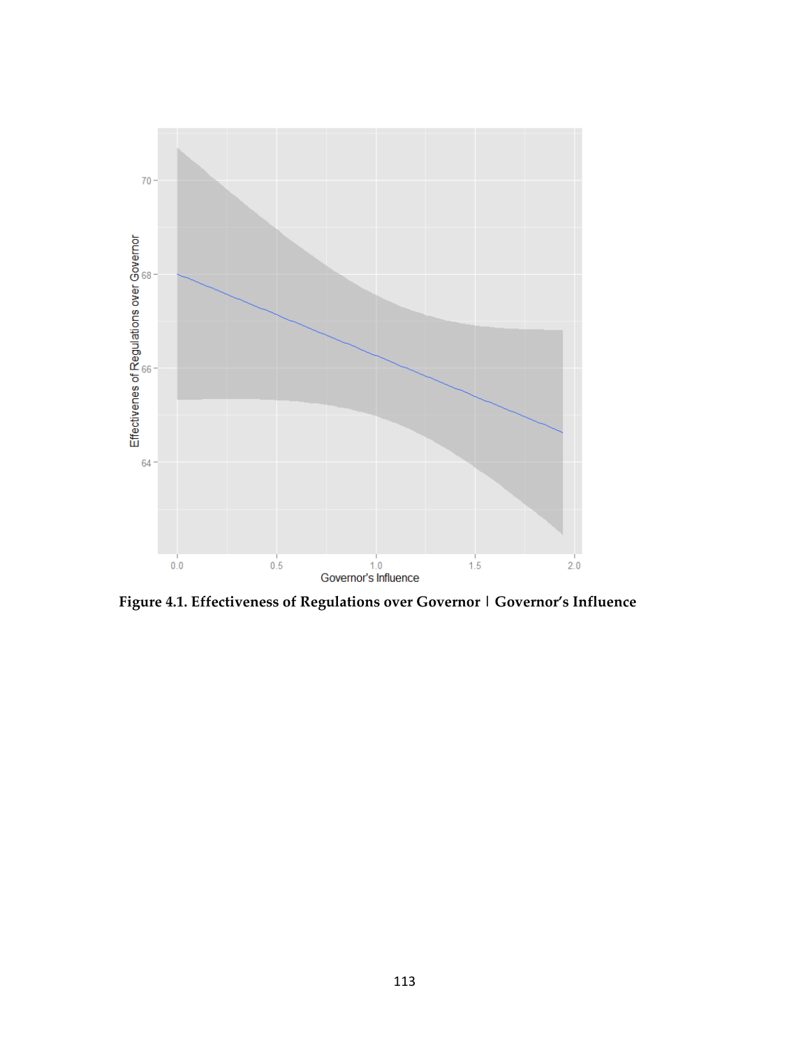**Figure 4.1. Effectiveness of Regulations over Governor | Governor's Influence**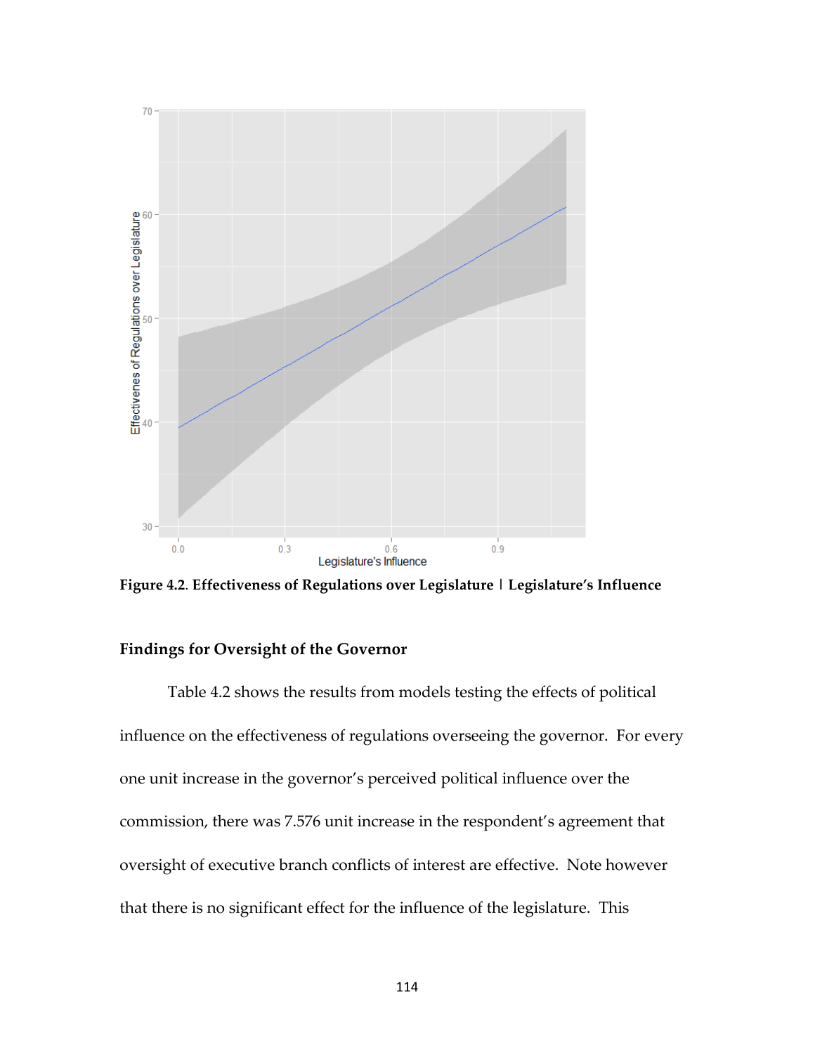**Figure 4.2**. **Effectiveness of Regulations over Legislature | Legislature's Influence**

## Findings for Oversight of the Governor

Table 4.2 shows the results from models testing the effects of political influence on the effectiveness of regulations overseeing the governor. For every one unit increase in the governor's perceived political influence over the commission, there was 7.576 unit increase in the respondent's agreement that oversight of executive branch conflicts of interest are effective. Note however that there is no significant effect for the influence of the legislature. This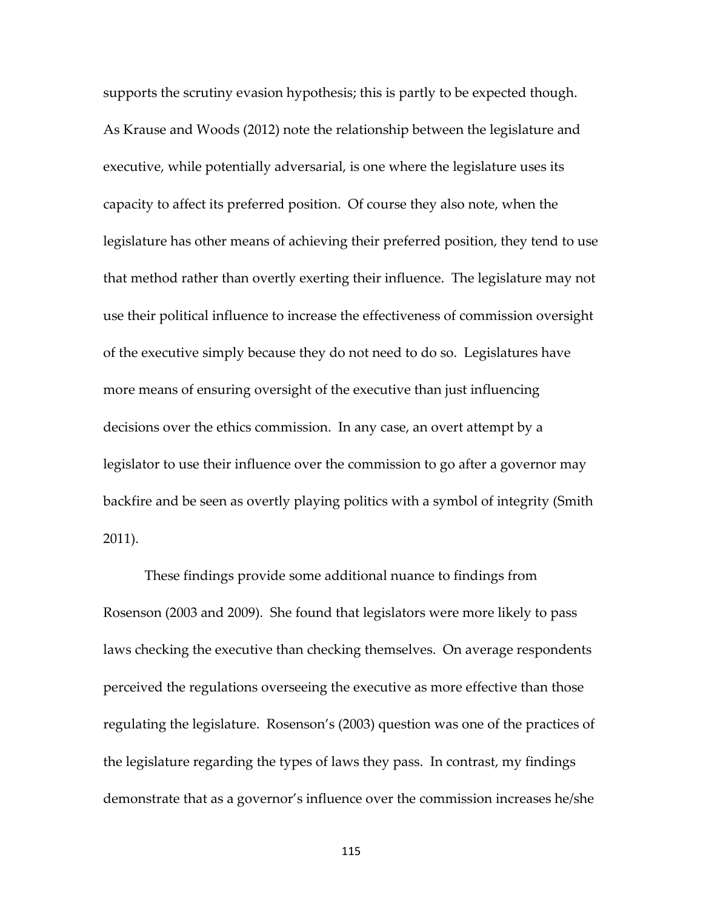supports the scrutiny evasion hypothesis; this is partly to be expected though. As Krause and Woods (2012) note the relationship between the legislature and executive, while potentially adversarial, is one where the legislature uses its capacity to affect its preferred position. Of course they also note, when the legislature has other means of achieving their preferred position, they tend to use that method rather than overtly exerting their influence. The legislature may not use their political influence to increase the effectiveness of commission oversight of the executive simply because they do not need to do so. Legislatures have more means of ensuring oversight of the executive than just influencing decisions over the ethics commission. In any case, an overt attempt by a legislator to use their influence over the commission to go after a governor may backfire and be seen as overtly playing politics with a symbol of integrity (Smith 2011).

These findings provide some additional nuance to findings from Rosenson (2003 and 2009). She found that legislators were more likely to pass laws checking the executive than checking themselves. On average respondents perceived the regulations overseeing the executive as more effective than those regulating the legislature. Rosenson's (2003) question was one of the practices of the legislature regarding the types of laws they pass. In contrast, my findings demonstrate that as a governor's influence over the commission increases he/she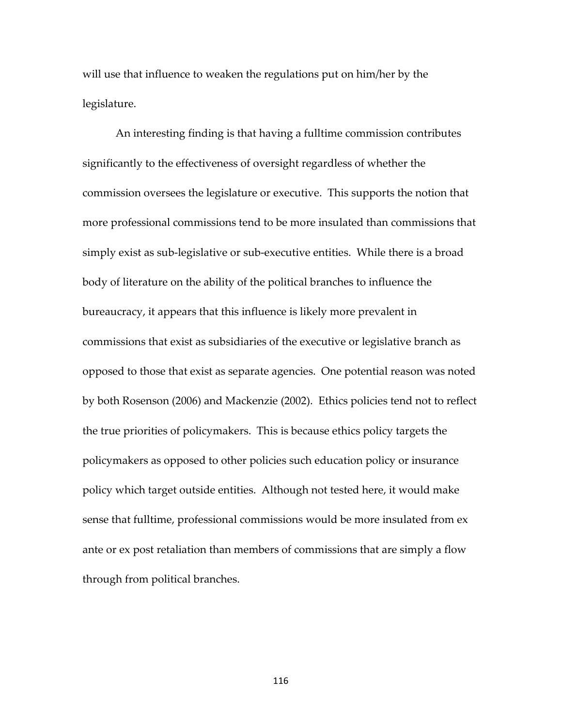will use that influence to weaken the regulations put on him/her by the legislature.

An interesting finding is that having a fulltime commission contributes significantly to the effectiveness of oversight regardless of whether the commission oversees the legislature or executive. This supports the notion that more professional commissions tend to be more insulated than commissions that simply exist as sub-legislative or sub-executive entities. While there is a broad body of literature on the ability of the political branches to influence the bureaucracy, it appears that this influence is likely more prevalent in commissions that exist as subsidiaries of the executive or legislative branch as opposed to those that exist as separate agencies. One potential reason was noted by both Rosenson (2006) and Mackenzie (2002). Ethics policies tend not to reflect the true priorities of policymakers. This is because ethics policy targets the policymakers as opposed to other policies such education policy or insurance policy which target outside entities. Although not tested here, it would make sense that fulltime, professional commissions would be more insulated from ex ante or ex post retaliation than members of commissions that are simply a flow through from political branches.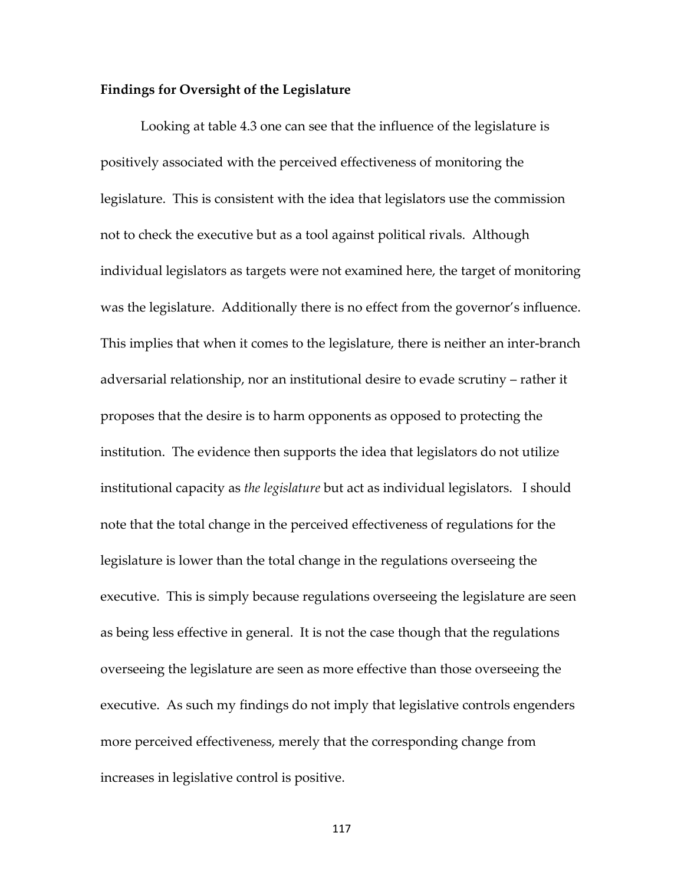**Findings for Oversight of the Legislature**

Looking at table 4.3 one can see that the influence of the legislature is positively associated with the perceived effectiveness of monitoring the legislature. This is consistent with the idea that legislators use the commission not to check the executive but as a tool against political rivals. Although individual legislators as targets were not examined here, the target of monitoring was the legislature. Additionally there is no effect from the governor's influence. This implies that when it comes to the legislature, there is neither an inter-branch adversarial relationship, nor an institutional desire to evade scrutiny – rather it proposes that the desire is to harm opponents as opposed to protecting the institution. The evidence then supports the idea that legislators do not utilize institutional capacity as *the legislature* but act as individual legislators. I should note that the total change in the perceived effectiveness of regulations for the legislature is lower than the total change in the regulations overseeing the executive. This is simply because regulations overseeing the legislature are seen as being less effective in general. It is not the case though that the regulations overseeing the legislature are seen as more effective than those overseeing the executive. As such my findings do not imply that legislative controls engenders more perceived effectiveness, merely that the corresponding change from increases in legislative control is positive.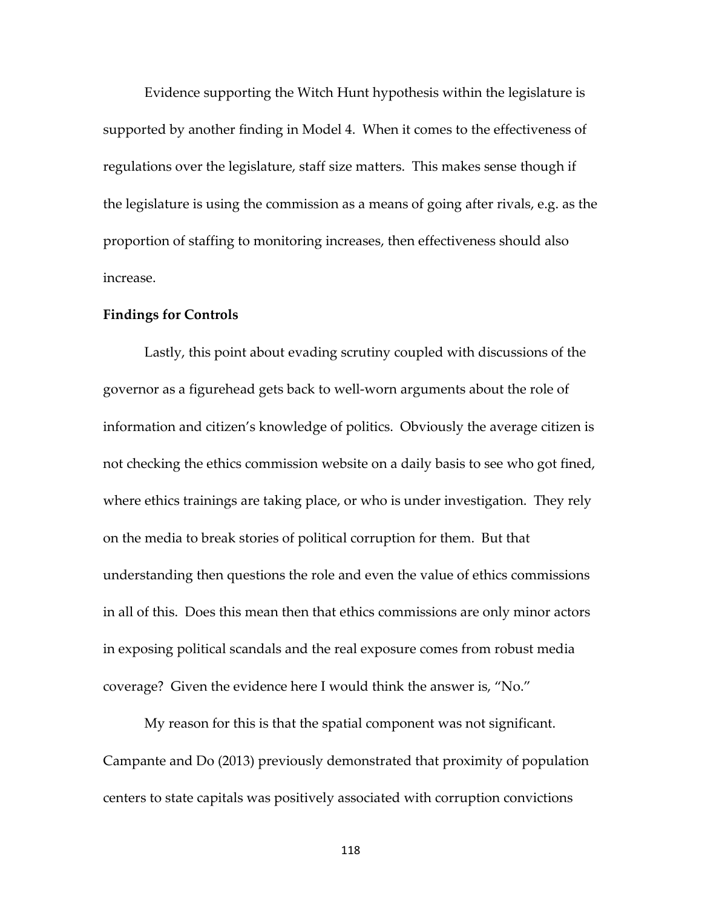Evidence supporting the Witch Hunt hypothesis within the legislature is supported by another finding in Model 4. When it comes to the effectiveness of regulations over the legislature, staff size matters. This makes sense though if the legislature is using the commission as a means of going after rivals, e.g. as the proportion of staffing to monitoring increases, then effectiveness should also increase.

**Findings for Controls**

Lastly, this point about evading scrutiny coupled with discussions of the governor as a figurehead gets back to well-worn arguments about the role of information and citizen's knowledge of politics. Obviously the average citizen is not checking the ethics commission website on a daily basis to see who got fined, where ethics trainings are taking place, or who is under investigation. They rely on the media to break stories of political corruption for them. But that understanding then questions the role and even the value of ethics commissions in all of this. Does this mean then that ethics commissions are only minor actors in exposing political scandals and the real exposure comes from robust media coverage? Given the evidence here I would think the answer is, "No."

My reason for this is that the spatial component was not significant. Campante and Do (2013) previously demonstrated that proximity of population centers to state capitals was positively associated with corruption convictions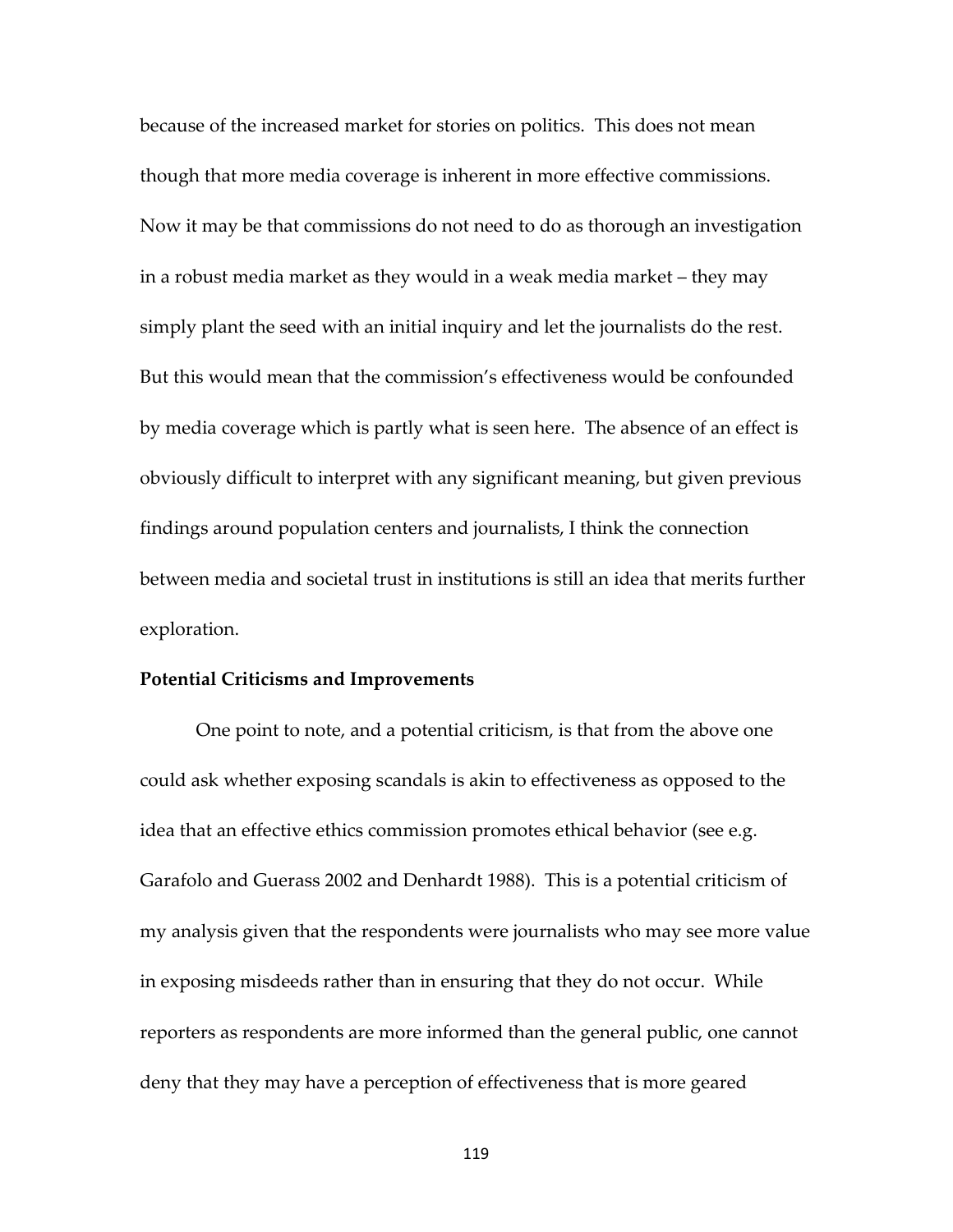because of the increased market for stories on politics. This does not mean though that more media coverage is inherent in more effective commissions. Now it may be that commissions do not need to do as thorough an investigation in a robust media market as they would in a weak media market – they may simply plant the seed with an initial inquiry and let the journalists do the rest. But this would mean that the commission's effectiveness would be confounded by media coverage which is partly what is seen here. The absence of an effect is obviously difficult to interpret with any significant meaning, but given previous findings around population centers and journalists, I think the connection between media and societal trust in institutions is still an idea that merits further exploration.

**Potential Criticisms and Improvements**

One point to note, and a potential criticism, is that from the above one could ask whether exposing scandals is akin to effectiveness as opposed to the idea that an effective ethics commission promotes ethical behavior (see e.g. Garafolo and Guerass 2002 and Denhardt 1988). This is a potential criticism of my analysis given that the respondents were journalists who may see more value in exposing misdeeds rather than in ensuring that they do not occur. While reporters as respondents are more informed than the general public, one cannot deny that they may have a perception of effectiveness that is more geared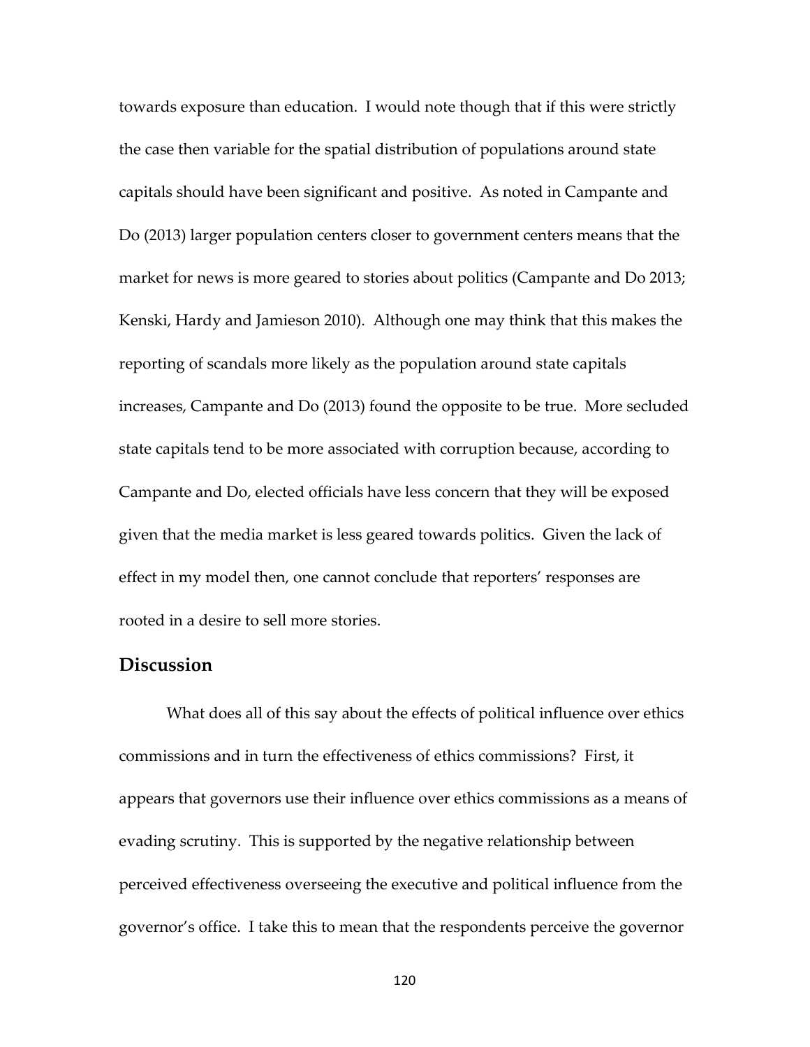towards exposure than education. I would note though that if this were strictly the case then variable for the spatial distribution of populations around state capitals should have been significant and positive. As noted in Campante and Do (2013) larger population centers closer to government centers means that the market for news is more geared to stories about politics (Campante and Do 2013; Kenski, Hardy and Jamieson 2010). Although one may think that this makes the reporting of scandals more likely as the population around state capitals increases, Campante and Do (2013) found the opposite to be true. More secluded state capitals tend to be more associated with corruption because, according to Campante and Do, elected officials have less concern that they will be exposed given that the media market is less geared towards politics. Given the lack of effect in my model then, one cannot conclude that reporters' responses are rooted in a desire to sell more stories.

## Discussion

What does all of this say about the effects of political influence over ethics commissions and in turn the effectiveness of ethics commissions? First, it appears that governors use their influence over ethics commissions as a means of evading scrutiny. This is supported by the negative relationship between perceived effectiveness overseeing the executive and political influence from the governor's office. I take this to mean that the respondents perceive the governor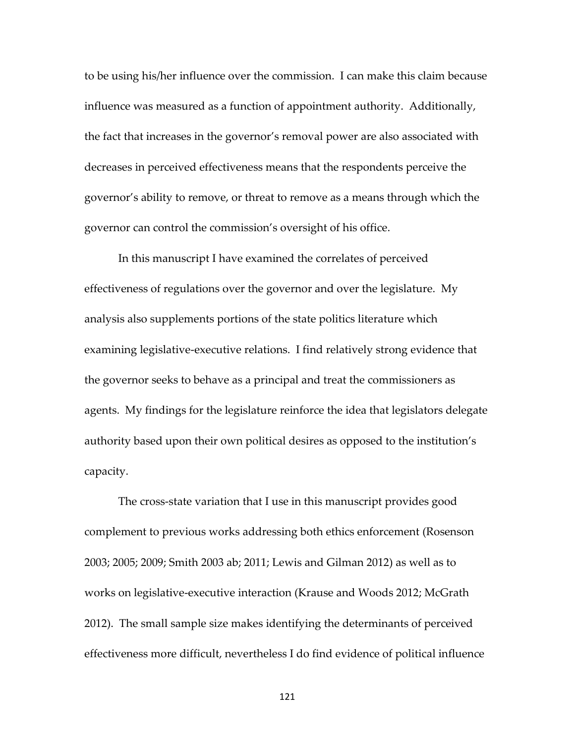to be using his/her influence over the commission. I can make this claim because influence was measured as a function of appointment authority. Additionally, the fact that increases in the governor's removal power are also associated with decreases in perceived effectiveness means that the respondents perceive the governor's ability to remove, or threat to remove as a means through which the governor can control the commission's oversight of his office.

In this manuscript I have examined the correlates of perceived effectiveness of regulations over the governor and over the legislature. My analysis also supplements portions of the state politics literature which examining legislative-executive relations. I find relatively strong evidence that the governor seeks to behave as a principal and treat the commissioners as agents. My findings for the legislature reinforce the idea that legislators delegate authority based upon their own political desires as opposed to the institution's capacity.

The cross-state variation that I use in this manuscript provides good complement to previous works addressing both ethics enforcement (Rosenson 2003; 2005; 2009; Smith 2003 ab; 2011; Lewis and Gilman 2012) as well as to works on legislative-executive interaction (Krause and Woods 2012; McGrath 2012). The small sample size makes identifying the determinants of perceived effectiveness more difficult, nevertheless I do find evidence of political influence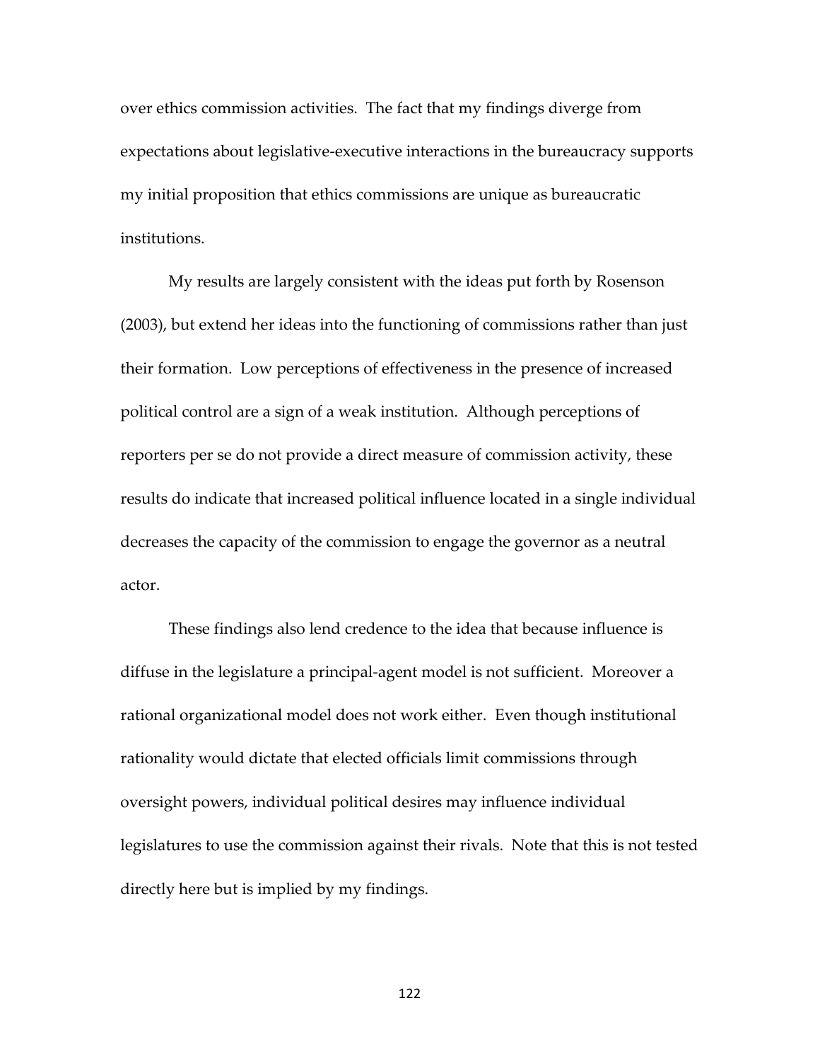over ethics commission activities. The fact that my findings diverge from expectations about legislative-executive interactions in the bureaucracy supports my initial proposition that ethics commissions are unique as bureaucratic institutions.

My results are largely consistent with the ideas put forth by Rosenson (2003), but extend her ideas into the functioning of commissions rather than just their formation. Low perceptions of effectiveness in the presence of increased political control are a sign of a weak institution. Although perceptions of reporters per se do not provide a direct measure of commission activity, these results do indicate that increased political influence located in a single individual decreases the capacity of the commission to engage the governor as a neutral actor.

These findings also lend credence to the idea that because influence is diffuse in the legislature a principal-agent model is not sufficient. Moreover a rational organizational model does not work either. Even though institutional rationality would dictate that elected officials limit commissions through oversight powers, individual political desires may influence individual legislatures to use the commission against their rivals. Note that this is not tested directly here but is implied by my findings.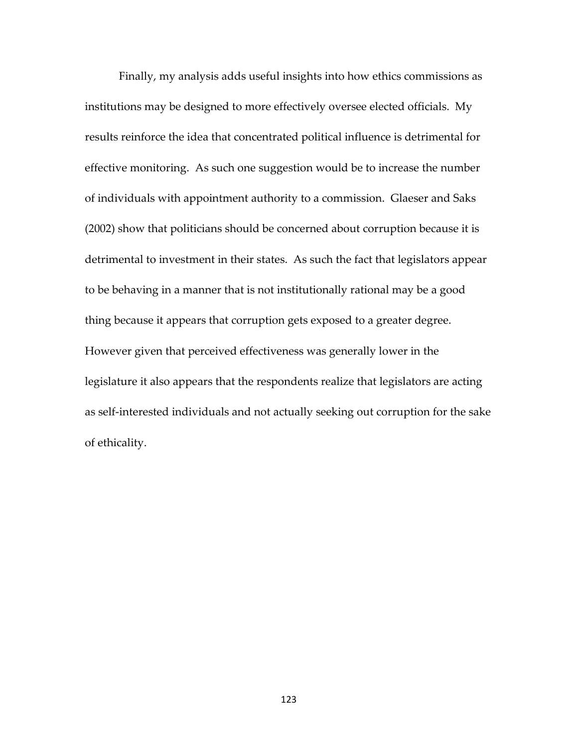Finally, my analysis adds useful insights into how ethics commissions as institutions may be designed to more effectively oversee elected officials. My results reinforce the idea that concentrated political influence is detrimental for effective monitoring. As such one suggestion would be to increase the number of individuals with appointment authority to a commission. Glaeser and Saks (2002) show that politicians should be concerned about corruption because it is detrimental to investment in their states. As such the fact that legislators appear to be behaving in a manner that is not institutionally rational may be a good thing because it appears that corruption gets exposed to a greater degree. However given that perceived effectiveness was generally lower in the legislature it also appears that the respondents realize that legislators are acting as self-interested individuals and not actually seeking out corruption for the sake of ethicality.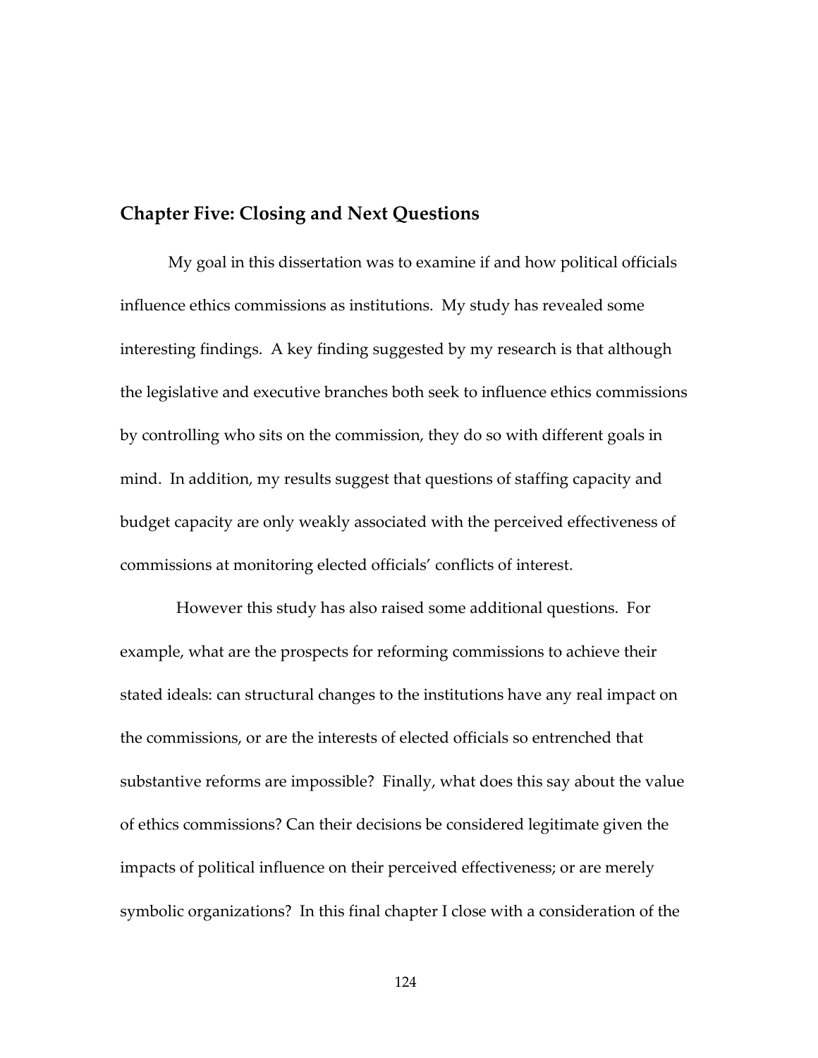## Chapter Five: Closing and Next Questions

My goal in this dissertation was to examine if and how political officials influence ethics commissions as institutions. My study has revealed some interesting findings. A key finding suggested by my research is that although the legislative and executive branches both seek to influence ethics commissions by controlling who sits on the commission, they do so with different goals in mind. In addition, my results suggest that questions of staffing capacity and budget capacity are only weakly associated with the perceived effectiveness of commissions at monitoring elected officials' conflicts of interest.

However this study has also raised some additional questions. For example, what are the prospects for reforming commissions to achieve their stated ideals: can structural changes to the institutions have any real impact on the commissions, or are the interests of elected officials so entrenched that substantive reforms are impossible? Finally, what does this say about the value of ethics commissions? Can their decisions be considered legitimate given the impacts of political influence on their perceived effectiveness; or are merely symbolic organizations? In this final chapter I close with a consideration of the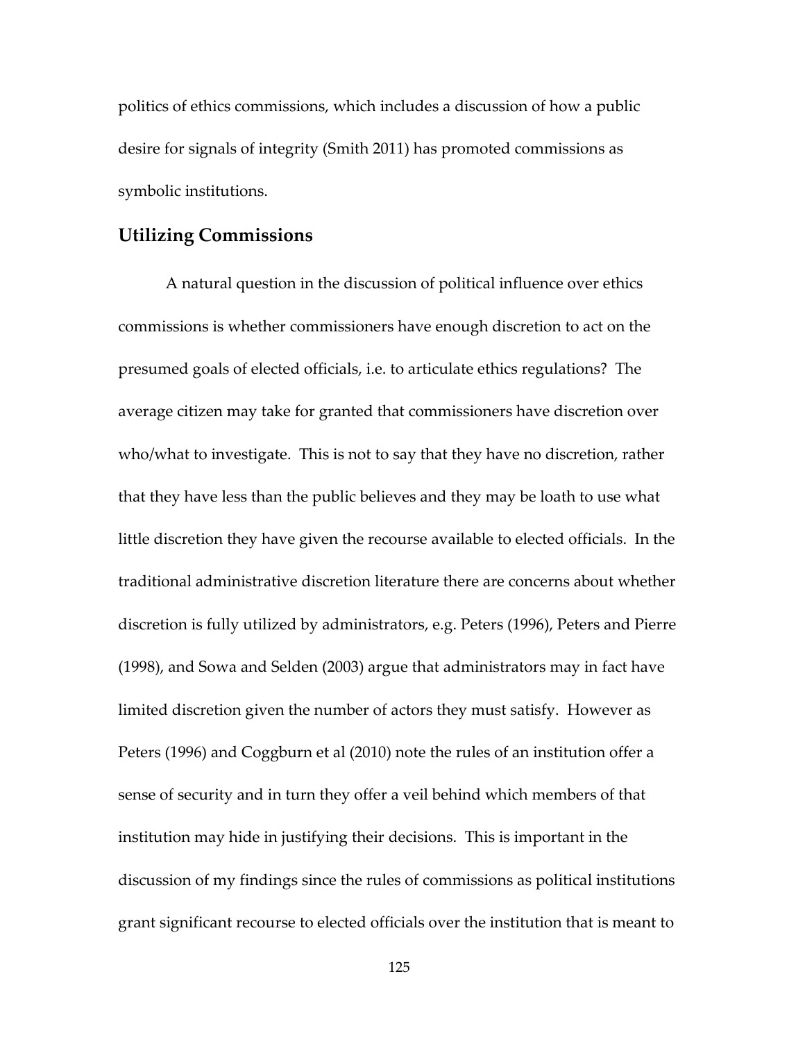politics of ethics commissions, which includes a discussion of how a public desire for signals of integrity (Smith 2011) has promoted commissions as symbolic institutions.

## Utilizing Commissions

A natural question in the discussion of political influence over ethics commissions is whether commissioners have enough discretion to act on the presumed goals of elected officials, i.e. to articulate ethics regulations? The average citizen may take for granted that commissioners have discretion over who/what to investigate. This is not to say that they have no discretion, rather that they have less than the public believes and they may be loath to use what little discretion they have given the recourse available to elected officials. In the traditional administrative discretion literature there are concerns about whether discretion is fully utilized by administrators, e.g. Peters (1996), Peters and Pierre (1998), and Sowa and Selden (2003) argue that administrators may in fact have limited discretion given the number of actors they must satisfy. However as Peters (1996) and Coggburn et al (2010) note the rules of an institution offer a sense of security and in turn they offer a veil behind which members of that institution may hide in justifying their decisions. This is important in the discussion of my findings since the rules of commissions as political institutions grant significant recourse to elected officials over the institution that is meant to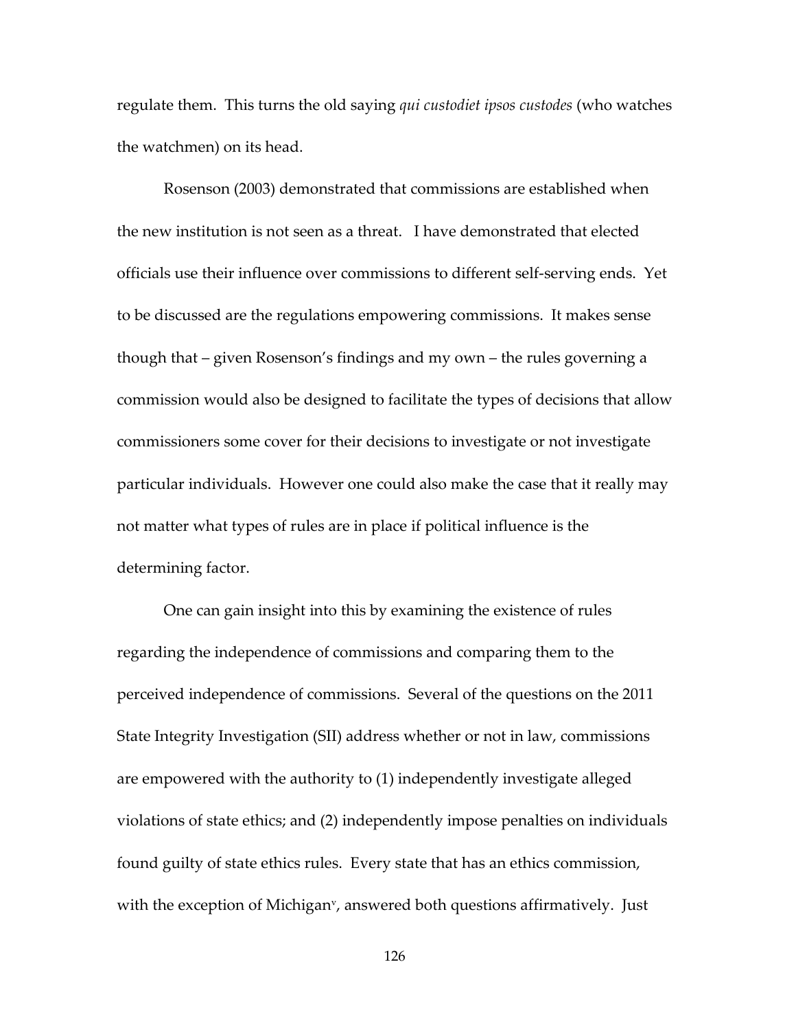regulate them. This turns the old saying *qui custodiet ipsos custodes* (who watches the watchmen) on its head.

Rosenson (2003) demonstrated that commissions are established when the new institution is not seen as a threat. I have demonstrated that elected officials use their influence over commissions to different self-serving ends. Yet to be discussed are the regulations empowering commissions. It makes sense though that – given Rosenson's findings and my own – the rules governing a commission would also be designed to facilitate the types of decisions that allow commissioners some cover for their decisions to investigate or not investigate particular individuals. However one could also make the case that it really may not matter what types of rules are in place if political influence is the determining factor.

One can gain insight into this by examining the existence of rules regarding the independence of commissions and comparing them to the perceived independence of commissions. Several of the questions on the 2011 State Integrity Investigation (SII) address whether or not in law, commissions are empowered with the authority to (1) independently investigate alleged violations of state ethics; and (2) independently impose penalties on individuals found guilty of state ethics rules. Every state that has an ethics commission, with the exception of Michigan[v], answered both questions affirmatively. Just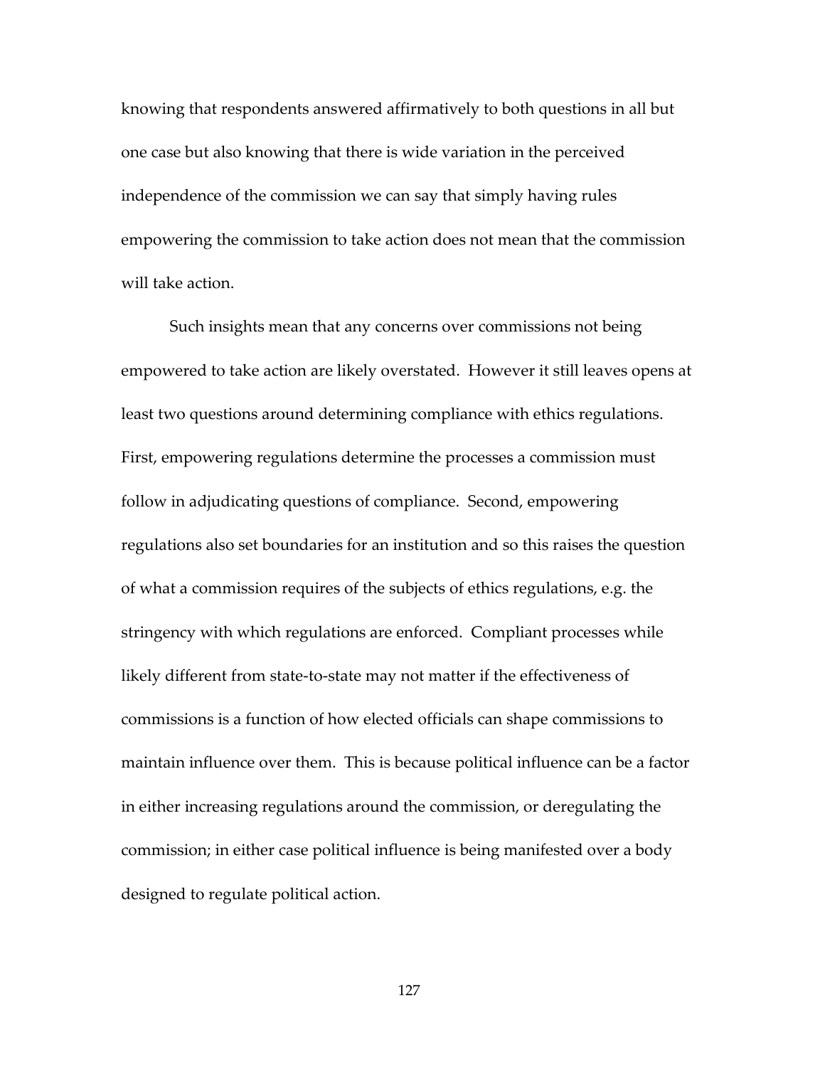knowing that respondents answered affirmatively to both questions in all but one case but also knowing that there is wide variation in the perceived independence of the commission we can say that simply having rules empowering the commission to take action does not mean that the commission will take action.

Such insights mean that any concerns over commissions not being empowered to take action are likely overstated. However it still leaves opens at least two questions around determining compliance with ethics regulations. First, empowering regulations determine the processes a commission must follow in adjudicating questions of compliance. Second, empowering regulations also set boundaries for an institution and so this raises the question of what a commission requires of the subjects of ethics regulations, e.g. the stringency with which regulations are enforced. Compliant processes while likely different from state-to-state may not matter if the effectiveness of commissions is a function of how elected officials can shape commissions to maintain influence over them. This is because political influence can be a factor in either increasing regulations around the commission, or deregulating the commission; in either case political influence is being manifested over a body designed to regulate political action.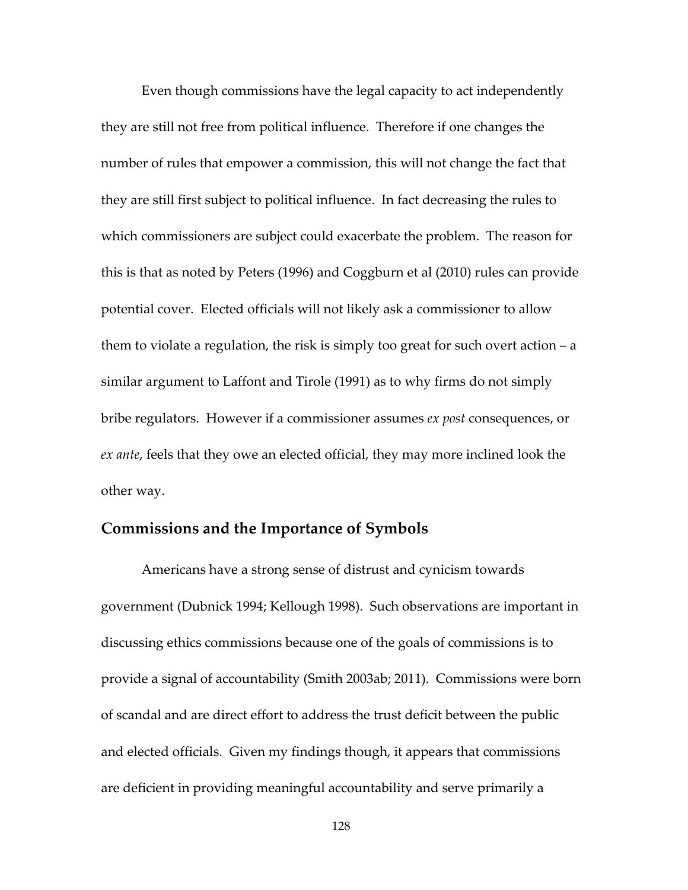Even though commissions have the legal capacity to act independently they are still not free from political influence. Therefore if one changes the number of rules that empower a commission, this will not change the fact that they are still first subject to political influence. In fact decreasing the rules to which commissioners are subject could exacerbate the problem. The reason for this is that as noted by Peters (1996) and Coggburn et al (2010) rules can provide potential cover. Elected officials will not likely ask a commissioner to allow them to violate a regulation, the risk is simply too great for such overt action – a similar argument to Laffont and Tirole (1991) as to why firms do not simply bribe regulators. However if a commissioner assumes *ex post* consequences, or *ex ante*, feels that they owe an elected official, they may more inclined look the other way.

## Commissions and the Importance of Symbols

Americans have a strong sense of distrust and cynicism towards government (Dubnick 1994; Kellough 1998). Such observations are important in discussing ethics commissions because one of the goals of commissions is to provide a signal of accountability (Smith 2003ab; 2011). Commissions were born of scandal and are direct effort to address the trust deficit between the public and elected officials. Given my findings though, it appears that commissions are deficient in providing meaningful accountability and serve primarily a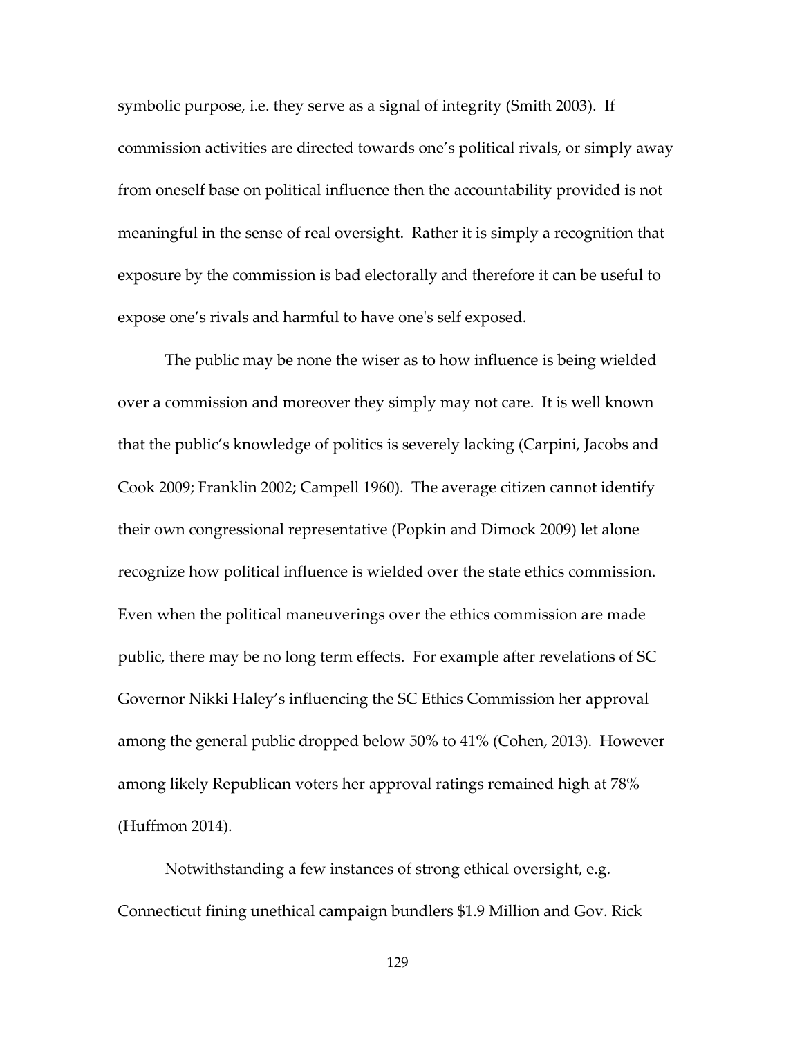symbolic purpose, i.e. they serve as a signal of integrity (Smith 2003). If commission activities are directed towards one's political rivals, or simply away from oneself base on political influence then the accountability provided is not meaningful in the sense of real oversight. Rather it is simply a recognition that exposure by the commission is bad electorally and therefore it can be useful to expose one's rivals and harmful to have one's self exposed.

The public may be none the wiser as to how influence is being wielded over a commission and moreover they simply may not care. It is well known that the public's knowledge of politics is severely lacking (Carpini, Jacobs and Cook 2009; Franklin 2002; Campell 1960). The average citizen cannot identify their own congressional representative (Popkin and Dimock 2009) let alone recognize how political influence is wielded over the state ethics commission. Even when the political maneuverings over the ethics commission are made public, there may be no long term effects. For example after revelations of SC Governor Nikki Haley's influencing the SC Ethics Commission her approval among the general public dropped below 50% to 41% (Cohen, 2013). However among likely Republican voters her approval ratings remained high at 78% (Huffmon 2014).

Notwithstanding a few instances of strong ethical oversight, e.g. Connecticut fining unethical campaign bundlers $1.9 Million and Gov. Rick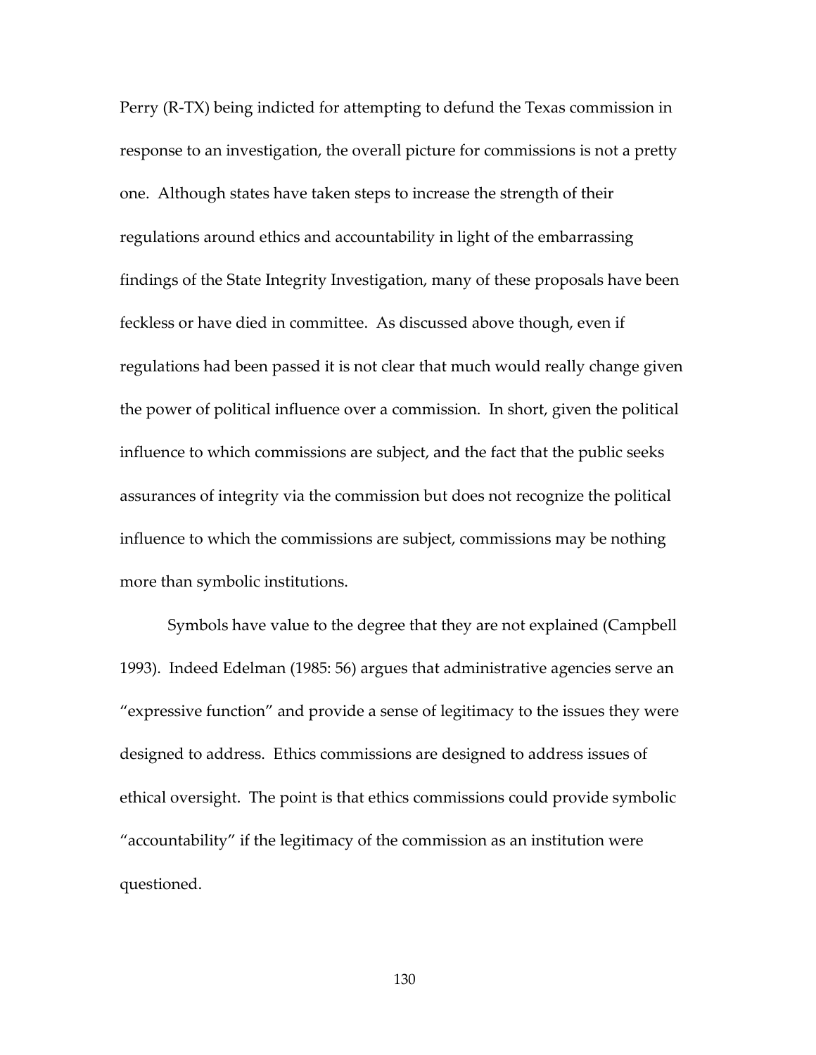Perry (R-TX) being indicted for attempting to defund the Texas commission in response to an investigation, the overall picture for commissions is not a pretty one. Although states have taken steps to increase the strength of their regulations around ethics and accountability in light of the embarrassing findings of the State Integrity Investigation, many of these proposals have been feckless or have died in committee. As discussed above though, even if regulations had been passed it is not clear that much would really change given the power of political influence over a commission. In short, given the political influence to which commissions are subject, and the fact that the public seeks assurances of integrity via the commission but does not recognize the political influence to which the commissions are subject, commissions may be nothing more than symbolic institutions.

Symbols have value to the degree that they are not explained (Campbell 1993). Indeed Edelman (1985: 56) argues that administrative agencies serve an "expressive function" and provide a sense of legitimacy to the issues they were designed to address. Ethics commissions are designed to address issues of ethical oversight. The point is that ethics commissions could provide symbolic "accountability" if the legitimacy of the commission as an institution were questioned.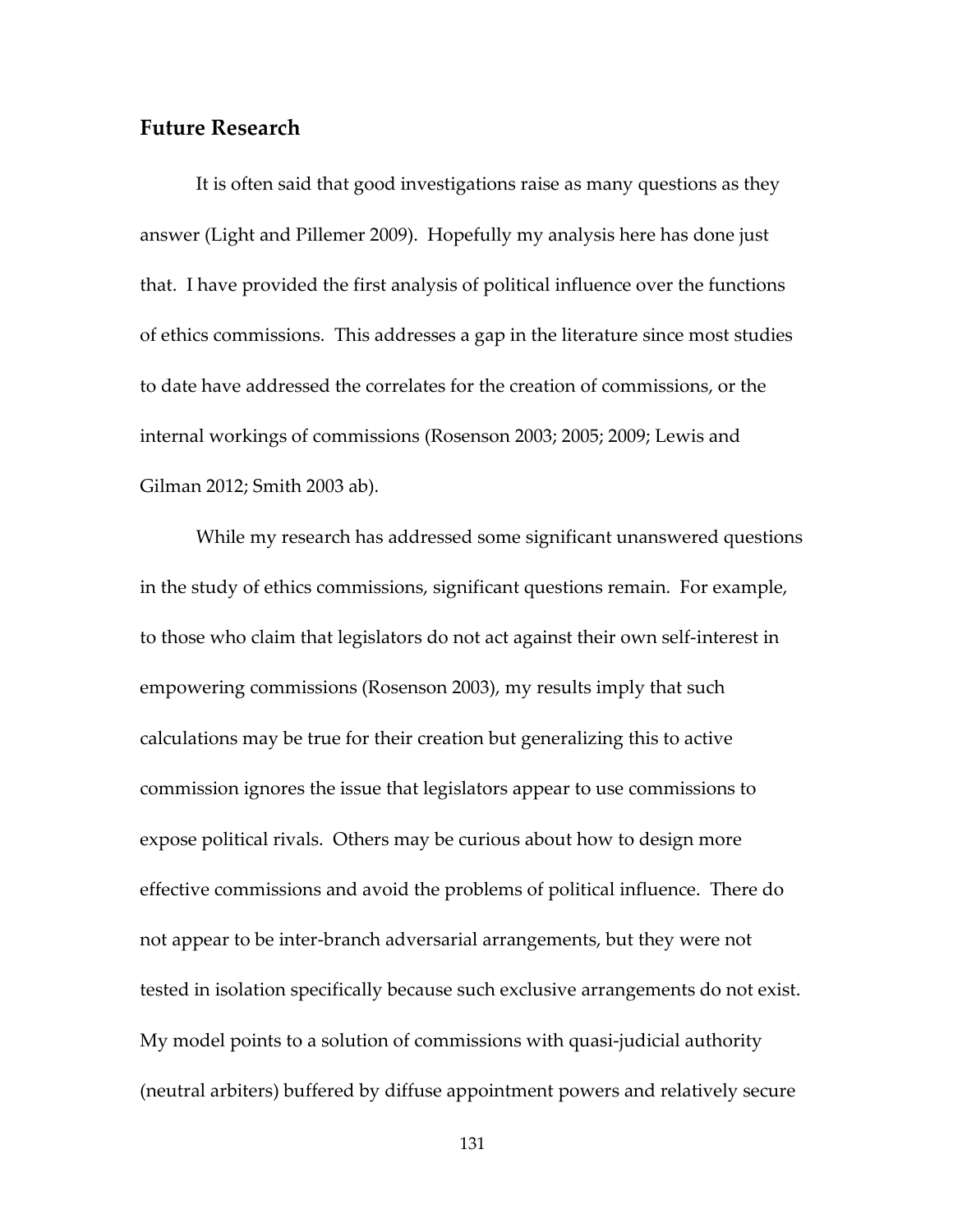## Future Research

It is often said that good investigations raise as many questions as they answer (Light and Pillemer 2009). Hopefully my analysis here has done just that. I have provided the first analysis of political influence over the functions of ethics commissions. This addresses a gap in the literature since most studies to date have addressed the correlates for the creation of commissions, or the internal workings of commissions (Rosenson 2003; 2005; 2009; Lewis and Gilman 2012; Smith 2003 ab).

While my research has addressed some significant unanswered questions in the study of ethics commissions, significant questions remain. For example, to those who claim that legislators do not act against their own self-interest in empowering commissions (Rosenson 2003), my results imply that such calculations may be true for their creation but generalizing this to active commission ignores the issue that legislators appear to use commissions to expose political rivals. Others may be curious about how to design more effective commissions and avoid the problems of political influence. There do not appear to be inter-branch adversarial arrangements, but they were not tested in isolation specifically because such exclusive arrangements do not exist. My model points to a solution of commissions with quasi-judicial authority (neutral arbiters) buffered by diffuse appointment powers and relatively secure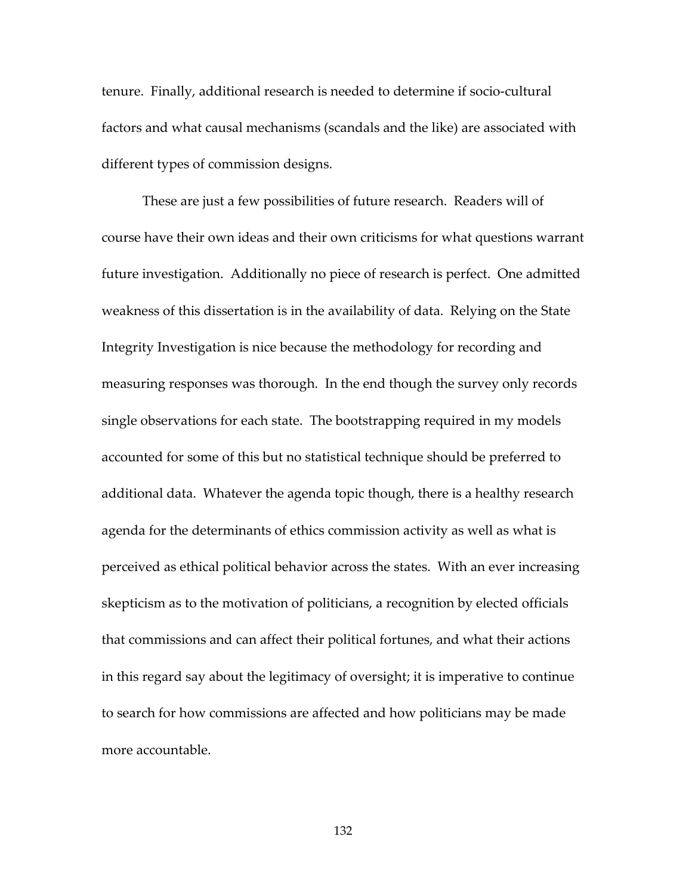tenure. Finally, additional research is needed to determine if socio-cultural factors and what causal mechanisms (scandals and the like) are associated with different types of commission designs.

These are just a few possibilities of future research. Readers will of course have their own ideas and their own criticisms for what questions warrant future investigation. Additionally no piece of research is perfect. One admitted weakness of this dissertation is in the availability of data. Relying on the State Integrity Investigation is nice because the methodology for recording and measuring responses was thorough. In the end though the survey only records single observations for each state. The bootstrapping required in my models accounted for some of this but no statistical technique should be preferred to additional data. Whatever the agenda topic though, there is a healthy research agenda for the determinants of ethics commission activity as well as what is perceived as ethical political behavior across the states. With an ever increasing skepticism as to the motivation of politicians, a recognition by elected officials that commissions and can affect their political fortunes, and what their actions in this regard say about the legitimacy of oversight; it is imperative to continue to search for how commissions are affected and how politicians may be made more accountable.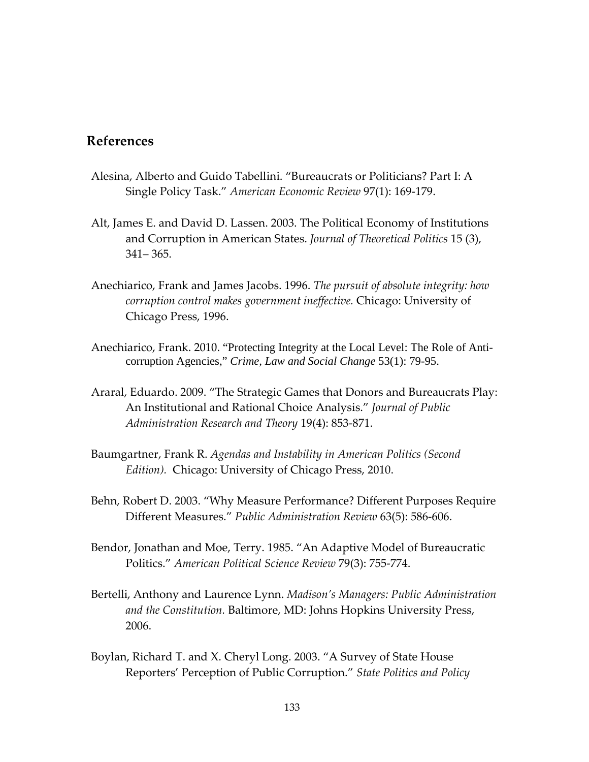## References

Alesina, Alberto and Guido Tabellini. "Bureaucrats or Politicians? Part I: A Single Policy Task." *American Economic Review* 97(1): 169-179.

Alt, James E. and David D. Lassen. 2003. The Political Economy of Institutions and Corruption in American States. *Journal of Theoretical Politics* 15 (3), 341– 365.

Anechiarico, Frank and James Jacobs. 1996. *The pursuit of absolute integrity: how corruption control makes government ineffective.* Chicago: University of Chicago Press, 1996.

Anechiarico, Frank. 2010. "Protecting Integrity at the Local Level: The Role of Anti-corruption Agencies," *Crime, Law and Social Change* 53(1): 79-95.

Araral, Eduardo. 2009. "The Strategic Games that Donors and Bureaucrats Play: An Institutional and Rational Choice Analysis." *Journal of Public Administration Research and Theory* 19(4): 853-871.

Baumgartner, Frank R. *Agendas and Instability in American Politics (Second Edition).* Chicago: University of Chicago Press, 2010.

Behn, Robert D. 2003. "Why Measure Performance? Different Purposes Require Different Measures." *Public Administration Review* 63(5): 586-606.

Bendor, Jonathan and Moe, Terry. 1985. "An Adaptive Model of Bureaucratic Politics." *American Political Science Review* 79(3): 755-774.

Bertelli, Anthony and Laurence Lynn. *Madison's Managers: Public Administration and the Constitution.* Baltimore, MD: Johns Hopkins University Press, 2006.

Boylan, Richard T. and X. Cheryl Long. 2003. "A Survey of State House Reporters' Perception of Public Corruption." *State Politics and Policy*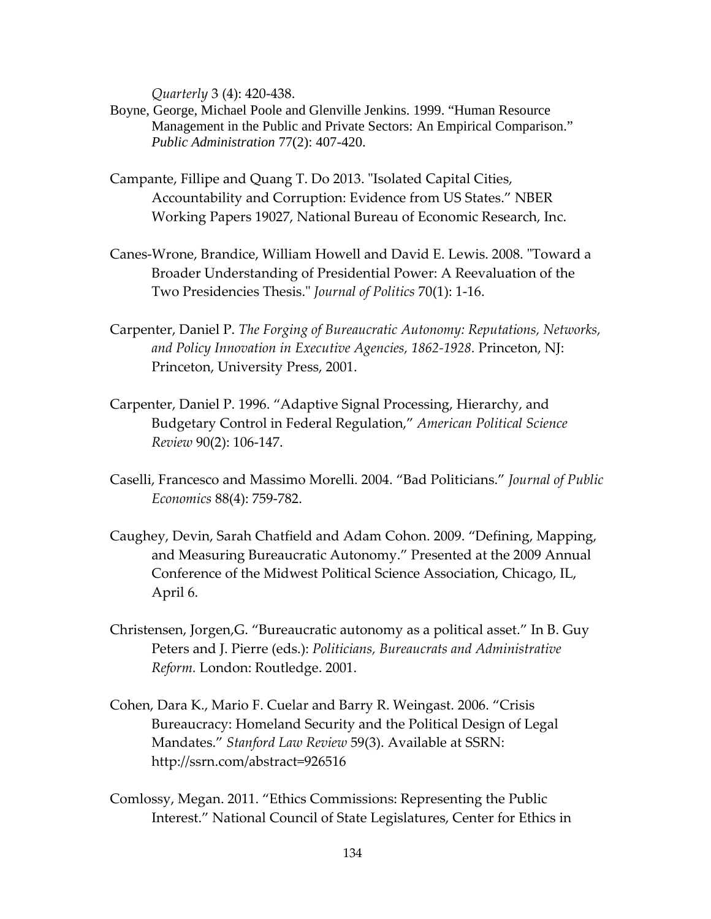*Quarterly* 3 (4): 420-438.

Boyne, George, Michael Poole and Glenville Jenkins. 1999. "Human Resource Management in the Public and Private Sectors: An Empirical Comparison." *Public Administration* 77(2): 407-420.

Campante, Fillipe and Quang T. Do 2013. "Isolated Capital Cities, Accountability and Corruption: Evidence from US States." NBER Working Papers 19027, National Bureau of Economic Research, Inc.

Canes-Wrone, Brandice, William Howell and David E. Lewis. 2008. "Toward a Broader Understanding of Presidential Power: A Reevaluation of the Two Presidencies Thesis." *Journal of Politics* 70(1): 1-16.

Carpenter, Daniel P. *The Forging of Bureaucratic Autonomy: Reputations, Networks, and Policy Innovation in Executive Agencies, 1862-1928.* Princeton, NJ: Princeton, University Press, 2001.

Carpenter, Daniel P. 1996. "Adaptive Signal Processing, Hierarchy, and Budgetary Control in Federal Regulation," *American Political Science Review* 90(2): 106-147.

Caselli, Francesco and Massimo Morelli. 2004. "Bad Politicians." *Journal of Public Economics* 88(4): 759-782.

Caughey, Devin, Sarah Chatfield and Adam Cohon. 2009. "Defining, Mapping, and Measuring Bureaucratic Autonomy." Presented at the 2009 Annual Conference of the Midwest Political Science Association, Chicago, IL, April 6.

Christensen, Jorgen,G. "Bureaucratic autonomy as a political asset." In B. Guy Peters and J. Pierre (eds.): *Politicians, Bureaucrats and Administrative Reform.* London: Routledge. 2001.

Cohen, Dara K., Mario F. Cuelar and Barry R. Weingast. 2006. "Crisis Bureaucracy: Homeland Security and the Political Design of Legal Mandates." *Stanford Law Review* 59(3). Available at SSRN: http://ssrn.com/abstract=926516

Comlossy, Megan. 2011. "Ethics Commissions: Representing the Public Interest." National Council of State Legislatures, Center for Ethics in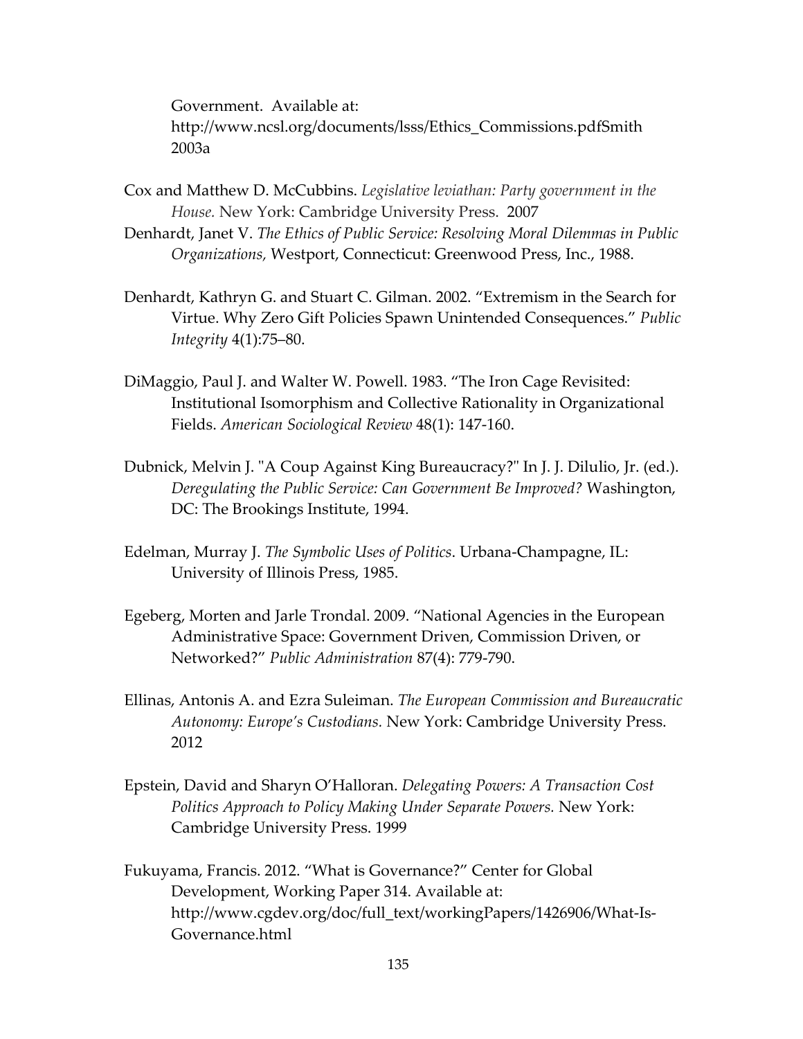Government. Available at: http://www.ncsl.org/documents/lsss/Ethics_Commissions.pdfSmith 2003a

Cox and Matthew D. McCubbins. *Legislative leviathan: Party government in the House.* New York: Cambridge University Press. 2007

Denhardt, Janet V. *The Ethics of Public Service: Resolving Moral Dilemmas in Public Organizations,* Westport, Connecticut: Greenwood Press, Inc., 1988.

Denhardt, Kathryn G. and Stuart C. Gilman. 2002. "Extremism in the Search for Virtue. Why Zero Gift Policies Spawn Unintended Consequences." *Public Integrity* 4(1):75–80.

DiMaggio, Paul J. and Walter W. Powell. 1983. "The Iron Cage Revisited: Institutional Isomorphism and Collective Rationality in Organizational Fields. *American Sociological Review* 48(1): 147-160.

Dubnick, Melvin J. "A Coup Against King Bureaucracy?" In J. J. Dilulio, Jr. (ed.). *Deregulating the Public Service: Can Government Be Improved?* Washington, DC: The Brookings Institute, 1994.

Edelman, Murray J. *The Symbolic Uses of Politics*. Urbana-Champagne, IL: University of Illinois Press, 1985.

Egeberg, Morten and Jarle Trondal. 2009. "National Agencies in the European Administrative Space: Government Driven, Commission Driven, or Networked?" *Public Administration* 87(4): 779-790.

Ellinas, Antonis A. and Ezra Suleiman. *The European Commission and Bureaucratic Autonomy: Europe's Custodians.* New York: Cambridge University Press. 2012

Epstein, David and Sharyn O'Halloran. *Delegating Powers: A Transaction Cost Politics Approach to Policy Making Under Separate Powers.* New York: Cambridge University Press. 1999

Fukuyama, Francis. 2012. "What is Governance?" Center for Global Development, Working Paper 314. Available at: http://www.cgdev.org/doc/full_text/workingPapers/1426906/What-Is-Governance.html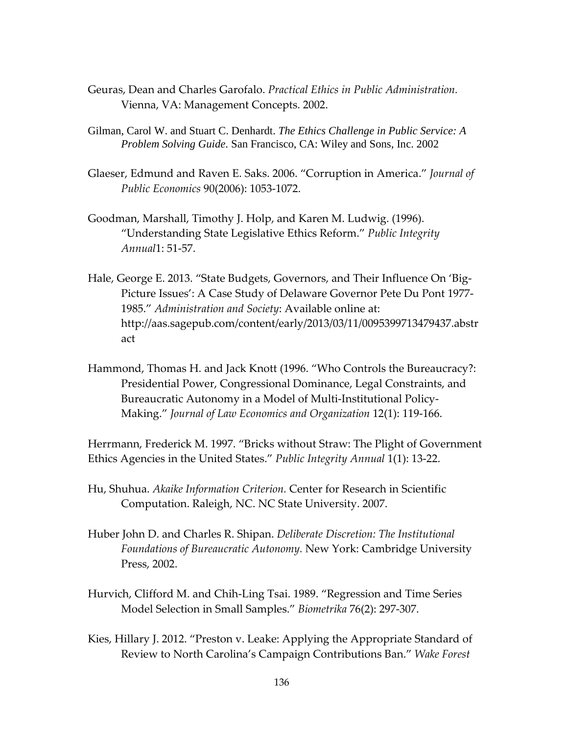Geuras, Dean and Charles Garofalo. *Practical Ethics in Public Administration.* Vienna, VA: Management Concepts. 2002.

Gilman, Carol W. and Stuart C. Denhardt. *The Ethics Challenge in Public Service: A Problem Solving Guide.* San Francisco, CA: Wiley and Sons, Inc. 2002

Glaeser, Edmund and Raven E. Saks. 2006. "Corruption in America." *Journal of Public Economics* 90(2006): 1053-1072.

Goodman, Marshall, Timothy J. Holp, and Karen M. Ludwig. (1996). "Understanding State Legislative Ethics Reform." *Public Integrity Annual*1: 51-57.

Hale, George E. 2013. "State Budgets, Governors, and Their Influence On 'Big-Picture Issues': A Case Study of Delaware Governor Pete Du Pont 1977-1985." *Administration and Society*: Available online at: http://aas.sagepub.com/content/early/2013/03/11/0095399713479437.abstract

Hammond, Thomas H. and Jack Knott (1996. "Who Controls the Bureaucracy?: Presidential Power, Congressional Dominance, Legal Constraints, and Bureaucratic Autonomy in a Model of Multi-Institutional Policy-Making." *Journal of Law Economics and Organization* 12(1): 119-166.

Herrmann, Frederick M. 1997. "Bricks without Straw: The Plight of Government Ethics Agencies in the United States." *Public Integrity Annual* 1(1): 13-22.

Hu, Shuhua. *Akaike Information Criterion.* Center for Research in Scientific Computation. Raleigh, NC. NC State University. 2007.

Huber John D. and Charles R. Shipan. *Deliberate Discretion: The Institutional Foundations of Bureaucratic Autonomy.* New York: Cambridge University Press, 2002.

Hurvich, Clifford M. and Chih-Ling Tsai. 1989. "Regression and Time Series Model Selection in Small Samples." *Biometrika* 76(2): 297-307.

Kies, Hillary J. 2012. "Preston v. Leake: Applying the Appropriate Standard of Review to North Carolina's Campaign Contributions Ban." *Wake Forest*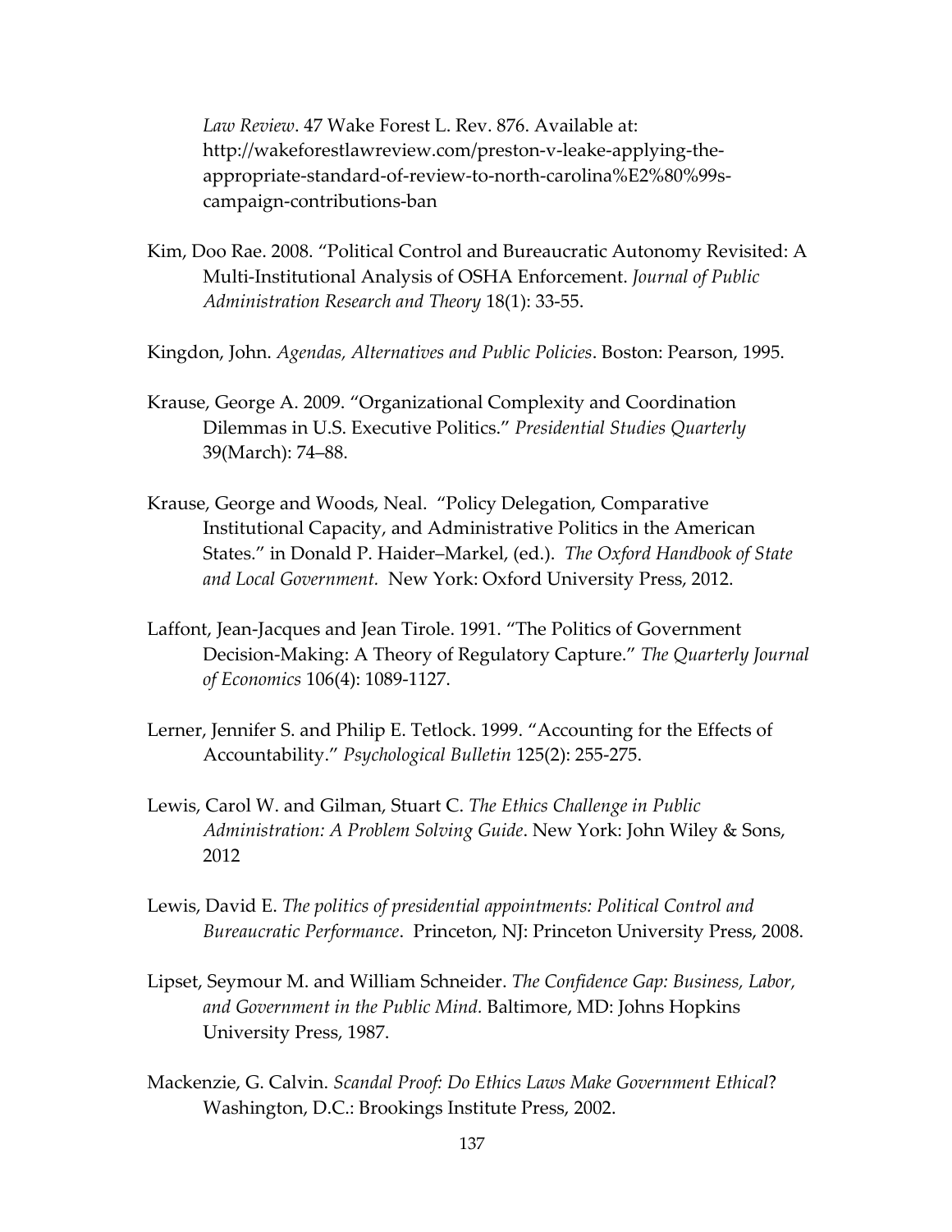*Law Review*. 47 Wake Forest L. Rev. 876. Available at: http://wakeforestlawreview.com/preston-v-leake-applying-the-appropriate-standard-of-review-to-north-carolina%E2%80%99s-campaign-contributions-ban

Kim, Doo Rae. 2008. "Political Control and Bureaucratic Autonomy Revisited: A Multi-Institutional Analysis of OSHA Enforcement. *Journal of Public Administration Research and Theory* 18(1): 33-55.

Kingdon, John. *Agendas, Alternatives and Public Policies*. Boston: Pearson, 1995.

Krause, George A. 2009. "Organizational Complexity and Coordination Dilemmas in U.S. Executive Politics." *Presidential Studies Quarterly* 39(March): 74–88.

Krause, George and Woods, Neal. "Policy Delegation, Comparative Institutional Capacity, and Administrative Politics in the American States." in Donald P. Haider–Markel, (ed.). *The Oxford Handbook of State and Local Government.* New York: Oxford University Press, 2012.

Laffont, Jean-Jacques and Jean Tirole. 1991. "The Politics of Government Decision-Making: A Theory of Regulatory Capture." *The Quarterly Journal of Economics* 106(4): 1089-1127.

Lerner, Jennifer S. and Philip E. Tetlock. 1999. "Accounting for the Effects of Accountability." *Psychological Bulletin* 125(2): 255-275.

Lewis, Carol W. and Gilman, Stuart C. *The Ethics Challenge in Public Administration: A Problem Solving Guide*. New York: John Wiley & Sons, 2012

Lewis, David E. *The politics of presidential appointments: Political Control and Bureaucratic Performance*. Princeton, NJ: Princeton University Press, 2008.

Lipset, Seymour M. and William Schneider. *The Confidence Gap: Business, Labor, and Government in the Public Mind.* Baltimore, MD: Johns Hopkins University Press, 1987.

Mackenzie, G. Calvin. *Scandal Proof: Do Ethics Laws Make Government Ethical*? Washington, D.C.: Brookings Institute Press, 2002.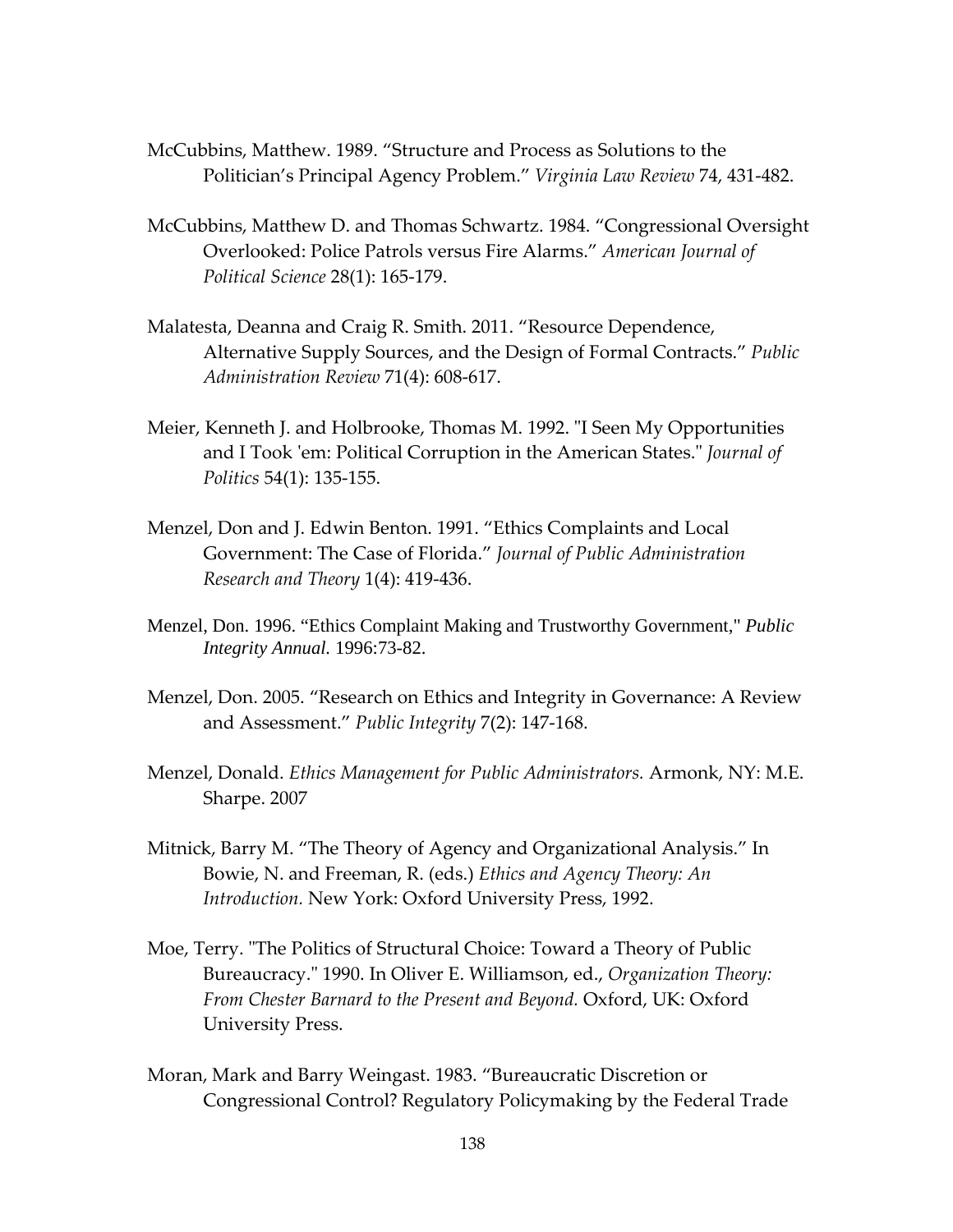McCubbins, Matthew. 1989. “Structure and Process as Solutions to the Politician’s Principal Agency Problem.” *Virginia Law Review* 74, 431-482.

McCubbins, Matthew D. and Thomas Schwartz. 1984. “Congressional Oversight Overlooked: Police Patrols versus Fire Alarms.” *American Journal of Political Science* 28(1): 165-179.

Malatesta, Deanna and Craig R. Smith. 2011. “Resource Dependence, Alternative Supply Sources, and the Design of Formal Contracts.” *Public Administration Review* 71(4): 608-617.

Meier, Kenneth J. and Holbrooke, Thomas M. 1992. "I Seen My Opportunities and I Took 'em: Political Corruption in the American States." *Journal of Politics* 54(1): 135-155.

Menzel, Don and J. Edwin Benton. 1991. “Ethics Complaints and Local Government: The Case of Florida.” *Journal of Public Administration Research and Theory* 1(4): 419-436.

Menzel, Don. 1996. “Ethics Complaint Making and Trustworthy Government," *Public Integrity Annual.* 1996:73-82.

Menzel, Don. 2005. “Research on Ethics and Integrity in Governance: A Review and Assessment.” *Public Integrity* 7(2): 147-168.

Menzel, Donald. *Ethics Management for Public Administrators.* Armonk, NY: M.E. Sharpe. 2007

Mitnick, Barry M. “The Theory of Agency and Organizational Analysis.” In Bowie, N. and Freeman, R. (eds.) *Ethics and Agency Theory: An Introduction.* New York: Oxford University Press, 1992.

Moe, Terry. "The Politics of Structural Choice: Toward a Theory of Public Bureaucracy." 1990. In Oliver E. Williamson, ed., *Organization Theory: From Chester Barnard to the Present and Beyond.* Oxford, UK: Oxford University Press.

Moran, Mark and Barry Weingast. 1983. “Bureaucratic Discretion or Congressional Control? Regulatory Policymaking by the Federal Trade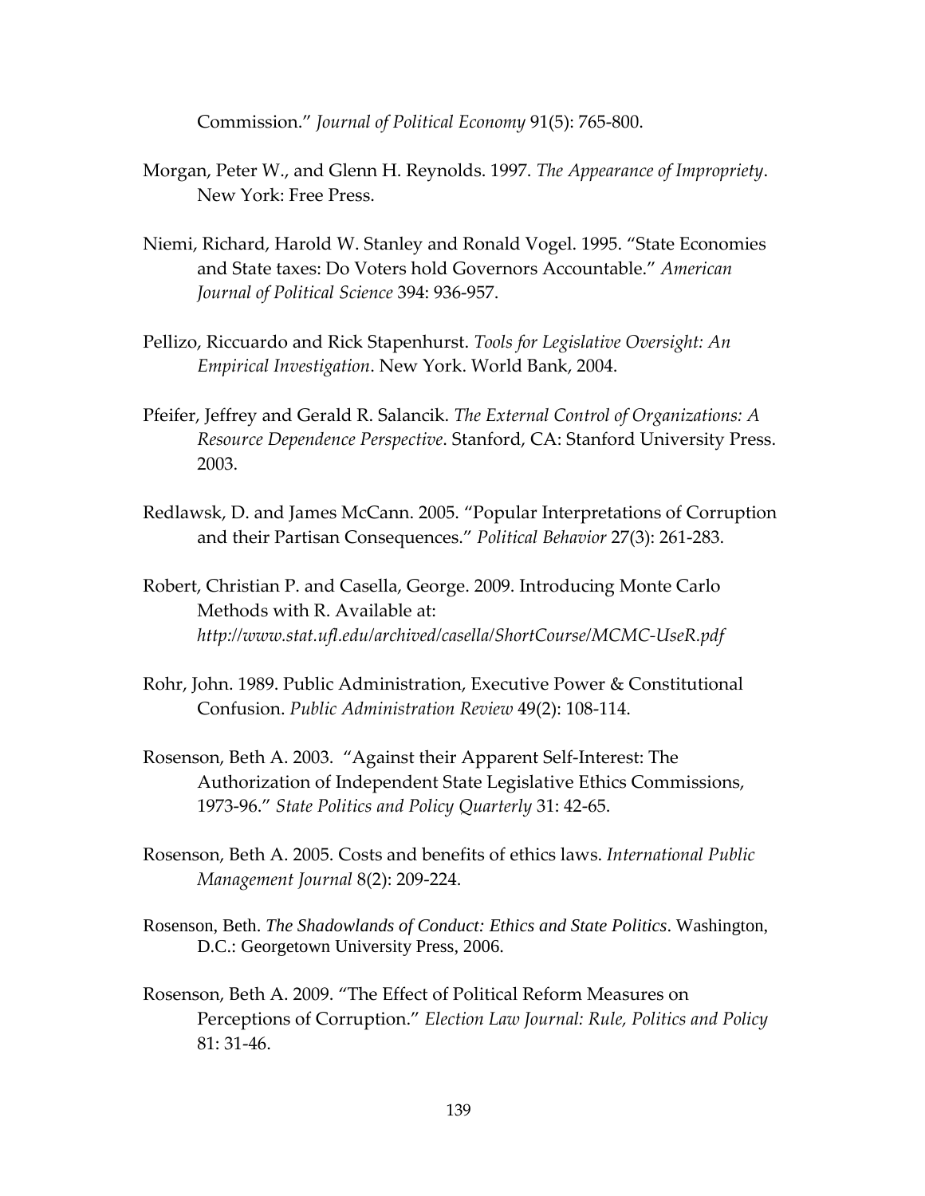Commission." *Journal of Political Economy* 91(5): 765-800.

Morgan, Peter W., and Glenn H. Reynolds. 1997. *The Appearance of Impropriety*. New York: Free Press.

Niemi, Richard, Harold W. Stanley and Ronald Vogel. 1995. "State Economies and State taxes: Do Voters hold Governors Accountable." *American Journal of Political Science* 394: 936-957.

Pellizo, Riccuardo and Rick Stapenhurst. *Tools for Legislative Oversight: An Empirical Investigation*. New York. World Bank, 2004.

Pfeifer, Jeffrey and Gerald R. Salancik. *The External Control of Organizations: A Resource Dependence Perspective*. Stanford, CA: Stanford University Press. 2003.

Redlawsk, D. and James McCann. 2005. "Popular Interpretations of Corruption and their Partisan Consequences." *Political Behavior* 27(3): 261-283.

Robert, Christian P. and Casella, George. 2009. Introducing Monte Carlo Methods with R. Available at: *http://www.stat.ufl.edu/archived/casella/ShortCourse/MCMC-UseR.pdf*

Rohr, John. 1989. Public Administration, Executive Power & Constitutional Confusion. *Public Administration Review* 49(2): 108-114.

Rosenson, Beth A. 2003. "Against their Apparent Self-Interest: The Authorization of Independent State Legislative Ethics Commissions, 1973-96." *State Politics and Policy Quarterly* 31: 42-65.

Rosenson, Beth A. 2005. Costs and benefits of ethics laws. *International Public Management Journal* 8(2): 209-224.

Rosenson, Beth. *The Shadowlands of Conduct: Ethics and State Politics*. Washington, D.C.: Georgetown University Press, 2006.

Rosenson, Beth A. 2009. "The Effect of Political Reform Measures on Perceptions of Corruption." *Election Law Journal: Rule, Politics and Policy* 81: 31-46.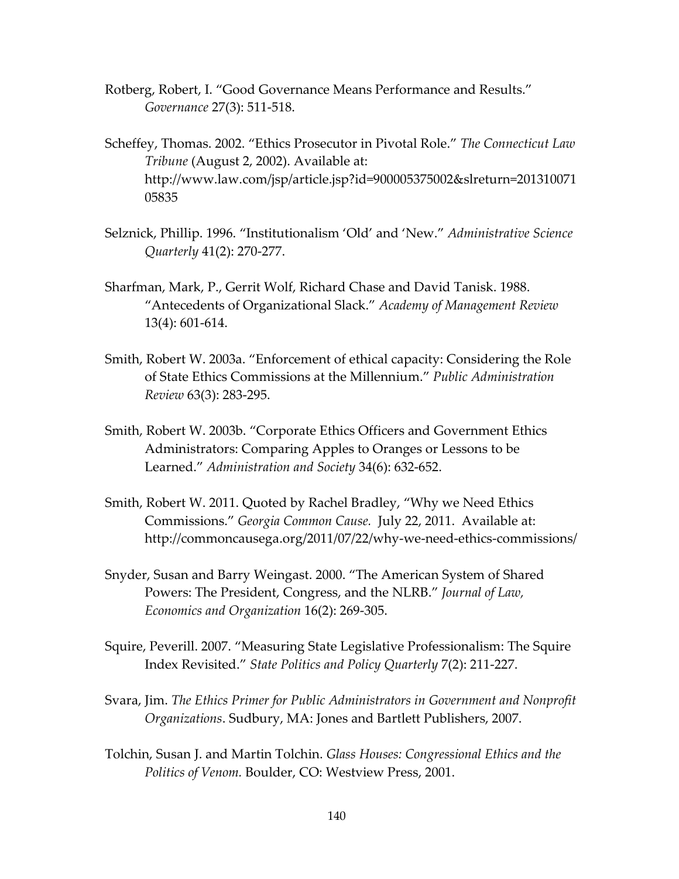Rotberg, Robert, I. "Good Governance Means Performance and Results." *Governance* 27(3): 511-518.

Scheffey, Thomas. 2002. "Ethics Prosecutor in Pivotal Role." *The Connecticut Law Tribune* (August 2, 2002). Available at: http://www.law.com/jsp/article.jsp?id=900005375002&slreturn=20131007105835

Selznick, Phillip. 1996. "Institutionalism 'Old' and 'New." *Administrative Science Quarterly* 41(2): 270-277.

Sharfman, Mark, P., Gerrit Wolf, Richard Chase and David Tanisk. 1988. "Antecedents of Organizational Slack." *Academy of Management Review* 13(4): 601-614.

Smith, Robert W. 2003a. "Enforcement of ethical capacity: Considering the Role of State Ethics Commissions at the Millennium." *Public Administration Review* 63(3): 283-295.

Smith, Robert W. 2003b. "Corporate Ethics Officers and Government Ethics Administrators: Comparing Apples to Oranges or Lessons to be Learned." *Administration and Society* 34(6): 632-652.

Smith, Robert W. 2011. Quoted by Rachel Bradley, "Why we Need Ethics Commissions." *Georgia Common Cause.* July 22, 2011. Available at: http://commoncausega.org/2011/07/22/why-we-need-ethics-commissions/

Snyder, Susan and Barry Weingast. 2000. "The American System of Shared Powers: The President, Congress, and the NLRB." *Journal of Law, Economics and Organization* 16(2): 269-305.

Squire, Peverill. 2007. "Measuring State Legislative Professionalism: The Squire Index Revisited." *State Politics and Policy Quarterly* 7(2): 211-227.

Svara, Jim. *The Ethics Primer for Public Administrators in Government and Nonprofit Organizations*. Sudbury, MA: Jones and Bartlett Publishers, 2007.

Tolchin, Susan J. and Martin Tolchin. *Glass Houses: Congressional Ethics and the Politics of Venom.* Boulder, CO: Westview Press, 2001.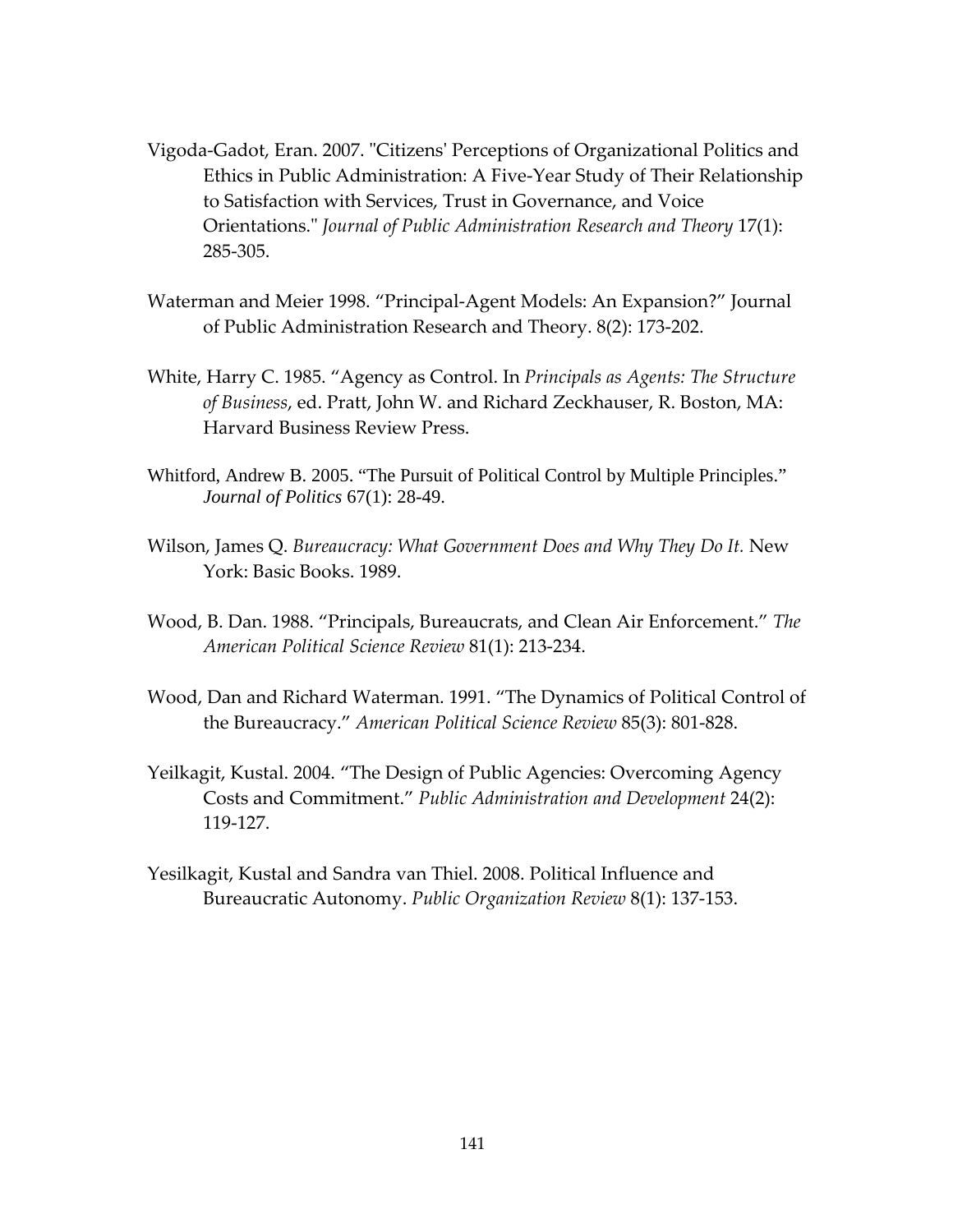Vigoda-Gadot, Eran. 2007. "Citizens' Perceptions of Organizational Politics and Ethics in Public Administration: A Five-Year Study of Their Relationship to Satisfaction with Services, Trust in Governance, and Voice Orientations." *Journal of Public Administration Research and Theory* 17(1): 285-305.

Waterman and Meier 1998. "Principal-Agent Models: An Expansion?" Journal of Public Administration Research and Theory. 8(2): 173-202.

White, Harry C. 1985. "Agency as Control. In *Principals as Agents: The Structure of Business*, ed. Pratt, John W. and Richard Zeckhauser, R. Boston, MA: Harvard Business Review Press.

Whitford, Andrew B. 2005. "The Pursuit of Political Control by Multiple Principles." *Journal of Politics* 67(1): 28-49.

Wilson, James Q. *Bureaucracy: What Government Does and Why They Do It.* New York: Basic Books. 1989.

Wood, B. Dan. 1988. "Principals, Bureaucrats, and Clean Air Enforcement." *The American Political Science Review* 81(1): 213-234.

Wood, Dan and Richard Waterman. 1991. "The Dynamics of Political Control of the Bureaucracy." *American Political Science Review* 85(3): 801-828.

Yeilkagit, Kustal. 2004. "The Design of Public Agencies: Overcoming Agency Costs and Commitment." *Public Administration and Development* 24(2): 119-127.

Yesilkagit, Kustal and Sandra van Thiel. 2008. Political Influence and Bureaucratic Autonomy. *Public Organization Review* 8(1): 137-153.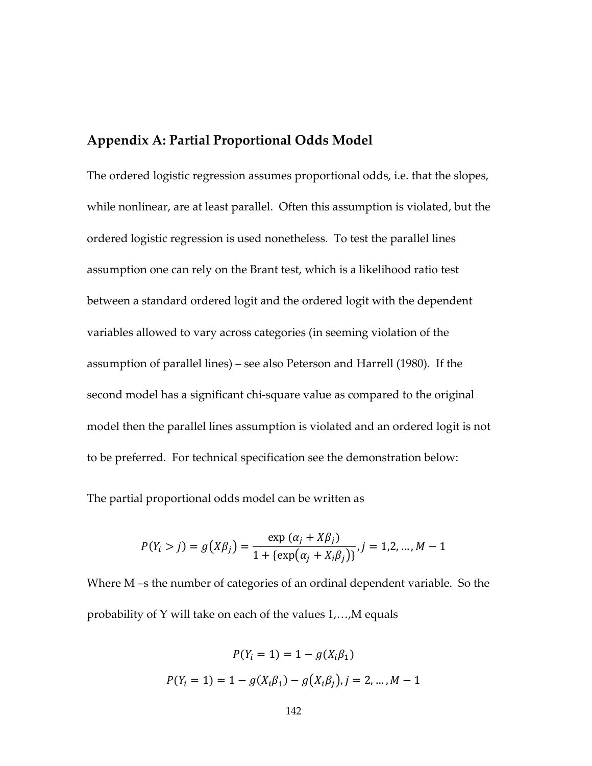## Appendix A: Partial Proportional Odds Model

The ordered logistic regression assumes proportional odds, i.e. that the slopes, while nonlinear, are at least parallel. Often this assumption is violated, but the ordered logistic regression is used nonetheless. To test the parallel lines assumption one can rely on the Brant test, which is a likelihood ratio test between a standard ordered logit and the ordered logit with the dependent variables allowed to vary across categories (in seeming violation of the assumption of parallel lines) – see also Peterson and Harrell (1980). If the second model has a significant chi-square value as compared to the original model then the parallel lines assumption is violated and an ordered logit is not to be preferred. For technical specification see the demonstration below:

The partial proportional odds model can be written as

$$P(Y_i > j) = g(X\beta_j) = \frac{\exp\,(\alpha_j + X\beta_j)}{1 + \{\exp(\alpha_j + X_i\beta_j)\}}, j = 1,2, \ldots, M-1$$

Where M –s the number of categories of an ordinal dependent variable. So the probability of Y will take on each of the values 1,…,M equals

$$P(Y_i = 1) = 1 - g(X_i\beta_1)$$

$$P(Y_i = 1) = 1 - g(X_i\beta_1) - g(X_i\beta_j), j = 2, \ldots, M-1$$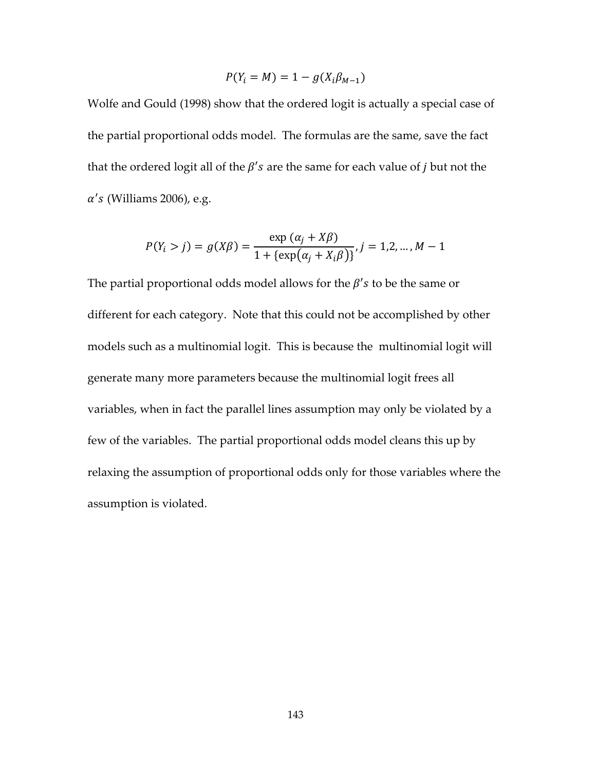$$P(Y_i = M) = 1 - g(X_i\beta_{M-1})$$

Wolfe and Gould (1998) show that the ordered logit is actually a special case of the partial proportional odds model. The formulas are the same, save the fact that the ordered logit all of the $\beta's$ are the same for each value of $j$ but not the $\alpha's$ (Williams 2006), e.g.

$$P(Y_i > j) = g(X\beta) = \frac{\exp\,(\alpha_j + X\beta)}{1 + \{\exp(\alpha_j + X_i\beta)\}}, j = 1,2,\ldots,M-1$$

The partial proportional odds model allows for the $\beta's$ to be the same or different for each category. Note that this could not be accomplished by other models such as a multinomial logit. This is because the multinomial logit will generate many more parameters because the multinomial logit frees all variables, when in fact the parallel lines assumption may only be violated by a few of the variables. The partial proportional odds model cleans this up by relaxing the assumption of proportional odds only for those variables where the assumption is violated.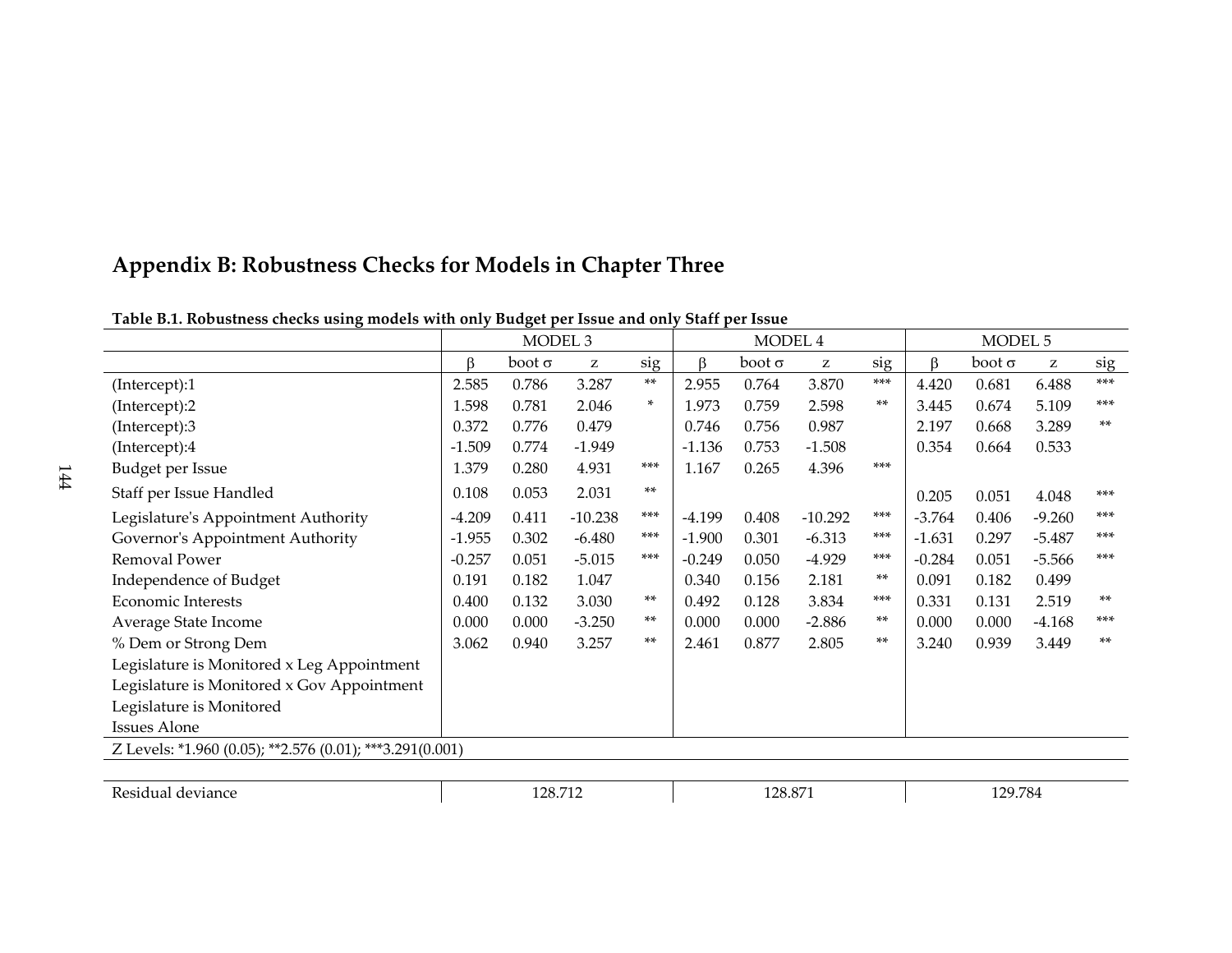# Appendix B: Robustness Checks for Models in Chapter Three

**Table B.1. Robustness checks using models with only Budget per Issue and only Staff per Issue**

| | MODEL 3 | | | | MODEL 4 | | | | MODEL 5 | | | |
|---|---|---|---|---|---|---|---|---|---|---|---|---|
| | β | boot σ | z | sig | β | boot σ | z | sig | β | boot σ | z | sig |
| (Intercept):1 | 2.585 | 0.786 | 3.287 | ** | 2.955 | 0.764 | 3.870 | *** | 4.420 | 0.681 | 6.488 | *** |
| (Intercept):2 | 1.598 | 0.781 | 2.046 | * | 1.973 | 0.759 | 2.598 | ** | 3.445 | 0.674 | 5.109 | *** |
| (Intercept):3 | 0.372 | 0.776 | 0.479 | | 0.746 | 0.756 | 0.987 | | 2.197 | 0.668 | 3.289 | ** |
| (Intercept):4 | -1.509 | 0.774 | -1.949 | | -1.136 | 0.753 | -1.508 | | 0.354 | 0.664 | 0.533 | |
| Budget per Issue | 1.379 | 0.280 | 4.931 | *** | 1.167 | 0.265 | 4.396 | *** | | | | |
| Staff per Issue Handled | 0.108 | 0.053 | 2.031 | ** | | | | | 0.205 | 0.051 | 4.048 | *** |
| Legislature's Appointment Authority | -4.209 | 0.411 | -10.238 | *** | -4.199 | 0.408 | -10.292 | *** | -3.764 | 0.406 | -9.260 | *** |
| Governor's Appointment Authority | -1.955 | 0.302 | -6.480 | *** | -1.900 | 0.301 | -6.313 | *** | -1.631 | 0.297 | -5.487 | *** |
| Removal Power | -0.257 | 0.051 | -5.015 | *** | -0.249 | 0.050 | -4.929 | *** | -0.284 | 0.051 | -5.566 | *** |
| Independence of Budget | 0.191 | 0.182 | 1.047 | | 0.340 | 0.156 | 2.181 | ** | 0.091 | 0.182 | 0.499 | |
| Economic Interests | 0.400 | 0.132 | 3.030 | ** | 0.492 | 0.128 | 3.834 | *** | 0.331 | 0.131 | 2.519 | ** |
| Average State Income | 0.000 | 0.000 | -3.250 | ** | 0.000 | 0.000 | -2.886 | ** | 0.000 | 0.000 | -4.168 | *** |
| % Dem or Strong Dem | 3.062 | 0.940 | 3.257 | ** | 2.461 | 0.877 | 2.805 | ** | 3.240 | 0.939 | 3.449 | ** |
| Legislature is Monitored x Leg Appointment | | | | | | | | | | | | |
| Legislature is Monitored x Gov Appointment | | | | | | | | | | | | |
| Legislature is Monitored | | | | | | | | | | | | |
| Issues Alone | | | | | | | | | | | | |
| Z Levels: *1.960 (0.05); **2.576 (0.01); ***3.291(0.001) | | | | | | | | | | | | |
| Residual deviance | 128.712 | | | | 128.871 | | | | 129.784 | | | |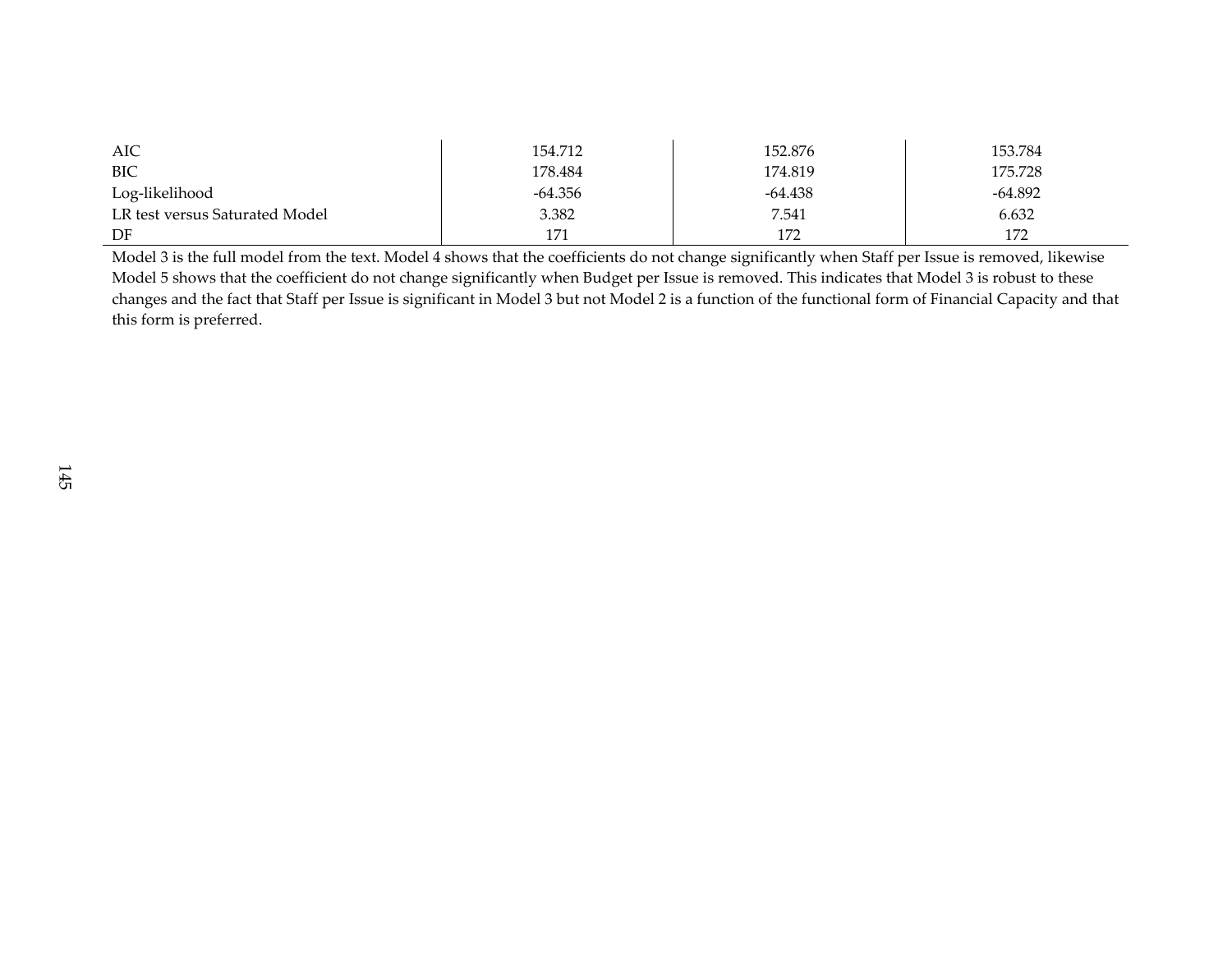| | | | |
|---|---|---|---|
| AIC | 154.712 | 152.876 | 153.784 |
| BIC | 178.484 | 174.819 | 175.728 |
| Log-likelihood | -64.356 | -64.438 | -64.892 |
| LR test versus Saturated Model | 3.382 | 7.541 | 6.632 |
| DF | 171 | 172 | 172 |

Model 3 is the full model from the text. Model 4 shows that the coefficients do not change significantly when Staff per Issue is removed, likewise Model 5 shows that the coefficient do not change significantly when Budget per Issue is removed. This indicates that Model 3 is robust to these changes and the fact that Staff per Issue is significant in Model 3 but not Model 2 is a function of the functional form of Financial Capacity and that this form is preferred.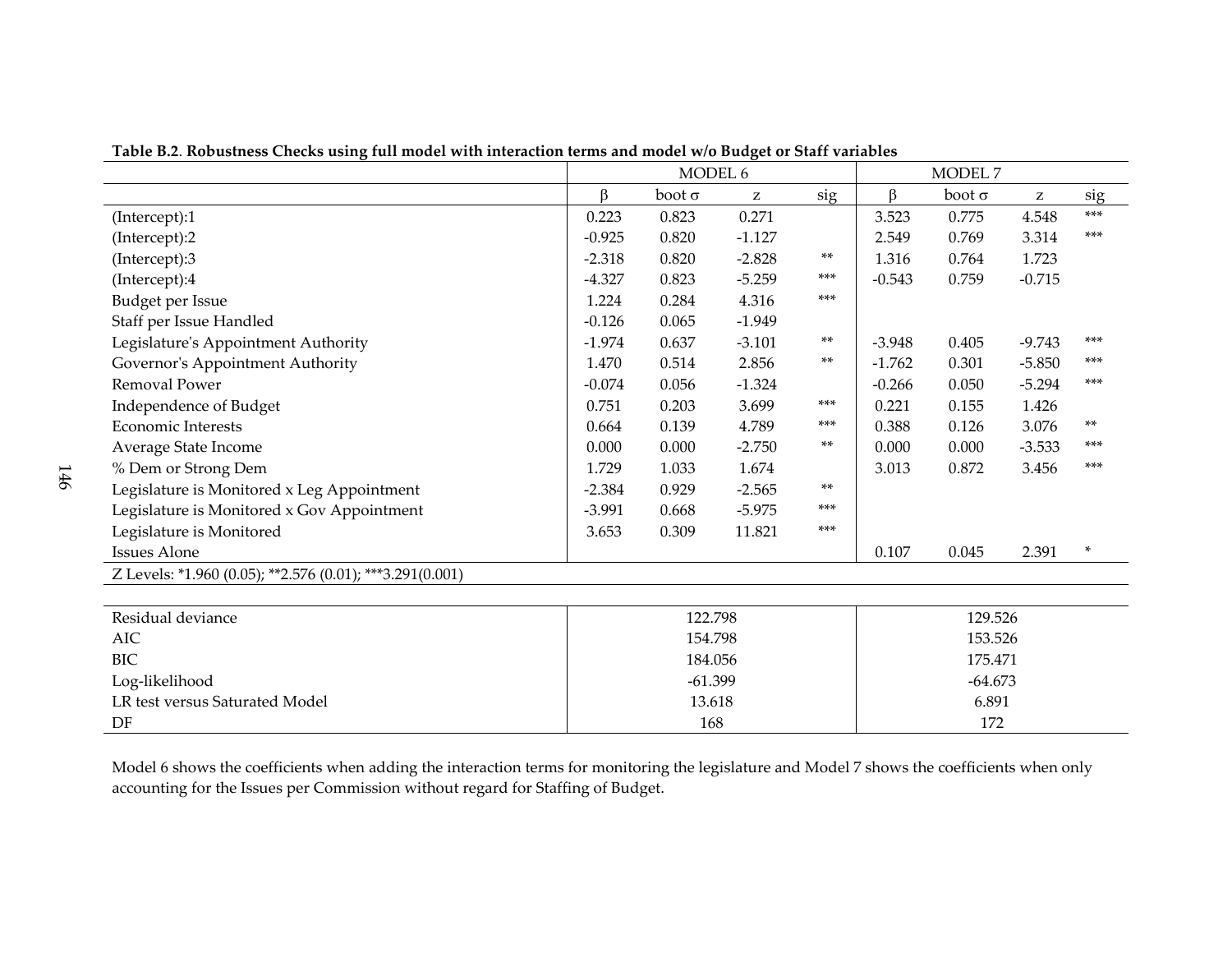**Table B.2. Robustness Checks using full model with interaction terms and model w/o Budget or Staff variables**

| | MODEL 6 | | | | MODEL 7 | | | |
|---|---|---|---|---|---|---|---|---|
| | β | boot σ | z | sig | β | boot σ | z | sig |
| (Intercept):1 | 0.223 | 0.823 | 0.271 | | 3.523 | 0.775 | 4.548 | *** |
| (Intercept):2 | -0.925 | 0.820 | -1.127 | | 2.549 | 0.769 | 3.314 | *** |
| (Intercept):3 | -2.318 | 0.820 | -2.828 | ** | 1.316 | 0.764 | 1.723 | |
| (Intercept):4 | -4.327 | 0.823 | -5.259 | *** | -0.543 | 0.759 | -0.715 | |
| Budget per Issue | 1.224 | 0.284 | 4.316 | *** | | | | |
| Staff per Issue Handled | -0.126 | 0.065 | -1.949 | | | | | |
| Legislature's Appointment Authority | -1.974 | 0.637 | -3.101 | ** | -3.948 | 0.405 | -9.743 | *** |
| Governor's Appointment Authority | 1.470 | 0.514 | 2.856 | ** | -1.762 | 0.301 | -5.850 | *** |
| Removal Power | -0.074 | 0.056 | -1.324 | | -0.266 | 0.050 | -5.294 | *** |
| Independence of Budget | 0.751 | 0.203 | 3.699 | *** | 0.221 | 0.155 | 1.426 | |
| Economic Interests | 0.664 | 0.139 | 4.789 | *** | 0.388 | 0.126 | 3.076 | ** |
| Average State Income | 0.000 | 0.000 | -2.750 | ** | 0.000 | 0.000 | -3.533 | *** |
| % Dem or Strong Dem | 1.729 | 1.033 | 1.674 | | 3.013 | 0.872 | 3.456 | *** |
| Legislature is Monitored x Leg Appointment | -2.384 | 0.929 | -2.565 | ** | | | | |
| Legislature is Monitored x Gov Appointment | -3.991 | 0.668 | -5.975 | *** | | | | |
| Legislature is Monitored | 3.653 | 0.309 | 11.821 | *** | | | | |
| Issues Alone | | | | | 0.107 | 0.045 | 2.391 | * |

Z Levels: *1.960 (0.05); **2.576 (0.01); ***3.291(0.001)

| | MODEL 6 | MODEL 7 |
|---|---|---|
| Residual deviance | 122.798 | 129.526 |
| AIC | 154.798 | 153.526 |
| BIC | 184.056 | 175.471 |
| Log-likelihood | -61.399 | -64.673 |
| LR test versus Saturated Model | 13.618 | 6.891 |
| DF | 168 | 172 |

Model 6 shows the coefficients when adding the interaction terms for monitoring the legislature and Model 7 shows the coefficients when only accounting for the Issues per Commission without regard for Staffing of Budget.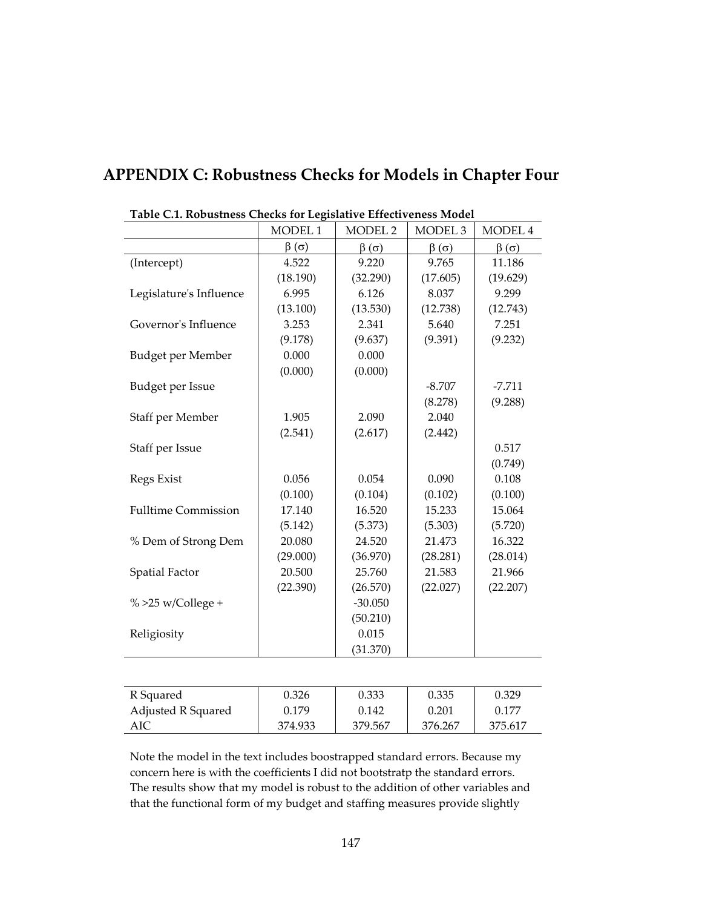# APPENDIX C: Robustness Checks for Models in Chapter Four

**Table C.1. Robustness Checks for Legislative Effectiveness Model**

| | MODEL 1 | MODEL 2 | MODEL 3 | MODEL 4 |
|---|---|---|---|---|
| | $\beta$ ($\sigma$) | $\beta$ ($\sigma$) | $\beta$ ($\sigma$) | $\beta$ ($\sigma$) |
| (Intercept) | 4.522 | 9.220 | 9.765 | 11.186 |
| | (18.190) | (32.290) | (17.605) | (19.629) |
| Legislature's Influence | 6.995 | 6.126 | 8.037 | 9.299 |
| | (13.100) | (13.530) | (12.738) | (12.743) |
| Governor's Influence | 3.253 | 2.341 | 5.640 | 7.251 |
| | (9.178) | (9.637) | (9.391) | (9.232) |
| Budget per Member | 0.000 | 0.000 | | |
| | (0.000) | (0.000) | | |
| Budget per Issue | | | -8.707 | -7.711 |
| | | | (8.278) | (9.288) |
| Staff per Member | 1.905 | 2.090 | 2.040 | |
| | (2.541) | (2.617) | (2.442) | |
| Staff per Issue | | | | 0.517 |
| | | | | (0.749) |
| Regs Exist | 0.056 | 0.054 | 0.090 | 0.108 |
| | (0.100) | (0.104) | (0.102) | (0.100) |
| Fulltime Commission | 17.140 | 16.520 | 15.233 | 15.064 |
| | (5.142) | (5.373) | (5.303) | (5.720) |
| % Dem of Strong Dem | 20.080 | 24.520 | 21.473 | 16.322 |
| | (29.000) | (36.970) | (28.281) | (28.014) |
| Spatial Factor | 20.500 | 25.760 | 21.583 | 21.966 |
| | (22.390) | (26.570) | (22.027) | (22.207) |
| % >25 w/College + | | -30.050 | | |
| | | (50.210) | | |
| Religiosity | | 0.015 | | |
| | | (31.370) | | |
| R Squared | 0.326 | 0.333 | 0.335 | 0.329 |
| Adjusted R Squared | 0.179 | 0.142 | 0.201 | 0.177 |
| AIC | 374.933 | 379.567 | 376.267 | 375.617 |

Note the model in the text includes boostrapped standard errors. Because my concern here is with the coefficients I did not bootstratp the standard errors. The results show that my model is robust to the addition of other variables and that the functional form of my budget and staffing measures provide slightly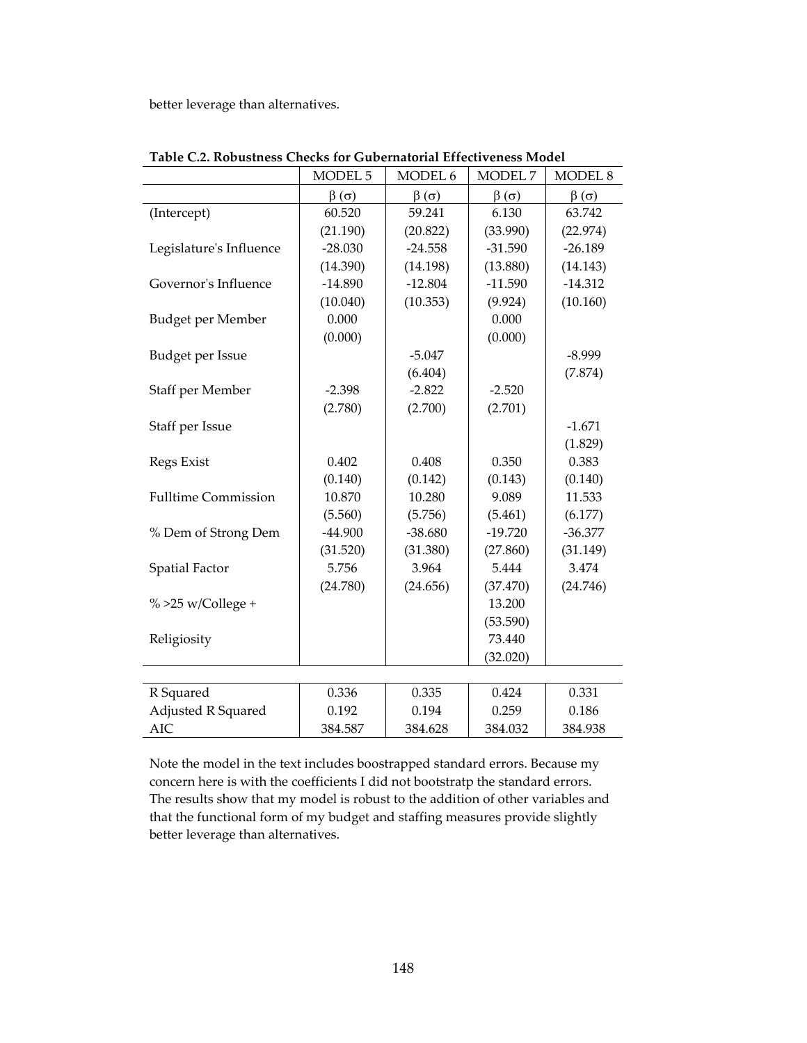better leverage than alternatives.

**Table C.2. Robustness Checks for Gubernatorial Effectiveness Model**

| | MODEL 5 | MODEL 6 | MODEL 7 | MODEL 8 |
|---|---|---|---|---|
| | β (σ) | β (σ) | β (σ) | β (σ) |
| (Intercept) | 60.520 | 59.241 | 6.130 | 63.742 |
| | (21.190) | (20.822) | (33.990) | (22.974) |
| Legislature's Influence | -28.030 | -24.558 | -31.590 | -26.189 |
| | (14.390) | (14.198) | (13.880) | (14.143) |
| Governor's Influence | -14.890 | -12.804 | -11.590 | -14.312 |
| | (10.040) | (10.353) | (9.924) | (10.160) |
| Budget per Member | 0.000 | | 0.000 | |
| | (0.000) | | (0.000) | |
| Budget per Issue | | -5.047 | | -8.999 |
| | | (6.404) | | (7.874) |
| Staff per Member | -2.398 | -2.822 | -2.520 | |
| | (2.780) | (2.700) | (2.701) | |
| Staff per Issue | | | | -1.671 |
| | | | | (1.829) |
| Regs Exist | 0.402 | 0.408 | 0.350 | 0.383 |
| | (0.140) | (0.142) | (0.143) | (0.140) |
| Fulltime Commission | 10.870 | 10.280 | 9.089 | 11.533 |
| | (5.560) | (5.756) | (5.461) | (6.177) |
| % Dem of Strong Dem | -44.900 | -38.680 | -19.720 | -36.377 |
| | (31.520) | (31.380) | (27.860) | (31.149) |
| Spatial Factor | 5.756 | 3.964 | 5.444 | 3.474 |
| | (24.780) | (24.656) | (37.470) | (24.746) |
| % >25 w/College + | | | 13.200 | |
| | | | (53.590) | |
| Religiosity | | | 73.440 | |
| | | | (32.020) | |
| R Squared | 0.336 | 0.335 | 0.424 | 0.331 |
| Adjusted R Squared | 0.192 | 0.194 | 0.259 | 0.186 |
| AIC | 384.587 | 384.628 | 384.032 | 384.938 |

Note the model in the text includes boostrapped standard errors. Because my concern here is with the coefficients I did not bootstratp the standard errors. The results show that my model is robust to the addition of other variables and that the functional form of my budget and staffing measures provide slightly better leverage than alternatives.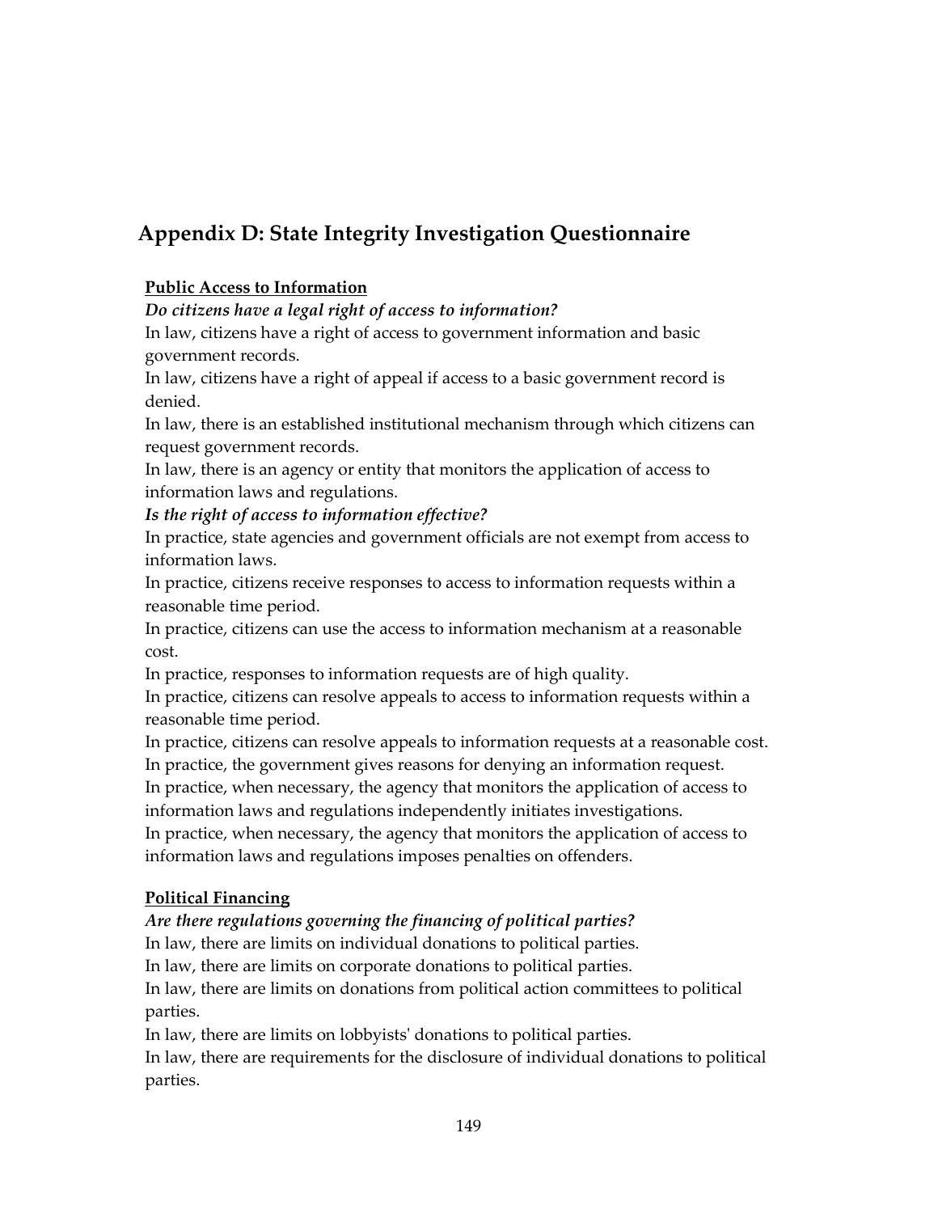## Appendix D: State Integrity Investigation Questionnaire

**Public Access to Information**

***Do citizens have a legal right of access to information?***

In law, citizens have a right of access to government information and basic government records.

In law, citizens have a right of appeal if access to a basic government record is denied.

In law, there is an established institutional mechanism through which citizens can request government records.

In law, there is an agency or entity that monitors the application of access to information laws and regulations.

***Is the right of access to information effective?***

In practice, state agencies and government officials are not exempt from access to information laws.

In practice, citizens receive responses to access to information requests within a reasonable time period.

In practice, citizens can use the access to information mechanism at a reasonable cost.

In practice, responses to information requests are of high quality.

In practice, citizens can resolve appeals to access to information requests within a reasonable time period.

In practice, citizens can resolve appeals to information requests at a reasonable cost.

In practice, the government gives reasons for denying an information request.

In practice, when necessary, the agency that monitors the application of access to information laws and regulations independently initiates investigations.

In practice, when necessary, the agency that monitors the application of access to information laws and regulations imposes penalties on offenders.

**Political Financing**

***Are there regulations governing the financing of political parties?***

In law, there are limits on individual donations to political parties.

In law, there are limits on corporate donations to political parties.

In law, there are limits on donations from political action committees to political parties.

In law, there are limits on lobbyists' donations to political parties.

In law, there are requirements for the disclosure of individual donations to political parties.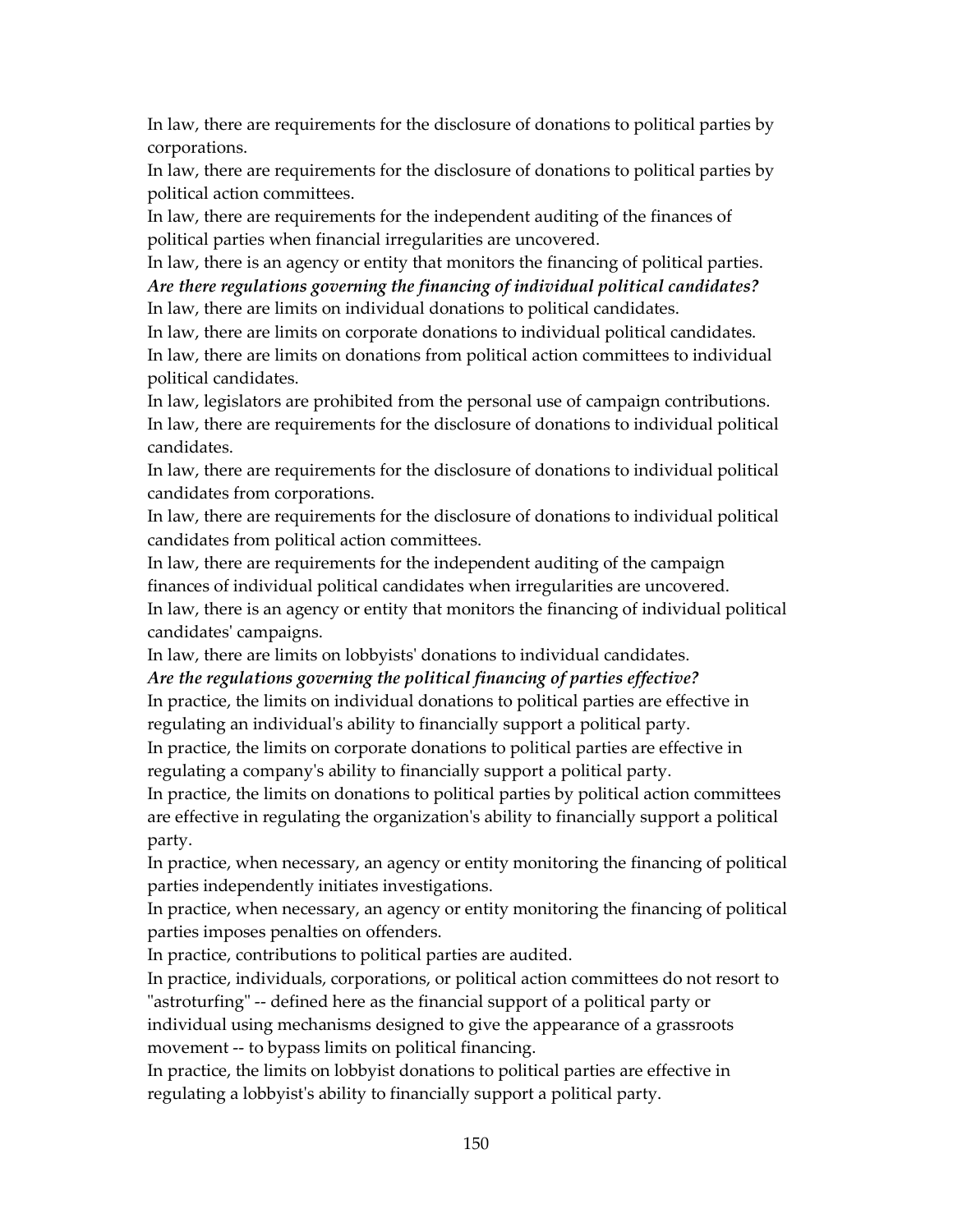In law, there are requirements for the disclosure of donations to political parties by corporations.

In law, there are requirements for the disclosure of donations to political parties by political action committees.

In law, there are requirements for the independent auditing of the finances of political parties when financial irregularities are uncovered.

In law, there is an agency or entity that monitors the financing of political parties.

***Are there regulations governing the financing of individual political candidates?***

In law, there are limits on individual donations to political candidates.

In law, there are limits on corporate donations to individual political candidates.

In law, there are limits on donations from political action committees to individual political candidates.

In law, legislators are prohibited from the personal use of campaign contributions.

In law, there are requirements for the disclosure of donations to individual political candidates.

In law, there are requirements for the disclosure of donations to individual political candidates from corporations.

In law, there are requirements for the disclosure of donations to individual political candidates from political action committees.

In law, there are requirements for the independent auditing of the campaign finances of individual political candidates when irregularities are uncovered.

In law, there is an agency or entity that monitors the financing of individual political candidates' campaigns.

In law, there are limits on lobbyists' donations to individual candidates.

***Are the regulations governing the political financing of parties effective?***

In practice, the limits on individual donations to political parties are effective in regulating an individual's ability to financially support a political party.

In practice, the limits on corporate donations to political parties are effective in regulating a company's ability to financially support a political party.

In practice, the limits on donations to political parties by political action committees are effective in regulating the organization's ability to financially support a political party.

In practice, when necessary, an agency or entity monitoring the financing of political parties independently initiates investigations.

In practice, when necessary, an agency or entity monitoring the financing of political parties imposes penalties on offenders.

In practice, contributions to political parties are audited.

In practice, individuals, corporations, or political action committees do not resort to "astroturfing" -- defined here as the financial support of a political party or individual using mechanisms designed to give the appearance of a grassroots movement -- to bypass limits on political financing.

In practice, the limits on lobbyist donations to political parties are effective in regulating a lobbyist's ability to financially support a political party.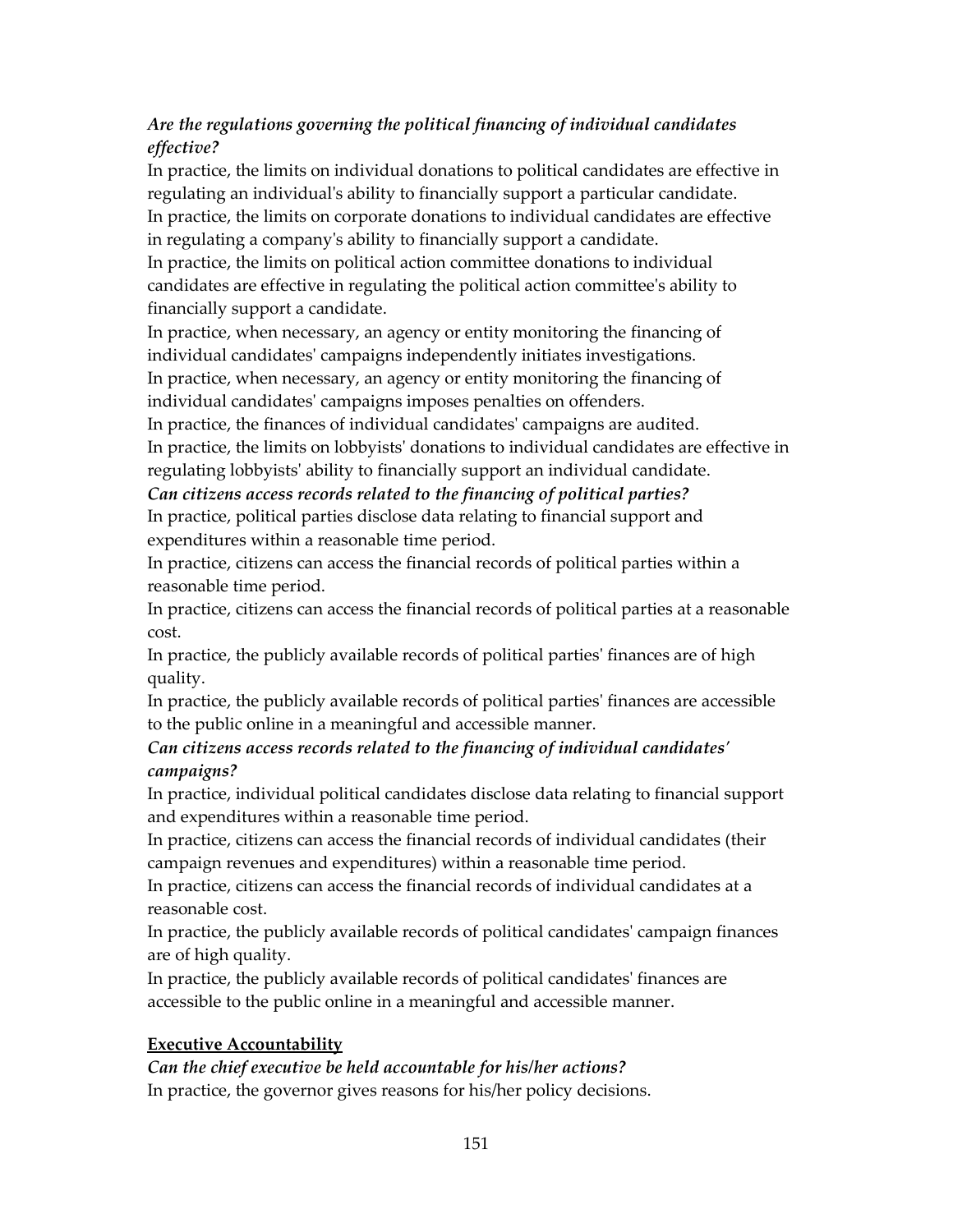*Are the regulations governing the political financing of individual candidates effective?*

In practice, the limits on individual donations to political candidates are effective in regulating an individual's ability to financially support a particular candidate.

In practice, the limits on corporate donations to individual candidates are effective in regulating a company's ability to financially support a candidate.

In practice, the limits on political action committee donations to individual candidates are effective in regulating the political action committee's ability to financially support a candidate.

In practice, when necessary, an agency or entity monitoring the financing of individual candidates' campaigns independently initiates investigations.

In practice, when necessary, an agency or entity monitoring the financing of individual candidates' campaigns imposes penalties on offenders.

In practice, the finances of individual candidates' campaigns are audited.

In practice, the limits on lobbyists' donations to individual candidates are effective in regulating lobbyists' ability to financially support an individual candidate.

*Can citizens access records related to the financing of political parties?*

In practice, political parties disclose data relating to financial support and expenditures within a reasonable time period.

In practice, citizens can access the financial records of political parties within a reasonable time period.

In practice, citizens can access the financial records of political parties at a reasonable cost.

In practice, the publicly available records of political parties' finances are of high quality.

In practice, the publicly available records of political parties' finances are accessible to the public online in a meaningful and accessible manner.

*Can citizens access records related to the financing of individual candidates' campaigns?*

In practice, individual political candidates disclose data relating to financial support and expenditures within a reasonable time period.

In practice, citizens can access the financial records of individual candidates (their campaign revenues and expenditures) within a reasonable time period.

In practice, citizens can access the financial records of individual candidates at a reasonable cost.

In practice, the publicly available records of political candidates' campaign finances are of high quality.

In practice, the publicly available records of political candidates' finances are accessible to the public online in a meaningful and accessible manner.

**Executive Accountability**

*Can the chief executive be held accountable for his/her actions?*

In practice, the governor gives reasons for his/her policy decisions.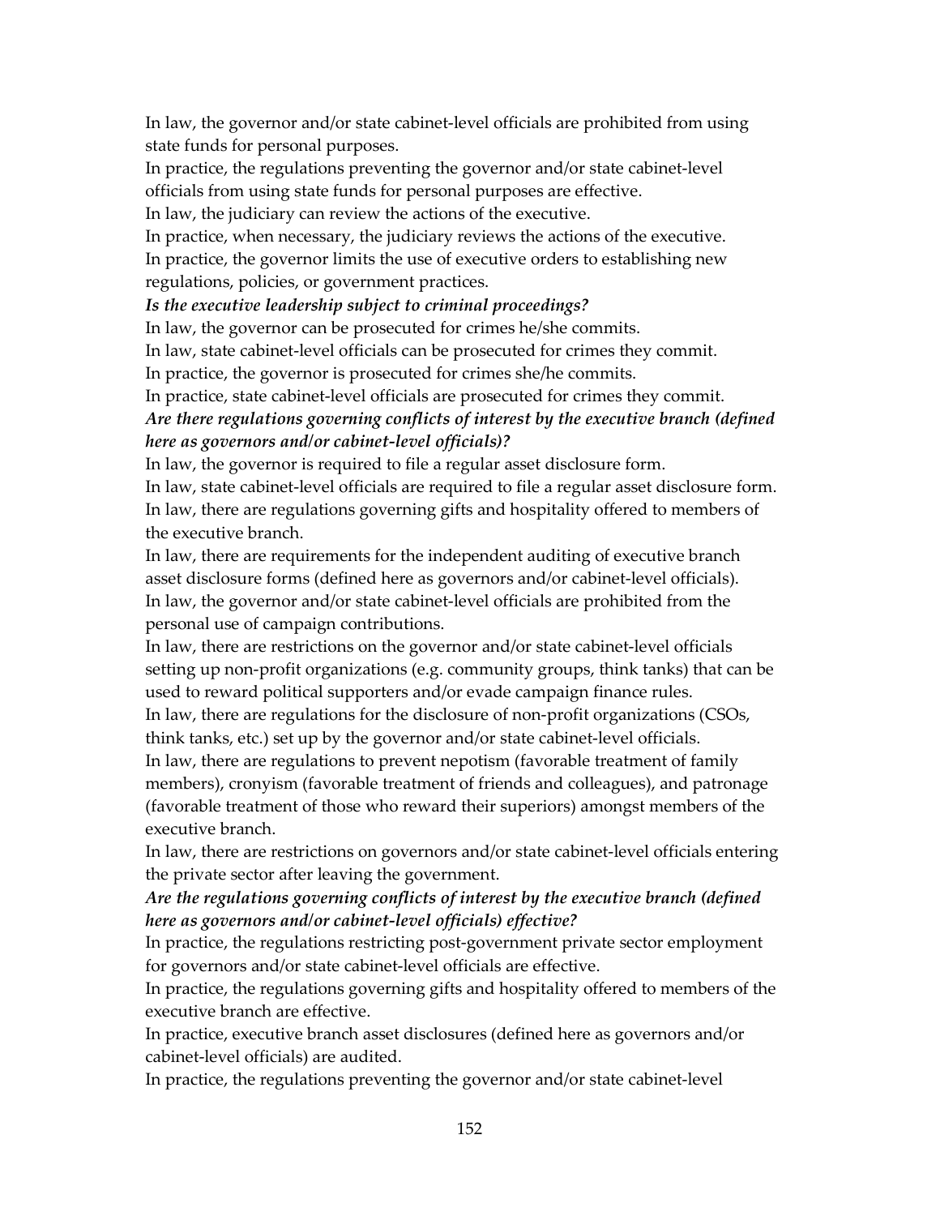In law, the governor and/or state cabinet-level officials are prohibited from using state funds for personal purposes.

In practice, the regulations preventing the governor and/or state cabinet-level officials from using state funds for personal purposes are effective.

In law, the judiciary can review the actions of the executive.

In practice, when necessary, the judiciary reviews the actions of the executive.

In practice, the governor limits the use of executive orders to establishing new regulations, policies, or government practices.

***Is the executive leadership subject to criminal proceedings?***

In law, the governor can be prosecuted for crimes he/she commits.

In law, state cabinet-level officials can be prosecuted for crimes they commit.

In practice, the governor is prosecuted for crimes she/he commits.

In practice, state cabinet-level officials are prosecuted for crimes they commit.

***Are there regulations governing conflicts of interest by the executive branch (defined here as governors and/or cabinet-level officials)?***

In law, the governor is required to file a regular asset disclosure form.

In law, state cabinet-level officials are required to file a regular asset disclosure form.

In law, there are regulations governing gifts and hospitality offered to members of the executive branch.

In law, there are requirements for the independent auditing of executive branch asset disclosure forms (defined here as governors and/or cabinet-level officials).

In law, the governor and/or state cabinet-level officials are prohibited from the personal use of campaign contributions.

In law, there are restrictions on the governor and/or state cabinet-level officials setting up non-profit organizations (e.g. community groups, think tanks) that can be used to reward political supporters and/or evade campaign finance rules.

In law, there are regulations for the disclosure of non-profit organizations (CSOs, think tanks, etc.) set up by the governor and/or state cabinet-level officials.

In law, there are regulations to prevent nepotism (favorable treatment of family members), cronyism (favorable treatment of friends and colleagues), and patronage (favorable treatment of those who reward their superiors) amongst members of the executive branch.

In law, there are restrictions on governors and/or state cabinet-level officials entering the private sector after leaving the government.

***Are the regulations governing conflicts of interest by the executive branch (defined here as governors and/or cabinet-level officials) effective?***

In practice, the regulations restricting post-government private sector employment for governors and/or state cabinet-level officials are effective.

In practice, the regulations governing gifts and hospitality offered to members of the executive branch are effective.

In practice, executive branch asset disclosures (defined here as governors and/or cabinet-level officials) are audited.

In practice, the regulations preventing the governor and/or state cabinet-level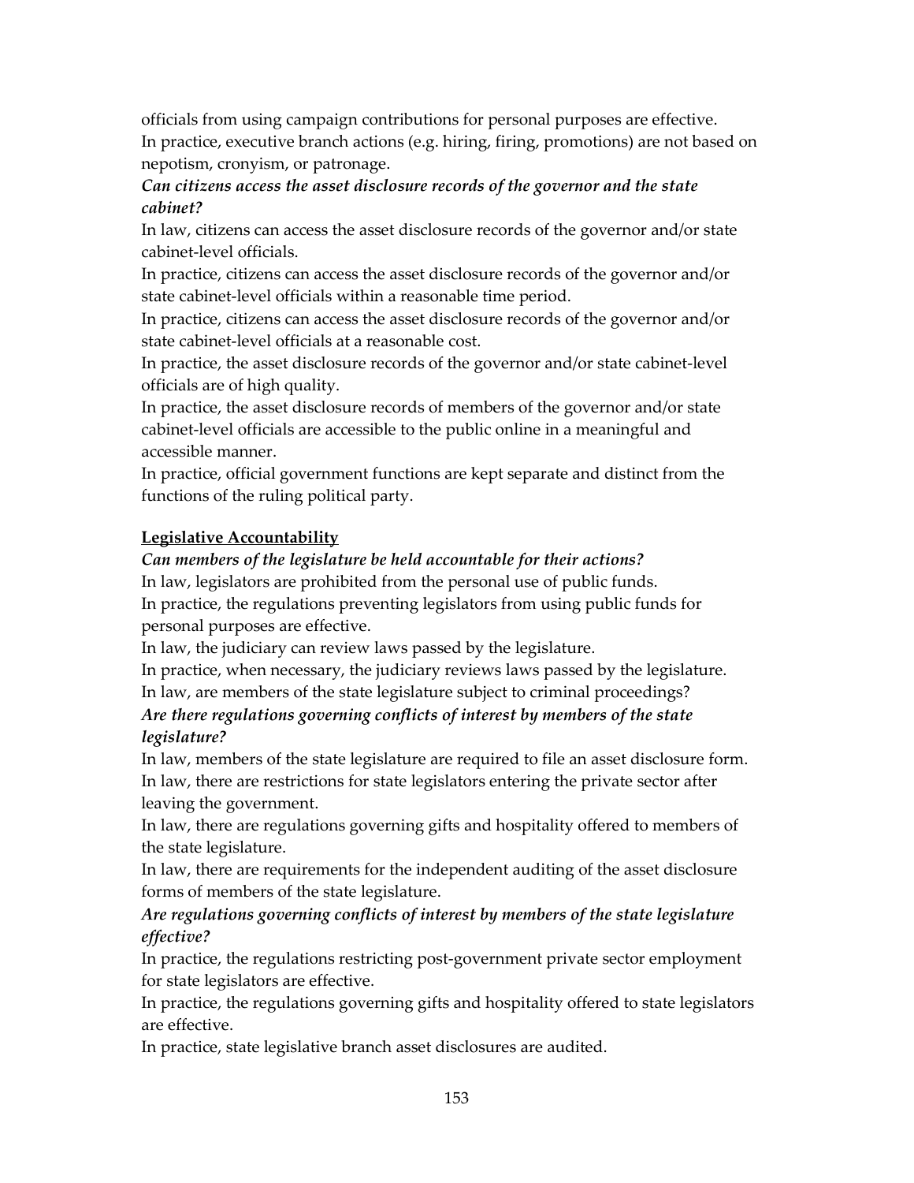officials from using campaign contributions for personal purposes are effective.
In practice, executive branch actions (e.g. hiring, firing, promotions) are not based on nepotism, cronyism, or patronage.

***Can citizens access the asset disclosure records of the governor and the state cabinet?***

In law, citizens can access the asset disclosure records of the governor and/or state cabinet-level officials.
In practice, citizens can access the asset disclosure records of the governor and/or state cabinet-level officials within a reasonable time period.
In practice, citizens can access the asset disclosure records of the governor and/or state cabinet-level officials at a reasonable cost.
In practice, the asset disclosure records of the governor and/or state cabinet-level officials are of high quality.
In practice, the asset disclosure records of members of the governor and/or state cabinet-level officials are accessible to the public online in a meaningful and accessible manner.
In practice, official government functions are kept separate and distinct from the functions of the ruling political party.

**Legislative Accountability**

***Can members of the legislature be held accountable for their actions?***

In law, legislators are prohibited from the personal use of public funds.
In practice, the regulations preventing legislators from using public funds for personal purposes are effective.
In law, the judiciary can review laws passed by the legislature.
In practice, when necessary, the judiciary reviews laws passed by the legislature.
In law, are members of the state legislature subject to criminal proceedings?

***Are there regulations governing conflicts of interest by members of the state legislature?***

In law, members of the state legislature are required to file an asset disclosure form.
In law, there are restrictions for state legislators entering the private sector after leaving the government.
In law, there are regulations governing gifts and hospitality offered to members of the state legislature.
In law, there are requirements for the independent auditing of the asset disclosure forms of members of the state legislature.

***Are regulations governing conflicts of interest by members of the state legislature effective?***

In practice, the regulations restricting post-government private sector employment for state legislators are effective.
In practice, the regulations governing gifts and hospitality offered to state legislators are effective.
In practice, state legislative branch asset disclosures are audited.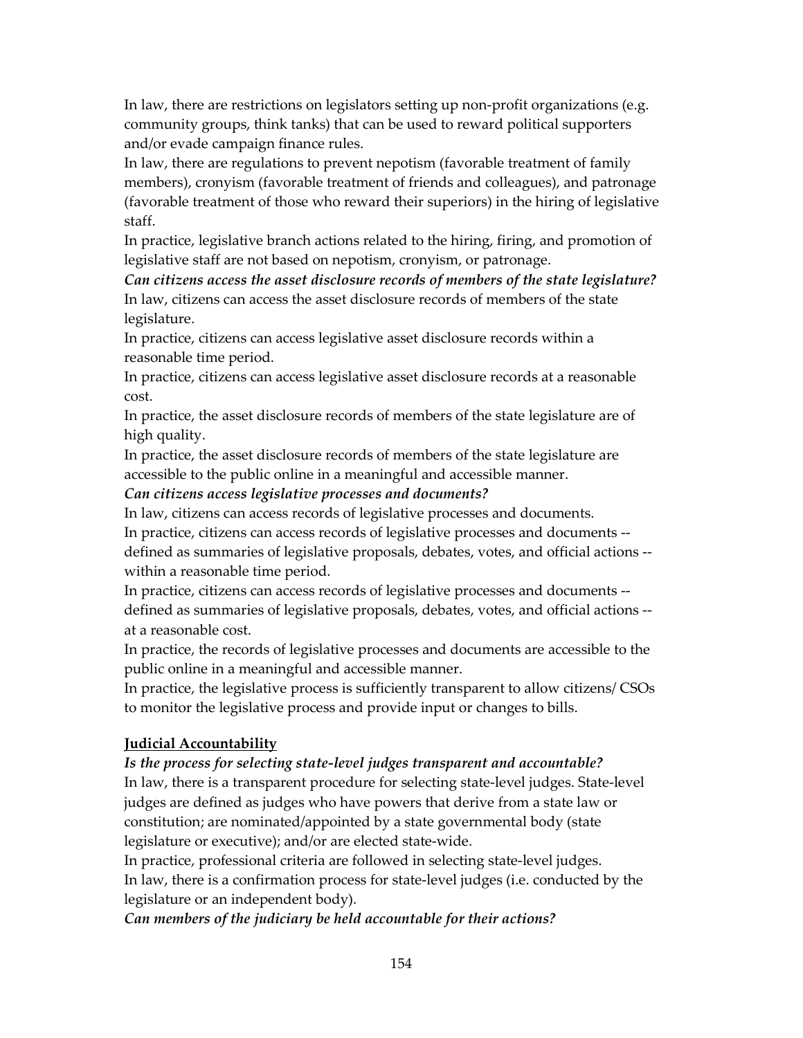In law, there are restrictions on legislators setting up non-profit organizations (e.g. community groups, think tanks) that can be used to reward political supporters and/or evade campaign finance rules.

In law, there are regulations to prevent nepotism (favorable treatment of family members), cronyism (favorable treatment of friends and colleagues), and patronage (favorable treatment of those who reward their superiors) in the hiring of legislative staff.

In practice, legislative branch actions related to the hiring, firing, and promotion of legislative staff are not based on nepotism, cronyism, or patronage.

***Can citizens access the asset disclosure records of members of the state legislature?***

In law, citizens can access the asset disclosure records of members of the state legislature.

In practice, citizens can access legislative asset disclosure records within a reasonable time period.

In practice, citizens can access legislative asset disclosure records at a reasonable cost.

In practice, the asset disclosure records of members of the state legislature are of high quality.

In practice, the asset disclosure records of members of the state legislature are accessible to the public online in a meaningful and accessible manner.

***Can citizens access legislative processes and documents?***

In law, citizens can access records of legislative processes and documents.

In practice, citizens can access records of legislative processes and documents -- defined as summaries of legislative proposals, debates, votes, and official actions -- within a reasonable time period.

In practice, citizens can access records of legislative processes and documents -- defined as summaries of legislative proposals, debates, votes, and official actions -- at a reasonable cost.

In practice, the records of legislative processes and documents are accessible to the public online in a meaningful and accessible manner.

In practice, the legislative process is sufficiently transparent to allow citizens/ CSOs to monitor the legislative process and provide input or changes to bills.

**Judicial Accountability**

***Is the process for selecting state-level judges transparent and accountable?***

In law, there is a transparent procedure for selecting state-level judges. State-level judges are defined as judges who have powers that derive from a state law or constitution; are nominated/appointed by a state governmental body (state legislature or executive); and/or are elected state-wide.

In practice, professional criteria are followed in selecting state-level judges.

In law, there is a confirmation process for state-level judges (i.e. conducted by the legislature or an independent body).

***Can members of the judiciary be held accountable for their actions?***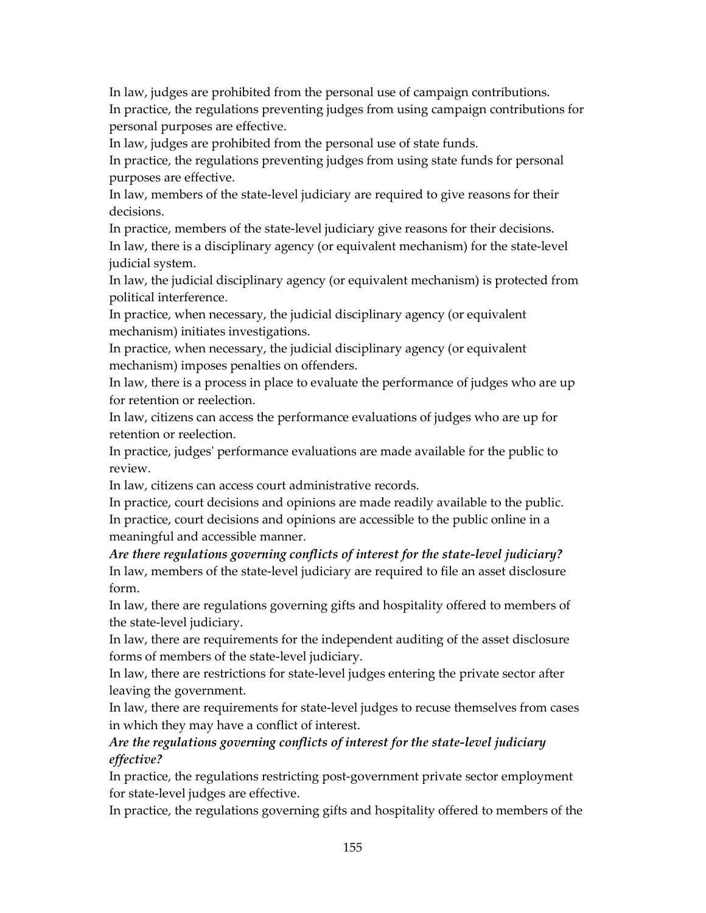In law, judges are prohibited from the personal use of campaign contributions.
In practice, the regulations preventing judges from using campaign contributions for personal purposes are effective.
In law, judges are prohibited from the personal use of state funds.
In practice, the regulations preventing judges from using state funds for personal purposes are effective.
In law, members of the state-level judiciary are required to give reasons for their decisions.
In practice, members of the state-level judiciary give reasons for their decisions.
In law, there is a disciplinary agency (or equivalent mechanism) for the state-level judicial system.
In law, the judicial disciplinary agency (or equivalent mechanism) is protected from political interference.
In practice, when necessary, the judicial disciplinary agency (or equivalent mechanism) initiates investigations.
In practice, when necessary, the judicial disciplinary agency (or equivalent mechanism) imposes penalties on offenders.
In law, there is a process in place to evaluate the performance of judges who are up for retention or reelection.
In law, citizens can access the performance evaluations of judges who are up for retention or reelection.
In practice, judges' performance evaluations are made available for the public to review.
In law, citizens can access court administrative records.
In practice, court decisions and opinions are made readily available to the public.
In practice, court decisions and opinions are accessible to the public online in a meaningful and accessible manner.

***Are there regulations governing conflicts of interest for the state-level judiciary?***

In law, members of the state-level judiciary are required to file an asset disclosure form.
In law, there are regulations governing gifts and hospitality offered to members of the state-level judiciary.
In law, there are requirements for the independent auditing of the asset disclosure forms of members of the state-level judiciary.
In law, there are restrictions for state-level judges entering the private sector after leaving the government.
In law, there are requirements for state-level judges to recuse themselves from cases in which they may have a conflict of interest.

***Are the regulations governing conflicts of interest for the state-level judiciary effective?***

In practice, the regulations restricting post-government private sector employment for state-level judges are effective.
In practice, the regulations governing gifts and hospitality offered to members of the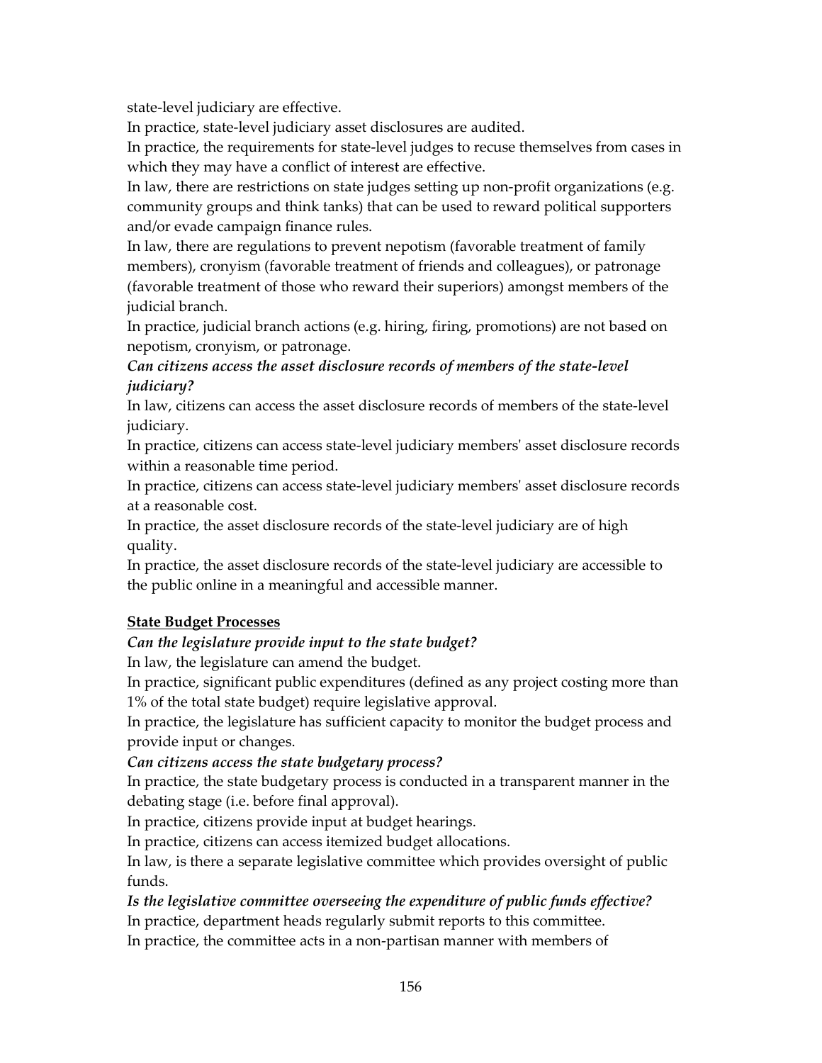state-level judiciary are effective.

In practice, state-level judiciary asset disclosures are audited.

In practice, the requirements for state-level judges to recuse themselves from cases in which they may have a conflict of interest are effective.

In law, there are restrictions on state judges setting up non-profit organizations (e.g. community groups and think tanks) that can be used to reward political supporters and/or evade campaign finance rules.

In law, there are regulations to prevent nepotism (favorable treatment of family members), cronyism (favorable treatment of friends and colleagues), or patronage (favorable treatment of those who reward their superiors) amongst members of the judicial branch.

In practice, judicial branch actions (e.g. hiring, firing, promotions) are not based on nepotism, cronyism, or patronage.

***Can citizens access the asset disclosure records of members of the state-level judiciary?***

In law, citizens can access the asset disclosure records of members of the state-level judiciary.

In practice, citizens can access state-level judiciary members' asset disclosure records within a reasonable time period.

In practice, citizens can access state-level judiciary members' asset disclosure records at a reasonable cost.

In practice, the asset disclosure records of the state-level judiciary are of high quality.

In practice, the asset disclosure records of the state-level judiciary are accessible to the public online in a meaningful and accessible manner.

**State Budget Processes**

***Can the legislature provide input to the state budget?***

In law, the legislature can amend the budget.

In practice, significant public expenditures (defined as any project costing more than 1% of the total state budget) require legislative approval.

In practice, the legislature has sufficient capacity to monitor the budget process and provide input or changes.

***Can citizens access the state budgetary process?***

In practice, the state budgetary process is conducted in a transparent manner in the debating stage (i.e. before final approval).

In practice, citizens provide input at budget hearings.

In practice, citizens can access itemized budget allocations.

In law, is there a separate legislative committee which provides oversight of public funds.

***Is the legislative committee overseeing the expenditure of public funds effective?***

In practice, department heads regularly submit reports to this committee.

In practice, the committee acts in a non-partisan manner with members of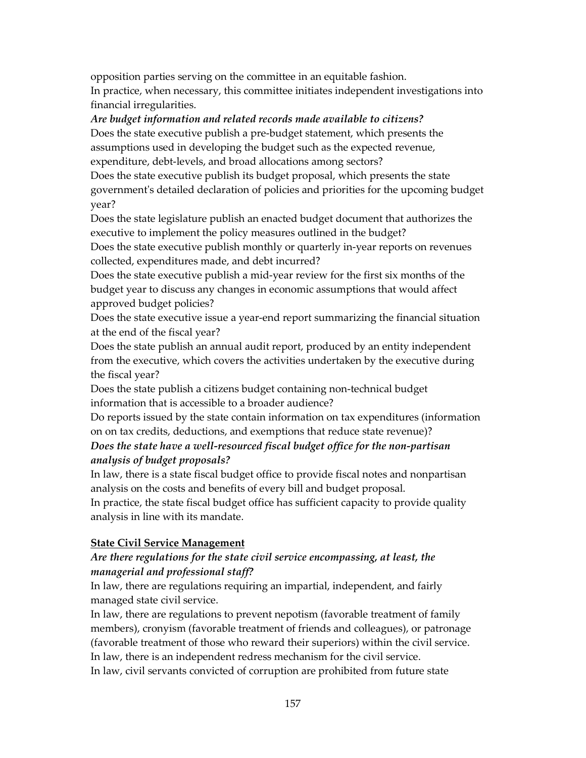opposition parties serving on the committee in an equitable fashion.

In practice, when necessary, this committee initiates independent investigations into financial irregularities.

***Are budget information and related records made available to citizens?***

Does the state executive publish a pre-budget statement, which presents the assumptions used in developing the budget such as the expected revenue, expenditure, debt-levels, and broad allocations among sectors?

Does the state executive publish its budget proposal, which presents the state government's detailed declaration of policies and priorities for the upcoming budget year?

Does the state legislature publish an enacted budget document that authorizes the executive to implement the policy measures outlined in the budget?

Does the state executive publish monthly or quarterly in-year reports on revenues collected, expenditures made, and debt incurred?

Does the state executive publish a mid-year review for the first six months of the budget year to discuss any changes in economic assumptions that would affect approved budget policies?

Does the state executive issue a year-end report summarizing the financial situation at the end of the fiscal year?

Does the state publish an annual audit report, produced by an entity independent from the executive, which covers the activities undertaken by the executive during the fiscal year?

Does the state publish a citizens budget containing non-technical budget information that is accessible to a broader audience?

Do reports issued by the state contain information on tax expenditures (information on on tax credits, deductions, and exemptions that reduce state revenue)?

***Does the state have a well-resourced fiscal budget office for the non-partisan analysis of budget proposals?***

In law, there is a state fiscal budget office to provide fiscal notes and nonpartisan analysis on the costs and benefits of every bill and budget proposal.

In practice, the state fiscal budget office has sufficient capacity to provide quality analysis in line with its mandate.

**State Civil Service Management**

***Are there regulations for the state civil service encompassing, at least, the managerial and professional staff?***

In law, there are regulations requiring an impartial, independent, and fairly managed state civil service.

In law, there are regulations to prevent nepotism (favorable treatment of family members), cronyism (favorable treatment of friends and colleagues), or patronage (favorable treatment of those who reward their superiors) within the civil service.

In law, there is an independent redress mechanism for the civil service.

In law, civil servants convicted of corruption are prohibited from future state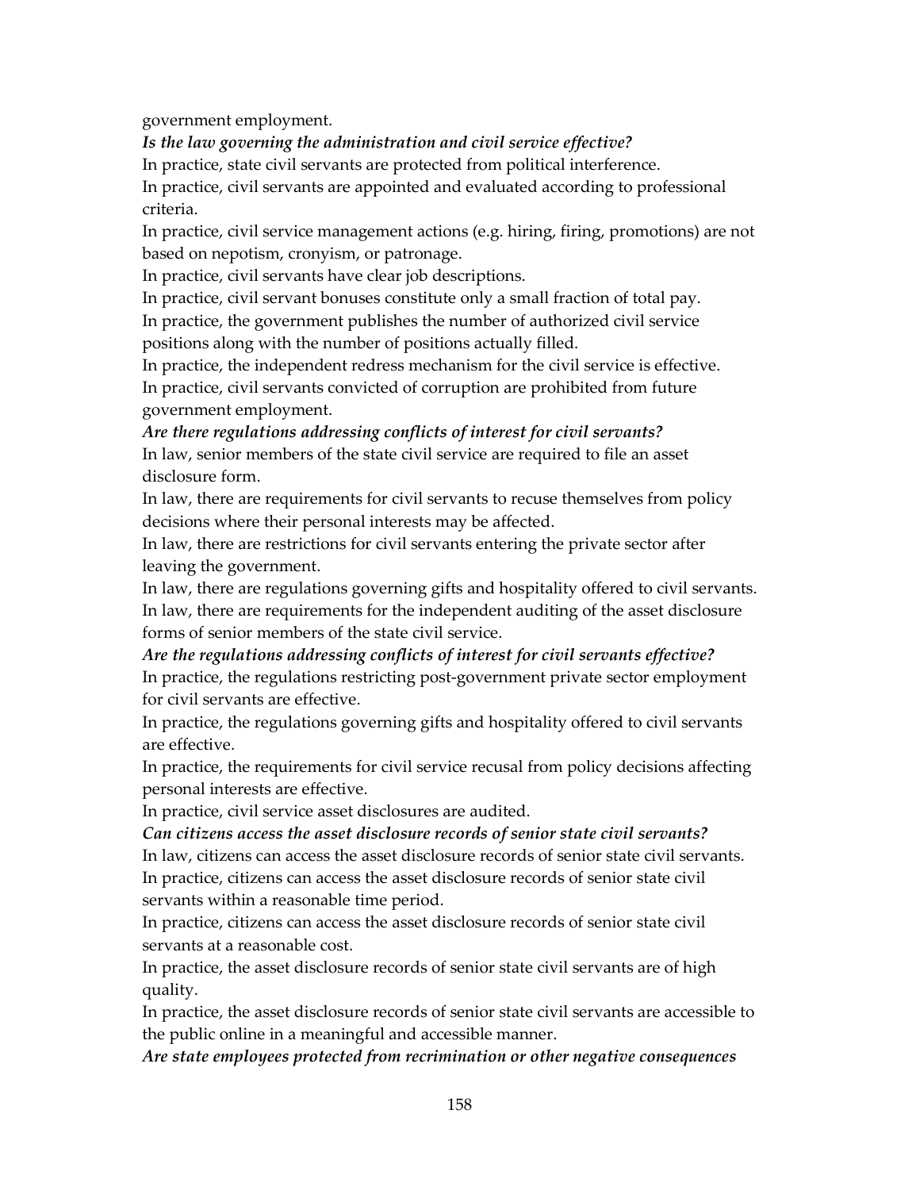government employment.

***Is the law governing the administration and civil service effective?***

In practice, state civil servants are protected from political interference.

In practice, civil servants are appointed and evaluated according to professional criteria.

In practice, civil service management actions (e.g. hiring, firing, promotions) are not based on nepotism, cronyism, or patronage.

In practice, civil servants have clear job descriptions.

In practice, civil servant bonuses constitute only a small fraction of total pay.

In practice, the government publishes the number of authorized civil service positions along with the number of positions actually filled.

In practice, the independent redress mechanism for the civil service is effective.

In practice, civil servants convicted of corruption are prohibited from future government employment.

***Are there regulations addressing conflicts of interest for civil servants?***

In law, senior members of the state civil service are required to file an asset disclosure form.

In law, there are requirements for civil servants to recuse themselves from policy decisions where their personal interests may be affected.

In law, there are restrictions for civil servants entering the private sector after leaving the government.

In law, there are regulations governing gifts and hospitality offered to civil servants.

In law, there are requirements for the independent auditing of the asset disclosure forms of senior members of the state civil service.

***Are the regulations addressing conflicts of interest for civil servants effective?***

In practice, the regulations restricting post-government private sector employment for civil servants are effective.

In practice, the regulations governing gifts and hospitality offered to civil servants are effective.

In practice, the requirements for civil service recusal from policy decisions affecting personal interests are effective.

In practice, civil service asset disclosures are audited.

***Can citizens access the asset disclosure records of senior state civil servants?***

In law, citizens can access the asset disclosure records of senior state civil servants.

In practice, citizens can access the asset disclosure records of senior state civil servants within a reasonable time period.

In practice, citizens can access the asset disclosure records of senior state civil servants at a reasonable cost.

In practice, the asset disclosure records of senior state civil servants are of high quality.

In practice, the asset disclosure records of senior state civil servants are accessible to the public online in a meaningful and accessible manner.

***Are state employees protected from recrimination or other negative consequences***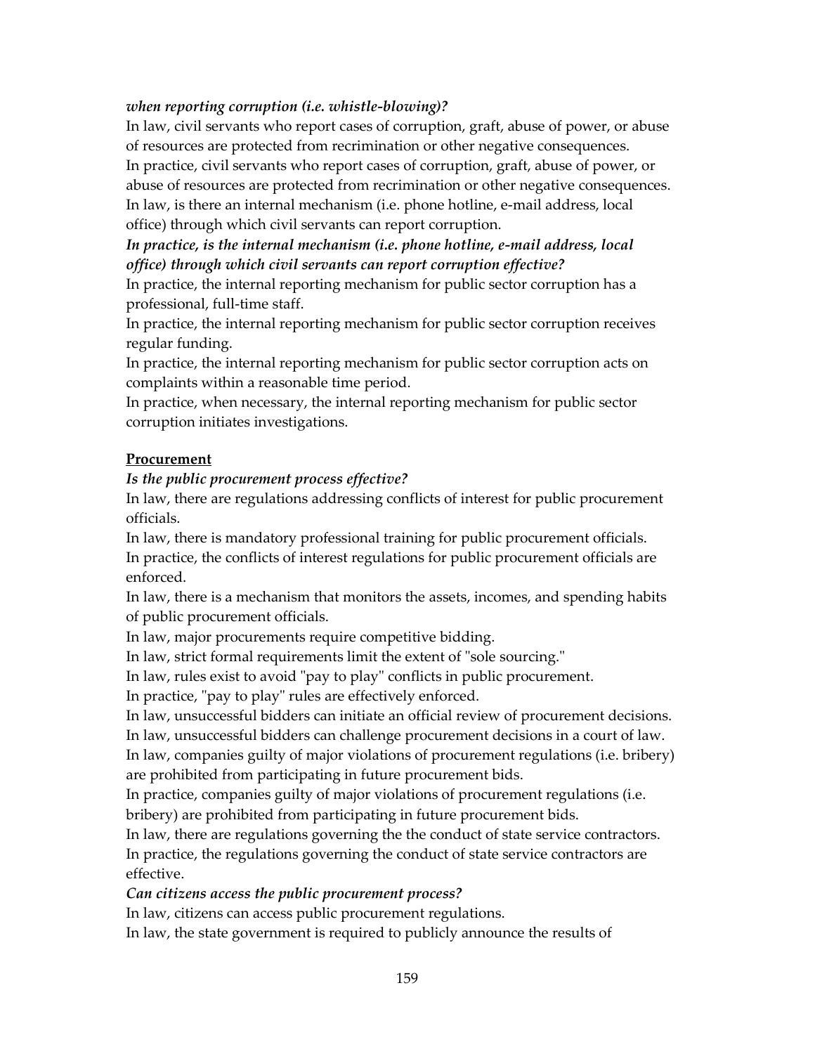***when reporting corruption (i.e. whistle-blowing)?***

In law, civil servants who report cases of corruption, graft, abuse of power, or abuse of resources are protected from recrimination or other negative consequences.

In practice, civil servants who report cases of corruption, graft, abuse of power, or abuse of resources are protected from recrimination or other negative consequences.

In law, is there an internal mechanism (i.e. phone hotline, e-mail address, local office) through which civil servants can report corruption.

***In practice, is the internal mechanism (i.e. phone hotline, e-mail address, local office) through which civil servants can report corruption effective?***

In practice, the internal reporting mechanism for public sector corruption has a professional, full-time staff.

In practice, the internal reporting mechanism for public sector corruption receives regular funding.

In practice, the internal reporting mechanism for public sector corruption acts on complaints within a reasonable time period.

In practice, when necessary, the internal reporting mechanism for public sector corruption initiates investigations.

**Procurement**

***Is the public procurement process effective?***

In law, there are regulations addressing conflicts of interest for public procurement officials.

In law, there is mandatory professional training for public procurement officials.

In practice, the conflicts of interest regulations for public procurement officials are enforced.

In law, there is a mechanism that monitors the assets, incomes, and spending habits of public procurement officials.

In law, major procurements require competitive bidding.

In law, strict formal requirements limit the extent of "sole sourcing."

In law, rules exist to avoid "pay to play" conflicts in public procurement.

In practice, "pay to play" rules are effectively enforced.

In law, unsuccessful bidders can initiate an official review of procurement decisions.

In law, unsuccessful bidders can challenge procurement decisions in a court of law.

In law, companies guilty of major violations of procurement regulations (i.e. bribery) are prohibited from participating in future procurement bids.

In practice, companies guilty of major violations of procurement regulations (i.e. bribery) are prohibited from participating in future procurement bids.

In law, there are regulations governing the the conduct of state service contractors.

In practice, the regulations governing the conduct of state service contractors are effective.

***Can citizens access the public procurement process?***

In law, citizens can access public procurement regulations.

In law, the state government is required to publicly announce the results of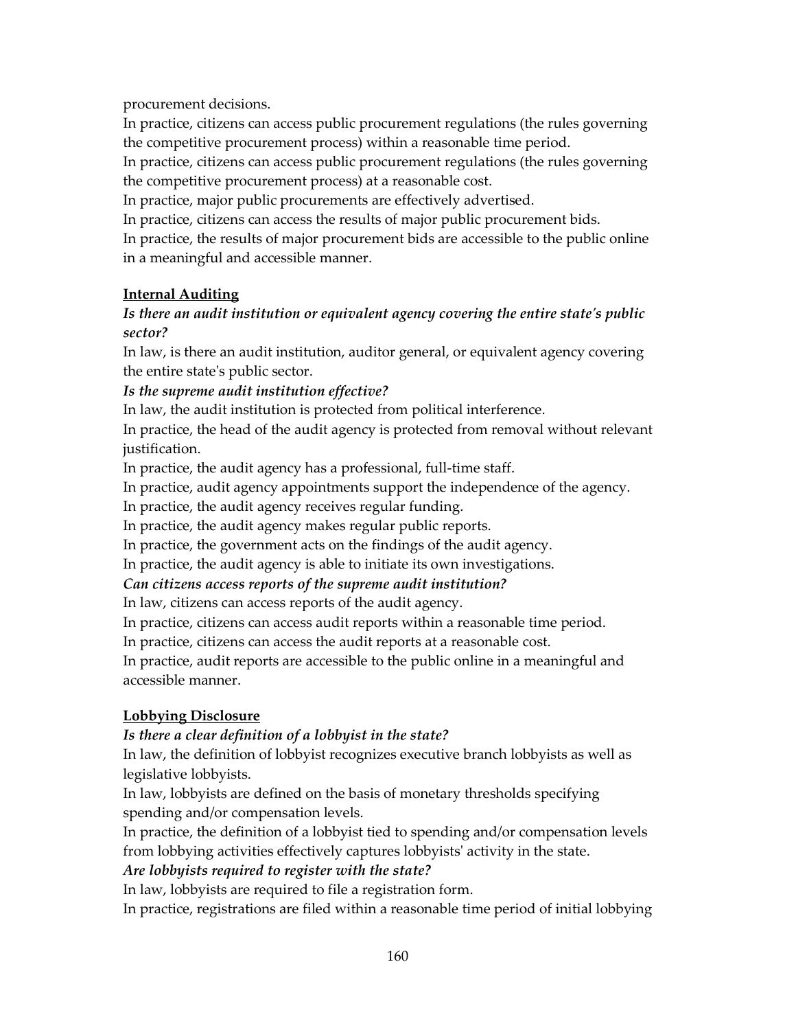procurement decisions.

In practice, citizens can access public procurement regulations (the rules governing the competitive procurement process) within a reasonable time period.

In practice, citizens can access public procurement regulations (the rules governing the competitive procurement process) at a reasonable cost.

In practice, major public procurements are effectively advertised.

In practice, citizens can access the results of major public procurement bids.

In practice, the results of major procurement bids are accessible to the public online in a meaningful and accessible manner.

**Internal Auditing**

***Is there an audit institution or equivalent agency covering the entire state's public sector?***

In law, is there an audit institution, auditor general, or equivalent agency covering the entire state's public sector.

***Is the supreme audit institution effective?***

In law, the audit institution is protected from political interference.

In practice, the head of the audit agency is protected from removal without relevant justification.

In practice, the audit agency has a professional, full-time staff.

In practice, audit agency appointments support the independence of the agency.

In practice, the audit agency receives regular funding.

In practice, the audit agency makes regular public reports.

In practice, the government acts on the findings of the audit agency.

In practice, the audit agency is able to initiate its own investigations.

***Can citizens access reports of the supreme audit institution?***

In law, citizens can access reports of the audit agency.

In practice, citizens can access audit reports within a reasonable time period.

In practice, citizens can access the audit reports at a reasonable cost.

In practice, audit reports are accessible to the public online in a meaningful and accessible manner.

**Lobbying Disclosure**

***Is there a clear definition of a lobbyist in the state?***

In law, the definition of lobbyist recognizes executive branch lobbyists as well as legislative lobbyists.

In law, lobbyists are defined on the basis of monetary thresholds specifying spending and/or compensation levels.

In practice, the definition of a lobbyist tied to spending and/or compensation levels from lobbying activities effectively captures lobbyists' activity in the state.

***Are lobbyists required to register with the state?***

In law, lobbyists are required to file a registration form.

In practice, registrations are filed within a reasonable time period of initial lobbying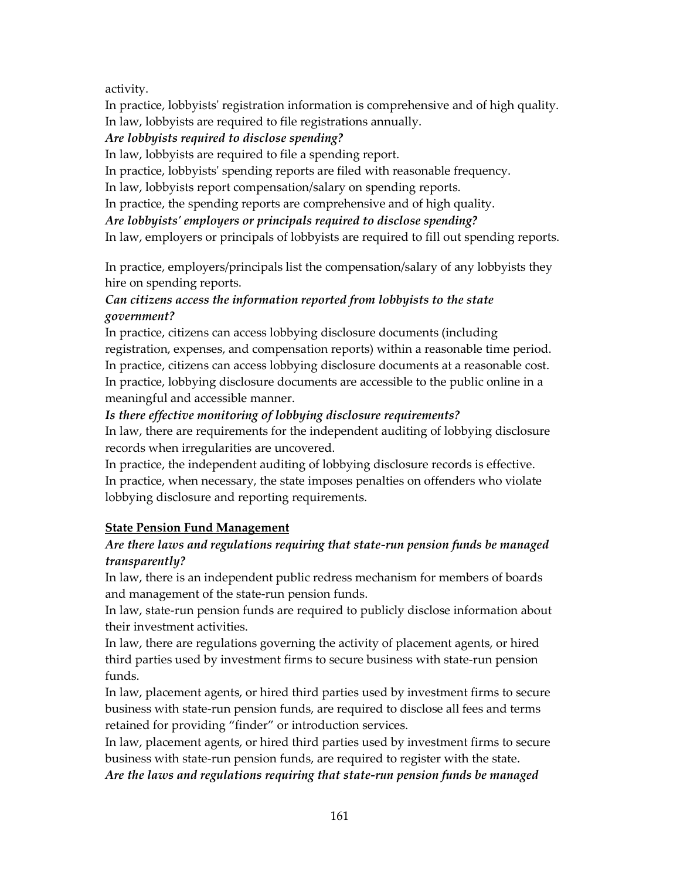activity.

In practice, lobbyists' registration information is comprehensive and of high quality.

In law, lobbyists are required to file registrations annually.

***Are lobbyists required to disclose spending?***

In law, lobbyists are required to file a spending report.

In practice, lobbyists' spending reports are filed with reasonable frequency.

In law, lobbyists report compensation/salary on spending reports.

In practice, the spending reports are comprehensive and of high quality.

***Are lobbyists' employers or principals required to disclose spending?***

In law, employers or principals of lobbyists are required to fill out spending reports.

In practice, employers/principals list the compensation/salary of any lobbyists they hire on spending reports.

***Can citizens access the information reported from lobbyists to the state government?***

In practice, citizens can access lobbying disclosure documents (including registration, expenses, and compensation reports) within a reasonable time period.

In practice, citizens can access lobbying disclosure documents at a reasonable cost.

In practice, lobbying disclosure documents are accessible to the public online in a meaningful and accessible manner.

***Is there effective monitoring of lobbying disclosure requirements?***

In law, there are requirements for the independent auditing of lobbying disclosure records when irregularities are uncovered.

In practice, the independent auditing of lobbying disclosure records is effective.

In practice, when necessary, the state imposes penalties on offenders who violate lobbying disclosure and reporting requirements.

**State Pension Fund Management**

***Are there laws and regulations requiring that state-run pension funds be managed transparently?***

In law, there is an independent public redress mechanism for members of boards and management of the state-run pension funds.

In law, state-run pension funds are required to publicly disclose information about their investment activities.

In law, there are regulations governing the activity of placement agents, or hired third parties used by investment firms to secure business with state-run pension funds.

In law, placement agents, or hired third parties used by investment firms to secure business with state-run pension funds, are required to disclose all fees and terms retained for providing "finder" or introduction services.

In law, placement agents, or hired third parties used by investment firms to secure business with state-run pension funds, are required to register with the state.

***Are the laws and regulations requiring that state-run pension funds be managed***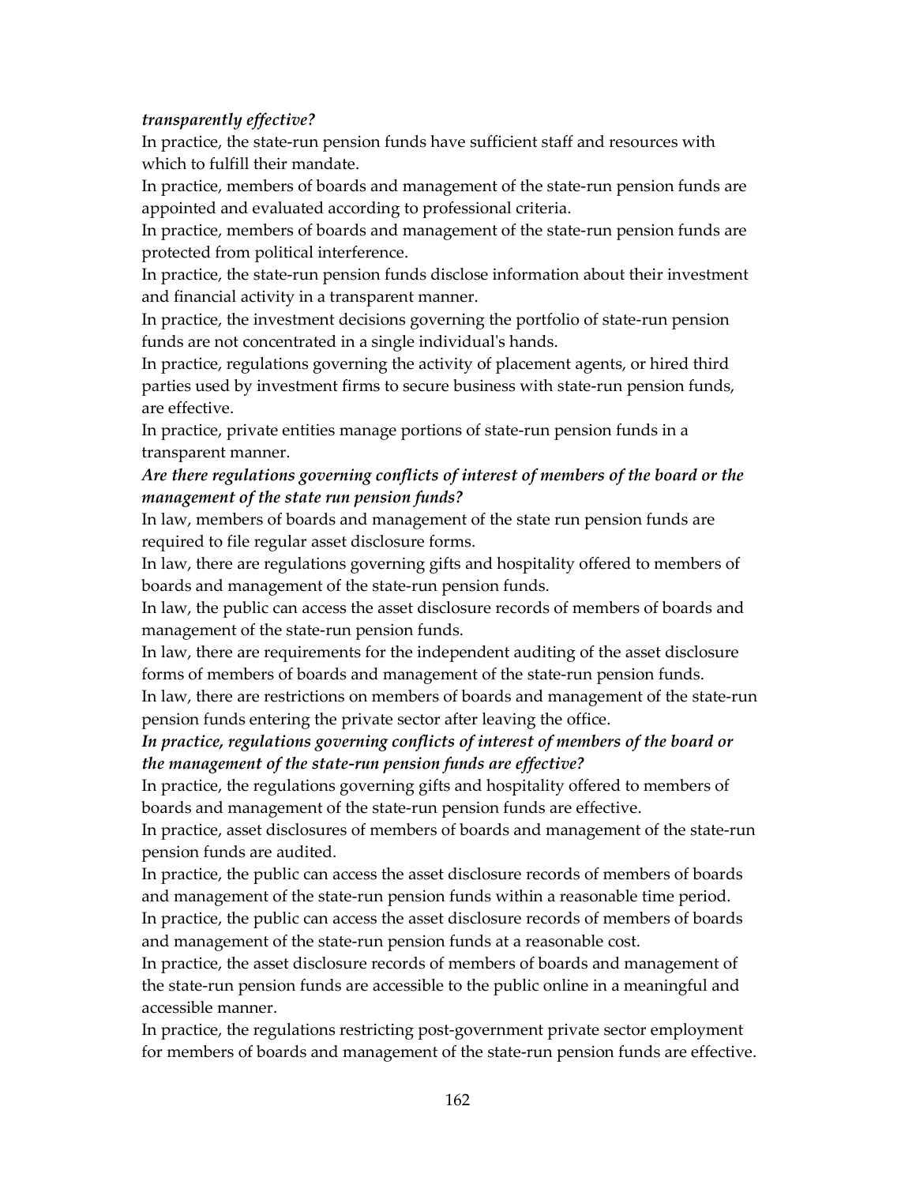*transparently effective?*

In practice, the state-run pension funds have sufficient staff and resources with which to fulfill their mandate.

In practice, members of boards and management of the state-run pension funds are appointed and evaluated according to professional criteria.

In practice, members of boards and management of the state-run pension funds are protected from political interference.

In practice, the state-run pension funds disclose information about their investment and financial activity in a transparent manner.

In practice, the investment decisions governing the portfolio of state-run pension funds are not concentrated in a single individual's hands.

In practice, regulations governing the activity of placement agents, or hired third parties used by investment firms to secure business with state-run pension funds, are effective.

In practice, private entities manage portions of state-run pension funds in a transparent manner.

***Are there regulations governing conflicts of interest of members of the board or the management of the state run pension funds?***

In law, members of boards and management of the state run pension funds are required to file regular asset disclosure forms.

In law, there are regulations governing gifts and hospitality offered to members of boards and management of the state-run pension funds.

In law, the public can access the asset disclosure records of members of boards and management of the state-run pension funds.

In law, there are requirements for the independent auditing of the asset disclosure forms of members of boards and management of the state-run pension funds.

In law, there are restrictions on members of boards and management of the state-run pension funds entering the private sector after leaving the office.

***In practice, regulations governing conflicts of interest of members of the board or the management of the state-run pension funds are effective?***

In practice, the regulations governing gifts and hospitality offered to members of boards and management of the state-run pension funds are effective.

In practice, asset disclosures of members of boards and management of the state-run pension funds are audited.

In practice, the public can access the asset disclosure records of members of boards and management of the state-run pension funds within a reasonable time period.

In practice, the public can access the asset disclosure records of members of boards and management of the state-run pension funds at a reasonable cost.

In practice, the asset disclosure records of members of boards and management of the state-run pension funds are accessible to the public online in a meaningful and accessible manner.

In practice, the regulations restricting post-government private sector employment for members of boards and management of the state-run pension funds are effective.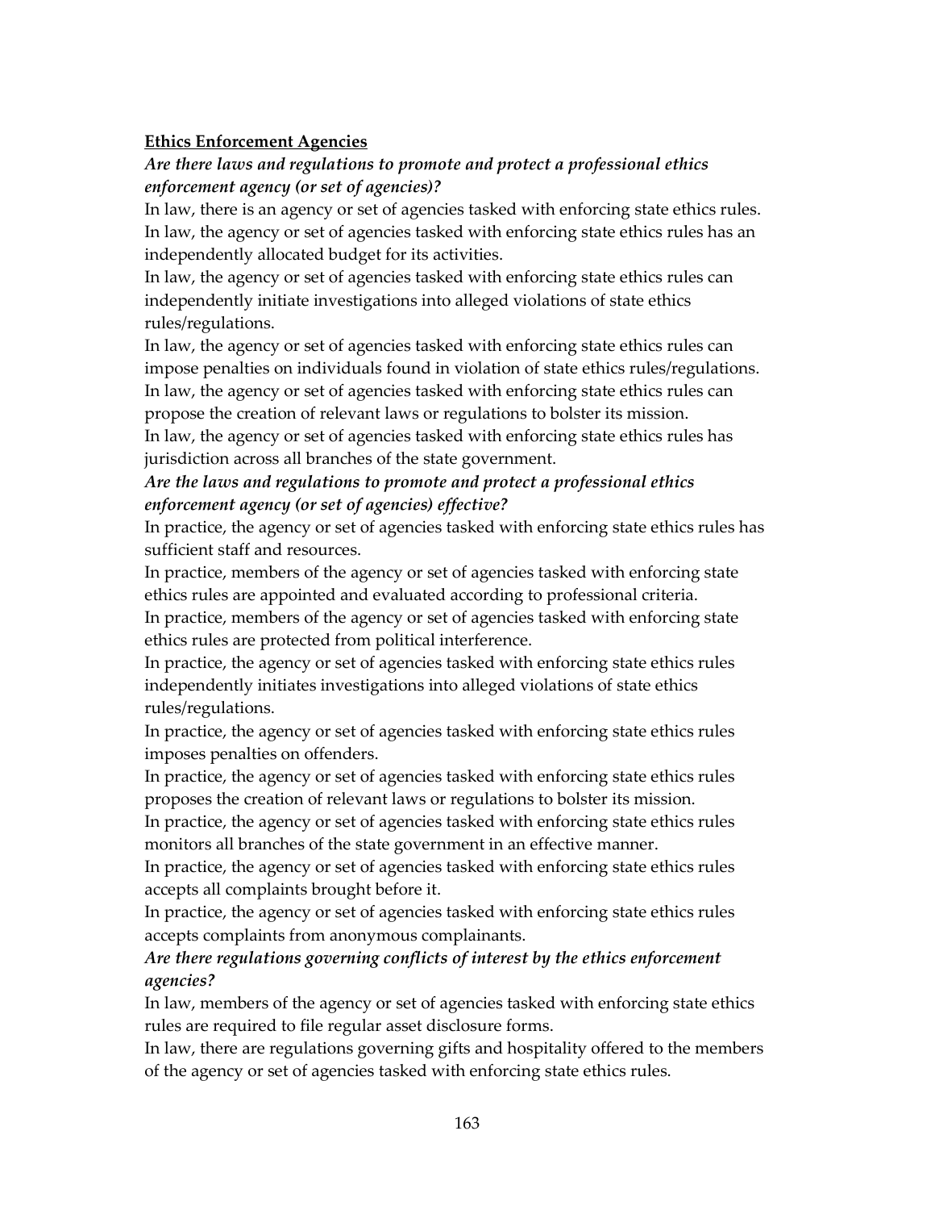**Ethics Enforcement Agencies**

***Are there laws and regulations to promote and protect a professional ethics enforcement agency (or set of agencies)?***

In law, there is an agency or set of agencies tasked with enforcing state ethics rules.

In law, the agency or set of agencies tasked with enforcing state ethics rules has an independently allocated budget for its activities.

In law, the agency or set of agencies tasked with enforcing state ethics rules can independently initiate investigations into alleged violations of state ethics rules/regulations.

In law, the agency or set of agencies tasked with enforcing state ethics rules can impose penalties on individuals found in violation of state ethics rules/regulations.

In law, the agency or set of agencies tasked with enforcing state ethics rules can propose the creation of relevant laws or regulations to bolster its mission.

In law, the agency or set of agencies tasked with enforcing state ethics rules has jurisdiction across all branches of the state government.

***Are the laws and regulations to promote and protect a professional ethics enforcement agency (or set of agencies) effective?***

In practice, the agency or set of agencies tasked with enforcing state ethics rules has sufficient staff and resources.

In practice, members of the agency or set of agencies tasked with enforcing state ethics rules are appointed and evaluated according to professional criteria.

In practice, members of the agency or set of agencies tasked with enforcing state ethics rules are protected from political interference.

In practice, the agency or set of agencies tasked with enforcing state ethics rules independently initiates investigations into alleged violations of state ethics rules/regulations.

In practice, the agency or set of agencies tasked with enforcing state ethics rules imposes penalties on offenders.

In practice, the agency or set of agencies tasked with enforcing state ethics rules proposes the creation of relevant laws or regulations to bolster its mission.

In practice, the agency or set of agencies tasked with enforcing state ethics rules monitors all branches of the state government in an effective manner.

In practice, the agency or set of agencies tasked with enforcing state ethics rules accepts all complaints brought before it.

In practice, the agency or set of agencies tasked with enforcing state ethics rules accepts complaints from anonymous complainants.

***Are there regulations governing conflicts of interest by the ethics enforcement agencies?***

In law, members of the agency or set of agencies tasked with enforcing state ethics rules are required to file regular asset disclosure forms.

In law, there are regulations governing gifts and hospitality offered to the members of the agency or set of agencies tasked with enforcing state ethics rules.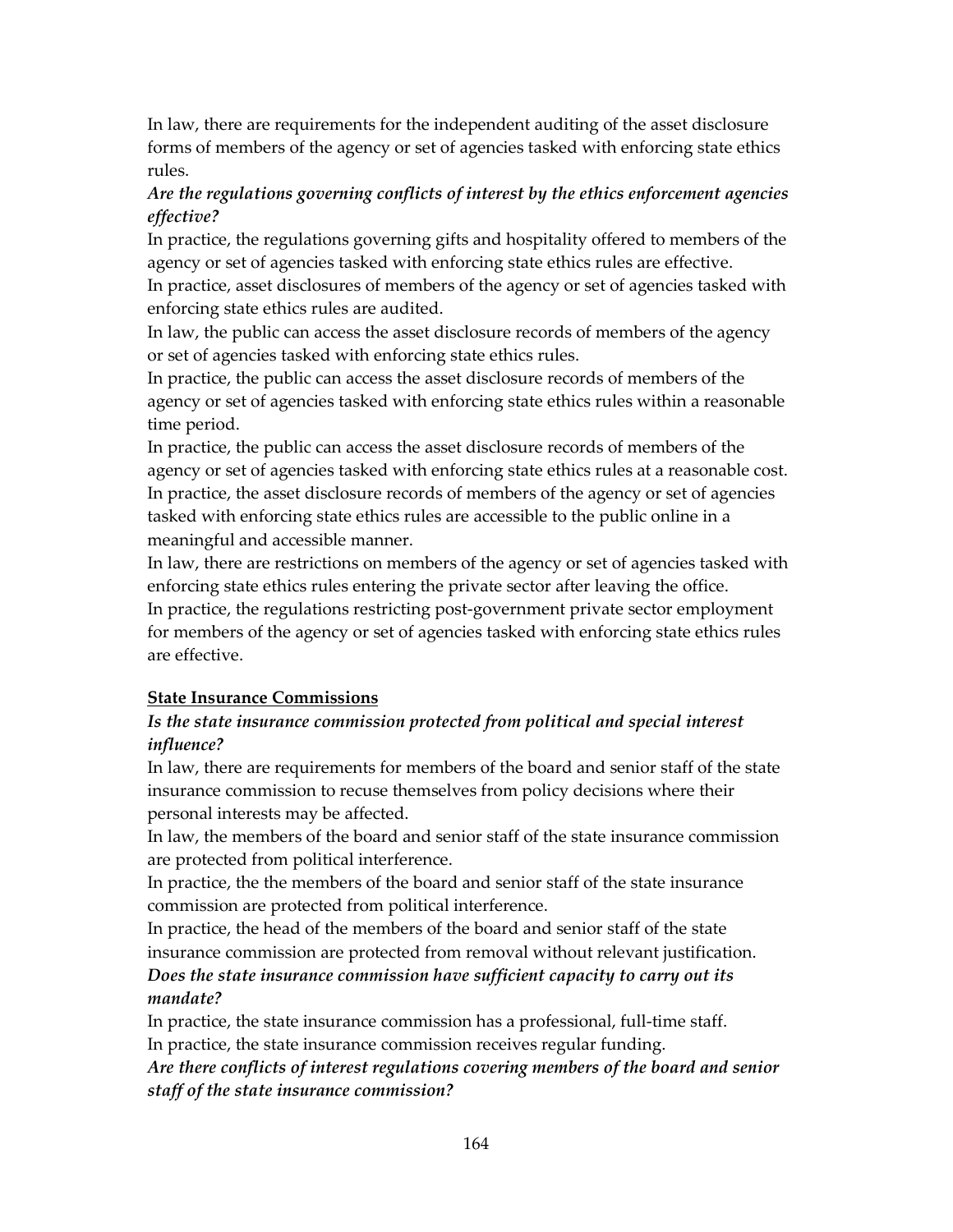In law, there are requirements for the independent auditing of the asset disclosure forms of members of the agency or set of agencies tasked with enforcing state ethics rules.

***Are the regulations governing conflicts of interest by the ethics enforcement agencies effective?***

In practice, the regulations governing gifts and hospitality offered to members of the agency or set of agencies tasked with enforcing state ethics rules are effective.

In practice, asset disclosures of members of the agency or set of agencies tasked with enforcing state ethics rules are audited.

In law, the public can access the asset disclosure records of members of the agency or set of agencies tasked with enforcing state ethics rules.

In practice, the public can access the asset disclosure records of members of the agency or set of agencies tasked with enforcing state ethics rules within a reasonable time period.

In practice, the public can access the asset disclosure records of members of the agency or set of agencies tasked with enforcing state ethics rules at a reasonable cost.

In practice, the asset disclosure records of members of the agency or set of agencies tasked with enforcing state ethics rules are accessible to the public online in a meaningful and accessible manner.

In law, there are restrictions on members of the agency or set of agencies tasked with enforcing state ethics rules entering the private sector after leaving the office.

In practice, the regulations restricting post-government private sector employment for members of the agency or set of agencies tasked with enforcing state ethics rules are effective.

## State Insurance Commissions

***Is the state insurance commission protected from political and special interest influence?***

In law, there are requirements for members of the board and senior staff of the state insurance commission to recuse themselves from policy decisions where their personal interests may be affected.

In law, the members of the board and senior staff of the state insurance commission are protected from political interference.

In practice, the the members of the board and senior staff of the state insurance commission are protected from political interference.

In practice, the head of the members of the board and senior staff of the state insurance commission are protected from removal without relevant justification.

***Does the state insurance commission have sufficient capacity to carry out its mandate?***

In practice, the state insurance commission has a professional, full-time staff.

In practice, the state insurance commission receives regular funding.

***Are there conflicts of interest regulations covering members of the board and senior staff of the state insurance commission?***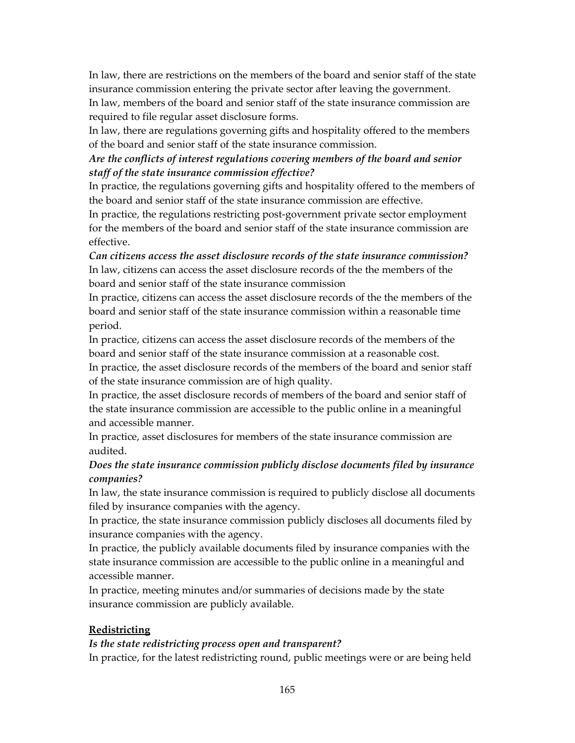In law, there are restrictions on the members of the board and senior staff of the state insurance commission entering the private sector after leaving the government.

In law, members of the board and senior staff of the state insurance commission are required to file regular asset disclosure forms.

In law, there are regulations governing gifts and hospitality offered to the members of the board and senior staff of the state insurance commission.

***Are the conflicts of interest regulations covering members of the board and senior staff of the state insurance commission effective?***

In practice, the regulations governing gifts and hospitality offered to the members of the board and senior staff of the state insurance commission are effective.

In practice, the regulations restricting post-government private sector employment for the members of the board and senior staff of the state insurance commission are effective.

***Can citizens access the asset disclosure records of the state insurance commission?***

In law, citizens can access the asset disclosure records of the the members of the board and senior staff of the state insurance commission

In practice, citizens can access the asset disclosure records of the the members of the board and senior staff of the state insurance commission within a reasonable time period.

In practice, citizens can access the asset disclosure records of the members of the board and senior staff of the state insurance commission at a reasonable cost.

In practice, the asset disclosure records of the members of the board and senior staff of the state insurance commission are of high quality.

In practice, the asset disclosure records of members of the board and senior staff of the state insurance commission are accessible to the public online in a meaningful and accessible manner.

In practice, asset disclosures for members of the state insurance commission are audited.

***Does the state insurance commission publicly disclose documents filed by insurance companies?***

In law, the state insurance commission is required to publicly disclose all documents filed by insurance companies with the agency.

In practice, the state insurance commission publicly discloses all documents filed by insurance companies with the agency.

In practice, the publicly available documents filed by insurance companies with the state insurance commission are accessible to the public online in a meaningful and accessible manner.

In practice, meeting minutes and/or summaries of decisions made by the state insurance commission are publicly available.

## Redistricting

***Is the state redistricting process open and transparent?***

In practice, for the latest redistricting round, public meetings were or are being held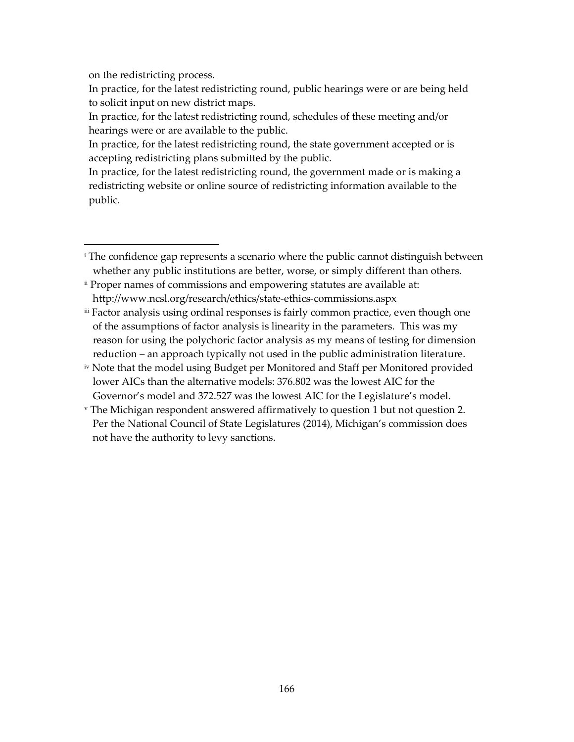on the redistricting process.

In practice, for the latest redistricting round, public hearings were or are being held to solicit input on new district maps.

In practice, for the latest redistricting round, schedules of these meeting and/or hearings were or are available to the public.

In practice, for the latest redistricting round, the state government accepted or is accepting redistricting plans submitted by the public.

In practice, for the latest redistricting round, the government made or is making a redistricting website or online source of redistricting information available to the public.

---

[i] The confidence gap represents a scenario where the public cannot distinguish between whether any public institutions are better, worse, or simply different than others.

[ii] Proper names of commissions and empowering statutes are available at: http://www.ncsl.org/research/ethics/state-ethics-commissions.aspx

[iii] Factor analysis using ordinal responses is fairly common practice, even though one of the assumptions of factor analysis is linearity in the parameters. This was my reason for using the polychoric factor analysis as my means of testing for dimension reduction – an approach typically not used in the public administration literature.

[iv] Note that the model using Budget per Monitored and Staff per Monitored provided lower AICs than the alternative models: 376.802 was the lowest AIC for the Governor's model and 372.527 was the lowest AIC for the Legislature's model.

[v] The Michigan respondent answered affirmatively to question 1 but not question 2. Per the National Council of State Legislatures (2014), Michigan's commission does not have the authority to levy sanctions.